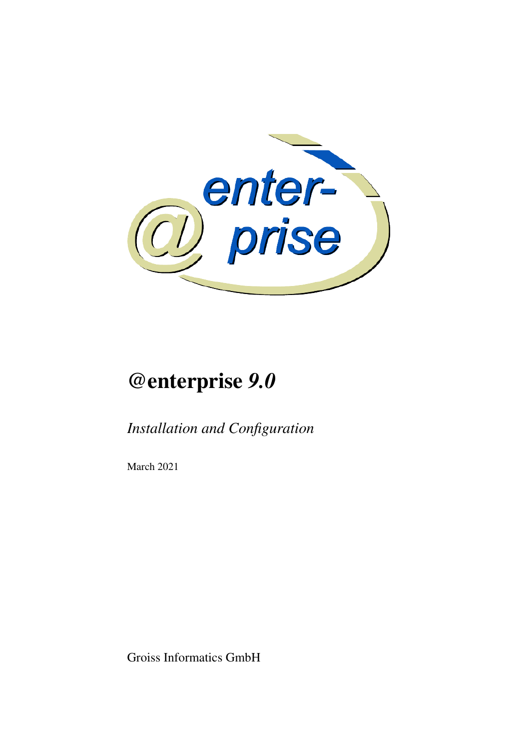# @enterprise *9.0*

*Installation and Configuration*

March 2021

Groiss Informatics GmbH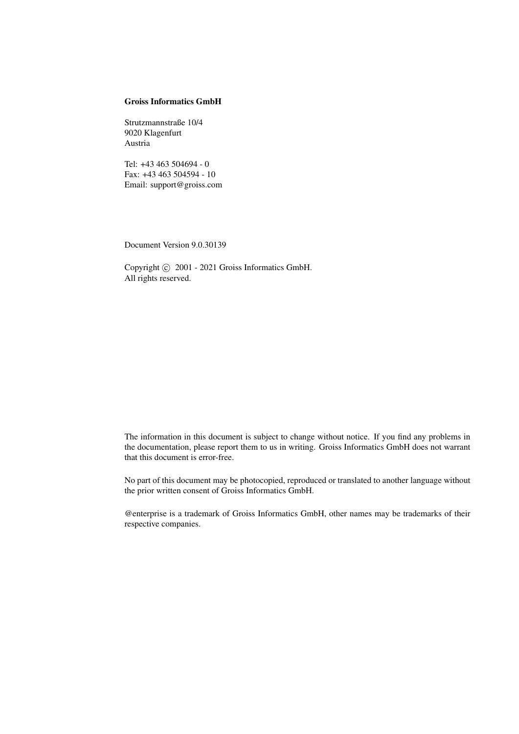**Groiss Informatics GmbH**

Strutzmannstraße 10/4
9020 Klagenfurt
Austria

Tel: +43 463 504694 - 0
Fax: +43 463 504594 - 10
Email: support@groiss.com

Document Version 9.0.30139

Copyright © 2001 - 2021 Groiss Informatics GmbH.
All rights reserved.

The information in this document is subject to change without notice. If you find any problems in the documentation, please report them to us in writing. Groiss Informatics GmbH does not warrant that this document is error-free.

No part of this document may be photocopied, reproduced or translated to another language without the prior written consent of Groiss Informatics GmbH.

@enterprise is a trademark of Groiss Informatics GmbH, other names may be trademarks of their respective companies.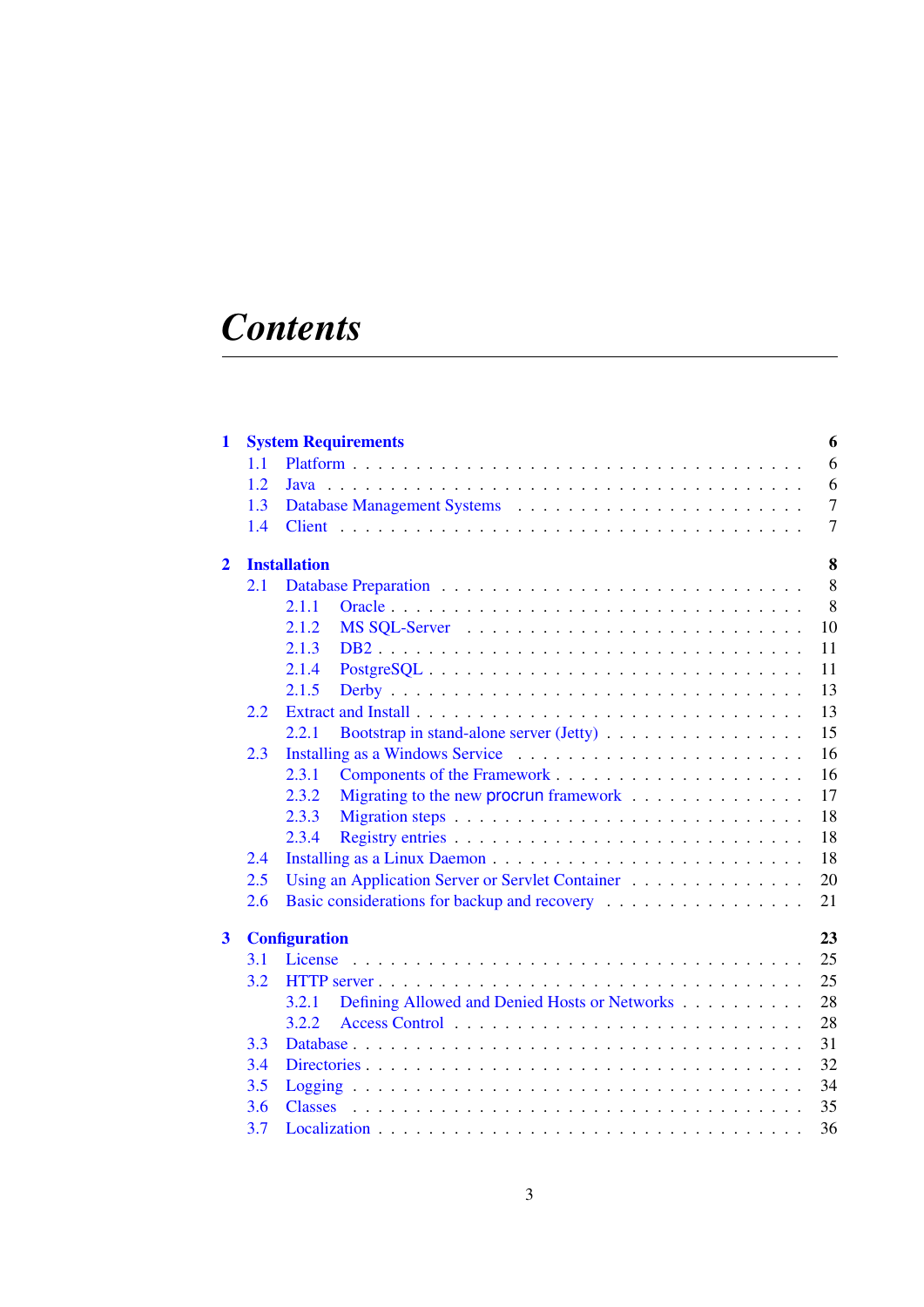# Contents

**1 System Requirements** — 6
- 1.1 Platform — 6
- 1.2 Java — 6
- 1.3 Database Management Systems — 7
- 1.4 Client — 7

**2 Installation** — 8
- 2.1 Database Preparation — 8
  - 2.1.1 Oracle — 8
  - 2.1.2 MS SQL-Server — 10
  - 2.1.3 DB2 — 11
  - 2.1.4 PostgreSQL — 11
  - 2.1.5 Derby — 13
- 2.2 Extract and Install — 13
  - 2.2.1 Bootstrap in stand-alone server (Jetty) — 15
- 2.3 Installing as a Windows Service — 16
  - 2.3.1 Components of the Framework — 16
  - 2.3.2 Migrating to the new procrun framework — 17
  - 2.3.3 Migration steps — 18
  - 2.3.4 Registry entries — 18
- 2.4 Installing as a Linux Daemon — 18
- 2.5 Using an Application Server or Servlet Container — 20
- 2.6 Basic considerations for backup and recovery — 21

**3 Configuration** — 23
- 3.1 License — 25
- 3.2 HTTP server — 25
  - 3.2.1 Defining Allowed and Denied Hosts or Networks — 28
  - 3.2.2 Access Control — 28
- 3.3 Database — 31
- 3.4 Directories — 32
- 3.5 Logging — 34
- 3.6 Classes — 35
- 3.7 Localization — 36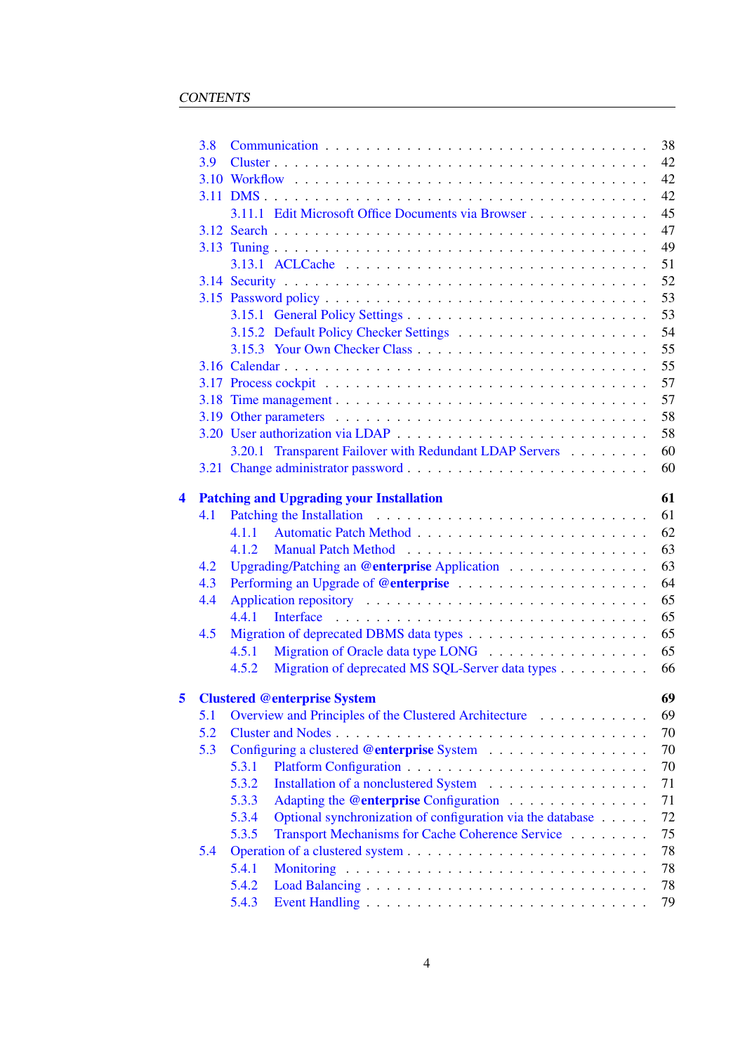3.8 Communication . . . . . . . . . . . . . . . . . . . . . . . . . . . . 38
3.9 Cluster . . . . . . . . . . . . . . . . . . . . . . . . . . . . . . . . 42
3.10 Workflow . . . . . . . . . . . . . . . . . . . . . . . . . . . . . . 42
3.11 DMS . . . . . . . . . . . . . . . . . . . . . . . . . . . . . . . . . 42
3.11.1 Edit Microsoft Office Documents via Browser . . . . . . . . . . . . 45
3.12 Search . . . . . . . . . . . . . . . . . . . . . . . . . . . . . . . . 47
3.13 Tuning . . . . . . . . . . . . . . . . . . . . . . . . . . . . . . . . 49
3.13.1 ACLCache . . . . . . . . . . . . . . . . . . . . . . . . . . . . 51
3.14 Security . . . . . . . . . . . . . . . . . . . . . . . . . . . . . . . 52
3.15 Password policy . . . . . . . . . . . . . . . . . . . . . . . . . . . 53
3.15.1 General Policy Settings . . . . . . . . . . . . . . . . . . . . . . 53
3.15.2 Default Policy Checker Settings . . . . . . . . . . . . . . . . . . 54
3.15.3 Your Own Checker Class . . . . . . . . . . . . . . . . . . . . . 55
3.16 Calendar . . . . . . . . . . . . . . . . . . . . . . . . . . . . . . . 55
3.17 Process cockpit . . . . . . . . . . . . . . . . . . . . . . . . . . . . 57
3.18 Time management . . . . . . . . . . . . . . . . . . . . . . . . . . . 57
3.19 Other parameters . . . . . . . . . . . . . . . . . . . . . . . . . . . 58
3.20 User authorization via LDAP . . . . . . . . . . . . . . . . . . . . . 58
3.20.1 Transparent Failover with Redundant LDAP Servers . . . . . . . . 60
3.21 Change administrator password . . . . . . . . . . . . . . . . . . . . 60

**4 Patching and Upgrading your Installation** **61**
4.1 Patching the Installation . . . . . . . . . . . . . . . . . . . . . . . 61
4.1.1 Automatic Patch Method . . . . . . . . . . . . . . . . . . . . . 62
4.1.2 Manual Patch Method . . . . . . . . . . . . . . . . . . . . . . . 63
4.2 Upgrading/Patching an @**enterprise** Application . . . . . . . . . . . . 63
4.3 Performing an Upgrade of @**enterprise** . . . . . . . . . . . . . . . . . 64
4.4 Application repository . . . . . . . . . . . . . . . . . . . . . . . . 65
4.4.1 Interface . . . . . . . . . . . . . . . . . . . . . . . . . . . . . 65
4.5 Migration of deprecated DBMS data types . . . . . . . . . . . . . . . 65
4.5.1 Migration of Oracle data type LONG . . . . . . . . . . . . . . . . 65
4.5.2 Migration of deprecated MS SQL-Server data types . . . . . . . . . 66

**5 Clustered @enterprise System** **69**
5.1 Overview and Principles of the Clustered Architecture . . . . . . . . . . 69
5.2 Cluster and Nodes . . . . . . . . . . . . . . . . . . . . . . . . . . . 70
5.3 Configuring a clustered @**enterprise** System . . . . . . . . . . . . . . 70
5.3.1 Platform Configuration . . . . . . . . . . . . . . . . . . . . . . 70
5.3.2 Installation of a nonclustered System . . . . . . . . . . . . . . . 71
5.3.3 Adapting the @**enterprise** Configuration . . . . . . . . . . . . . . 71
5.3.4 Optional synchronization of configuration via the database . . . . . 72
5.3.5 Transport Mechanisms for Cache Coherence Service . . . . . . . . 75
5.4 Operation of a clustered system . . . . . . . . . . . . . . . . . . . . 78
5.4.1 Monitoring . . . . . . . . . . . . . . . . . . . . . . . . . . . . 78
5.4.2 Load Balancing . . . . . . . . . . . . . . . . . . . . . . . . . . 78
5.4.3 Event Handling . . . . . . . . . . . . . . . . . . . . . . . . . . 79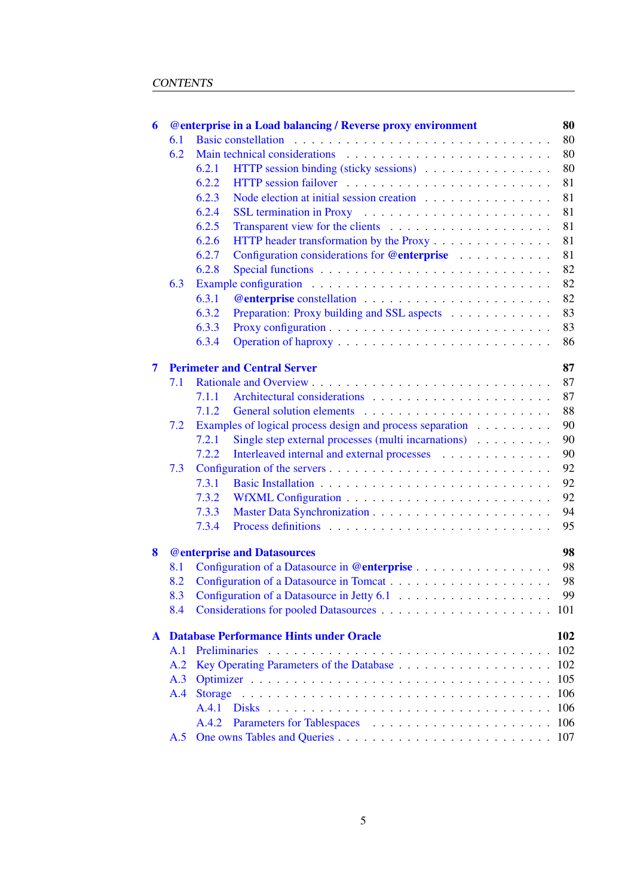**6 @enterprise in a Load balancing / Reverse proxy environment** **80**

- 6.1 Basic constellation . . . 80
- 6.2 Main technical considerations . . . 80
  - 6.2.1 HTTP session binding (sticky sessions) . . . 80
  - 6.2.2 HTTP session failover . . . 81
  - 6.2.3 Node election at initial session creation . . . 81
  - 6.2.4 SSL termination in Proxy . . . 81
  - 6.2.5 Transparent view for the clients . . . 81
  - 6.2.6 HTTP header transformation by the Proxy . . . 81
  - 6.2.7 Configuration considerations for **@enterprise** . . . 81
  - 6.2.8 Special functions . . . 82
- 6.3 Example configuration . . . 82
  - 6.3.1 **@enterprise** constellation . . . 82
  - 6.3.2 Preparation: Proxy building and SSL aspects . . . 83
  - 6.3.3 Proxy configuration . . . 83
  - 6.3.4 Operation of haproxy . . . 86

**7 Perimeter and Central Server** **87**

- 7.1 Rationale and Overview . . . 87
  - 7.1.1 Architectural considerations . . . 87
  - 7.1.2 General solution elements . . . 88
- 7.2 Examples of logical process design and process separation . . . 90
  - 7.2.1 Single step external processes (multi incarnations) . . . 90
  - 7.2.2 Interleaved internal and external processes . . . 90
- 7.3 Configuration of the servers . . . 92
  - 7.3.1 Basic Installation . . . 92
  - 7.3.2 WfXML Configuration . . . 92
  - 7.3.3 Master Data Synchronization . . . 94
  - 7.3.4 Process definitions . . . 95

**8 @enterprise and Datasources** **98**

- 8.1 Configuration of a Datasource in **@enterprise** . . . 98
- 8.2 Configuration of a Datasource in Tomcat . . . 98
- 8.3 Configuration of a Datasource in Jetty 6.1 . . . 99
- 8.4 Considerations for pooled Datasources . . . 101

**A Database Performance Hints under Oracle** **102**

- A.1 Preliminaries . . . 102
- A.2 Key Operating Parameters of the Database . . . 102
- A.3 Optimizer . . . 105
- A.4 Storage . . . 106
  - A.4.1 Disks . . . 106
  - A.4.2 Parameters for Tablespaces . . . 106
- A.5 One owns Tables and Queries . . . 107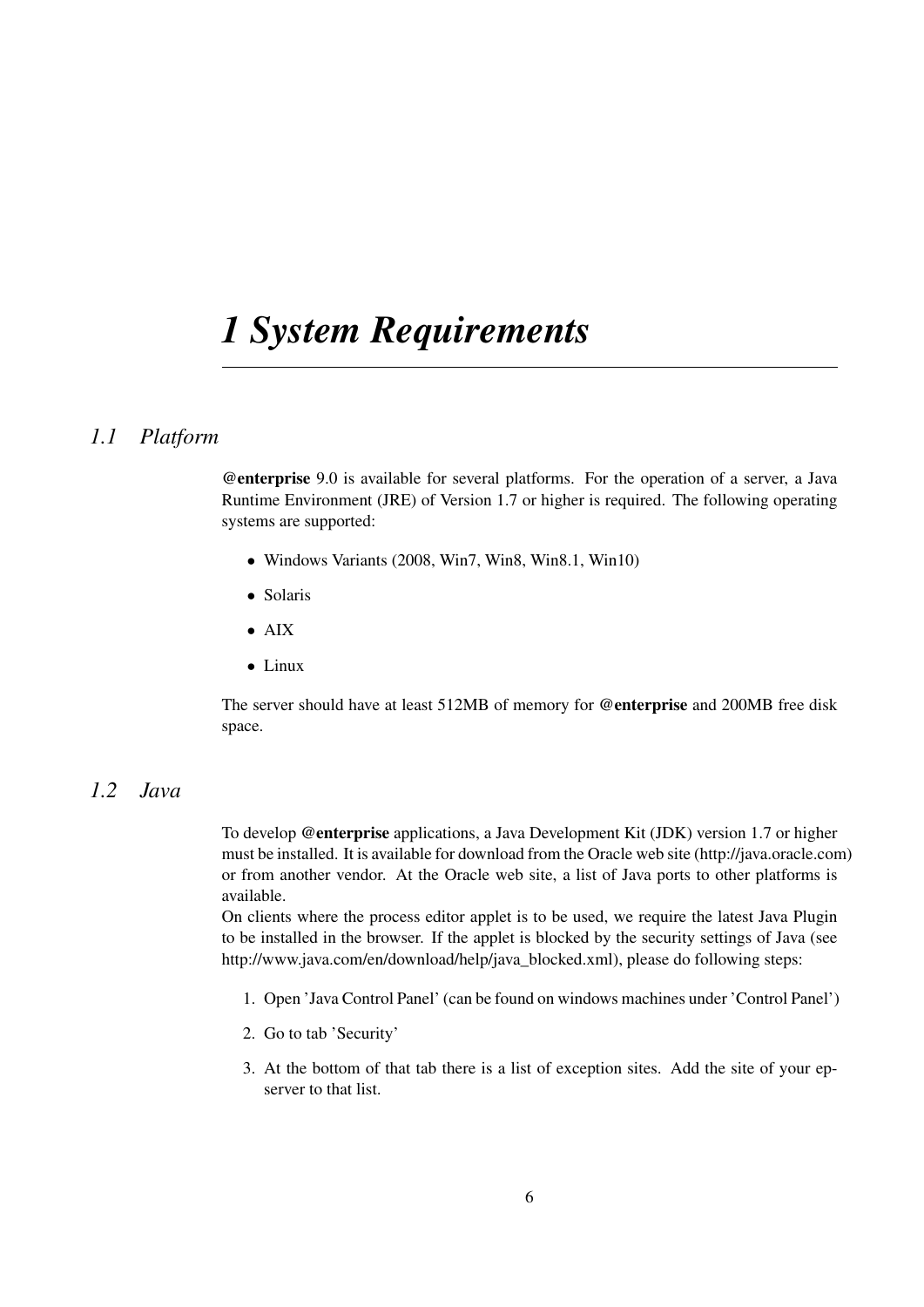# 1 System Requirements

## 1.1 Platform

**@enterprise** 9.0 is available for several platforms. For the operation of a server, a Java Runtime Environment (JRE) of Version 1.7 or higher is required. The following operating systems are supported:

- Windows Variants (2008, Win7, Win8, Win8.1, Win10)
- Solaris
- AIX
- Linux

The server should have at least 512MB of memory for **@enterprise** and 200MB free disk space.

## 1.2 Java

To develop **@enterprise** applications, a Java Development Kit (JDK) version 1.7 or higher must be installed. It is available for download from the Oracle web site (http://java.oracle.com) or from another vendor. At the Oracle web site, a list of Java ports to other platforms is available.
On clients where the process editor applet is to be used, we require the latest Java Plugin to be installed in the browser. If the applet is blocked by the security settings of Java (see http://www.java.com/en/download/help/java_blocked.xml), please do following steps:

1. Open 'Java Control Panel' (can be found on windows machines under 'Control Panel')
2. Go to tab 'Security'
3. At the bottom of that tab there is a list of exception sites. Add the site of your ep-server to that list.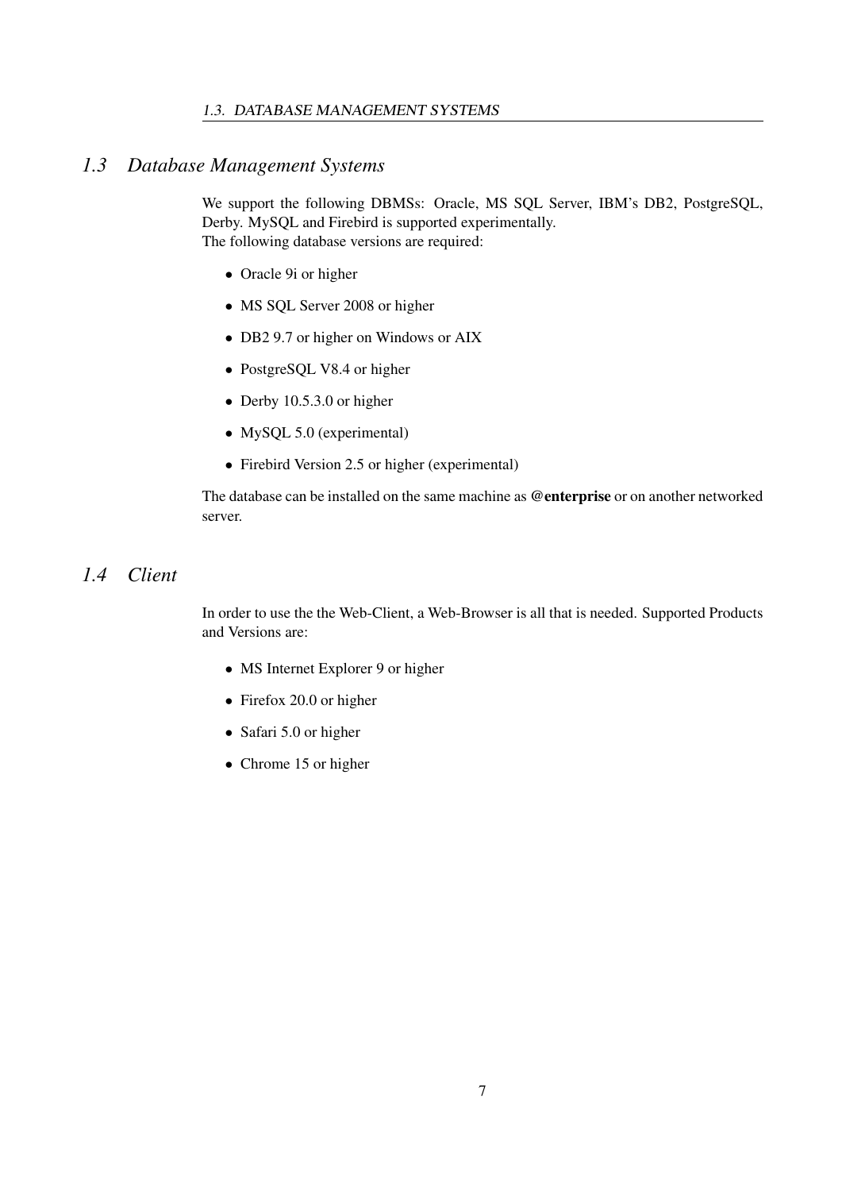## 1.3 Database Management Systems

We support the following DBMSs: Oracle, MS SQL Server, IBM's DB2, PostgreSQL, Derby. MySQL and Firebird is supported experimentally.
The following database versions are required:

- Oracle 9i or higher
- MS SQL Server 2008 or higher
- DB2 9.7 or higher on Windows or AIX
- PostgreSQL V8.4 or higher
- Derby 10.5.3.0 or higher
- MySQL 5.0 (experimental)
- Firebird Version 2.5 or higher (experimental)

The database can be installed on the same machine as **@enterprise** or on another networked server.

## 1.4 Client

In order to use the the Web-Client, a Web-Browser is all that is needed. Supported Products and Versions are:

- MS Internet Explorer 9 or higher
- Firefox 20.0 or higher
- Safari 5.0 or higher
- Chrome 15 or higher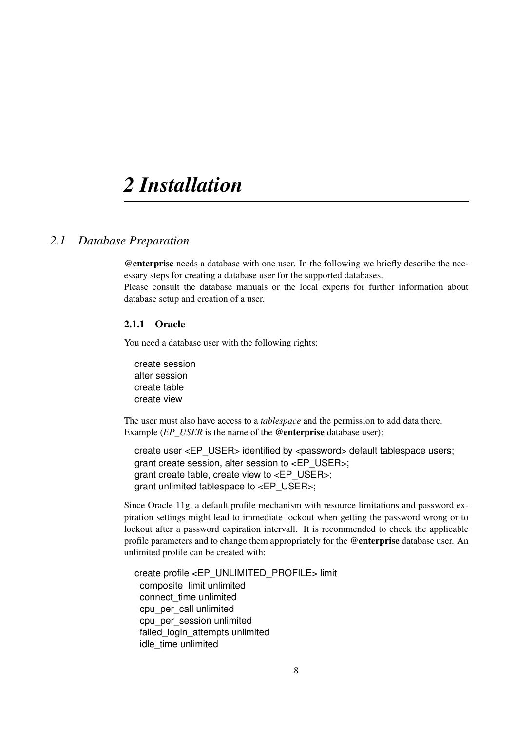# 2 Installation

## 2.1 Database Preparation

**@enterprise** needs a database with one user. In the following we briefly describe the necessary steps for creating a database user for the supported databases.
Please consult the database manuals or the local experts for further information about database setup and creation of a user.

### 2.1.1 Oracle

You need a database user with the following rights:

```
create session
alter session
create table
create view
```

The user must also have access to a *tablespace* and the permission to add data there.
Example (*EP_USER* is the name of the **@enterprise** database user):

```
create user <EP_USER> identified by <password> default tablespace users;
grant create session, alter session to <EP_USER>;
grant create table, create view to <EP_USER>;
grant unlimited tablespace to <EP_USER>;
```

Since Oracle 11g, a default profile mechanism with resource limitations and password expiration settings might lead to immediate lockout when getting the password wrong or to lockout after a password expiration intervall. It is recommended to check the applicable profile parameters and to change them appropriately for the **@enterprise** database user. An unlimited profile can be created with:

```
create profile <EP_UNLIMITED_PROFILE> limit
  composite_limit unlimited
  connect_time unlimited
  cpu_per_call unlimited
  cpu_per_session unlimited
  failed_login_attempts unlimited
  idle_time unlimited
```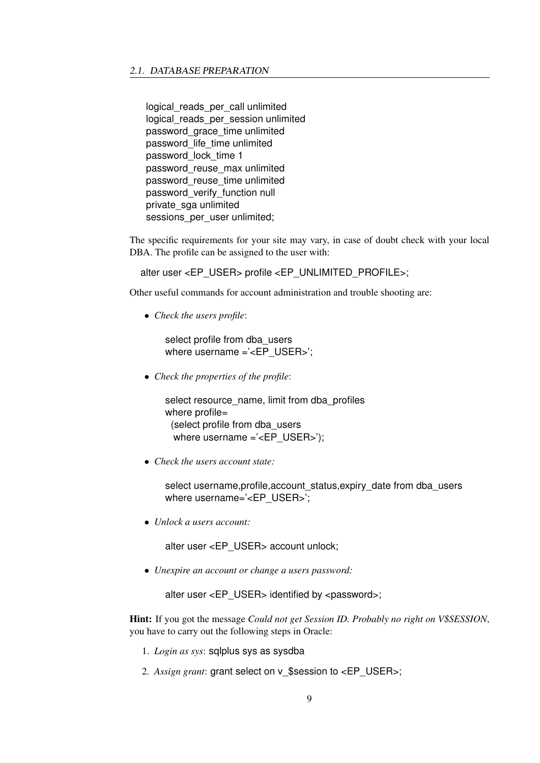```
logical_reads_per_call unlimited
logical_reads_per_session unlimited
password_grace_time unlimited
password_life_time unlimited
password_lock_time 1
password_reuse_max unlimited
password_reuse_time unlimited
password_verify_function null
private_sga unlimited
sessions_per_user unlimited;
```

The specific requirements for your site may vary, in case of doubt check with your local DBA. The profile can be assigned to the user with:

```
alter user <EP_USER> profile <EP_UNLIMITED_PROFILE>;
```

Other useful commands for account administration and trouble shooting are:

- *Check the users profile*:

  ```
  select profile from dba_users
  where username ='<EP_USER>';
  ```

- *Check the properties of the profile*:

  ```
  select resource_name, limit from dba_profiles
  where profile=
    (select profile from dba_users
     where username ='<EP_USER>');
  ```

- *Check the users account state:*

  ```
  select username,profile,account_status,expiry_date from dba_users
  where username='<EP_USER>';
  ```

- *Unlock a users account:*

  ```
  alter user <EP_USER> account unlock;
  ```

- *Unexpire an account or change a users password:*

  ```
  alter user <EP_USER> identified by <password>;
  ```

**Hint:** If you got the message *Could not get Session ID. Probably no right on V$SESSION*, you have to carry out the following steps in Oracle:

1. *Login as sys*: `sqlplus sys as sysdba`
2. *Assign grant*: `grant select on v_$session to <EP_USER>;`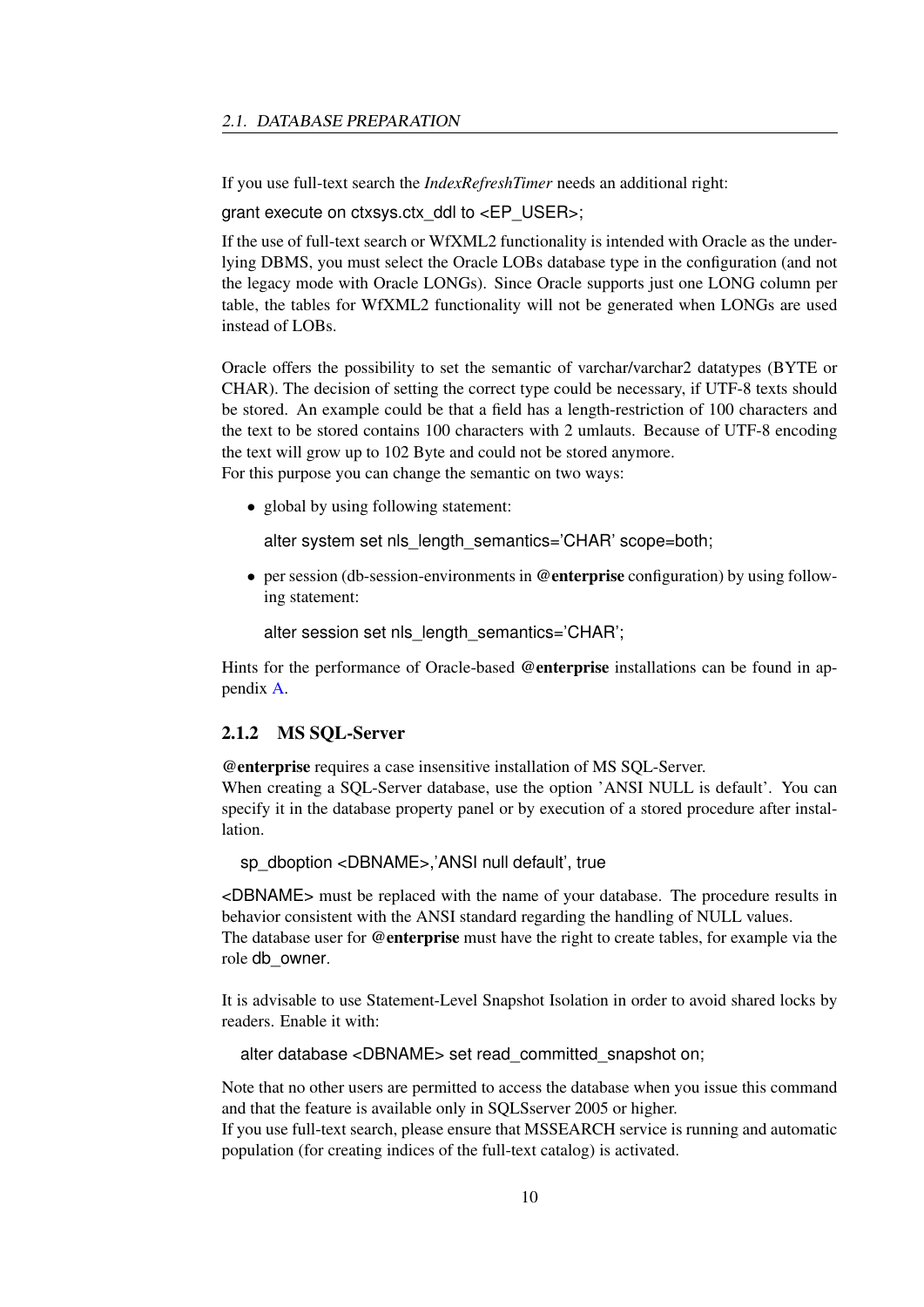If you use full-text search the *IndexRefreshTimer* needs an additional right:

```
grant execute on ctxsys.ctx_ddl to <EP_USER>;
```

If the use of full-text search or WfXML2 functionality is intended with Oracle as the underlying DBMS, you must select the Oracle LOBs database type in the configuration (and not the legacy mode with Oracle LONGs). Since Oracle supports just one LONG column per table, the tables for WfXML2 functionality will not be generated when LONGs are used instead of LOBs.

Oracle offers the possibility to set the semantic of varchar/varchar2 datatypes (BYTE or CHAR). The decision of setting the correct type could be necessary, if UTF-8 texts should be stored. An example could be that a field has a length-restriction of 100 characters and the text to be stored contains 100 characters with 2 umlauts. Because of UTF-8 encoding the text will grow up to 102 Byte and could not be stored anymore.
For this purpose you can change the semantic on two ways:

- global by using following statement:

  ```
  alter system set nls_length_semantics='CHAR' scope=both;
  ```

- per session (db-session-environments in **@enterprise** configuration) by using following statement:

  ```
  alter session set nls_length_semantics='CHAR';
  ```

Hints for the performance of Oracle-based **@enterprise** installations can be found in appendix A.

### 2.1.2 MS SQL-Server

**@enterprise** requires a case insensitive installation of MS SQL-Server.
When creating a SQL-Server database, use the option 'ANSI NULL is default'. You can specify it in the database property panel or by execution of a stored procedure after installation.

```
sp_dboption <DBNAME>,'ANSI null default', true
```

<DBNAME> must be replaced with the name of your database. The procedure results in behavior consistent with the ANSI standard regarding the handling of NULL values.
The database user for **@enterprise** must have the right to create tables, for example via the role db_owner.

It is advisable to use Statement-Level Snapshot Isolation in order to avoid shared locks by readers. Enable it with:

```
alter database <DBNAME> set read_committed_snapshot on;
```

Note that no other users are permitted to access the database when you issue this command and that the feature is available only in SQLSserver 2005 or higher.
If you use full-text search, please ensure that MSSEARCH service is running and automatic population (for creating indices of the full-text catalog) is activated.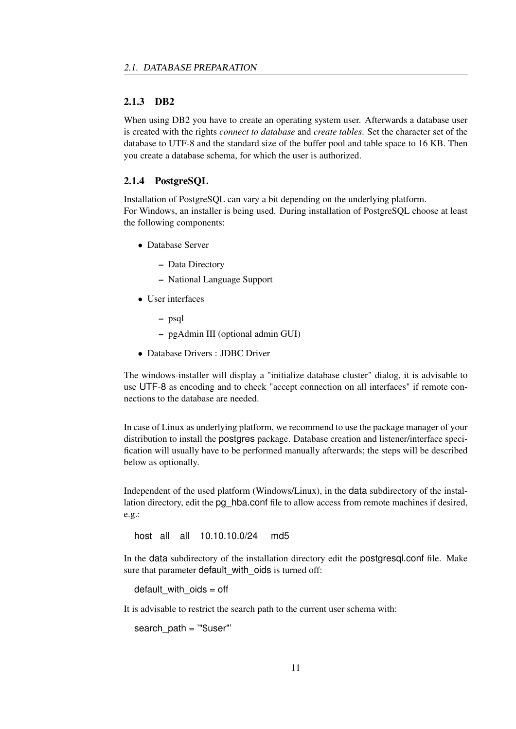### 2.1.3 DB2

When using DB2 you have to create an operating system user. Afterwards a database user is created with the rights *connect to database* and *create tables*. Set the character set of the database to UTF-8 and the standard size of the buffer pool and table space to 16 KB. Then you create a database schema, for which the user is authorized.

### 2.1.4 PostgreSQL

Installation of PostgreSQL can vary a bit depending on the underlying platform.
For Windows, an installer is being used. During installation of PostgreSQL choose at least the following components:

- Database Server
  - Data Directory
  - National Language Support
- User interfaces
  - psql
  - pgAdmin III (optional admin GUI)
- Database Drivers : JDBC Driver

The windows-installer will display a "initialize database cluster" dialog, it is advisable to use UTF-8 as encoding and to check "accept connection on all interfaces" if remote connections to the database are needed.

In case of Linux as underlying platform, we recommend to use the package manager of your distribution to install the postgres package. Database creation and listener/interface specification will usually have to be performed manually afterwards; the steps will be described below as optionally.

Independent of the used platform (Windows/Linux), in the data subdirectory of the installation directory, edit the pg_hba.conf file to allow access from remote machines if desired, e.g.:

```
host   all    all    10.10.10.0/24     md5
```

In the data subdirectory of the installation directory edit the postgresql.conf file. Make sure that parameter default_with_oids is turned off:

```
default_with_oids = off
```

It is advisable to restrict the search path to the current user schema with:

```
search_path = '"$user"'
```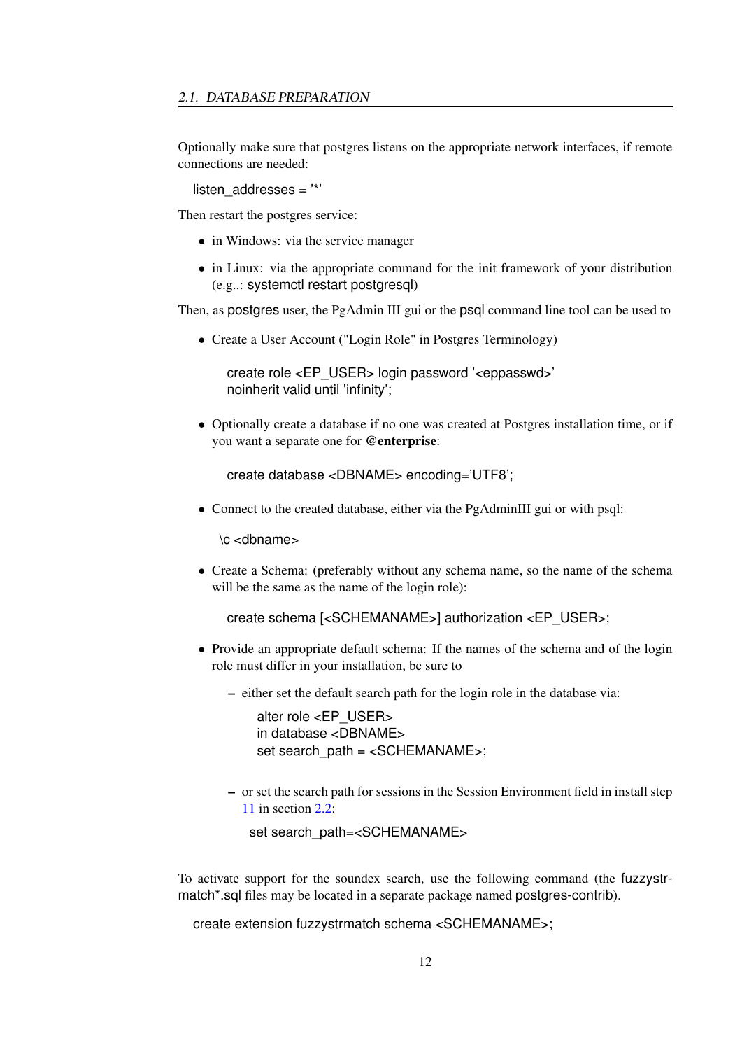Optionally make sure that postgres listens on the appropriate network interfaces, if remote connections are needed:

```
listen_addresses = '*'
```

Then restart the postgres service:

- in Windows: via the service manager
- in Linux: via the appropriate command for the init framework of your distribution (e.g..: `systemctl restart postgresql`)

Then, as `postgres` user, the PgAdmin III gui or the `psql` command line tool can be used to

- Create a User Account ("Login Role" in Postgres Terminology)

  ```
  create role <EP_USER> login password '<eppasswd>'
  noinherit valid until 'infinity';
  ```

- Optionally create a database if no one was created at Postgres installation time, or if you want a separate one for **@enterprise**:

  ```
  create database <DBNAME> encoding='UTF8';
  ```

- Connect to the created database, either via the PgAdminIII gui or with psql:

  ```
  \c <dbname>
  ```

- Create a Schema: (preferably without any schema name, so the name of the schema will be the same as the name of the login role):

  ```
  create schema [<SCHEMANAME>] authorization <EP_USER>;
  ```

- Provide an appropriate default schema: If the names of the schema and of the login role must differ in your installation, be sure to
  - either set the default search path for the login role in the database via:

    ```
    alter role <EP_USER>
    in database <DBNAME>
    set search_path = <SCHEMANAME>;
    ```

  - or set the search path for sessions in the Session Environment field in install step 11 in section 2.2:

    ```
    set search_path=<SCHEMANAME>
    ```

To activate support for the soundex search, use the following command (the `fuzzystrmatch*.sql` files may be located in a separate package named `postgres-contrib`).

```
create extension fuzzystrmatch schema <SCHEMANAME>;
```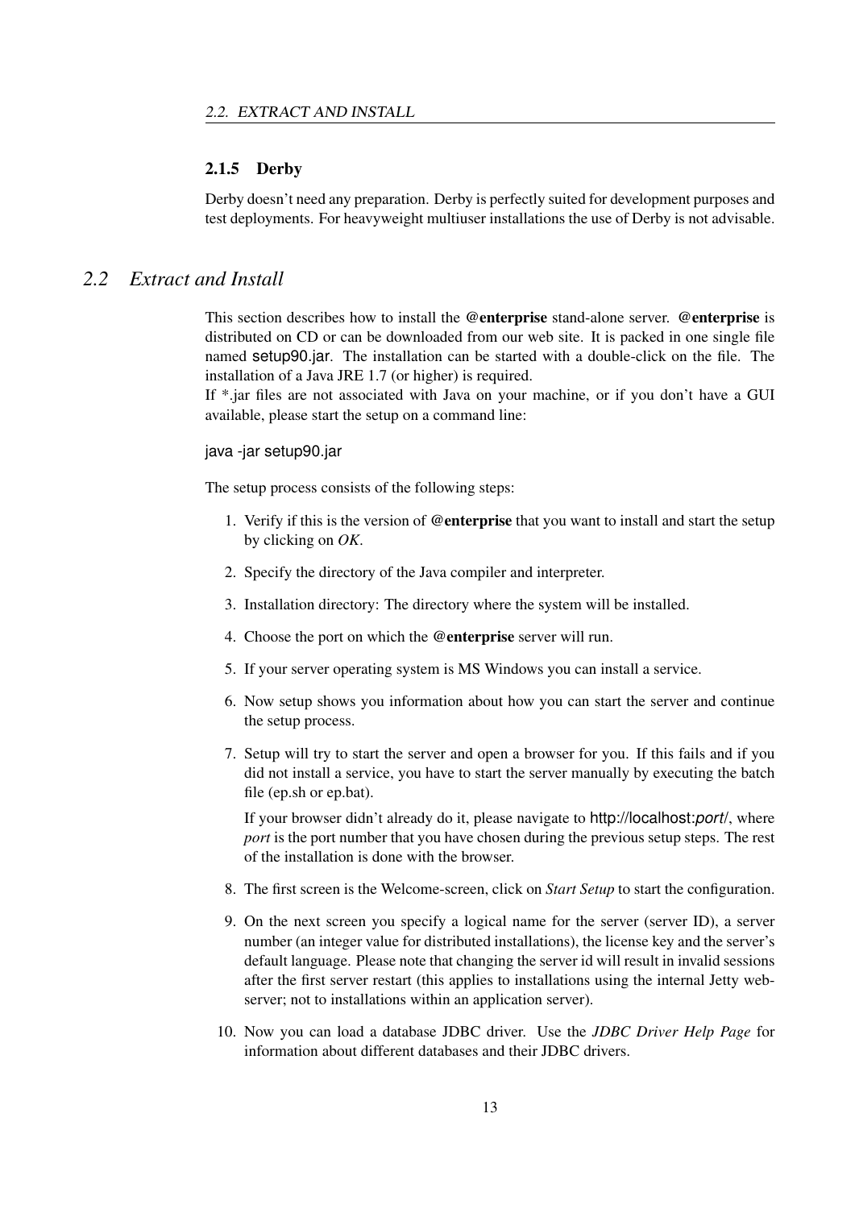### 2.1.5 Derby

Derby doesn't need any preparation. Derby is perfectly suited for development purposes and test deployments. For heavyweight multiuser installations the use of Derby is not advisable.

## *2.2 Extract and Install*

This section describes how to install the **@enterprise** stand-alone server. **@enterprise** is distributed on CD or can be downloaded from our web site. It is packed in one single file named `setup90.jar`. The installation can be started with a double-click on the file. The installation of a Java JRE 1.7 (or higher) is required.

If *.jar files are not associated with Java on your machine, or if you don't have a GUI available, please start the setup on a command line:

```
java -jar setup90.jar
```

The setup process consists of the following steps:

1. Verify if this is the version of **@enterprise** that you want to install and start the setup by clicking on *OK*.

2. Specify the directory of the Java compiler and interpreter.

3. Installation directory: The directory where the system will be installed.

4. Choose the port on which the **@enterprise** server will run.

5. If your server operating system is MS Windows you can install a service.

6. Now setup shows you information about how you can start the server and continue the setup process.

7. Setup will try to start the server and open a browser for you. If this fails and if you did not install a service, you have to start the server manually by executing the batch file (ep.sh or ep.bat).

   If your browser didn't already do it, please navigate to http://localhost:*port*/, where *port* is the port number that you have chosen during the previous setup steps. The rest of the installation is done with the browser.

8. The first screen is the Welcome-screen, click on *Start Setup* to start the configuration.

9. On the next screen you specify a logical name for the server (server ID), a server number (an integer value for distributed installations), the license key and the server's default language. Please note that changing the server id will result in invalid sessions after the first server restart (this applies to installations using the internal Jetty webserver; not to installations within an application server).

10. Now you can load a database JDBC driver. Use the *JDBC Driver Help Page* for information about different databases and their JDBC drivers.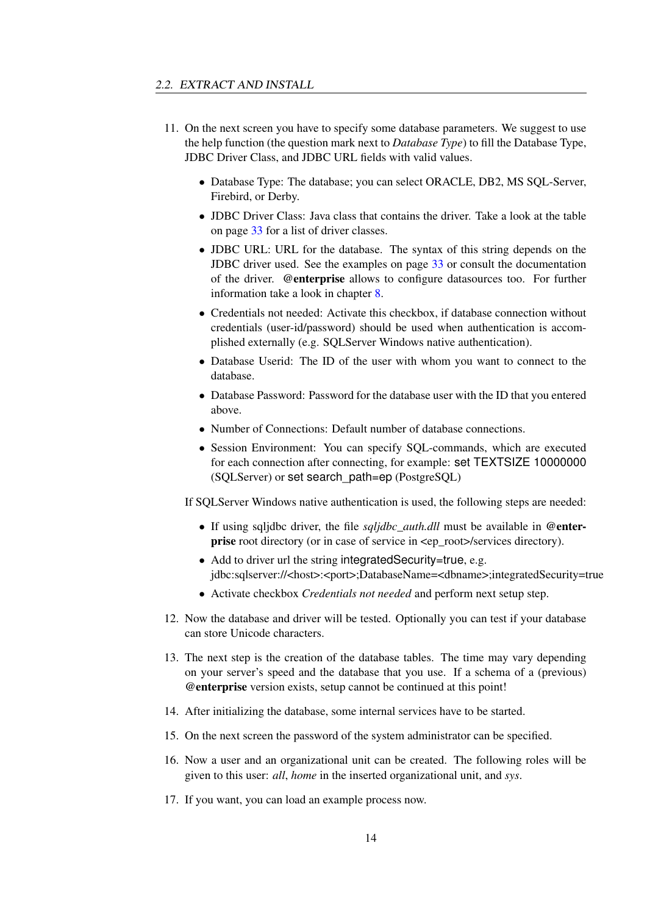11. On the next screen you have to specify some database parameters. We suggest to use the help function (the question mark next to *Database Type*) to fill the Database Type, JDBC Driver Class, and JDBC URL fields with valid values.

    - Database Type: The database; you can select ORACLE, DB2, MS SQL-Server, Firebird, or Derby.
    - JDBC Driver Class: Java class that contains the driver. Take a look at the table on page 33 for a list of driver classes.
    - JDBC URL: URL for the database. The syntax of this string depends on the JDBC driver used. See the examples on page 33 or consult the documentation of the driver. **@enterprise** allows to configure datasources too. For further information take a look in chapter 8.
    - Credentials not needed: Activate this checkbox, if database connection without credentials (user-id/password) should be used when authentication is accomplished externally (e.g. SQLServer Windows native authentication).
    - Database Userid: The ID of the user with whom you want to connect to the database.
    - Database Password: Password for the database user with the ID that you entered above.
    - Number of Connections: Default number of database connections.
    - Session Environment: You can specify SQL-commands, which are executed for each connection after connecting, for example: `set TEXTSIZE 10000000` (SQLServer) or `set search_path=ep` (PostgreSQL)

    If SQLServer Windows native authentication is used, the following steps are needed:

    - If using sqljdbc driver, the file *sqljdbc_auth.dll* must be available in **@enterprise** root directory (or in case of service in <ep_root>/services directory).
    - Add to driver url the string `integratedSecurity=true`, e.g. jdbc:sqlserver://<host>:<port>;DatabaseName=<dbname>;integratedSecurity=true
    - Activate checkbox *Credentials not needed* and perform next setup step.

12. Now the database and driver will be tested. Optionally you can test if your database can store Unicode characters.

13. The next step is the creation of the database tables. The time may vary depending on your server's speed and the database that you use. If a schema of a (previous) **@enterprise** version exists, setup cannot be continued at this point!

14. After initializing the database, some internal services have to be started.

15. On the next screen the password of the system administrator can be specified.

16. Now a user and an organizational unit can be created. The following roles will be given to this user: *all*, *home* in the inserted organizational unit, and *sys*.

17. If you want, you can load an example process now.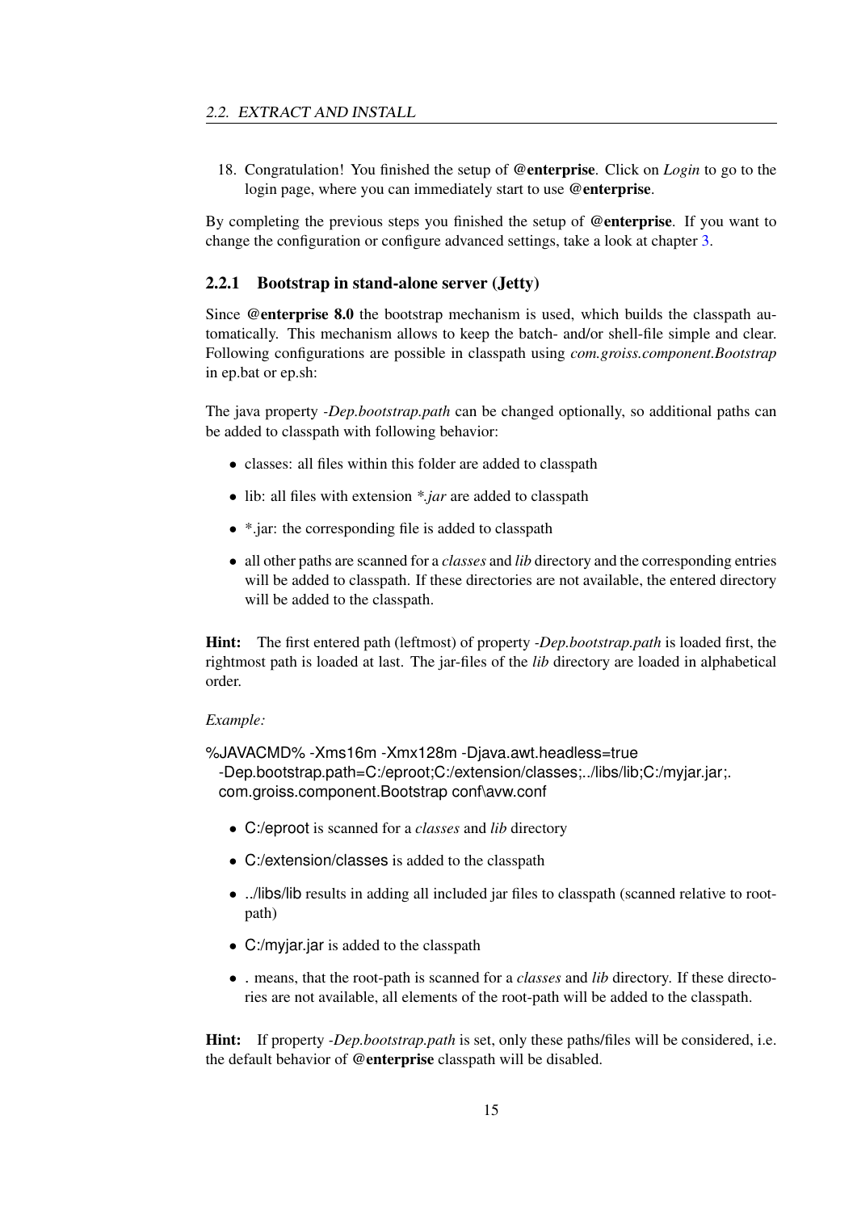18. Congratulation! You finished the setup of **@enterprise**. Click on *Login* to go to the login page, where you can immediately start to use **@enterprise**.

By completing the previous steps you finished the setup of **@enterprise**. If you want to change the configuration or configure advanced settings, take a look at chapter 3.

### 2.2.1 Bootstrap in stand-alone server (Jetty)

Since **@enterprise 8.0** the bootstrap mechanism is used, which builds the classpath automatically. This mechanism allows to keep the batch- and/or shell-file simple and clear. Following configurations are possible in classpath using *com.groiss.component.Bootstrap* in ep.bat or ep.sh:

The java property *-Dep.bootstrap.path* can be changed optionally, so additional paths can be added to classpath with following behavior:

- classes: all files within this folder are added to classpath
- lib: all files with extension **.jar* are added to classpath
- *.jar: the corresponding file is added to classpath
- all other paths are scanned for a *classes* and *lib* directory and the corresponding entries will be added to classpath. If these directories are not available, the entered directory will be added to the classpath.

**Hint:** The first entered path (leftmost) of property *-Dep.bootstrap.path* is loaded first, the rightmost path is loaded at last. The jar-files of the *lib* directory are loaded in alphabetical order.

*Example:*

```
%JAVACMD% -Xms16m -Xmx128m -Djava.awt.headless=true
  -Dep.bootstrap.path=C:/eproot;C:/extension/classes;../libs/lib;C:/myjar.jar;.
  com.groiss.component.Bootstrap conf\avw.conf
```

- C:/eproot is scanned for a *classes* and *lib* directory
- C:/extension/classes is added to the classpath
- ../libs/lib results in adding all included jar files to classpath (scanned relative to root-path)
- C:/myjar.jar is added to the classpath
- . means, that the root-path is scanned for a *classes* and *lib* directory. If these directories are not available, all elements of the root-path will be added to the classpath.

**Hint:** If property *-Dep.bootstrap.path* is set, only these paths/files will be considered, i.e. the default behavior of **@enterprise** classpath will be disabled.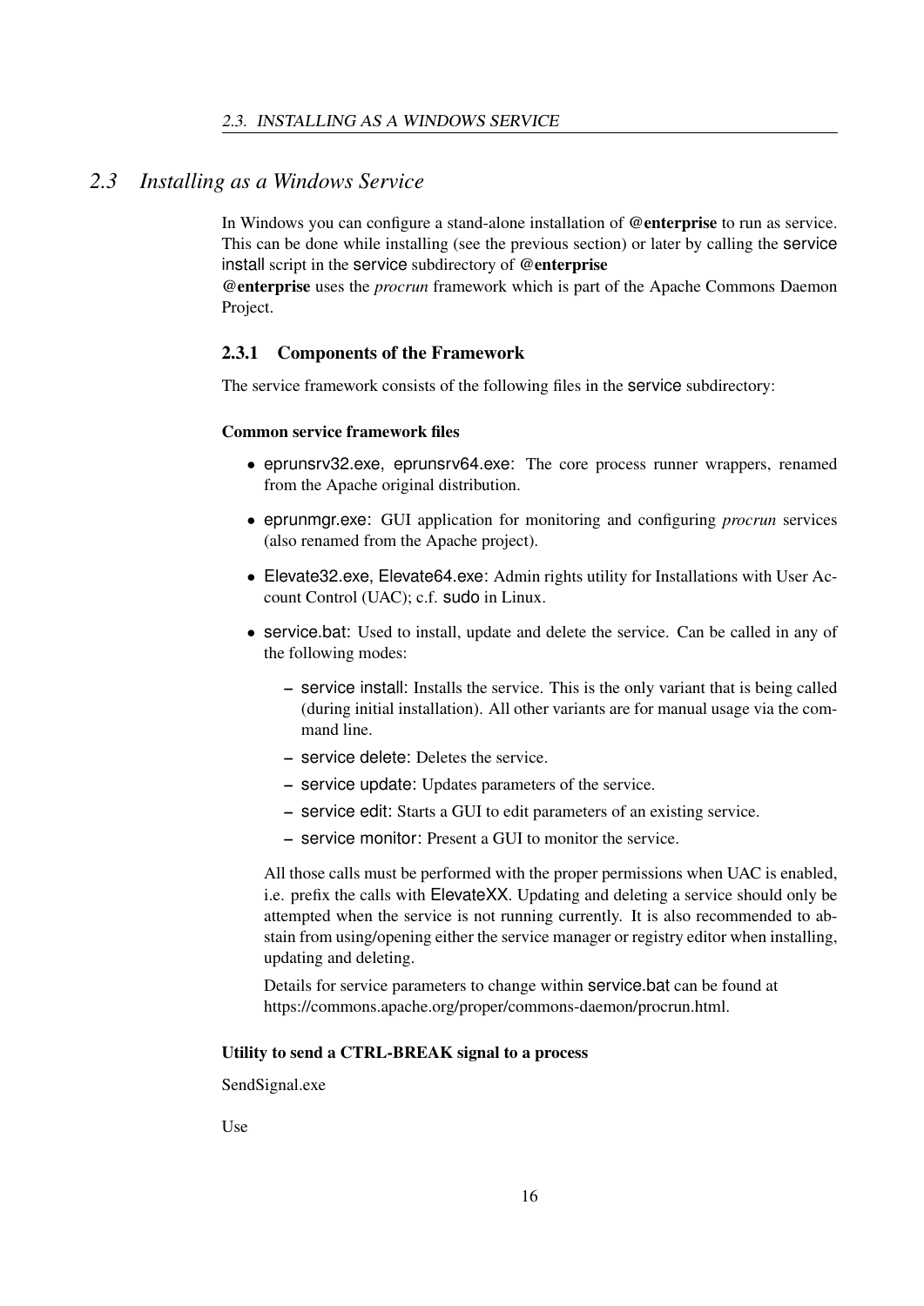## 2.3 Installing as a Windows Service

In Windows you can configure a stand-alone installation of **@enterprise** to run as service. This can be done while installing (see the previous section) or later by calling the service install script in the service subdirectory of **@enterprise**

**@enterprise** uses the *procrun* framework which is part of the Apache Commons Daemon Project.

### 2.3.1 Components of the Framework

The service framework consists of the following files in the service subdirectory:

#### Common service framework files

- eprunsrv32.exe, eprunsrv64.exe: The core process runner wrappers, renamed from the Apache original distribution.
- eprunmgr.exe: GUI application for monitoring and configuring *procrun* services (also renamed from the Apache project).
- Elevate32.exe, Elevate64.exe: Admin rights utility for Installations with User Account Control (UAC); c.f. sudo in Linux.
- service.bat: Used to install, update and delete the service. Can be called in any of the following modes:
  - service install: Installs the service. This is the only variant that is being called (during initial installation). All other variants are for manual usage via the command line.
  - service delete: Deletes the service.
  - service update: Updates parameters of the service.
  - service edit: Starts a GUI to edit parameters of an existing service.
  - service monitor: Present a GUI to monitor the service.

  All those calls must be performed with the proper permissions when UAC is enabled, i.e. prefix the calls with ElevateXX. Updating and deleting a service should only be attempted when the service is not running currently. It is also recommended to abstain from using/opening either the service manager or registry editor when installing, updating and deleting.

  Details for service parameters to change within service.bat can be found at https://commons.apache.org/proper/commons-daemon/procrun.html.

#### Utility to send a CTRL-BREAK signal to a process

SendSignal.exe

Use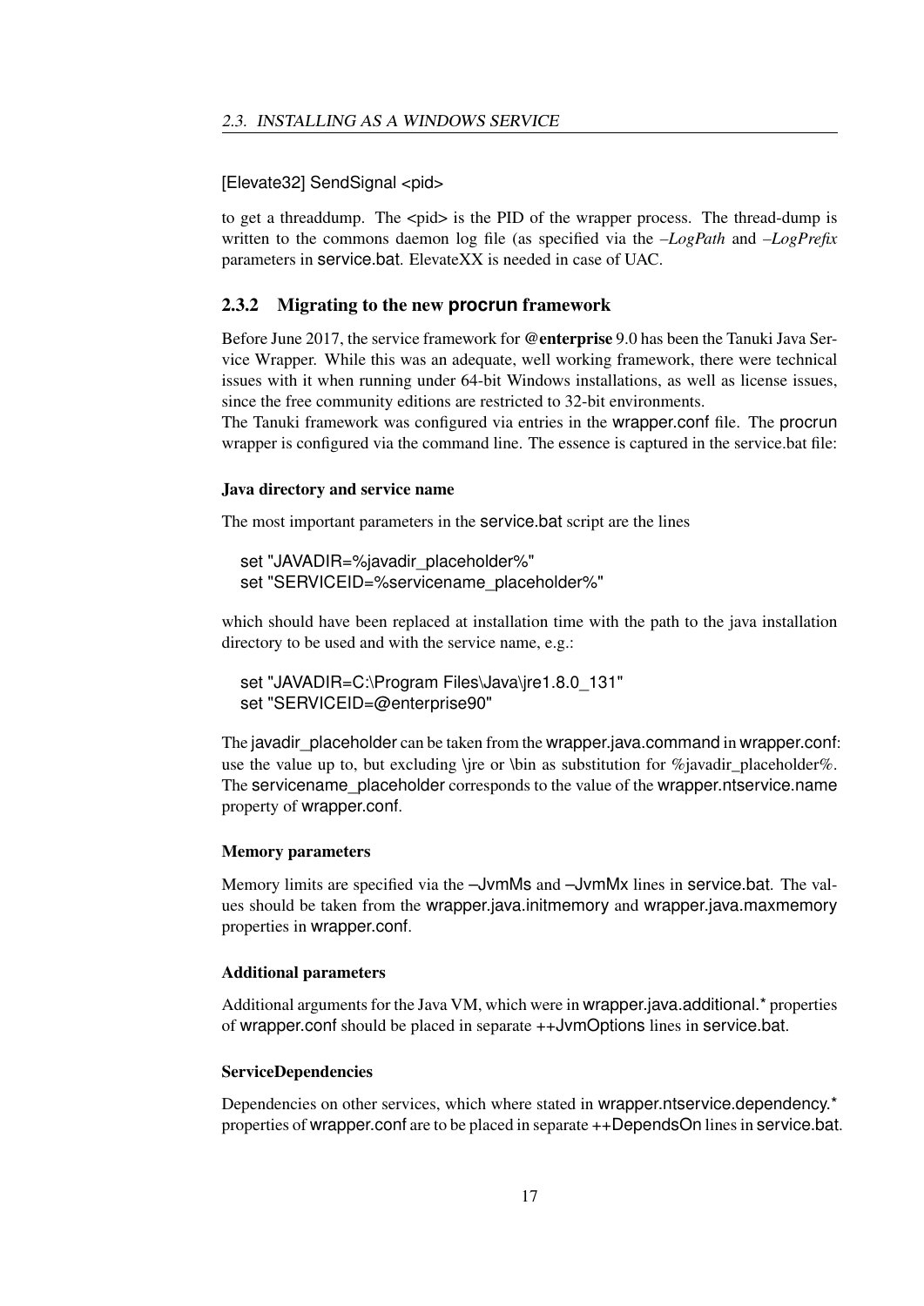[Elevate32] SendSignal <pid>

to get a threaddump. The <pid> is the PID of the wrapper process. The thread-dump is written to the commons daemon log file (as specified via the *–LogPath* and *–LogPrefix* parameters in service.bat. ElevateXX is needed in case of UAC.

### 2.3.2 Migrating to the new procrun framework

Before June 2017, the service framework for **@enterprise** 9.0 has been the Tanuki Java Service Wrapper. While this was an adequate, well working framework, there were technical issues with it when running under 64-bit Windows installations, as well as license issues, since the free community editions are restricted to 32-bit environments.
The Tanuki framework was configured via entries in the wrapper.conf file. The procrun wrapper is configured via the command line. The essence is captured in the service.bat file:

#### Java directory and service name

The most important parameters in the service.bat script are the lines

```
set "JAVADIR=%javadir_placeholder%"
set "SERVICEID=%servicename_placeholder%"
```

which should have been replaced at installation time with the path to the java installation directory to be used and with the service name, e.g.:

```
set "JAVADIR=C:\Program Files\Java\jre1.8.0_131"
set "SERVICEID=@enterprise90"
```

The javadir_placeholder can be taken from the wrapper.java.command in wrapper.conf: use the value up to, but excluding \jre or \bin as substitution for %javadir_placeholder%. The servicename_placeholder corresponds to the value of the wrapper.ntservice.name property of wrapper.conf.

#### Memory parameters

Memory limits are specified via the –JvmMs and –JvmMx lines in service.bat. The values should be taken from the wrapper.java.initmemory and wrapper.java.maxmemory properties in wrapper.conf.

#### Additional parameters

Additional arguments for the Java VM, which were in wrapper.java.additional.* properties of wrapper.conf should be placed in separate ++JvmOptions lines in service.bat.

#### ServiceDependencies

Dependencies on other services, which where stated in wrapper.ntservice.dependency.* properties of wrapper.conf are to be placed in separate ++DependsOn lines in service.bat.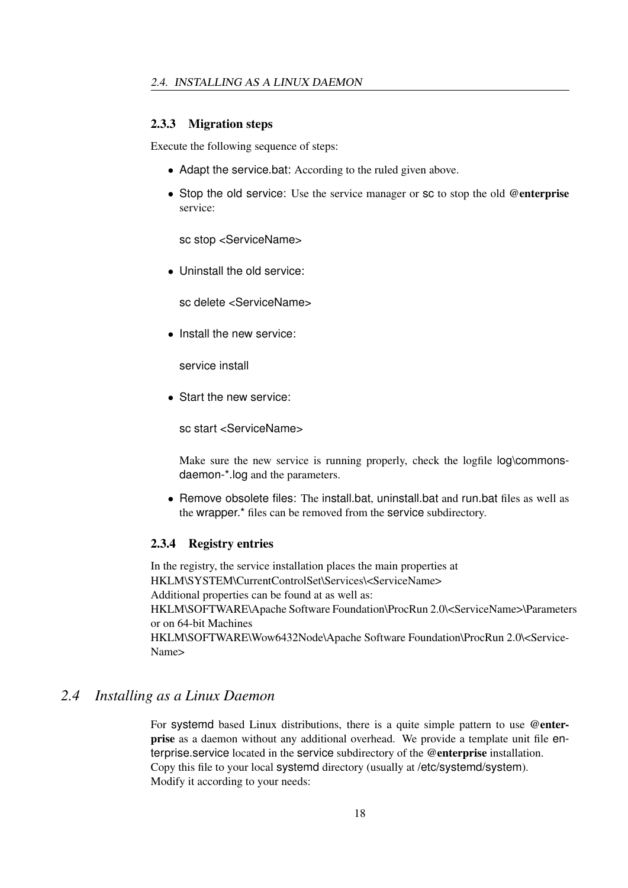### 2.3.3 Migration steps

Execute the following sequence of steps:

- Adapt the service.bat: According to the ruled given above.
- Stop the old service: Use the service manager or sc to stop the old **@enterprise** service:

  ```
  sc stop <ServiceName>
  ```

- Uninstall the old service:

  ```
  sc delete <ServiceName>
  ```

- Install the new service:

  ```
  service install
  ```

- Start the new service:

  ```
  sc start <ServiceName>
  ```

  Make sure the new service is running properly, check the logfile log\commons-daemon-*.log and the parameters.

- Remove obsolete files: The install.bat, uninstall.bat and run.bat files as well as the wrapper.* files can be removed from the service subdirectory.

### 2.3.4 Registry entries

In the registry, the service installation places the main properties at
HKLM\SYSTEM\CurrentControlSet\Services\<ServiceName>
Additional properties can be found at as well as:
HKLM\SOFTWARE\Apache Software Foundation\ProcRun 2.0\<ServiceName>\Parameters
or on 64-bit Machines
HKLM\SOFTWARE\Wow6432Node\Apache Software Foundation\ProcRun 2.0\<ServiceName>

## *2.4 Installing as a Linux Daemon*

For systemd based Linux distributions, there is a quite simple pattern to use **@enterprise** as a daemon without any additional overhead. We provide a template unit file enterprise.service located in the service subdirectory of the **@enterprise** installation.
Copy this file to your local systemd directory (usually at /etc/systemd/system).
Modify it according to your needs: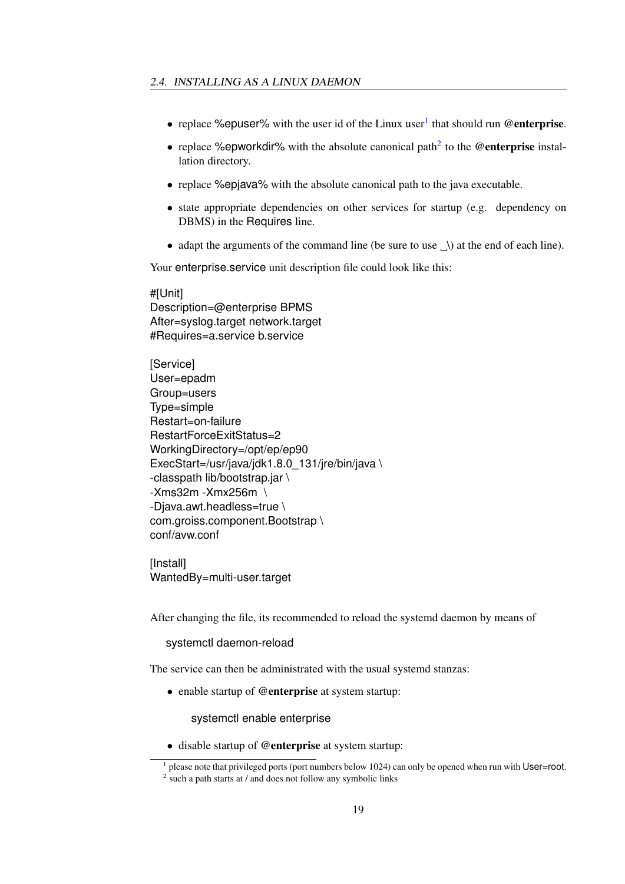- replace %epuser% with the user id of the Linux user[1] that should run **@enterprise**.
- replace %epworkdir% with the absolute canonical path[2] to the **@enterprise** installation directory.
- replace %epjava% with the absolute canonical path to the java executable.
- state appropriate dependencies on other services for startup (e.g. dependency on DBMS) in the Requires line.
- adapt the arguments of the command line (be sure to use ␣\) at the end of each line).

Your enterprise.service unit description file could look like this:

```
#[Unit]
Description=@enterprise BPMS
After=syslog.target network.target
#Requires=a.service b.service

[Service]
User=epadm
Group=users
Type=simple
Restart=on-failure
RestartForceExitStatus=2
WorkingDirectory=/opt/ep/ep90
ExecStart=/usr/java/jdk1.8.0_131/jre/bin/java \
-classpath lib/bootstrap.jar \
-Xms32m -Xmx256m  \
-Djava.awt.headless=true \
com.groiss.component.Bootstrap \
conf/avw.conf

[Install]
WantedBy=multi-user.target
```

After changing the file, its recommended to reload the systemd daemon by means of

```
systemctl daemon-reload
```

The service can then be administrated with the usual systemd stanzas:

- enable startup of **@enterprise** at system startup:

  ```
  systemctl enable enterprise
  ```

- disable startup of **@enterprise** at system startup:

[1] please note that privileged ports (port numbers below 1024) can only be opened when run with User=root.

[2] such a path starts at / and does not follow any symbolic links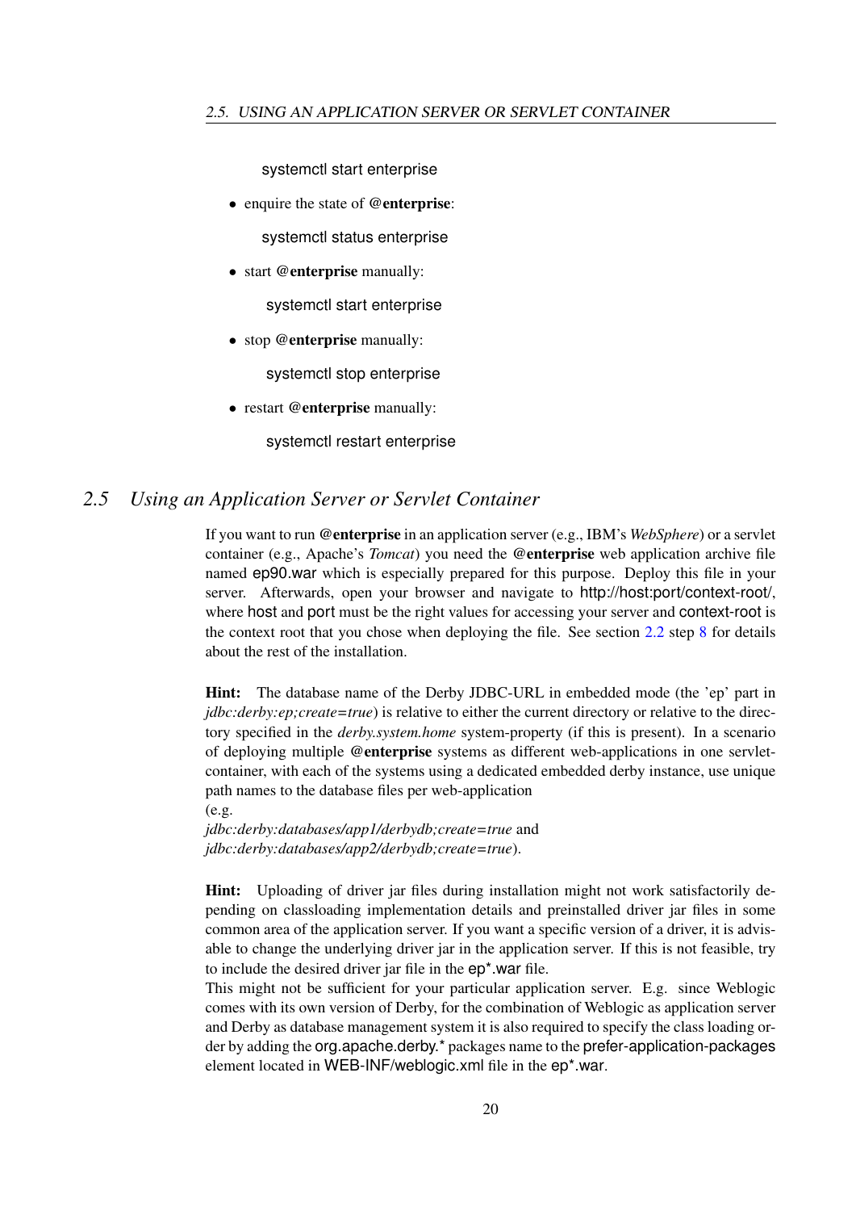```
systemctl start enterprise
```

- enquire the state of **@enterprise**:

```
systemctl status enterprise
```

- start **@enterprise** manually:

```
systemctl start enterprise
```

- stop **@enterprise** manually:

```
systemctl stop enterprise
```

- restart **@enterprise** manually:

```
systemctl restart enterprise
```

## 2.5 Using an Application Server or Servlet Container

If you want to run **@enterprise** in an application server (e.g., IBM's *WebSphere*) or a servlet container (e.g., Apache's *Tomcat*) you need the **@enterprise** web application archive file named ep90.war which is especially prepared for this purpose. Deploy this file in your server. Afterwards, open your browser and navigate to http://host:port/context-root/, where host and port must be the right values for accessing your server and context-root is the context root that you chose when deploying the file. See section 2.2 step 8 for details about the rest of the installation.

**Hint:** The database name of the Derby JDBC-URL in embedded mode (the 'ep' part in *jdbc:derby:ep;create=true*) is relative to either the current directory or relative to the directory specified in the *derby.system.home* system-property (if this is present). In a scenario of deploying multiple **@enterprise** systems as different web-applications in one servlet-container, with each of the systems using a dedicated embedded derby instance, use unique path names to the database files per web-application
(e.g.
*jdbc:derby:databases/app1/derbydb;create=true* and
*jdbc:derby:databases/app2/derbydb;create=true*).

**Hint:** Uploading of driver jar files during installation might not work satisfactorily depending on classloading implementation details and preinstalled driver jar files in some common area of the application server. If you want a specific version of a driver, it is advisable to change the underlying driver jar in the application server. If this is not feasible, try to include the desired driver jar file in the ep*.war file.
This might not be sufficient for your particular application server. E.g. since Weblogic comes with its own version of Derby, for the combination of Weblogic as application server and Derby as database management system it is also required to specify the class loading order by adding the org.apache.derby.* packages name to the prefer-application-packages element located in WEB-INF/weblogic.xml file in the ep*.war.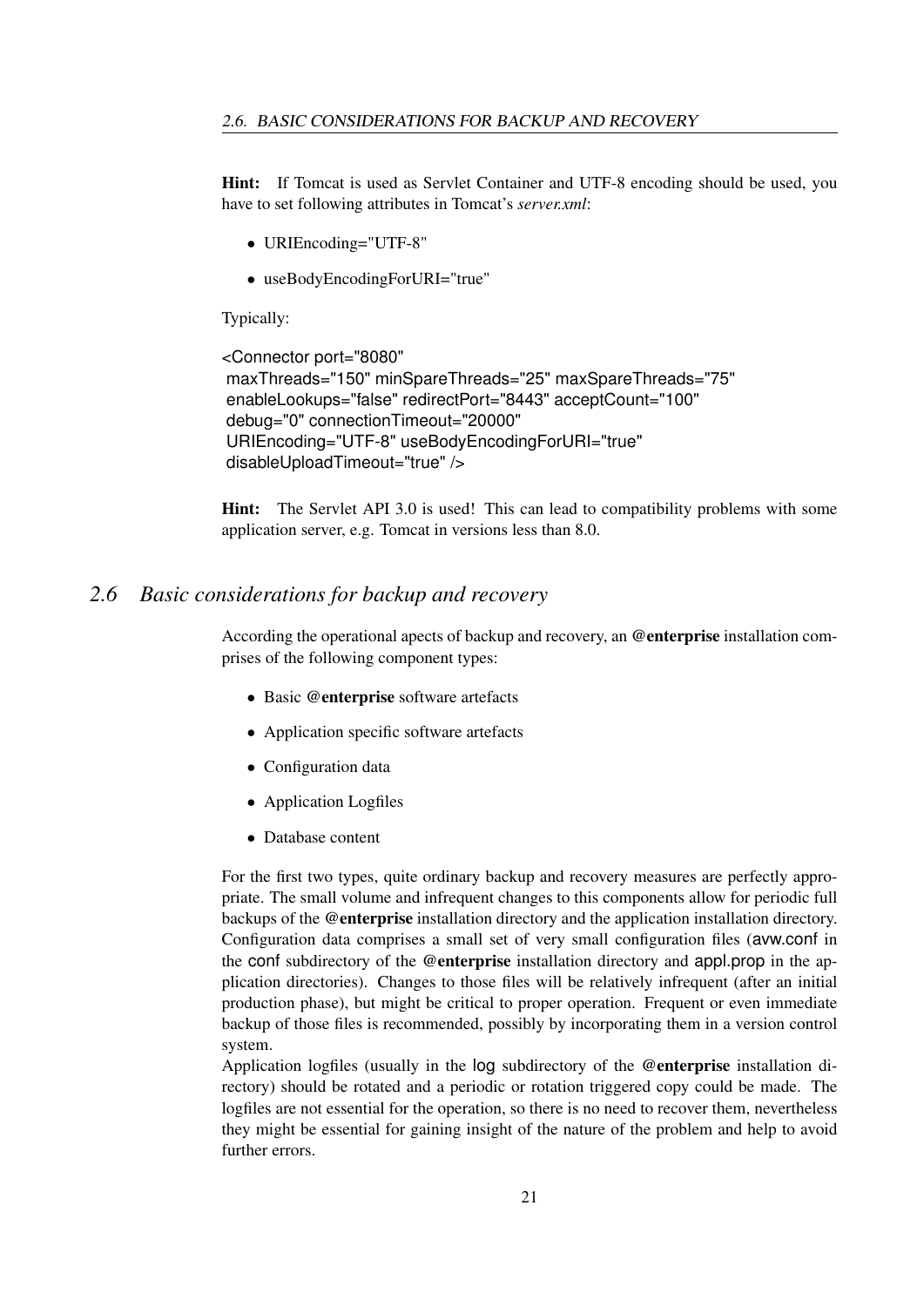**Hint:** If Tomcat is used as Servlet Container and UTF-8 encoding should be used, you have to set following attributes in Tomcat's *server.xml*:

- URIEncoding="UTF-8"
- useBodyEncodingForURI="true"

Typically:

```
<Connector port="8080"
 maxThreads="150" minSpareThreads="25" maxSpareThreads="75"
 enableLookups="false" redirectPort="8443" acceptCount="100"
 debug="0" connectionTimeout="20000"
 URIEncoding="UTF-8" useBodyEncodingForURI="true"
 disableUploadTimeout="true" />
```

**Hint:** The Servlet API 3.0 is used! This can lead to compatibility problems with some application server, e.g. Tomcat in versions less than 8.0.

## 2.6 *Basic considerations for backup and recovery*

According the operational apects of backup and recovery, an **@enterprise** installation comprises of the following component types:

- Basic **@enterprise** software artefacts
- Application specific software artefacts
- Configuration data
- Application Logfiles
- Database content

For the first two types, quite ordinary backup and recovery measures are perfectly appropriate. The small volume and infrequent changes to this components allow for periodic full backups of the **@enterprise** installation directory and the application installation directory. Configuration data comprises a small set of very small configuration files (avw.conf in the conf subdirectory of the **@enterprise** installation directory and appl.prop in the application directories). Changes to those files will be relatively infrequent (after an initial production phase), but might be critical to proper operation. Frequent or even immediate backup of those files is recommended, possibly by incorporating them in a version control system.

Application logfiles (usually in the log subdirectory of the **@enterprise** installation directory) should be rotated and a periodic or rotation triggered copy could be made. The logfiles are not essential for the operation, so there is no need to recover them, nevertheless they might be essential for gaining insight of the nature of the problem and help to avoid further errors.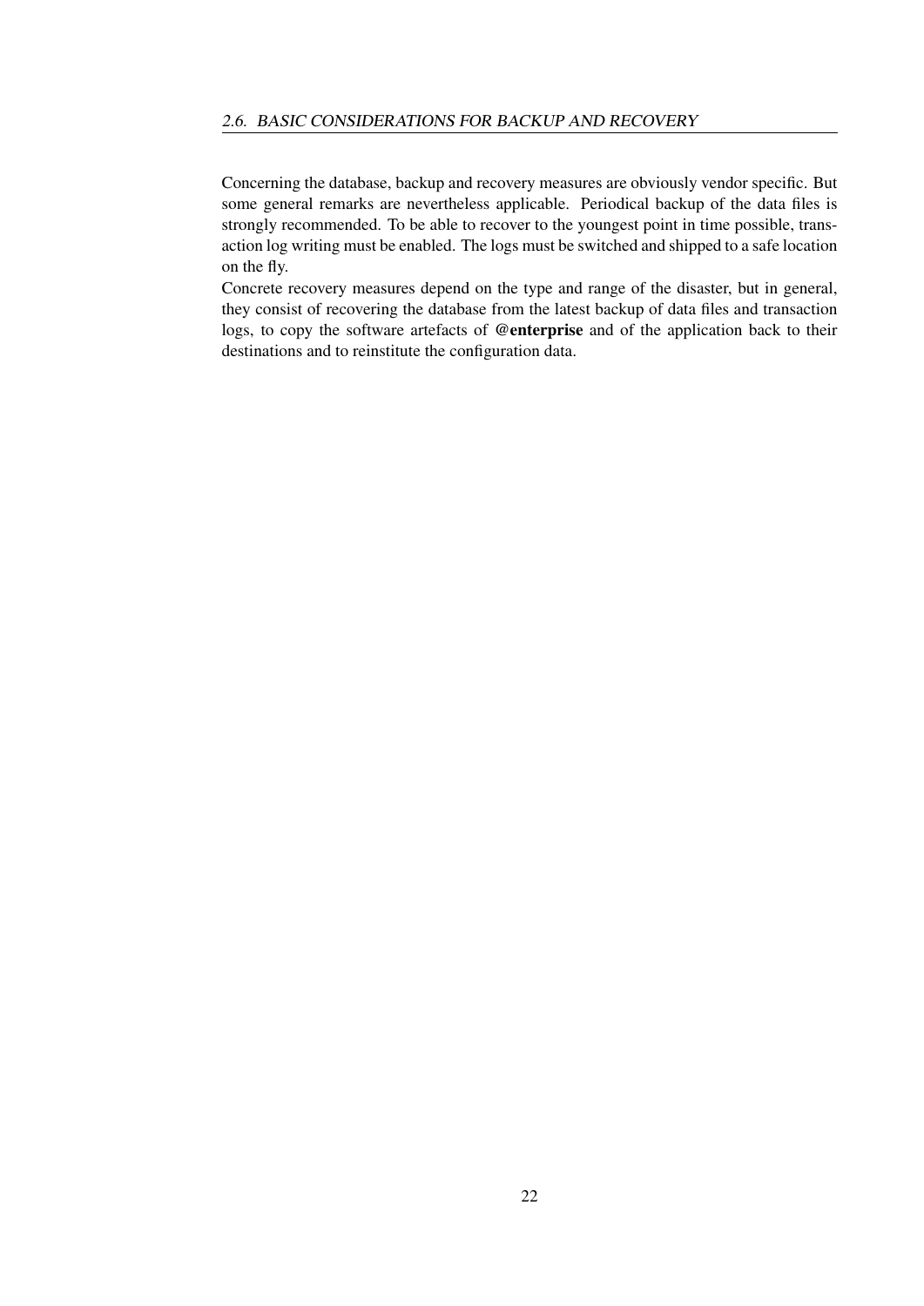Concerning the database, backup and recovery measures are obviously vendor specific. But some general remarks are nevertheless applicable. Periodical backup of the data files is strongly recommended. To be able to recover to the youngest point in time possible, transaction log writing must be enabled. The logs must be switched and shipped to a safe location on the fly.

Concrete recovery measures depend on the type and range of the disaster, but in general, they consist of recovering the database from the latest backup of data files and transaction logs, to copy the software artefacts of **@enterprise** and of the application back to their destinations and to reinstitute the configuration data.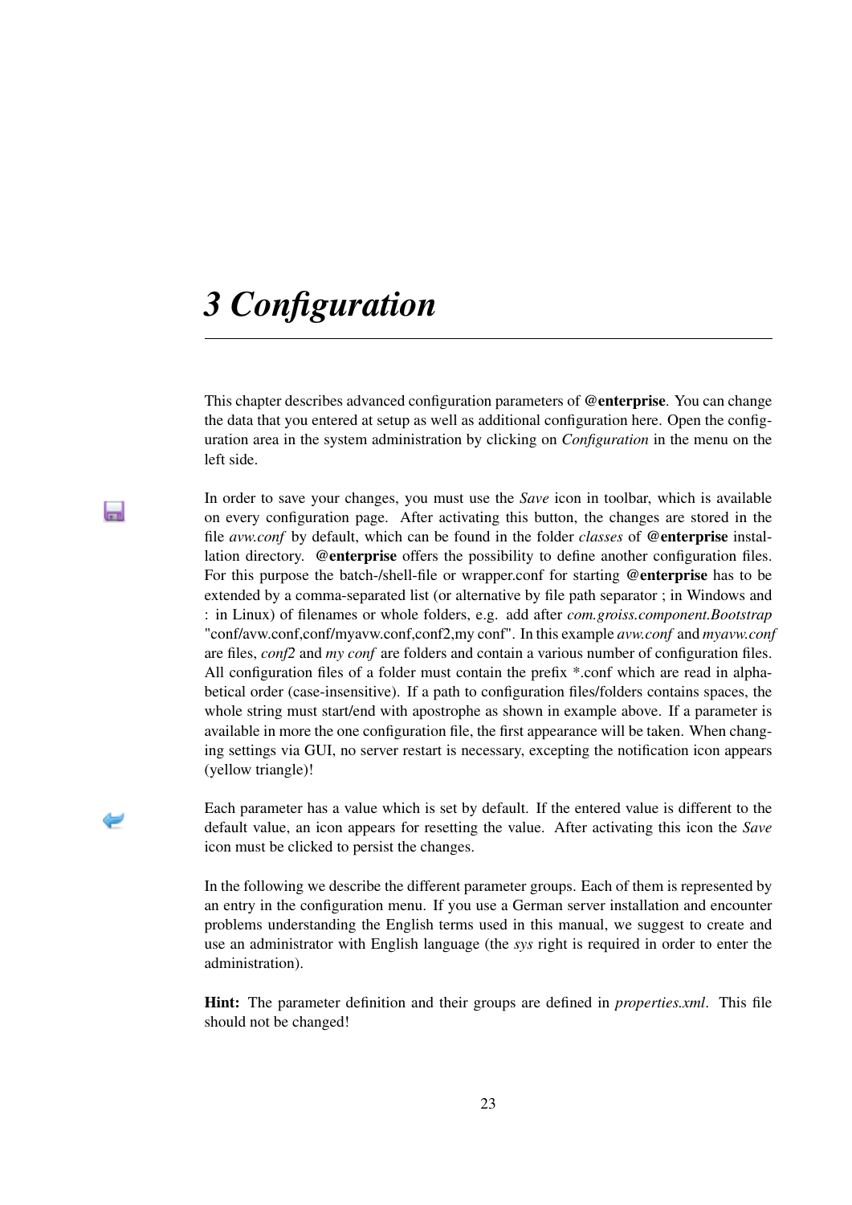# 3 Configuration

This chapter describes advanced configuration parameters of **@enterprise**. You can change the data that you entered at setup as well as additional configuration here. Open the configuration area in the system administration by clicking on *Configuration* in the menu on the left side.

In order to save your changes, you must use the *Save* icon in toolbar, which is available on every configuration page. After activating this button, the changes are stored in the file *avw.conf* by default, which can be found in the folder *classes* of **@enterprise** installation directory. **@enterprise** offers the possibility to define another configuration files. For this purpose the batch-/shell-file or wrapper.conf for starting **@enterprise** has to be extended by a comma-separated list (or alternative by file path separator ; in Windows and : in Linux) of filenames or whole folders, e.g. add after *com.groiss.component.Bootstrap* "conf/avw.conf,conf/myavw.conf,conf2,my conf". In this example *avw.conf* and *myavw.conf* are files, *conf2* and *my conf* are folders and contain a various number of configuration files. All configuration files of a folder must contain the prefix *.conf which are read in alphabetical order (case-insensitive). If a path to configuration files/folders contains spaces, the whole string must start/end with apostrophe as shown in example above. If a parameter is available in more the one configuration file, the first appearance will be taken. When changing settings via GUI, no server restart is necessary, excepting the notification icon appears (yellow triangle)!

Each parameter has a value which is set by default. If the entered value is different to the default value, an icon appears for resetting the value. After activating this icon the *Save* icon must be clicked to persist the changes.

In the following we describe the different parameter groups. Each of them is represented by an entry in the configuration menu. If you use a German server installation and encounter problems understanding the English terms used in this manual, we suggest to create and use an administrator with English language (the *sys* right is required in order to enter the administration).

**Hint:** The parameter definition and their groups are defined in *properties.xml*. This file should not be changed!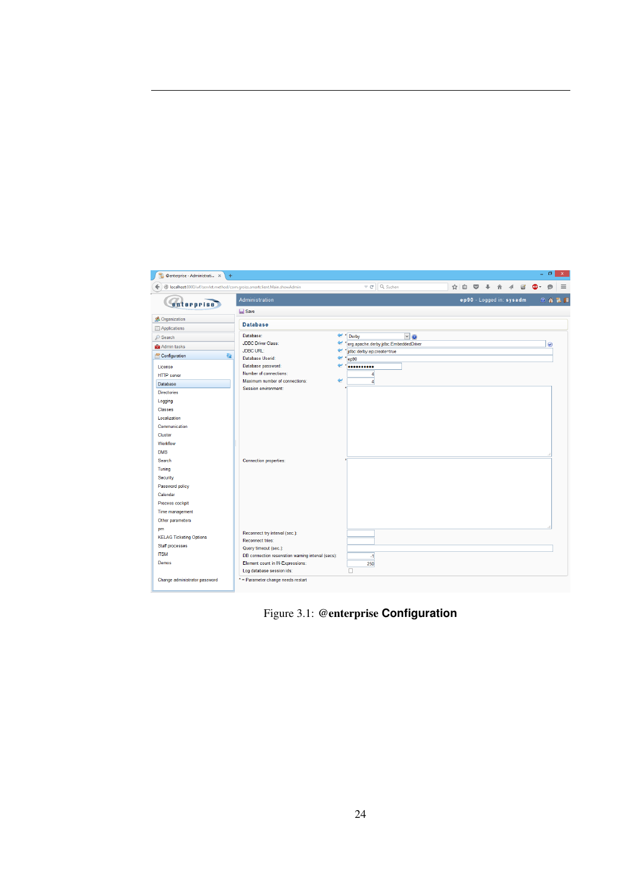Figure 3.1: **@enterprise Configuration**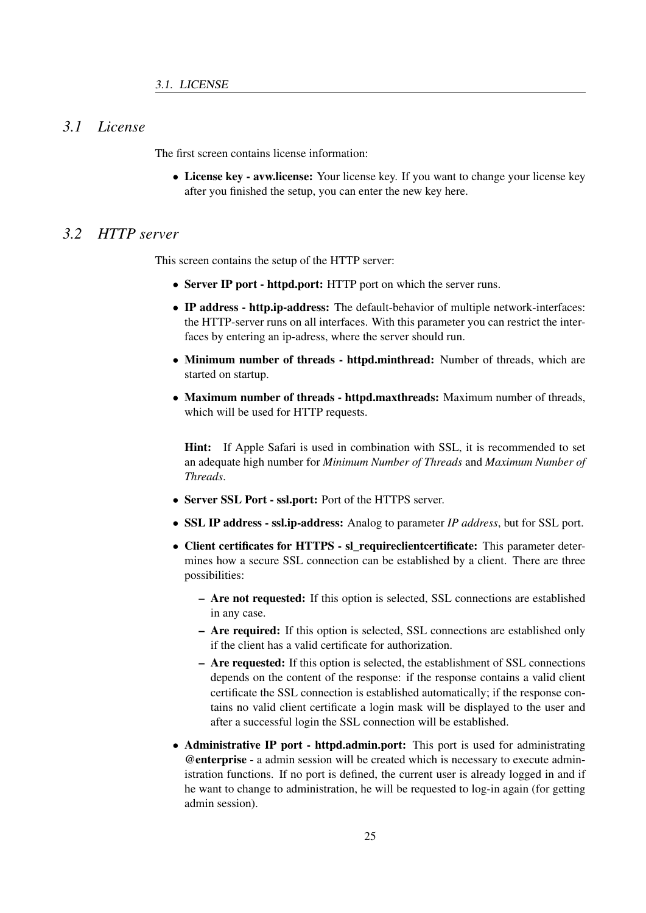## 3.1 License

The first screen contains license information:

- **License key - avw.license:** Your license key. If you want to change your license key after you finished the setup, you can enter the new key here.

## 3.2 HTTP server

This screen contains the setup of the HTTP server:

- **Server IP port - httpd.port:** HTTP port on which the server runs.
- **IP address - http.ip-address:** The default-behavior of multiple network-interfaces: the HTTP-server runs on all interfaces. With this parameter you can restrict the interfaces by entering an ip-adress, where the server should run.
- **Minimum number of threads - httpd.minthread:** Number of threads, which are started on startup.
- **Maximum number of threads - httpd.maxthreads:** Maximum number of threads, which will be used for HTTP requests.

  **Hint:** If Apple Safari is used in combination with SSL, it is recommended to set an adequate high number for *Minimum Number of Threads* and *Maximum Number of Threads*.
- **Server SSL Port - ssl.port:** Port of the HTTPS server.
- **SSL IP address - ssl.ip-address:** Analog to parameter *IP address*, but for SSL port.
- **Client certificates for HTTPS - sl_requireclientcertificate:** This parameter determines how a secure SSL connection can be established by a client. There are three possibilities:
  - **Are not requested:** If this option is selected, SSL connections are established in any case.
  - **Are required:** If this option is selected, SSL connections are established only if the client has a valid certificate for authorization.
  - **Are requested:** If this option is selected, the establishment of SSL connections depends on the content of the response: if the response contains a valid client certificate the SSL connection is established automatically; if the response contains no valid client certificate a login mask will be displayed to the user and after a successful login the SSL connection will be established.
- **Administrative IP port - httpd.admin.port:** This port is used for administrating **@enterprise** - a admin session will be created which is necessary to execute administration functions. If no port is defined, the current user is already logged in and if he want to change to administration, he will be requested to log-in again (for getting admin session).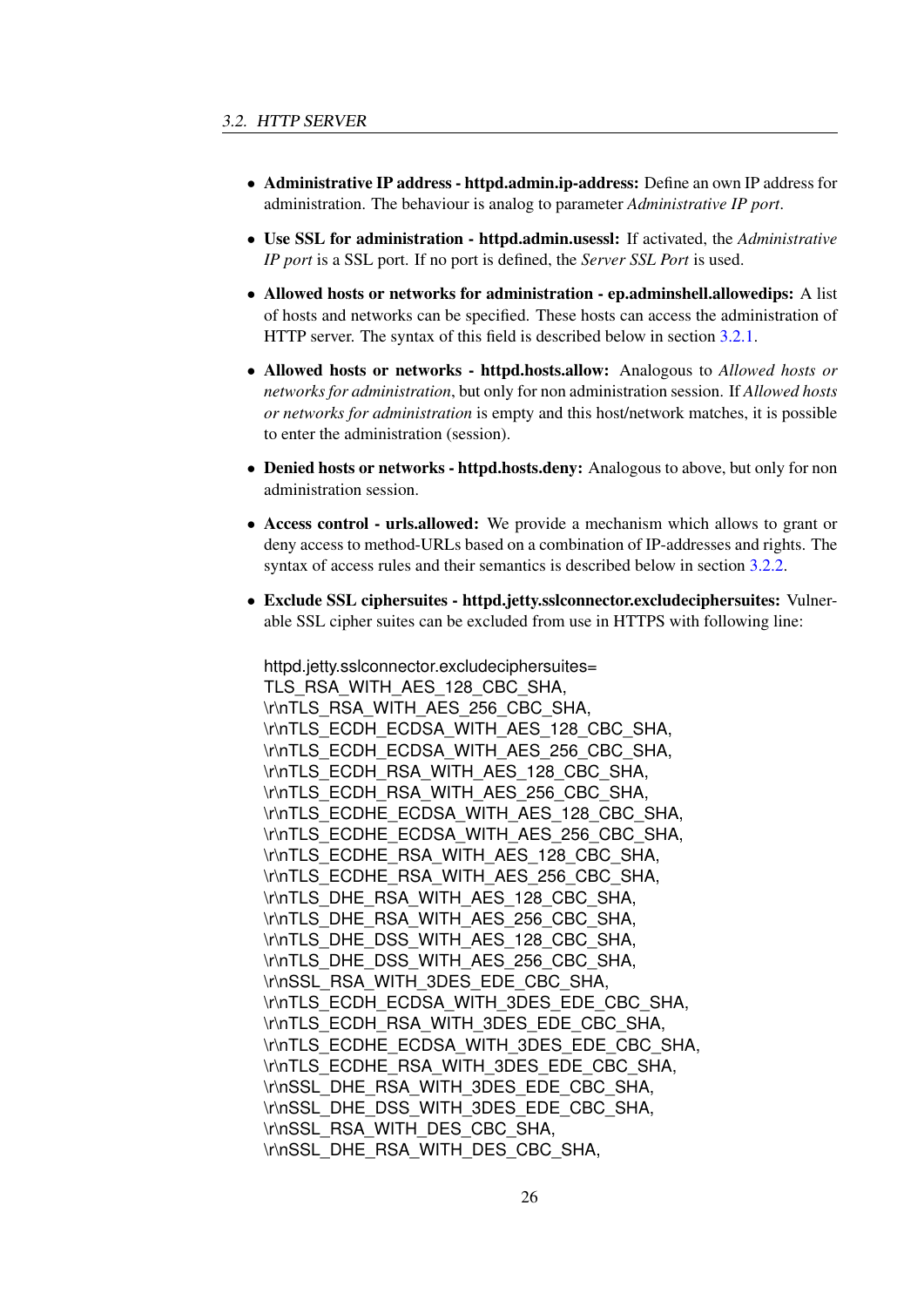- **Administrative IP address - httpd.admin.ip-address:** Define an own IP address for administration. The behaviour is analog to parameter *Administrative IP port*.

- **Use SSL for administration - httpd.admin.usessl:** If activated, the *Administrative IP port* is a SSL port. If no port is defined, the *Server SSL Port* is used.

- **Allowed hosts or networks for administration - ep.adminshell.allowedips:** A list of hosts and networks can be specified. These hosts can access the administration of HTTP server. The syntax of this field is described below in section 3.2.1.

- **Allowed hosts or networks - httpd.hosts.allow:** Analogous to *Allowed hosts or networks for administration*, but only for non administration session. If *Allowed hosts or networks for administration* is empty and this host/network matches, it is possible to enter the administration (session).

- **Denied hosts or networks - httpd.hosts.deny:** Analogous to above, but only for non administration session.

- **Access control - urls.allowed:** We provide a mechanism which allows to grant or deny access to method-URLs based on a combination of IP-addresses and rights. The syntax of access rules and their semantics is described below in section 3.2.2.

- **Exclude SSL ciphersuites - httpd.jetty.sslconnector.excludeciphersuites:** Vulnerable SSL cipher suites can be excluded from use in HTTPS with following line:

```
httpd.jetty.sslconnector.excludeciphersuites=
TLS_RSA_WITH_AES_128_CBC_SHA,
\r\nTLS_RSA_WITH_AES_256_CBC_SHA,
\r\nTLS_ECDH_ECDSA_WITH_AES_128_CBC_SHA,
\r\nTLS_ECDH_ECDSA_WITH_AES_256_CBC_SHA,
\r\nTLS_ECDH_RSA_WITH_AES_128_CBC_SHA,
\r\nTLS_ECDH_RSA_WITH_AES_256_CBC_SHA,
\r\nTLS_ECDHE_ECDSA_WITH_AES_128_CBC_SHA,
\r\nTLS_ECDHE_ECDSA_WITH_AES_256_CBC_SHA,
\r\nTLS_ECDHE_RSA_WITH_AES_128_CBC_SHA,
\r\nTLS_ECDHE_RSA_WITH_AES_256_CBC_SHA,
\r\nTLS_DHE_RSA_WITH_AES_128_CBC_SHA,
\r\nTLS_DHE_RSA_WITH_AES_256_CBC_SHA,
\r\nTLS_DHE_DSS_WITH_AES_128_CBC_SHA,
\r\nTLS_DHE_DSS_WITH_AES_256_CBC_SHA,
\r\nSSL_RSA_WITH_3DES_EDE_CBC_SHA,
\r\nTLS_ECDH_ECDSA_WITH_3DES_EDE_CBC_SHA,
\r\nTLS_ECDH_RSA_WITH_3DES_EDE_CBC_SHA,
\r\nTLS_ECDHE_ECDSA_WITH_3DES_EDE_CBC_SHA,
\r\nTLS_ECDHE_RSA_WITH_3DES_EDE_CBC_SHA,
\r\nSSL_DHE_RSA_WITH_3DES_EDE_CBC_SHA,
\r\nSSL_DHE_DSS_WITH_3DES_EDE_CBC_SHA,
\r\nSSL_RSA_WITH_DES_CBC_SHA,
\r\nSSL_DHE_RSA_WITH_DES_CBC_SHA,
```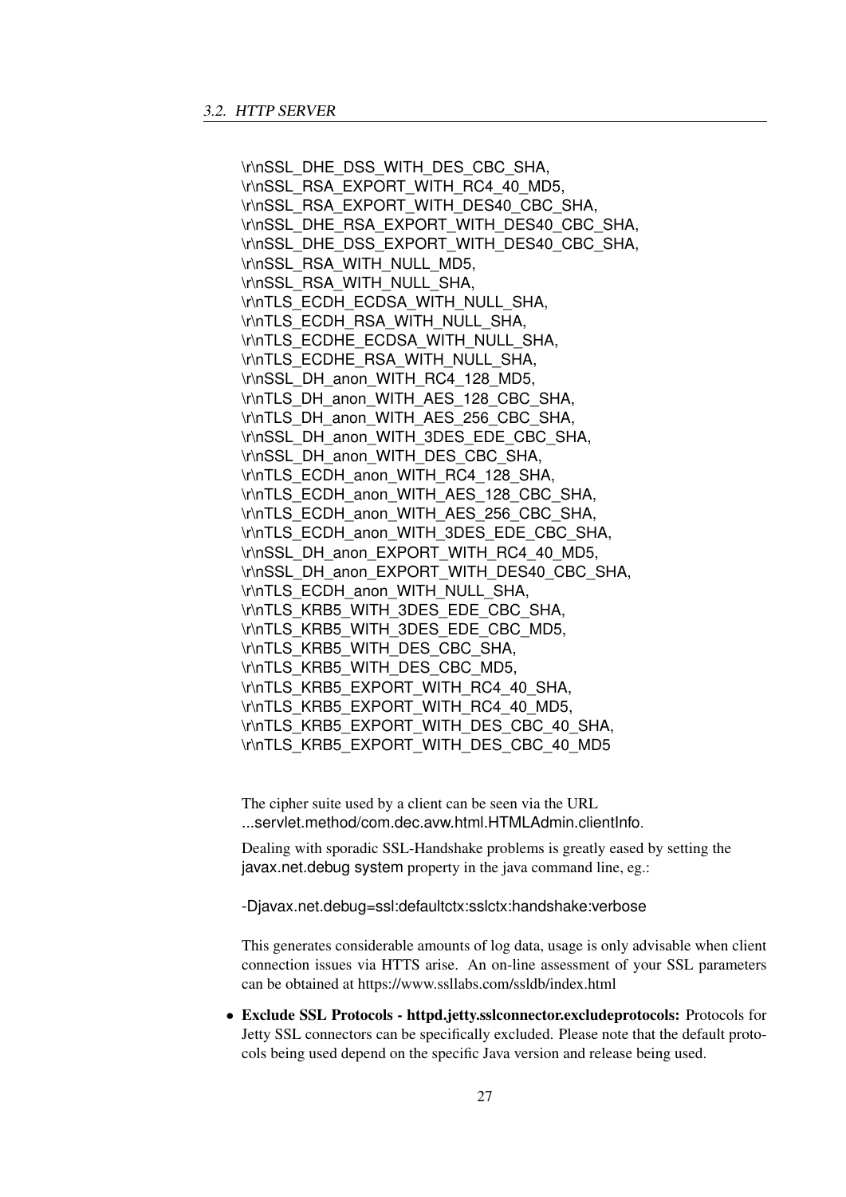```
\r\nSSL_DHE_DSS_WITH_DES_CBC_SHA,
\r\nSSL_RSA_EXPORT_WITH_RC4_40_MD5,
\r\nSSL_RSA_EXPORT_WITH_DES40_CBC_SHA,
\r\nSSL_DHE_RSA_EXPORT_WITH_DES40_CBC_SHA,
\r\nSSL_DHE_DSS_EXPORT_WITH_DES40_CBC_SHA,
\r\nSSL_RSA_WITH_NULL_MD5,
\r\nSSL_RSA_WITH_NULL_SHA,
\r\nTLS_ECDH_ECDSA_WITH_NULL_SHA,
\r\nTLS_ECDH_RSA_WITH_NULL_SHA,
\r\nTLS_ECDHE_ECDSA_WITH_NULL_SHA,
\r\nTLS_ECDHE_RSA_WITH_NULL_SHA,
\r\nSSL_DH_anon_WITH_RC4_128_MD5,
\r\nTLS_DH_anon_WITH_AES_128_CBC_SHA,
\r\nTLS_DH_anon_WITH_AES_256_CBC_SHA,
\r\nSSL_DH_anon_WITH_3DES_EDE_CBC_SHA,
\r\nSSL_DH_anon_WITH_DES_CBC_SHA,
\r\nTLS_ECDH_anon_WITH_RC4_128_SHA,
\r\nTLS_ECDH_anon_WITH_AES_128_CBC_SHA,
\r\nTLS_ECDH_anon_WITH_AES_256_CBC_SHA,
\r\nTLS_ECDH_anon_WITH_3DES_EDE_CBC_SHA,
\r\nSSL_DH_anon_EXPORT_WITH_RC4_40_MD5,
\r\nSSL_DH_anon_EXPORT_WITH_DES40_CBC_SHA,
\r\nTLS_ECDH_anon_WITH_NULL_SHA,
\r\nTLS_KRB5_WITH_3DES_EDE_CBC_SHA,
\r\nTLS_KRB5_WITH_3DES_EDE_CBC_MD5,
\r\nTLS_KRB5_WITH_DES_CBC_SHA,
\r\nTLS_KRB5_WITH_DES_CBC_MD5,
\r\nTLS_KRB5_EXPORT_WITH_RC4_40_SHA,
\r\nTLS_KRB5_EXPORT_WITH_RC4_40_MD5,
\r\nTLS_KRB5_EXPORT_WITH_DES_CBC_40_SHA,
\r\nTLS_KRB5_EXPORT_WITH_DES_CBC_40_MD5
```

The cipher suite used by a client can be seen via the URL
...servlet.method/com.dec.avw.html.HTMLAdmin.clientInfo.

Dealing with sporadic SSL-Handshake problems is greatly eased by setting the javax.net.debug system property in the java command line, eg.:

```
-Djavax.net.debug=ssl:defaultctx:sslctx:handshake:verbose
```

This generates considerable amounts of log data, usage is only advisable when client connection issues via HTTS arise. An on-line assessment of your SSL parameters can be obtained at https://www.ssllabs.com/ssldb/index.html

- **Exclude SSL Protocols - httpd.jetty.sslconnector.excludeprotocols:** Protocols for Jetty SSL connectors can be specifically excluded. Please note that the default protocols being used depend on the specific Java version and release being used.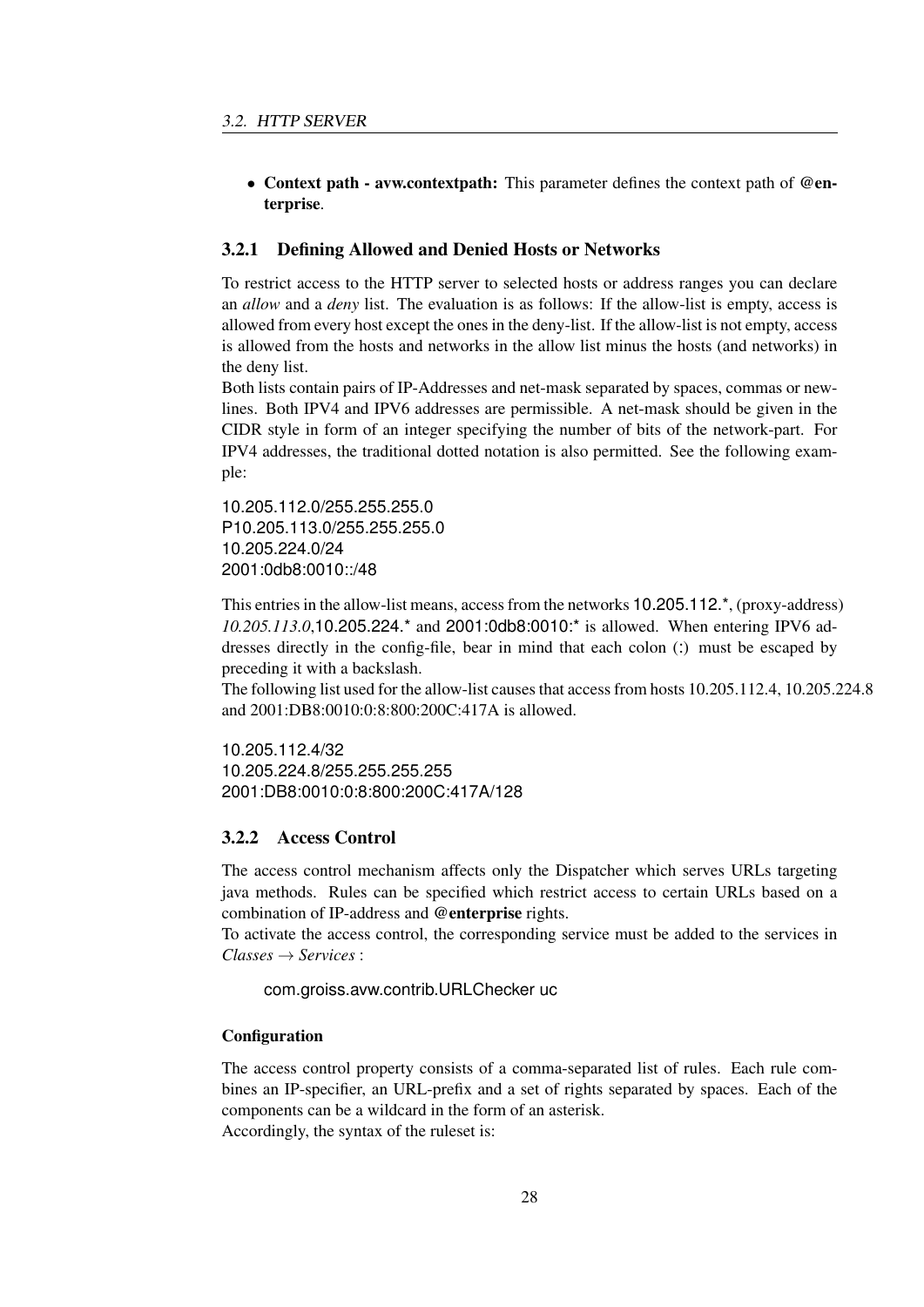- **Context path - avw.contextpath:** This parameter defines the context path of **@enterprise**.

### 3.2.1 Defining Allowed and Denied Hosts or Networks

To restrict access to the HTTP server to selected hosts or address ranges you can declare an *allow* and a *deny* list. The evaluation is as follows: If the allow-list is empty, access is allowed from every host except the ones in the deny-list. If the allow-list is not empty, access is allowed from the hosts and networks in the allow list minus the hosts (and networks) in the deny list.

Both lists contain pairs of IP-Addresses and net-mask separated by spaces, commas or newlines. Both IPV4 and IPV6 addresses are permissible. A net-mask should be given in the CIDR style in form of an integer specifying the number of bits of the network-part. For IPV4 addresses, the traditional dotted notation is also permitted. See the following example:

```
10.205.112.0/255.255.255.0
P10.205.113.0/255.255.255.0
10.205.224.0/24
2001:0db8:0010::/48
```

This entries in the allow-list means, access from the networks 10.205.112.*, (proxy-address) *10.205.113.0*,10.205.224.* and 2001:0db8:0010:* is allowed. When entering IPV6 addresses directly in the config-file, bear in mind that each colon (:) must be escaped by preceding it with a backslash.

The following list used for the allow-list causes that access from hosts 10.205.112.4, 10.205.224.8 and 2001:DB8:0010:0:8:800:200C:417A is allowed.

```
10.205.112.4/32
10.205.224.8/255.255.255.255
2001:DB8:0010:0:8:800:200C:417A/128
```

### 3.2.2 Access Control

The access control mechanism affects only the Dispatcher which serves URLs targeting java methods. Rules can be specified which restrict access to certain URLs based on a combination of IP-address and **@enterprise** rights.

To activate the access control, the corresponding service must be added to the services in *Classes* → *Services* :

```
com.groiss.avw.contrib.URLChecker uc
```

#### Configuration

The access control property consists of a comma-separated list of rules. Each rule combines an IP-specifier, an URL-prefix and a set of rights separated by spaces. Each of the components can be a wildcard in the form of an asterisk.

Accordingly, the syntax of the ruleset is: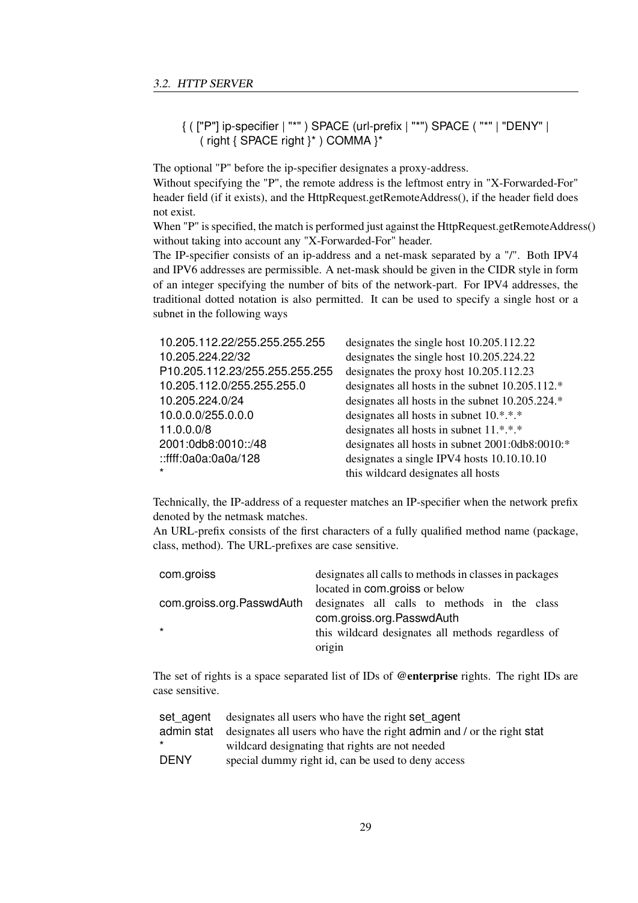```
{ ( ["P"] ip-specifier | "*" ) SPACE (url-prefix | "*") SPACE ( "*" | "DENY" |
    ( right { SPACE right }* ) COMMA }*
```

The optional "P" before the ip-specifier designates a proxy-address.
Without specifying the "P", the remote address is the leftmost entry in "X-Forwarded-For" header field (if it exists), and the HttpRequest.getRemoteAddress(), if the header field does not exist.
When "P" is specified, the match is performed just against the HttpRequest.getRemoteAddress() without taking into account any "X-Forwarded-For" header.
The IP-specifier consists of an ip-address and a net-mask separated by a "/". Both IPV4 and IPV6 addresses are permissible. A net-mask should be given in the CIDR style in form of an integer specifying the number of bits of the network-part. For IPV4 addresses, the traditional dotted notation is also permitted. It can be used to specify a single host or a subnet in the following ways

| | |
|---|---|
| 10.205.112.22/255.255.255.255 | designates the single host 10.205.112.22 |
| 10.205.224.22/32 | designates the single host 10.205.224.22 |
| P10.205.112.23/255.255.255.255 | designates the proxy host 10.205.112.23 |
| 10.205.112.0/255.255.255.0 | designates all hosts in the subnet 10.205.112.* |
| 10.205.224.0/24 | designates all hosts in the subnet 10.205.224.* |
| 10.0.0.0/255.0.0.0 | designates all hosts in subnet 10.*.*.* |
| 11.0.0.0/8 | designates all hosts in subnet 11.*.*.* |
| 2001:0db8:0010::/48 | designates all hosts in subnet 2001:0db8:0010:* |
| ::ffff:0a0a:0a0a/128 | designates a single IPV4 hosts 10.10.10.10 |
| * | this wildcard designates all hosts |

Technically, the IP-address of a requester matches an IP-specifier when the network prefix denoted by the netmask matches.
An URL-prefix consists of the first characters of a fully qualified method name (package, class, method). The URL-prefixes are case sensitive.

| | |
|---|---|
| com.groiss | designates all calls to methods in classes in packages located in com.groiss or below |
| com.groiss.org.PasswdAuth | designates all calls to methods in the class com.groiss.org.PasswdAuth |
| * | this wildcard designates all methods regardless of origin |

The set of rights is a space separated list of IDs of **@enterprise** rights. The right IDs are case sensitive.

| | |
|---|---|
| set_agent | designates all users who have the right set_agent |
| admin stat | designates all users who have the right admin and / or the right stat |
| * | wildcard designating that rights are not needed |
| DENY | special dummy right id, can be used to deny access |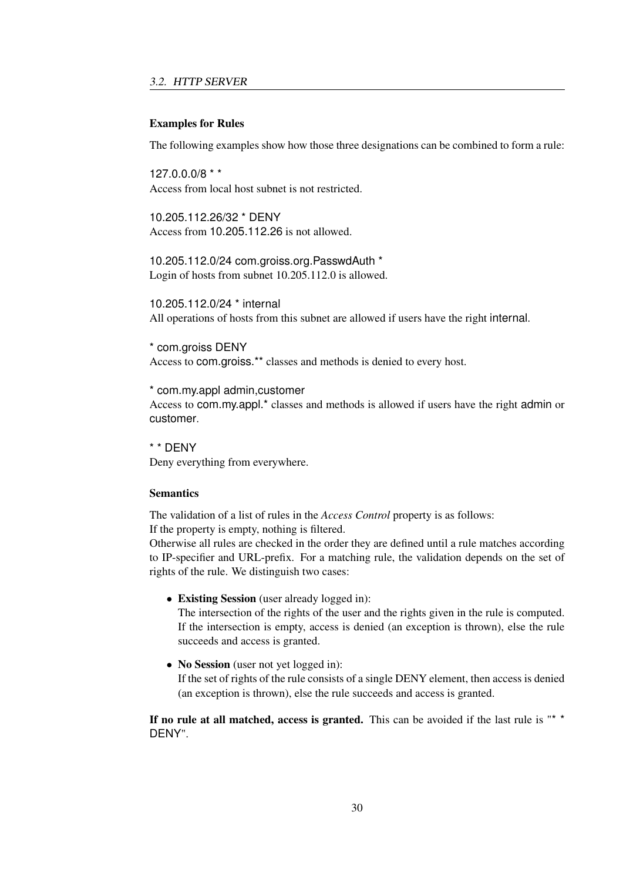### Examples for Rules

The following examples show how those three designations can be combined to form a rule:

`127.0.0.0/8 * *`
Access from local host subnet is not restricted.

`10.205.112.26/32 * DENY`
Access from 10.205.112.26 is not allowed.

`10.205.112.0/24 com.groiss.org.PasswdAuth *`
Login of hosts from subnet 10.205.112.0 is allowed.

`10.205.112.0/24 * internal`
All operations of hosts from this subnet are allowed if users have the right internal.

`* com.groiss DENY`
Access to com.groiss.** classes and methods is denied to every host.

`* com.my.appl admin,customer`
Access to com.my.appl.* classes and methods is allowed if users have the right admin or customer.

`* * DENY`
Deny everything from everywhere.

### Semantics

The validation of a list of rules in the *Access Control* property is as follows:
If the property is empty, nothing is filtered.
Otherwise all rules are checked in the order they are defined until a rule matches according to IP-specifier and URL-prefix. For a matching rule, the validation depends on the set of rights of the rule. We distinguish two cases:

- **Existing Session** (user already logged in):
  The intersection of the rights of the user and the rights given in the rule is computed. If the intersection is empty, access is denied (an exception is thrown), else the rule succeeds and access is granted.
- **No Session** (user not yet logged in):
  If the set of rights of the rule consists of a single DENY element, then access is denied (an exception is thrown), else the rule succeeds and access is granted.

**If no rule at all matched, access is granted.** This can be avoided if the last rule is "* * DENY".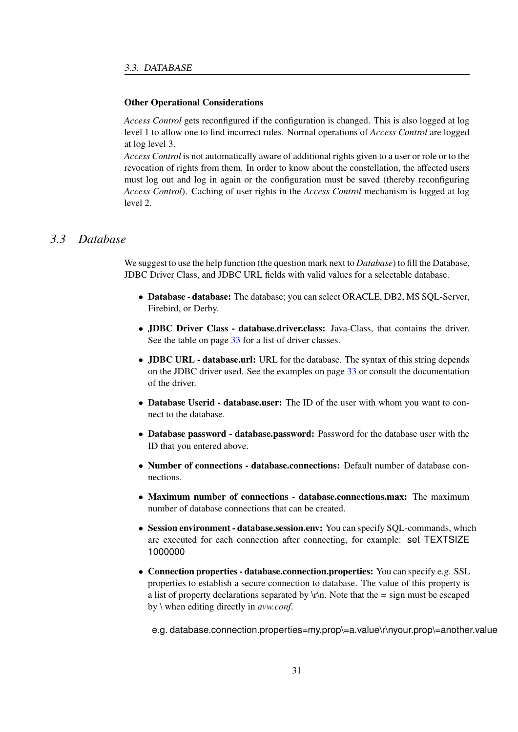**Other Operational Considerations**

*Access Control* gets reconfigured if the configuration is changed. This is also logged at log level 1 to allow one to find incorrect rules. Normal operations of *Access Control* are logged at log level 3.

*Access Control* is not automatically aware of additional rights given to a user or role or to the revocation of rights from them. In order to know about the constellation, the affected users must log out and log in again or the configuration must be saved (thereby reconfiguring *Access Control*). Caching of user rights in the *Access Control* mechanism is logged at log level 2.

## *3.3 Database*

We suggest to use the help function (the question mark next to *Database*) to fill the Database, JDBC Driver Class, and JDBC URL fields with valid values for a selectable database.

- **Database - database:** The database; you can select ORACLE, DB2, MS SQL-Server, Firebird, or Derby.
- **JDBC Driver Class - database.driver.class:** Java-Class, that contains the driver. See the table on page 33 for a list of driver classes.
- **JDBC URL - database.url:** URL for the database. The syntax of this string depends on the JDBC driver used. See the examples on page 33 or consult the documentation of the driver.
- **Database Userid - database.user:** The ID of the user with whom you want to connect to the database.
- **Database password - database.password:** Password for the database user with the ID that you entered above.
- **Number of connections - database.connections:** Default number of database connections.
- **Maximum number of connections - database.connections.max:** The maximum number of database connections that can be created.
- **Session environment - database.session.env:** You can specify SQL-commands, which are executed for each connection after connecting, for example: `set TEXTSIZE 1000000`
- **Connection properties - database.connection.properties:** You can specify e.g. SSL properties to establish a secure connection to database. The value of this property is a list of property declarations separated by \r\n. Note that the = sign must be escaped by \ when editing directly in *avw.conf*.

```
e.g. database.connection.properties=my.prop\=a.value\r\nyour.prop\=another.value
```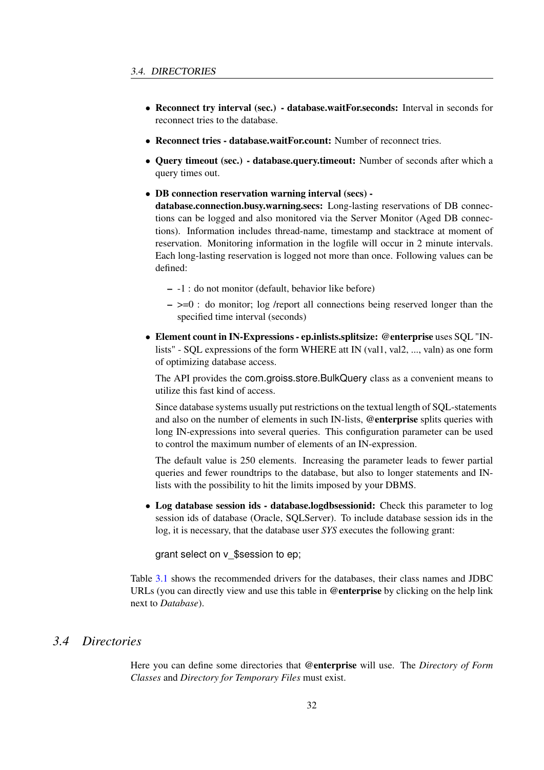- **Reconnect try interval (sec.) - database.waitFor.seconds:** Interval in seconds for reconnect tries to the database.
- **Reconnect tries - database.waitFor.count:** Number of reconnect tries.
- **Query timeout (sec.) - database.query.timeout:** Number of seconds after which a query times out.
- **DB connection reservation warning interval (secs) - database.connection.busy.warning.secs:** Long-lasting reservations of DB connections can be logged and also monitored via the Server Monitor (Aged DB connections). Information includes thread-name, timestamp and stacktrace at moment of reservation. Monitoring information in the logfile will occur in 2 minute intervals. Each long-lasting reservation is logged not more than once. Following values can be defined:
  - -1 : do not monitor (default, behavior like before)
  - >=0 : do monitor; log /report all connections being reserved longer than the specified time interval (seconds)
- **Element count in IN-Expressions - ep.inlists.splitsize: @enterprise** uses SQL "IN-lists" - SQL expressions of the form WHERE att IN (val1, val2, ..., valn) as one form of optimizing database access.

  The API provides the com.groiss.store.BulkQuery class as a convenient means to utilize this fast kind of access.

  Since database systems usually put restrictions on the textual length of SQL-statements and also on the number of elements in such IN-lists, **@enterprise** splits queries with long IN-expressions into several queries. This configuration parameter can be used to control the maximum number of elements of an IN-expression.

  The default value is 250 elements. Increasing the parameter leads to fewer partial queries and fewer roundtrips to the database, but also to longer statements and IN-lists with the possibility to hit the limits imposed by your DBMS.
- **Log database session ids - database.logdbsessionid:** Check this parameter to log session ids of database (Oracle, SQLServer). To include database session ids in the log, it is necessary, that the database user *SYS* executes the following grant:

  ```
  grant select on v_$session to ep;
  ```

Table 3.1 shows the recommended drivers for the databases, their class names and JDBC URLs (you can directly view and use this table in **@enterprise** by clicking on the help link next to *Database*).

## 3.4 Directories

Here you can define some directories that **@enterprise** will use. The *Directory of Form Classes* and *Directory for Temporary Files* must exist.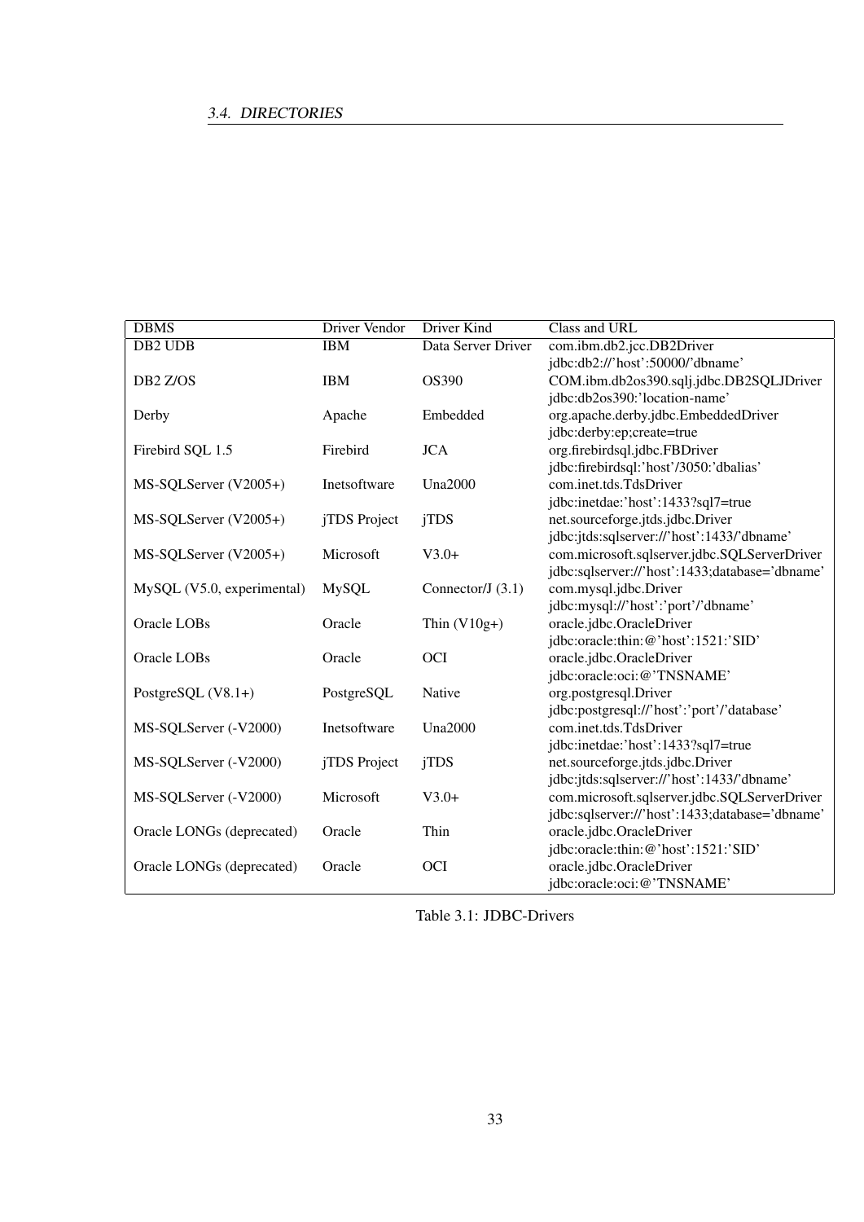| DBMS | Driver Vendor | Driver Kind | Class and URL |
|---|---|---|---|
| DB2 UDB | IBM | Data Server Driver | com.ibm.db2.jcc.DB2Driver<br>jdbc:db2://'host':50000/'dbname' |
| DB2 Z/OS | IBM | OS390 | COM.ibm.db2os390.sqlj.jdbc.DB2SQLJDriver<br>jdbc:db2os390:'location-name' |
| Derby | Apache | Embedded | org.apache.derby.jdbc.EmbeddedDriver<br>jdbc:derby:ep;create=true |
| Firebird SQL 1.5 | Firebird | JCA | org.firebirdsql.jdbc.FBDriver<br>jdbc:firebirdsql:'host'/3050:'dbalias' |
| MS-SQLServer (V2005+) | Inetsoftware | Una2000 | com.inet.tds.TdsDriver<br>jdbc:inetdae:'host':1433?sql7=true |
| MS-SQLServer (V2005+) | jTDS Project | jTDS | net.sourceforge.jtds.jdbc.Driver<br>jdbc:jtds:sqlserver://'host':1433/'dbname' |
| MS-SQLServer (V2005+) | Microsoft | V3.0+ | com.microsoft.sqlserver.jdbc.SQLServerDriver<br>jdbc:sqlserver://'host':1433;database='dbname' |
| MySQL (V5.0, experimental) | MySQL | Connector/J (3.1) | com.mysql.jdbc.Driver<br>jdbc:mysql://'host':'port'/'dbname' |
| Oracle LOBs | Oracle | Thin (V10g+) | oracle.jdbc.OracleDriver<br>jdbc:oracle:thin:@'host':1521:'SID' |
| Oracle LOBs | Oracle | OCI | oracle.jdbc.OracleDriver<br>jdbc:oracle:oci:@'TNSNAME' |
| PostgreSQL (V8.1+) | PostgreSQL | Native | org.postgresql.Driver<br>jdbc:postgresql://'host':'port'/'database' |
| MS-SQLServer (-V2000) | Inetsoftware | Una2000 | com.inet.tds.TdsDriver<br>jdbc:inetdae:'host':1433?sql7=true |
| MS-SQLServer (-V2000) | jTDS Project | jTDS | net.sourceforge.jtds.jdbc.Driver<br>jdbc:jtds:sqlserver://'host':1433/'dbname' |
| MS-SQLServer (-V2000) | Microsoft | V3.0+ | com.microsoft.sqlserver.jdbc.SQLServerDriver<br>jdbc:sqlserver://'host':1433;database='dbname' |
| Oracle LONGs (deprecated) | Oracle | Thin | oracle.jdbc.OracleDriver<br>jdbc:oracle:thin:@'host':1521:'SID' |
| Oracle LONGs (deprecated) | Oracle | OCI | oracle.jdbc.OracleDriver<br>jdbc:oracle:oci:@'TNSNAME' |

Table 3.1: JDBC-Drivers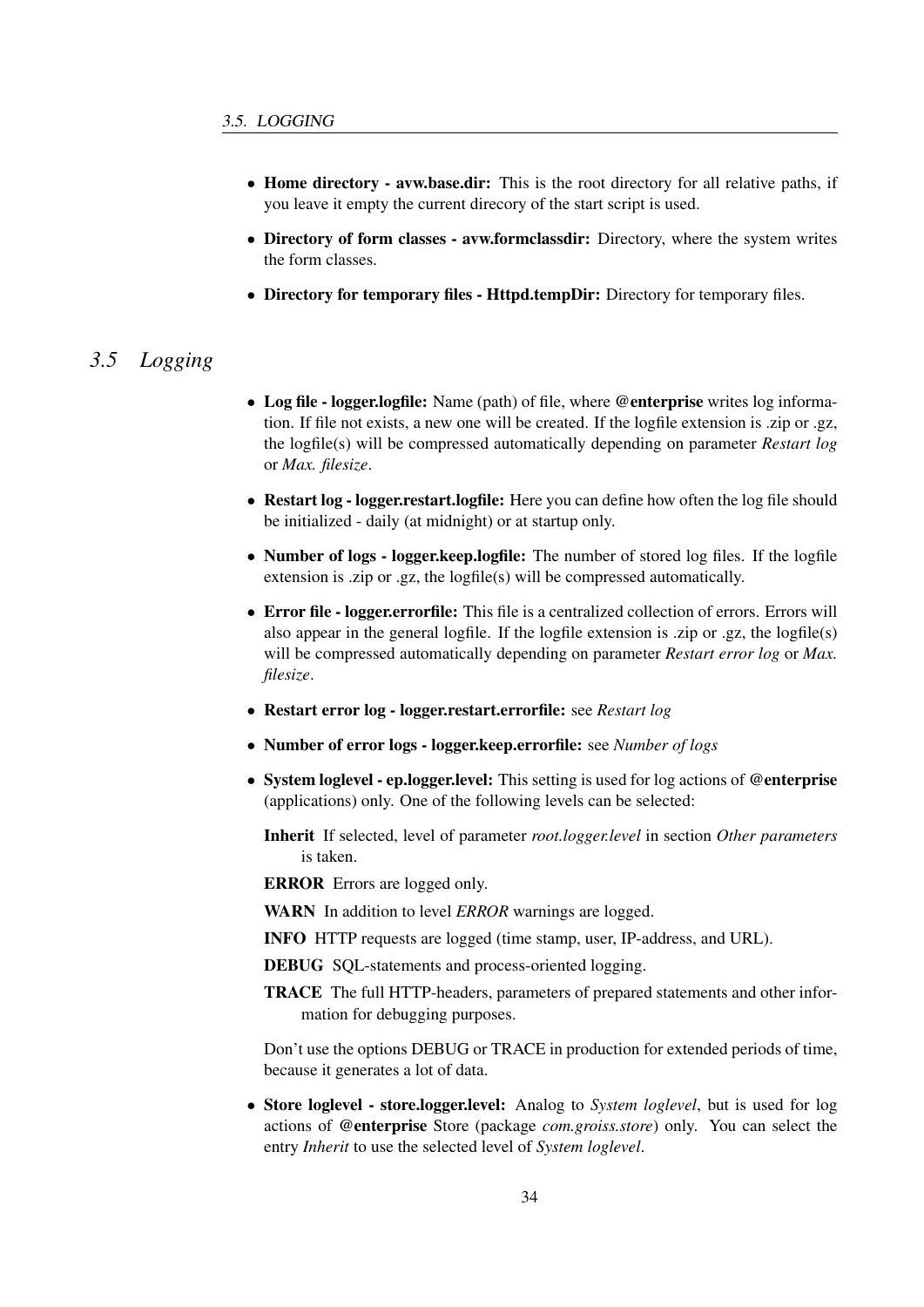- **Home directory - avw.base.dir:** This is the root directory for all relative paths, if you leave it empty the current direcory of the start script is used.
- **Directory of form classes - avw.formclassdir:** Directory, where the system writes the form classes.
- **Directory for temporary files - Httpd.tempDir:** Directory for temporary files.

## *3.5 Logging*

- **Log file - logger.logfile:** Name (path) of file, where **@enterprise** writes log information. If file not exists, a new one will be created. If the logfile extension is .zip or .gz, the logfile(s) will be compressed automatically depending on parameter *Restart log* or *Max. filesize*.
- **Restart log - logger.restart.logfile:** Here you can define how often the log file should be initialized - daily (at midnight) or at startup only.
- **Number of logs - logger.keep.logfile:** The number of stored log files. If the logfile extension is .zip or .gz, the logfile(s) will be compressed automatically.
- **Error file - logger.errorfile:** This file is a centralized collection of errors. Errors will also appear in the general logfile. If the logfile extension is .zip or .gz, the logfile(s) will be compressed automatically depending on parameter *Restart error log* or *Max. filesize*.
- **Restart error log - logger.restart.errorfile:** see *Restart log*
- **Number of error logs - logger.keep.errorfile:** see *Number of logs*
- **System loglevel - ep.logger.level:** This setting is used for log actions of **@enterprise** (applications) only. One of the following levels can be selected:

  **Inherit** If selected, level of parameter *root.logger.level* in section *Other parameters* is taken.

  **ERROR** Errors are logged only.

  **WARN** In addition to level *ERROR* warnings are logged.

  **INFO** HTTP requests are logged (time stamp, user, IP-address, and URL).

  **DEBUG** SQL-statements and process-oriented logging.

  **TRACE** The full HTTP-headers, parameters of prepared statements and other information for debugging purposes.

  Don't use the options DEBUG or TRACE in production for extended periods of time, because it generates a lot of data.

- **Store loglevel - store.logger.level:** Analog to *System loglevel*, but is used for log actions of **@enterprise** Store (package *com.groiss.store*) only. You can select the entry *Inherit* to use the selected level of *System loglevel*.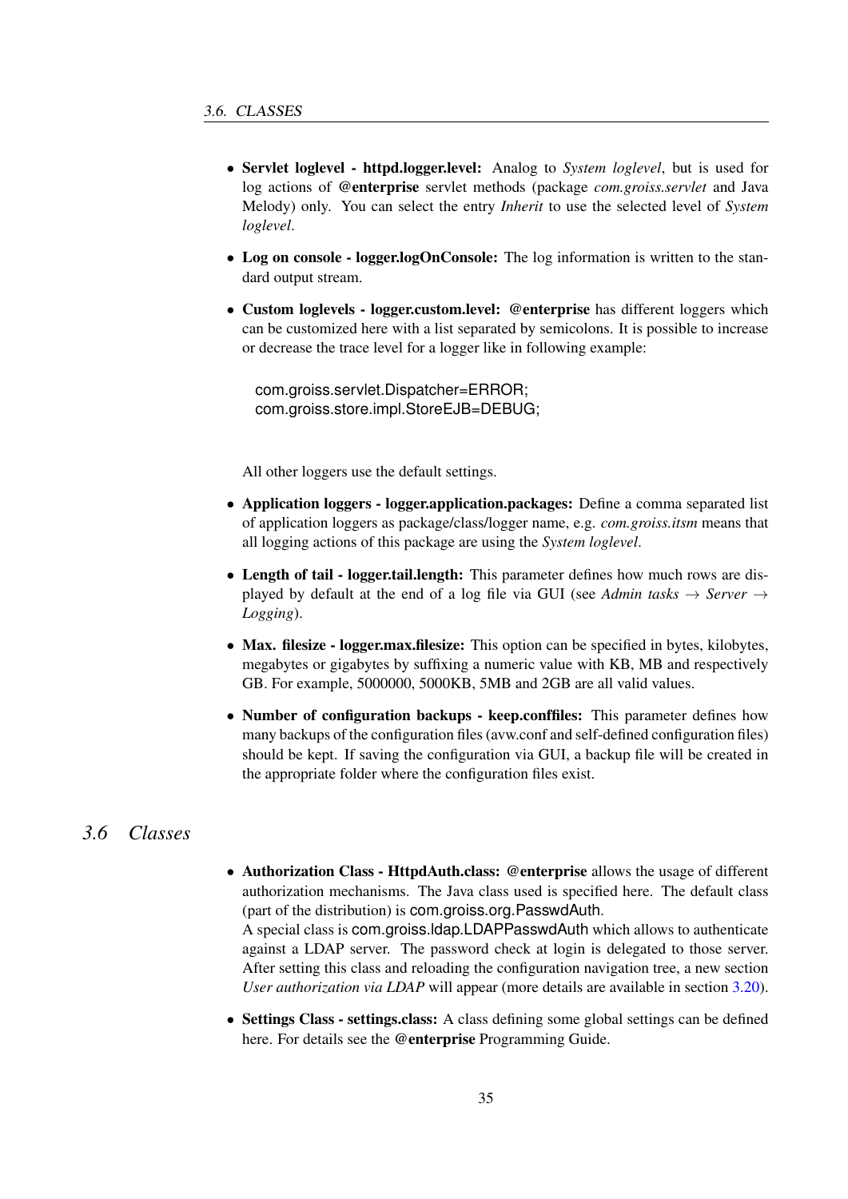- **Servlet loglevel - httpd.logger.level:** Analog to *System loglevel*, but is used for log actions of **@enterprise** servlet methods (package *com.groiss.servlet* and Java Melody) only. You can select the entry *Inherit* to use the selected level of *System loglevel*.

- **Log on console - logger.logOnConsole:** The log information is written to the standard output stream.

- **Custom loglevels - logger.custom.level:** **@enterprise** has different loggers which can be customized here with a list separated by semicolons. It is possible to increase or decrease the trace level for a logger like in following example:

  ```
  com.groiss.servlet.Dispatcher=ERROR;
  com.groiss.store.impl.StoreEJB=DEBUG;
  ```

  All other loggers use the default settings.

- **Application loggers - logger.application.packages:** Define a comma separated list of application loggers as package/class/logger name, e.g. *com.groiss.itsm* means that all logging actions of this package are using the *System loglevel*.

- **Length of tail - logger.tail.length:** This parameter defines how much rows are displayed by default at the end of a log file via GUI (see *Admin tasks* → *Server* → *Logging*).

- **Max. filesize - logger.max.filesize:** This option can be specified in bytes, kilobytes, megabytes or gigabytes by suffixing a numeric value with KB, MB and respectively GB. For example, 5000000, 5000KB, 5MB and 2GB are all valid values.

- **Number of configuration backups - keep.conffiles:** This parameter defines how many backups of the configuration files (avw.conf and self-defined configuration files) should be kept. If saving the configuration via GUI, a backup file will be created in the appropriate folder where the configuration files exist.

## 3.6 Classes

- **Authorization Class - HttpdAuth.class:** **@enterprise** allows the usage of different authorization mechanisms. The Java class used is specified here. The default class (part of the distribution) is com.groiss.org.PasswdAuth.
  A special class is com.groiss.ldap.LDAPPasswdAuth which allows to authenticate against a LDAP server. The password check at login is delegated to those server. After setting this class and reloading the configuration navigation tree, a new section *User authorization via LDAP* will appear (more details are available in section 3.20).

- **Settings Class - settings.class:** A class defining some global settings can be defined here. For details see the **@enterprise** Programming Guide.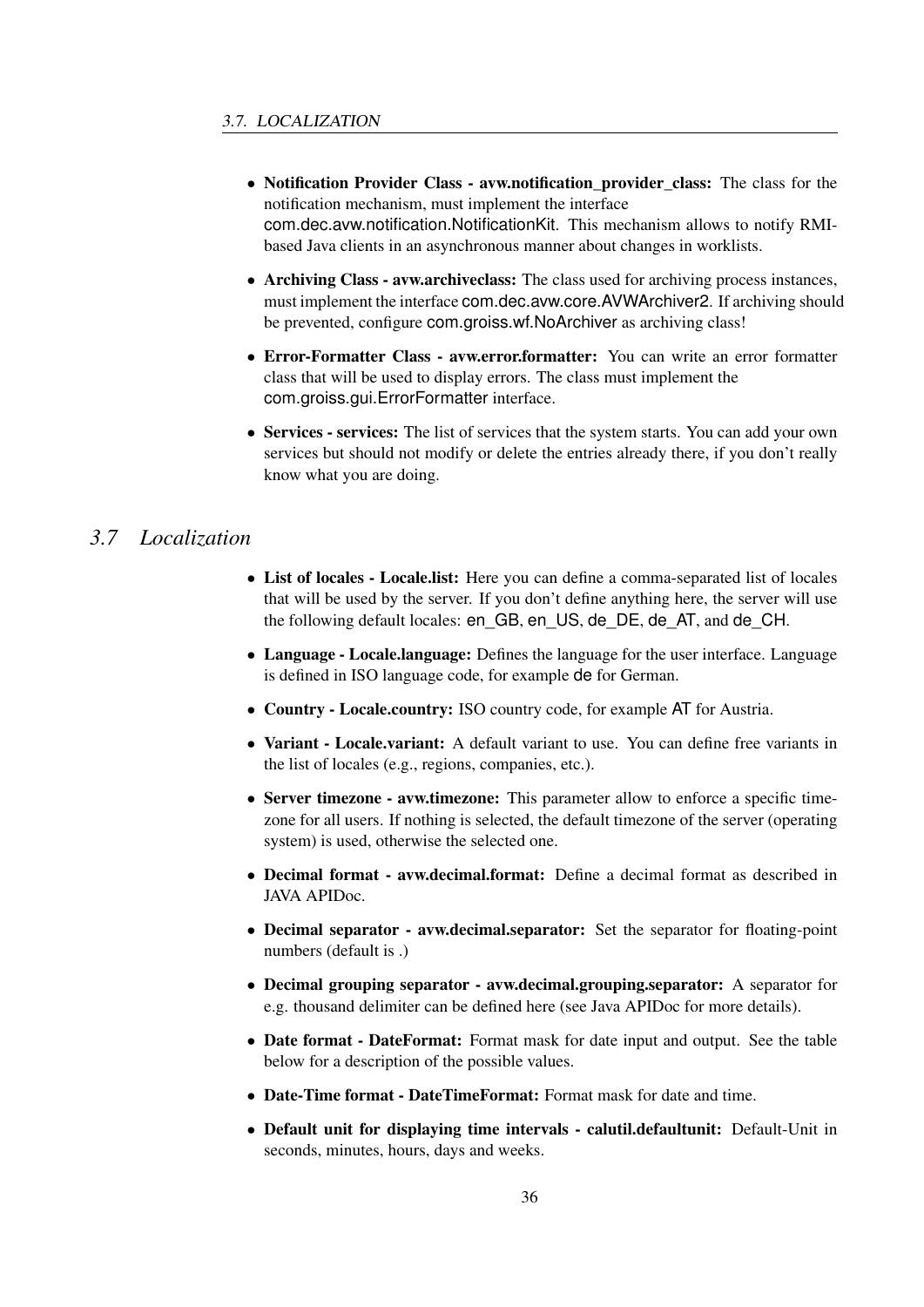- **Notification Provider Class - avw.notification_provider_class:** The class for the notification mechanism, must implement the interface com.dec.avw.notification.NotificationKit. This mechanism allows to notify RMI-based Java clients in an asynchronous manner about changes in worklists.

- **Archiving Class - avw.archiveclass:** The class used for archiving process instances, must implement the interface com.dec.avw.core.AVWArchiver2. If archiving should be prevented, configure com.groiss.wf.NoArchiver as archiving class!

- **Error-Formatter Class - avw.error.formatter:** You can write an error formatter class that will be used to display errors. The class must implement the com.groiss.gui.ErrorFormatter interface.

- **Services - services:** The list of services that the system starts. You can add your own services but should not modify or delete the entries already there, if you don't really know what you are doing.

## *3.7 Localization*

- **List of locales - Locale.list:** Here you can define a comma-separated list of locales that will be used by the server. If you don't define anything here, the server will use the following default locales: en_GB, en_US, de_DE, de_AT, and de_CH.

- **Language - Locale.language:** Defines the language for the user interface. Language is defined in ISO language code, for example de for German.

- **Country - Locale.country:** ISO country code, for example AT for Austria.

- **Variant - Locale.variant:** A default variant to use. You can define free variants in the list of locales (e.g., regions, companies, etc.).

- **Server timezone - avw.timezone:** This parameter allow to enforce a specific timezone for all users. If nothing is selected, the default timezone of the server (operating system) is used, otherwise the selected one.

- **Decimal format - avw.decimal.format:** Define a decimal format as described in JAVA APIDoc.

- **Decimal separator - avw.decimal.separator:** Set the separator for floating-point numbers (default is .)

- **Decimal grouping separator - avw.decimal.grouping.separator:** A separator for e.g. thousand delimiter can be defined here (see Java APIDoc for more details).

- **Date format - DateFormat:** Format mask for date input and output. See the table below for a description of the possible values.

- **Date-Time format - DateTimeFormat:** Format mask for date and time.

- **Default unit for displaying time intervals - calutil.defaultunit:** Default-Unit in seconds, minutes, hours, days and weeks.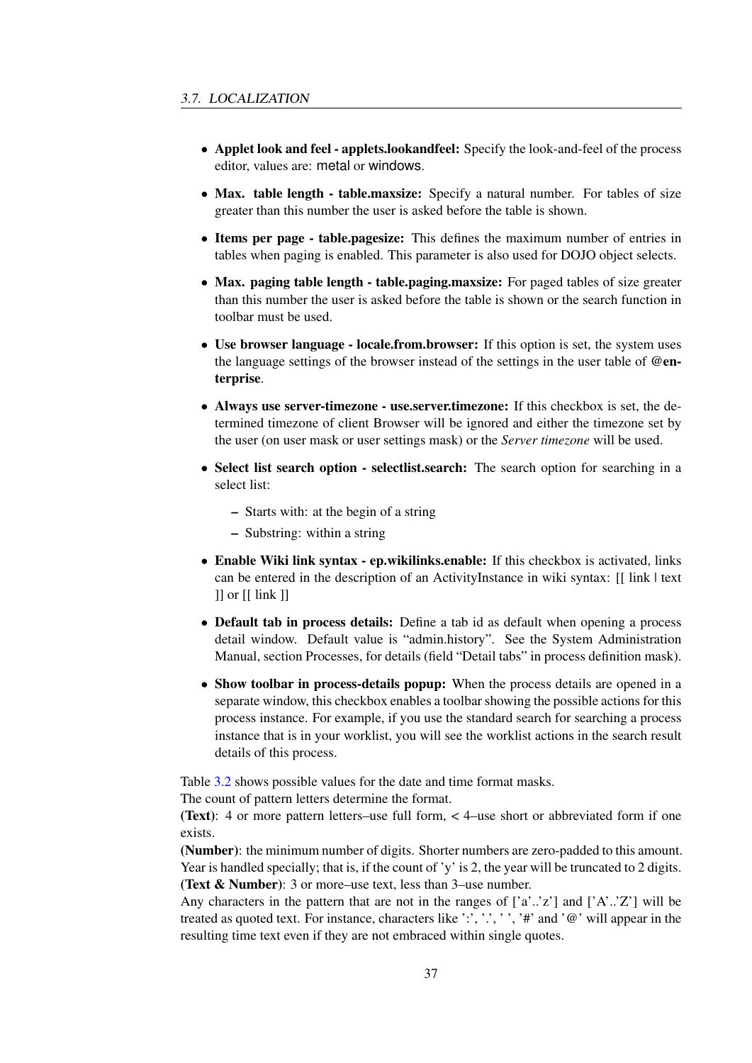- **Applet look and feel - applets.lookandfeel:** Specify the look-and-feel of the process editor, values are: metal or windows.

- **Max. table length - table.maxsize:** Specify a natural number. For tables of size greater than this number the user is asked before the table is shown.

- **Items per page - table.pagesize:** This defines the maximum number of entries in tables when paging is enabled. This parameter is also used for DOJO object selects.

- **Max. paging table length - table.paging.maxsize:** For paged tables of size greater than this number the user is asked before the table is shown or the search function in toolbar must be used.

- **Use browser language - locale.from.browser:** If this option is set, the system uses the language settings of the browser instead of the settings in the user table of **@enterprise**.

- **Always use server-timezone - use.server.timezone:** If this checkbox is set, the determined timezone of client Browser will be ignored and either the timezone set by the user (on user mask or user settings mask) or the *Server timezone* will be used.

- **Select list search option - selectlist.search:** The search option for searching in a select list:
  - Starts with: at the begin of a string
  - Substring: within a string

- **Enable Wiki link syntax - ep.wikilinks.enable:** If this checkbox is activated, links can be entered in the description of an ActivityInstance in wiki syntax: [[ link | text ]] or [[ link ]]

- **Default tab in process details:** Define a tab id as default when opening a process detail window. Default value is "admin.history". See the System Administration Manual, section Processes, for details (field "Detail tabs" in process definition mask).

- **Show toolbar in process-details popup:** When the process details are opened in a separate window, this checkbox enables a toolbar showing the possible actions for this process instance. For example, if you use the standard search for searching a process instance that is in your worklist, you will see the worklist actions in the search result details of this process.

Table 3.2 shows possible values for the date and time format masks.
The count of pattern letters determine the format.
**(Text)**: 4 or more pattern letters–use full form, < 4–use short or abbreviated form if one exists.
**(Number)**: the minimum number of digits. Shorter numbers are zero-padded to this amount. Year is handled specially; that is, if the count of 'y' is 2, the year will be truncated to 2 digits.
**(Text & Number)**: 3 or more–use text, less than 3–use number.
Any characters in the pattern that are not in the ranges of ['a'..'z'] and ['A'..'Z'] will be treated as quoted text. For instance, characters like ':', '.', ' ', '#' and '@' will appear in the resulting time text even if they are not embraced within single quotes.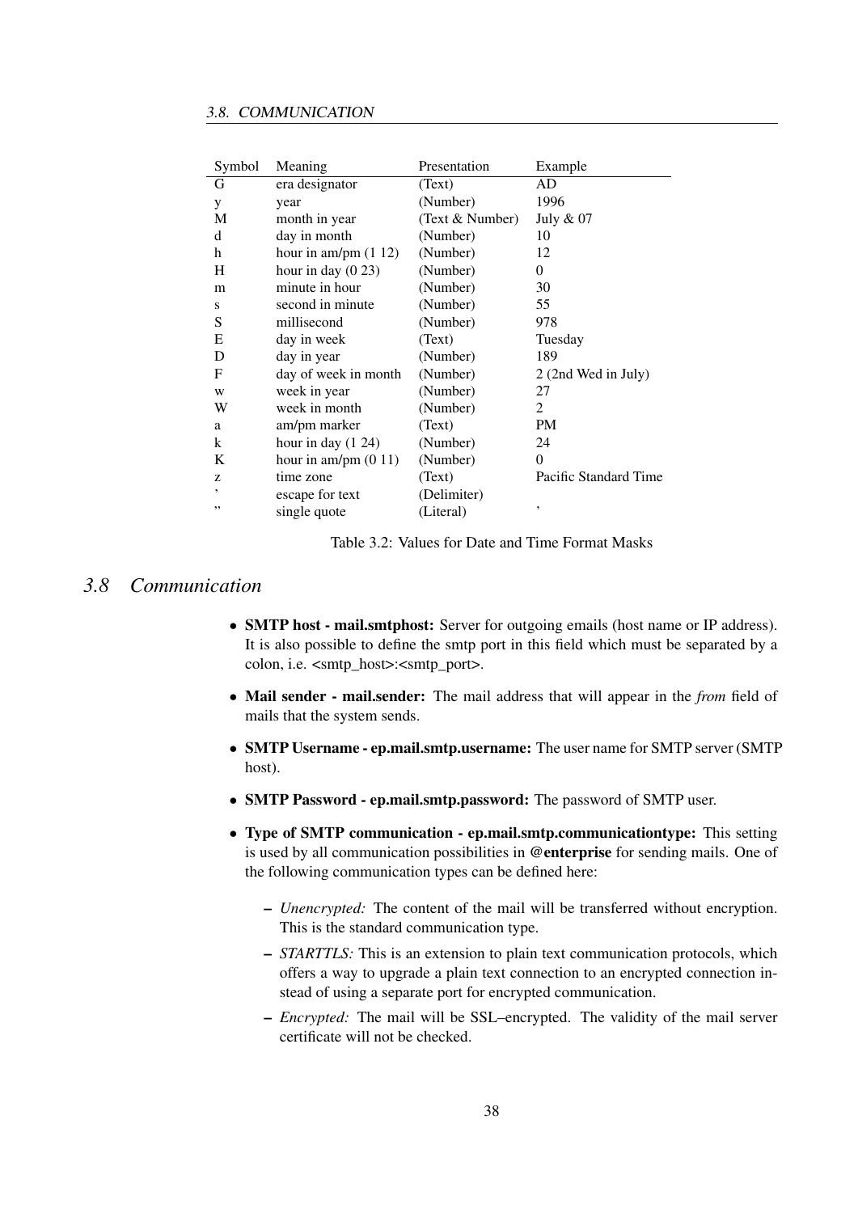| Symbol | Meaning | Presentation | Example |
|---|---|---|---|
| G | era designator | (Text) | AD |
| y | year | (Number) | 1996 |
| M | month in year | (Text & Number) | July & 07 |
| d | day in month | (Number) | 10 |
| h | hour in am/pm (1 12) | (Number) | 12 |
| H | hour in day (0 23) | (Number) | 0 |
| m | minute in hour | (Number) | 30 |
| s | second in minute | (Number) | 55 |
| S | millisecond | (Number) | 978 |
| E | day in week | (Text) | Tuesday |
| D | day in year | (Number) | 189 |
| F | day of week in month | (Number) | 2 (2nd Wed in July) |
| w | week in year | (Number) | 27 |
| W | week in month | (Number) | 2 |
| a | am/pm marker | (Text) | PM |
| k | hour in day (1 24) | (Number) | 24 |
| K | hour in am/pm (0 11) | (Number) | 0 |
| z | time zone | (Text) | Pacific Standard Time |
| ' | escape for text | (Delimiter) | |
| '' | single quote | (Literal) | ' |

Table 3.2: Values for Date and Time Format Masks

## 3.8 Communication

- **SMTP host - mail.smtphost:** Server for outgoing emails (host name or IP address). It is also possible to define the smtp port in this field which must be separated by a colon, i.e. <smtp_host>:<smtp_port>.
- **Mail sender - mail.sender:** The mail address that will appear in the *from* field of mails that the system sends.
- **SMTP Username - ep.mail.smtp.username:** The user name for SMTP server (SMTP host).
- **SMTP Password - ep.mail.smtp.password:** The password of SMTP user.
- **Type of SMTP communication - ep.mail.smtp.communicationtype:** This setting is used by all communication possibilities in **@enterprise** for sending mails. One of the following communication types can be defined here:
  - *Unencrypted:* The content of the mail will be transferred without encryption. This is the standard communication type.
  - *STARTTLS:* This is an extension to plain text communication protocols, which offers a way to upgrade a plain text connection to an encrypted connection instead of using a separate port for encrypted communication.
  - *Encrypted:* The mail will be SSL–encrypted. The validity of the mail server certificate will not be checked.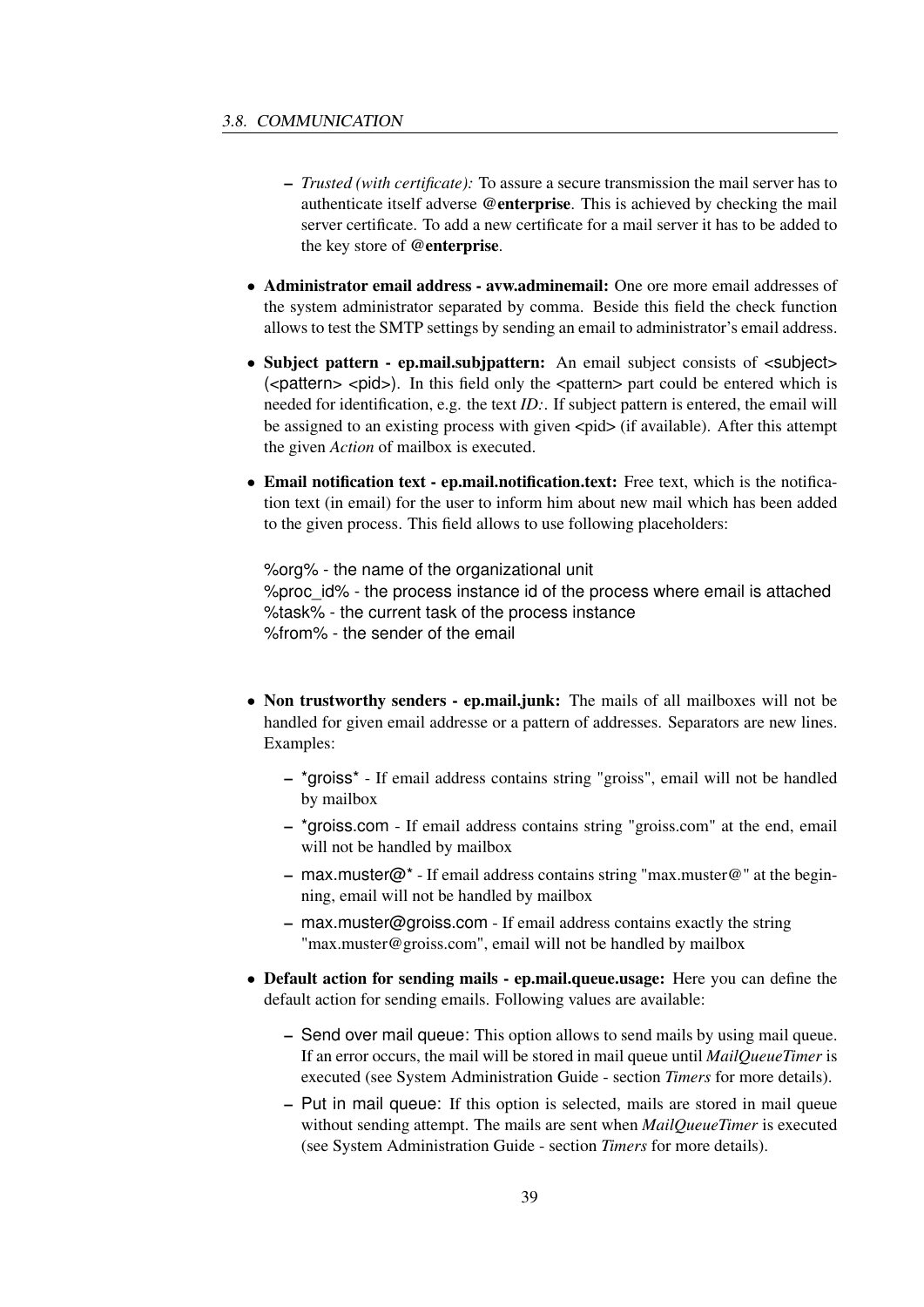- *Trusted (with certificate):* To assure a secure transmission the mail server has to authenticate itself adverse **@enterprise**. This is achieved by checking the mail server certificate. To add a new certificate for a mail server it has to be added to the key store of **@enterprise**.

- **Administrator email address - avw.adminemail:** One ore more email addresses of the system administrator separated by comma. Beside this field the check function allows to test the SMTP settings by sending an email to administrator's email address.

- **Subject pattern - ep.mail.subjpattern:** An email subject consists of <subject> (<pattern> <pid>). In this field only the <pattern> part could be entered which is needed for identification, e.g. the text *ID:*. If subject pattern is entered, the email will be assigned to an existing process with given <pid> (if available). After this attempt the given *Action* of mailbox is executed.

- **Email notification text - ep.mail.notification.text:** Free text, which is the notification text (in email) for the user to inform him about new mail which has been added to the given process. This field allows to use following placeholders:

  %org% - the name of the organizational unit
  %proc_id% - the process instance id of the process where email is attached
  %task% - the current task of the process instance
  %from% - the sender of the email

- **Non trustworthy senders - ep.mail.junk:** The mails of all mailboxes will not be handled for given email addresse or a pattern of addresses. Separators are new lines. Examples:

  - *groiss* - If email address contains string "groiss", email will not be handled by mailbox
  - *groiss.com - If email address contains string "groiss.com" at the end, email will not be handled by mailbox
  - max.muster@* - If email address contains string "max.muster@" at the beginning, email will not be handled by mailbox
  - max.muster@groiss.com - If email address contains exactly the string "max.muster@groiss.com", email will not be handled by mailbox

- **Default action for sending mails - ep.mail.queue.usage:** Here you can define the default action for sending emails. Following values are available:

  - Send over mail queue: This option allows to send mails by using mail queue. If an error occurs, the mail will be stored in mail queue until *MailQueueTimer* is executed (see System Administration Guide - section *Timers* for more details).
  - Put in mail queue: If this option is selected, mails are stored in mail queue without sending attempt. The mails are sent when *MailQueueTimer* is executed (see System Administration Guide - section *Timers* for more details).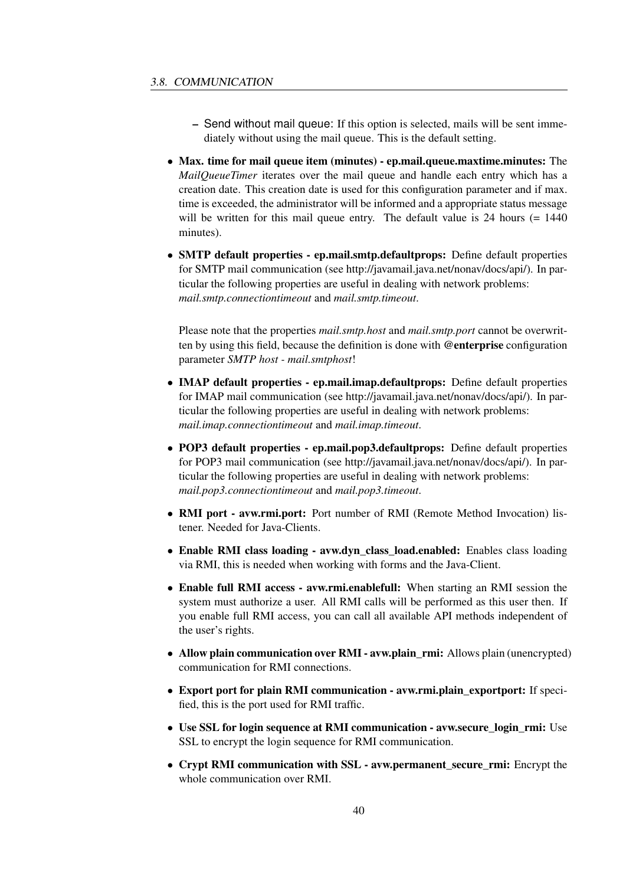- Send without mail queue: If this option is selected, mails will be sent immediately without using the mail queue. This is the default setting.

- **Max. time for mail queue item (minutes) - ep.mail.queue.maxtime.minutes:** The *MailQueueTimer* iterates over the mail queue and handle each entry which has a creation date. This creation date is used for this configuration parameter and if max. time is exceeded, the administrator will be informed and a appropriate status message will be written for this mail queue entry. The default value is 24 hours (= 1440 minutes).

- **SMTP default properties - ep.mail.smtp.defaultprops:** Define default properties for SMTP mail communication (see http://javamail.java.net/nonav/docs/api/). In particular the following properties are useful in dealing with network problems: *mail.smtp.connectiontimeout* and *mail.smtp.timeout*.

  Please note that the properties *mail.smtp.host* and *mail.smtp.port* cannot be overwritten by using this field, because the definition is done with **@enterprise** configuration parameter *SMTP host - mail.smtphost*!

- **IMAP default properties - ep.mail.imap.defaultprops:** Define default properties for IMAP mail communication (see http://javamail.java.net/nonav/docs/api/). In particular the following properties are useful in dealing with network problems: *mail.imap.connectiontimeout* and *mail.imap.timeout*.

- **POP3 default properties - ep.mail.pop3.defaultprops:** Define default properties for POP3 mail communication (see http://javamail.java.net/nonav/docs/api/). In particular the following properties are useful in dealing with network problems: *mail.pop3.connectiontimeout* and *mail.pop3.timeout*.

- **RMI port - avw.rmi.port:** Port number of RMI (Remote Method Invocation) listener. Needed for Java-Clients.

- **Enable RMI class loading - avw.dyn_class_load.enabled:** Enables class loading via RMI, this is needed when working with forms and the Java-Client.

- **Enable full RMI access - avw.rmi.enablefull:** When starting an RMI session the system must authorize a user. All RMI calls will be performed as this user then. If you enable full RMI access, you can call all available API methods independent of the user's rights.

- **Allow plain communication over RMI - avw.plain_rmi:** Allows plain (unencrypted) communication for RMI connections.

- **Export port for plain RMI communication - avw.rmi.plain_exportport:** If specified, this is the port used for RMI traffic.

- **Use SSL for login sequence at RMI communication - avw.secure_login_rmi:** Use SSL to encrypt the login sequence for RMI communication.

- **Crypt RMI communication with SSL - avw.permanent_secure_rmi:** Encrypt the whole communication over RMI.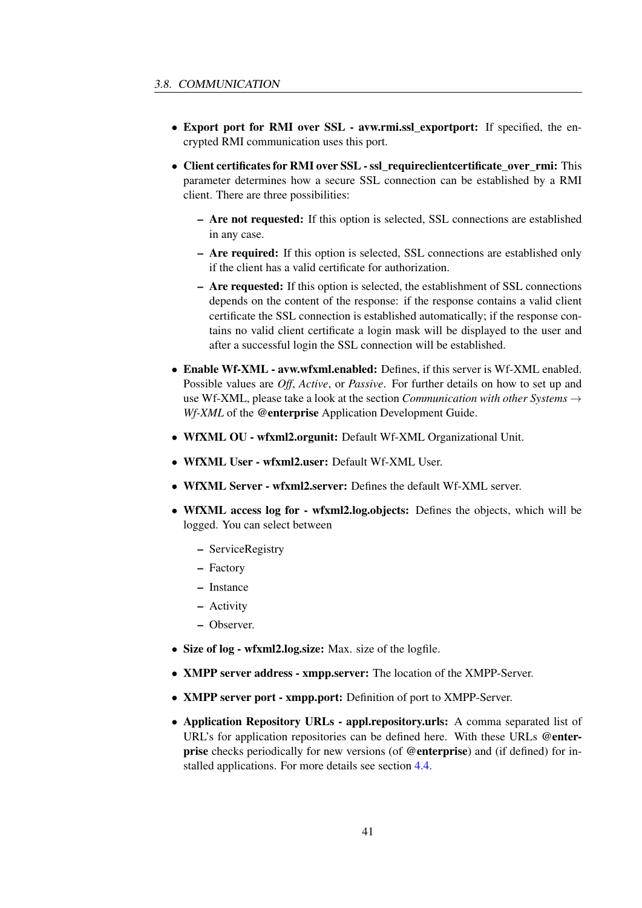- **Export port for RMI over SSL - avw.rmi.ssl_exportport:** If specified, the encrypted RMI communication uses this port.
- **Client certificates for RMI over SSL - ssl_requireclientcertificate_over_rmi:** This parameter determines how a secure SSL connection can be established by a RMI client. There are three possibilities:
  - **Are not requested:** If this option is selected, SSL connections are established in any case.
  - **Are required:** If this option is selected, SSL connections are established only if the client has a valid certificate for authorization.
  - **Are requested:** If this option is selected, the establishment of SSL connections depends on the content of the response: if the response contains a valid client certificate the SSL connection is established automatically; if the response contains no valid client certificate a login mask will be displayed to the user and after a successful login the SSL connection will be established.
- **Enable Wf-XML - avw.wfxml.enabled:** Defines, if this server is Wf-XML enabled. Possible values are *Off*, *Active*, or *Passive*. For further details on how to set up and use Wf-XML, please take a look at the section *Communication with other Systems → Wf-XML* of the **@enterprise** Application Development Guide.
- **WfXML OU - wfxml2.orgunit:** Default Wf-XML Organizational Unit.
- **WfXML User - wfxml2.user:** Default Wf-XML User.
- **WfXML Server - wfxml2.server:** Defines the default Wf-XML server.
- **WfXML access log for - wfxml2.log.objects:** Defines the objects, which will be logged. You can select between
  - ServiceRegistry
  - Factory
  - Instance
  - Activity
  - Observer.
- **Size of log - wfxml2.log.size:** Max. size of the logfile.
- **XMPP server address - xmpp.server:** The location of the XMPP-Server.
- **XMPP server port - xmpp.port:** Definition of port to XMPP-Server.
- **Application Repository URLs - appl.repository.urls:** A comma separated list of URL's for application repositories can be defined here. With these URLs **@enterprise** checks periodically for new versions (of **@enterprise**) and (if defined) for installed applications. For more details see section 4.4.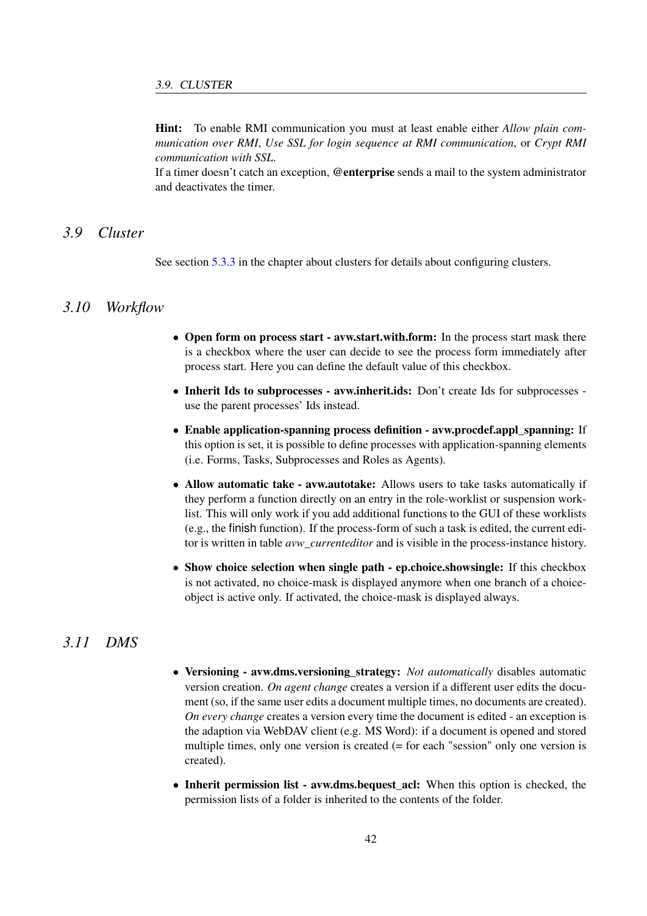**Hint:** To enable RMI communication you must at least enable either *Allow plain communication over RMI*, *Use SSL for login sequence at RMI communication*, or *Crypt RMI communication with SSL*.
If a timer doesn't catch an exception, **@enterprise** sends a mail to the system administrator and deactivates the timer.

## *3.9 Cluster*

See section 5.3.3 in the chapter about clusters for details about configuring clusters.

## *3.10 Workflow*

- **Open form on process start - avw.start.with.form:** In the process start mask there is a checkbox where the user can decide to see the process form immediately after process start. Here you can define the default value of this checkbox.
- **Inherit Ids to subprocesses - avw.inherit.ids:** Don't create Ids for subprocesses - use the parent processes' Ids instead.
- **Enable application-spanning process definition - avw.procdef.appl_spanning:** If this option is set, it is possible to define processes with application-spanning elements (i.e. Forms, Tasks, Subprocesses and Roles as Agents).
- **Allow automatic take - avw.autotake:** Allows users to take tasks automatically if they perform a function directly on an entry in the role-worklist or suspension worklist. This will only work if you add additional functions to the GUI of these worklists (e.g., the finish function). If the process-form of such a task is edited, the current editor is written in table *avw_currenteditor* and is visible in the process-instance history.
- **Show choice selection when single path - ep.choice.showsingle:** If this checkbox is not activated, no choice-mask is displayed anymore when one branch of a choice-object is active only. If activated, the choice-mask is displayed always.

## *3.11 DMS*

- **Versioning - avw.dms.versioning_strategy:** *Not automatically* disables automatic version creation. *On agent change* creates a version if a different user edits the document (so, if the same user edits a document multiple times, no documents are created). *On every change* creates a version every time the document is edited - an exception is the adaption via WebDAV client (e.g. MS Word): if a document is opened and stored multiple times, only one version is created (= for each "session" only one version is created).
- **Inherit permission list - avw.dms.bequest_acl:** When this option is checked, the permission lists of a folder is inherited to the contents of the folder.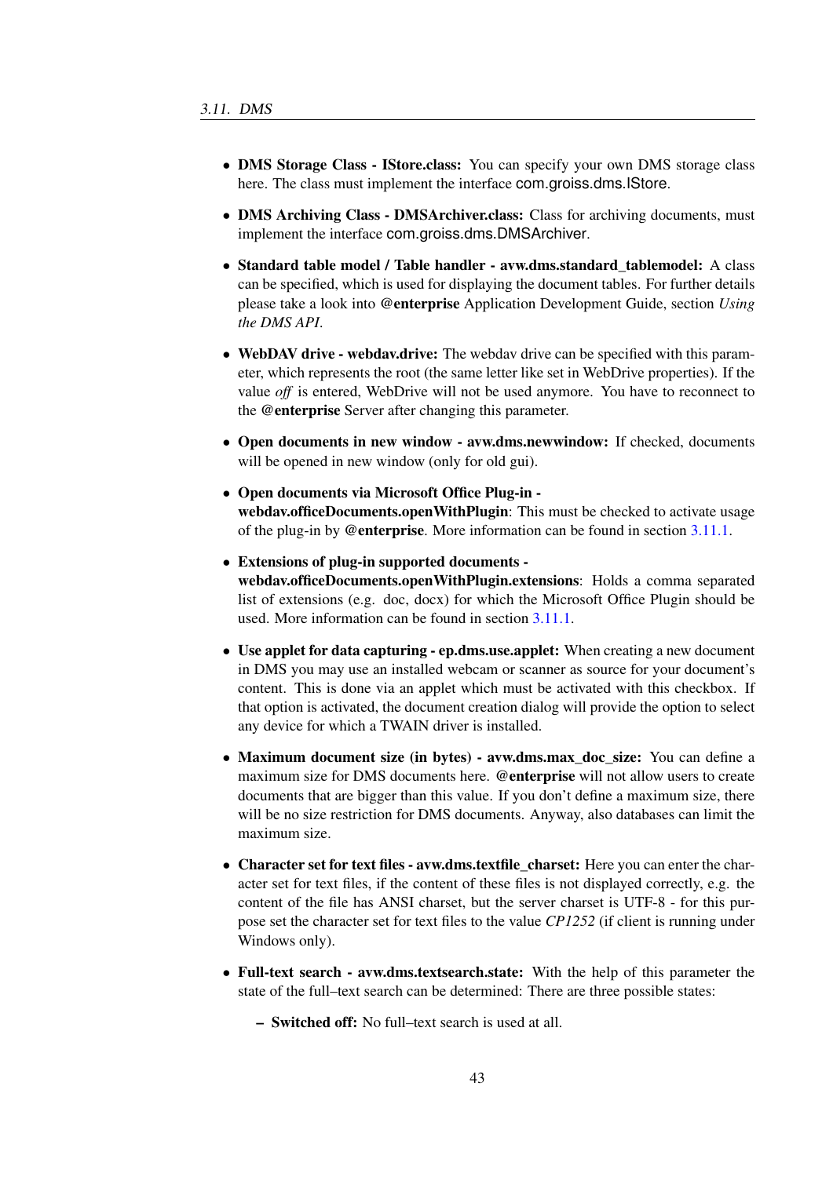- **DMS Storage Class - IStore.class:** You can specify your own DMS storage class here. The class must implement the interface com.groiss.dms.IStore.

- **DMS Archiving Class - DMSArchiver.class:** Class for archiving documents, must implement the interface com.groiss.dms.DMSArchiver.

- **Standard table model / Table handler - avw.dms.standard_tablemodel:** A class can be specified, which is used for displaying the document tables. For further details please take a look into **@enterprise** Application Development Guide, section *Using the DMS API*.

- **WebDAV drive - webdav.drive:** The webdav drive can be specified with this parameter, which represents the root (the same letter like set in WebDrive properties). If the value *off* is entered, WebDrive will not be used anymore. You have to reconnect to the **@enterprise** Server after changing this parameter.

- **Open documents in new window - avw.dms.newwindow:** If checked, documents will be opened in new window (only for old gui).

- **Open documents via Microsoft Office Plug-in - webdav.officeDocuments.openWithPlugin**: This must be checked to activate usage of the plug-in by **@enterprise**. More information can be found in section 3.11.1.

- **Extensions of plug-in supported documents - webdav.officeDocuments.openWithPlugin.extensions**: Holds a comma separated list of extensions (e.g. doc, docx) for which the Microsoft Office Plugin should be used. More information can be found in section 3.11.1.

- **Use applet for data capturing - ep.dms.use.applet:** When creating a new document in DMS you may use an installed webcam or scanner as source for your document's content. This is done via an applet which must be activated with this checkbox. If that option is activated, the document creation dialog will provide the option to select any device for which a TWAIN driver is installed.

- **Maximum document size (in bytes) - avw.dms.max_doc_size:** You can define a maximum size for DMS documents here. **@enterprise** will not allow users to create documents that are bigger than this value. If you don't define a maximum size, there will be no size restriction for DMS documents. Anyway, also databases can limit the maximum size.

- **Character set for text files - avw.dms.textfile_charset:** Here you can enter the character set for text files, if the content of these files is not displayed correctly, e.g. the content of the file has ANSI charset, but the server charset is UTF-8 - for this purpose set the character set for text files to the value *CP1252* (if client is running under Windows only).

- **Full-text search - avw.dms.textsearch.state:** With the help of this parameter the state of the full–text search can be determined: There are three possible states:

  - **Switched off:** No full–text search is used at all.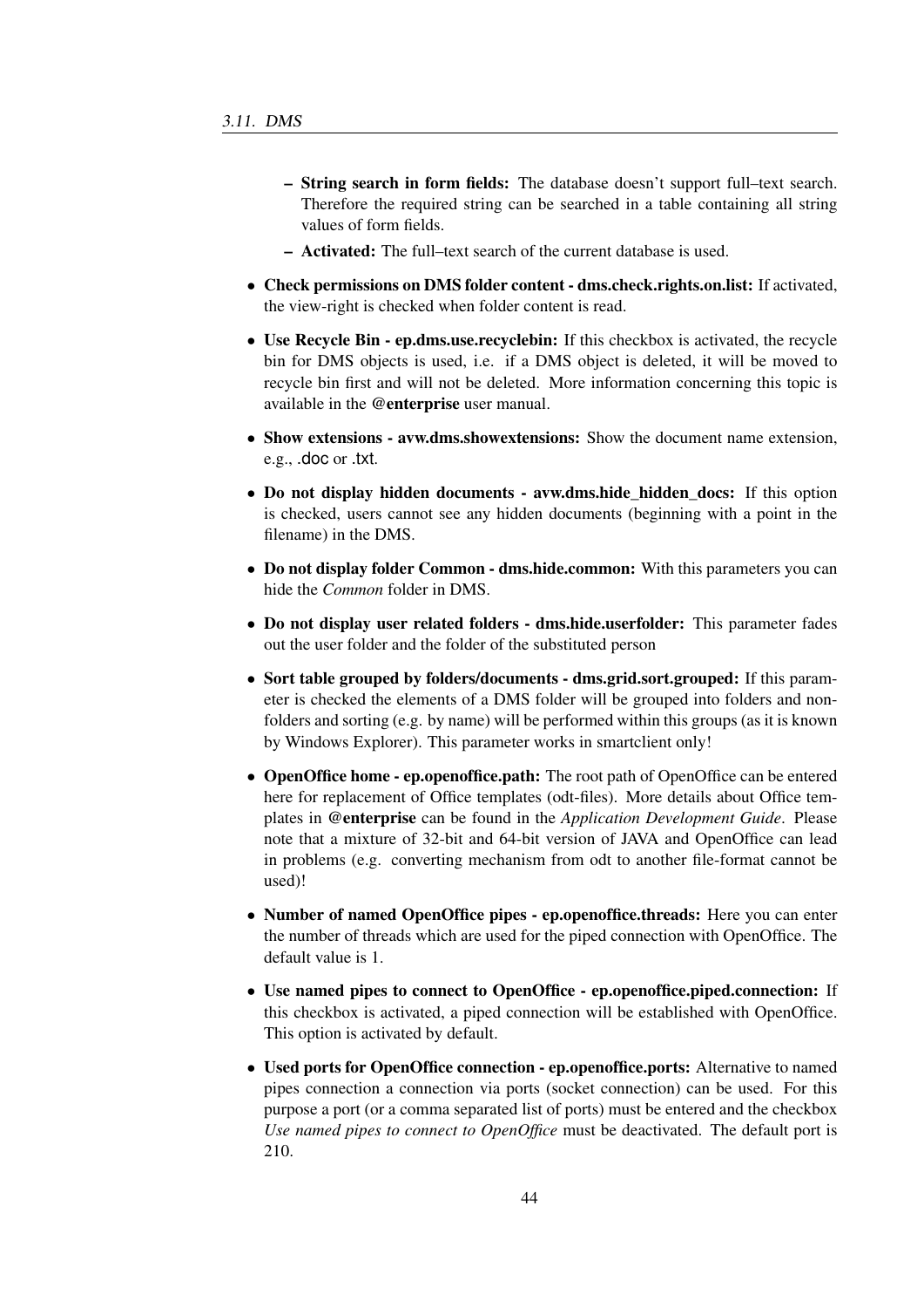- **String search in form fields:** The database doesn't support full–text search. Therefore the required string can be searched in a table containing all string values of form fields.
  - **Activated:** The full–text search of the current database is used.

- **Check permissions on DMS folder content - dms.check.rights.on.list:** If activated, the view-right is checked when folder content is read.

- **Use Recycle Bin - ep.dms.use.recyclebin:** If this checkbox is activated, the recycle bin for DMS objects is used, i.e. if a DMS object is deleted, it will be moved to recycle bin first and will not be deleted. More information concerning this topic is available in the **@enterprise** user manual.

- **Show extensions - avw.dms.showextensions:** Show the document name extension, e.g., .doc or .txt.

- **Do not display hidden documents - avw.dms.hide_hidden_docs:** If this option is checked, users cannot see any hidden documents (beginning with a point in the filename) in the DMS.

- **Do not display folder Common - dms.hide.common:** With this parameters you can hide the *Common* folder in DMS.

- **Do not display user related folders - dms.hide.userfolder:** This parameter fades out the user folder and the folder of the substituted person

- **Sort table grouped by folders/documents - dms.grid.sort.grouped:** If this parameter is checked the elements of a DMS folder will be grouped into folders and non-folders and sorting (e.g. by name) will be performed within this groups (as it is known by Windows Explorer). This parameter works in smartclient only!

- **OpenOffice home - ep.openoffice.path:** The root path of OpenOffice can be entered here for replacement of Office templates (odt-files). More details about Office templates in **@enterprise** can be found in the *Application Development Guide*. Please note that a mixture of 32-bit and 64-bit version of JAVA and OpenOffice can lead in problems (e.g. converting mechanism from odt to another file-format cannot be used)!

- **Number of named OpenOffice pipes - ep.openoffice.threads:** Here you can enter the number of threads which are used for the piped connection with OpenOffice. The default value is 1.

- **Use named pipes to connect to OpenOffice - ep.openoffice.piped.connection:** If this checkbox is activated, a piped connection will be established with OpenOffice. This option is activated by default.

- **Used ports for OpenOffice connection - ep.openoffice.ports:** Alternative to named pipes connection a connection via ports (socket connection) can be used. For this purpose a port (or a comma separated list of ports) must be entered and the checkbox *Use named pipes to connect to OpenOffice* must be deactivated. The default port is 210.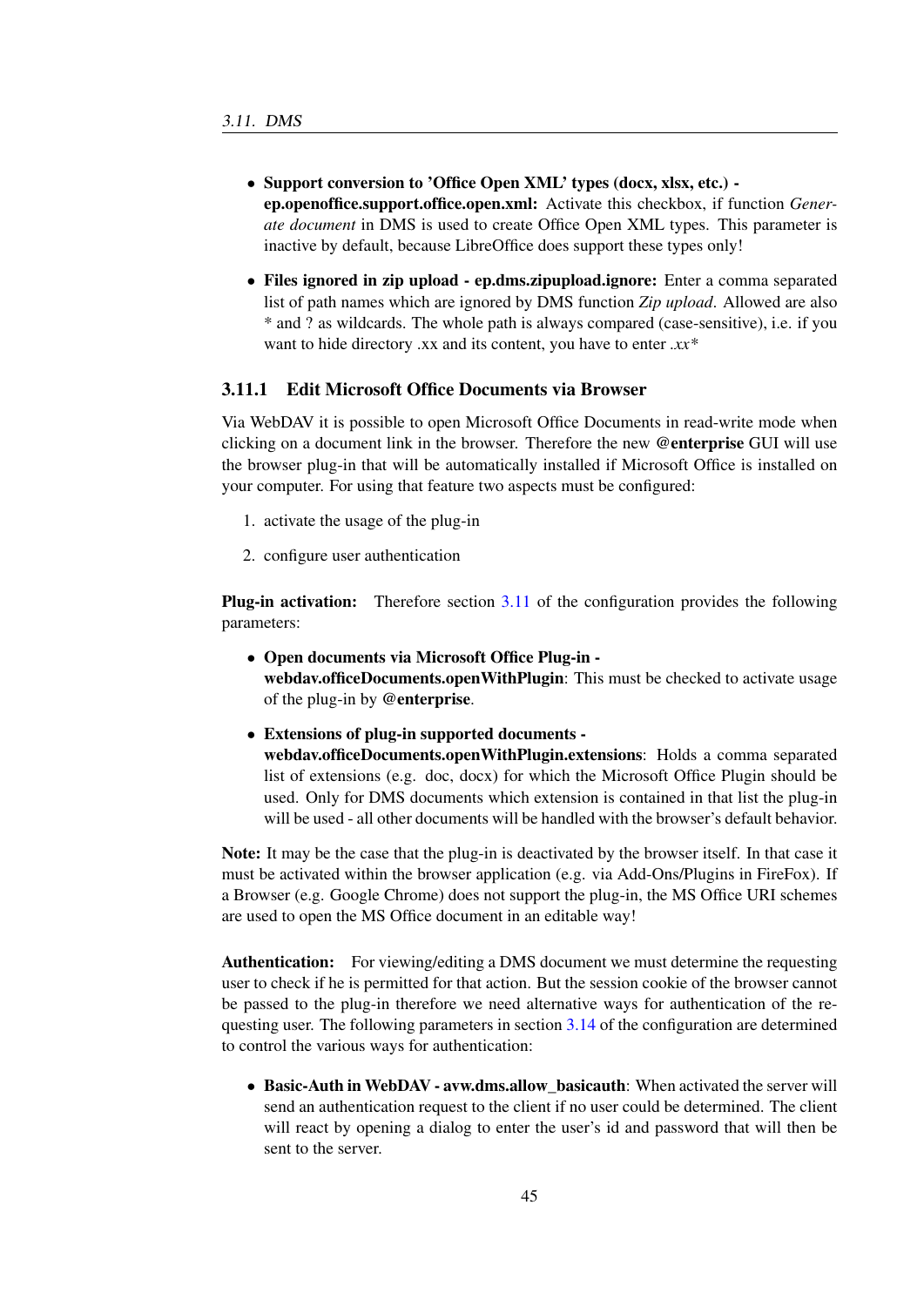- **Support conversion to 'Office Open XML' types (docx, xlsx, etc.) - ep.openoffice.support.office.open.xml:** Activate this checkbox, if function *Generate document* in DMS is used to create Office Open XML types. This parameter is inactive by default, because LibreOffice does support these types only!

- **Files ignored in zip upload - ep.dms.zipupload.ignore:** Enter a comma separated list of path names which are ignored by DMS function *Zip upload*. Allowed are also * and ? as wildcards. The whole path is always compared (case-sensitive), i.e. if you want to hide directory .xx and its content, you have to enter *.xx**

### 3.11.1 Edit Microsoft Office Documents via Browser

Via WebDAV it is possible to open Microsoft Office Documents in read-write mode when clicking on a document link in the browser. Therefore the new **@enterprise** GUI will use the browser plug-in that will be automatically installed if Microsoft Office is installed on your computer. For using that feature two aspects must be configured:

1. activate the usage of the plug-in
2. configure user authentication

**Plug-in activation:** Therefore section 3.11 of the configuration provides the following parameters:

- **Open documents via Microsoft Office Plug-in - webdav.officeDocuments.openWithPlugin**: This must be checked to activate usage of the plug-in by **@enterprise**.

- **Extensions of plug-in supported documents - webdav.officeDocuments.openWithPlugin.extensions**: Holds a comma separated list of extensions (e.g. doc, docx) for which the Microsoft Office Plugin should be used. Only for DMS documents which extension is contained in that list the plug-in will be used - all other documents will be handled with the browser's default behavior.

**Note:** It may be the case that the plug-in is deactivated by the browser itself. In that case it must be activated within the browser application (e.g. via Add-Ons/Plugins in FireFox). If a Browser (e.g. Google Chrome) does not support the plug-in, the MS Office URI schemes are used to open the MS Office document in an editable way!

**Authentication:** For viewing/editing a DMS document we must determine the requesting user to check if he is permitted for that action. But the session cookie of the browser cannot be passed to the plug-in therefore we need alternative ways for authentication of the requesting user. The following parameters in section 3.14 of the configuration are determined to control the various ways for authentication:

- **Basic-Auth in WebDAV - avw.dms.allow_basicauth**: When activated the server will send an authentication request to the client if no user could be determined. The client will react by opening a dialog to enter the user's id and password that will then be sent to the server.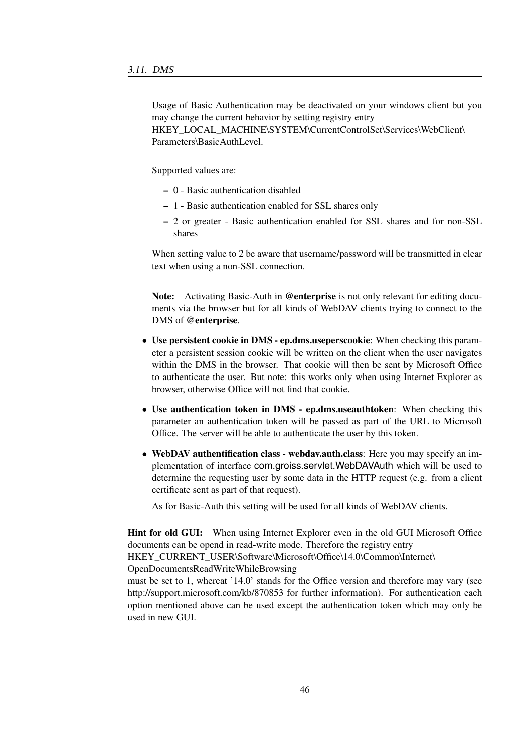Usage of Basic Authentication may be deactivated on your windows client but you may change the current behavior by setting registry entry
HKEY_LOCAL_MACHINE\SYSTEM\CurrentControlSet\Services\WebClient\Parameters\BasicAuthLevel.

Supported values are:

- 0 - Basic authentication disabled
- 1 - Basic authentication enabled for SSL shares only
- 2 or greater - Basic authentication enabled for SSL shares and for non-SSL shares

When setting value to 2 be aware that username/password will be transmitted in clear text when using a non-SSL connection.

**Note:** Activating Basic-Auth in **@enterprise** is not only relevant for editing documents via the browser but for all kinds of WebDAV clients trying to connect to the DMS of **@enterprise**.

- **Use persistent cookie in DMS - ep.dms.useperscookie**: When checking this parameter a persistent session cookie will be written on the client when the user navigates within the DMS in the browser. That cookie will then be sent by Microsoft Office to authenticate the user. But note: this works only when using Internet Explorer as browser, otherwise Office will not find that cookie.
- **Use authentication token in DMS - ep.dms.useauthtoken**: When checking this parameter an authentication token will be passed as part of the URL to Microsoft Office. The server will be able to authenticate the user by this token.
- **WebDAV authentification class - webdav.auth.class**: Here you may specify an implementation of interface com.groiss.servlet.WebDAVAuth which will be used to determine the requesting user by some data in the HTTP request (e.g. from a client certificate sent as part of that request).

  As for Basic-Auth this setting will be used for all kinds of WebDAV clients.

**Hint for old GUI:** When using Internet Explorer even in the old GUI Microsoft Office documents can be opend in read-write mode. Therefore the registry entry
HKEY_CURRENT_USER\Software\Microsoft\Office\14.0\Common\Internet\OpenDocumentsReadWriteWhileBrowsing
must be set to 1, whereat '14.0' stands for the Office version and therefore may vary (see http://support.microsoft.com/kb/870853 for further information). For authentication each option mentioned above can be used except the authentication token which may only be used in new GUI.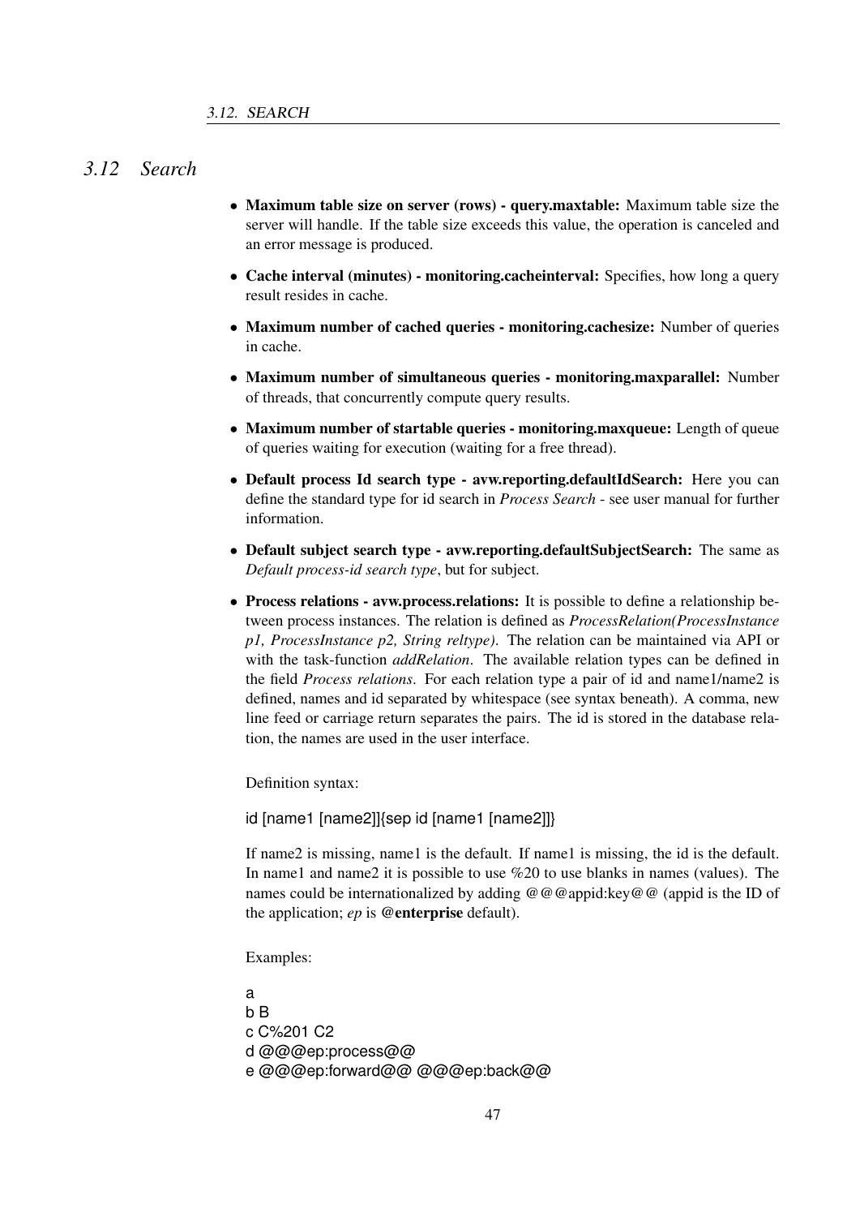## 3.12 Search

- **Maximum table size on server (rows) - query.maxtable:** Maximum table size the server will handle. If the table size exceeds this value, the operation is canceled and an error message is produced.
- **Cache interval (minutes) - monitoring.cacheinterval:** Specifies, how long a query result resides in cache.
- **Maximum number of cached queries - monitoring.cachesize:** Number of queries in cache.
- **Maximum number of simultaneous queries - monitoring.maxparallel:** Number of threads, that concurrently compute query results.
- **Maximum number of startable queries - monitoring.maxqueue:** Length of queue of queries waiting for execution (waiting for a free thread).
- **Default process Id search type - avw.reporting.defaultIdSearch:** Here you can define the standard type for id search in *Process Search* - see user manual for further information.
- **Default subject search type - avw.reporting.defaultSubjectSearch:** The same as *Default process-id search type*, but for subject.
- **Process relations - avw.process.relations:** It is possible to define a relationship between process instances. The relation is defined as *ProcessRelation(ProcessInstance p1, ProcessInstance p2, String reltype)*. The relation can be maintained via API or with the task-function *addRelation*. The available relation types can be defined in the field *Process relations*. For each relation type a pair of id and name1/name2 is defined, names and id separated by whitespace (see syntax beneath). A comma, new line feed or carriage return separates the pairs. The id is stored in the database relation, the names are used in the user interface.

  Definition syntax:

  ```
  id [name1 [name2]]{sep id [name1 [name2]]}
  ```

  If name2 is missing, name1 is the default. If name1 is missing, the id is the default. In name1 and name2 it is possible to use %20 to use blanks in names (values). The names could be internationalized by adding @@@appid:key@@ (appid is the ID of the application; *ep* is **@enterprise** default).

  Examples:

  ```
  a
  b B
  c C%201 C2
  d @@@ep:process@@
  e @@@ep:forward@@ @@@ep:back@@
  ```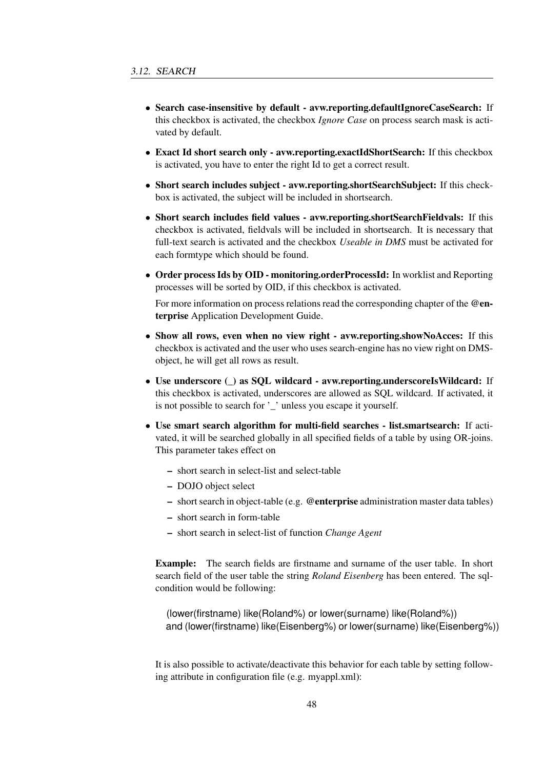- **Search case-insensitive by default - avw.reporting.defaultIgnoreCaseSearch:** If this checkbox is activated, the checkbox *Ignore Case* on process search mask is activated by default.
- **Exact Id short search only - avw.reporting.exactIdShortSearch:** If this checkbox is activated, you have to enter the right Id to get a correct result.
- **Short search includes subject - avw.reporting.shortSearchSubject:** If this checkbox is activated, the subject will be included in shortsearch.
- **Short search includes field values - avw.reporting.shortSearchFieldvals:** If this checkbox is activated, fieldvals will be included in shortsearch. It is necessary that full-text search is activated and the checkbox *Useable in DMS* must be activated for each formtype which should be found.
- **Order process Ids by OID - monitoring.orderProcessId:** In worklist and Reporting processes will be sorted by OID, if this checkbox is activated.

  For more information on process relations read the corresponding chapter of the **@enterprise** Application Development Guide.
- **Show all rows, even when no view right - avw.reporting.showNoAcces:** If this checkbox is activated and the user who uses search-engine has no view right on DMS-object, he will get all rows as result.
- **Use underscore (_) as SQL wildcard - avw.reporting.underscoreIsWildcard:** If this checkbox is activated, underscores are allowed as SQL wildcard. If activated, it is not possible to search for '_' unless you escape it yourself.
- **Use smart search algorithm for multi-field searches - list.smartsearch:** If activated, it will be searched globally in all specified fields of a table by using OR-joins. This parameter takes effect on
  - short search in select-list and select-table
  - DOJO object select
  - short search in object-table (e.g. **@enterprise** administration master data tables)
  - short search in form-table
  - short search in select-list of function *Change Agent*

  **Example:** The search fields are firstname and surname of the user table. In short search field of the user table the string *Roland Eisenberg* has been entered. The sql-condition would be following:

  ```
  (lower(firstname) like(Roland%) or lower(surname) like(Roland%))
  and (lower(firstname) like(Eisenberg%) or lower(surname) like(Eisenberg%))
  ```

  It is also possible to activate/deactivate this behavior for each table by setting following attribute in configuration file (e.g. myappl.xml):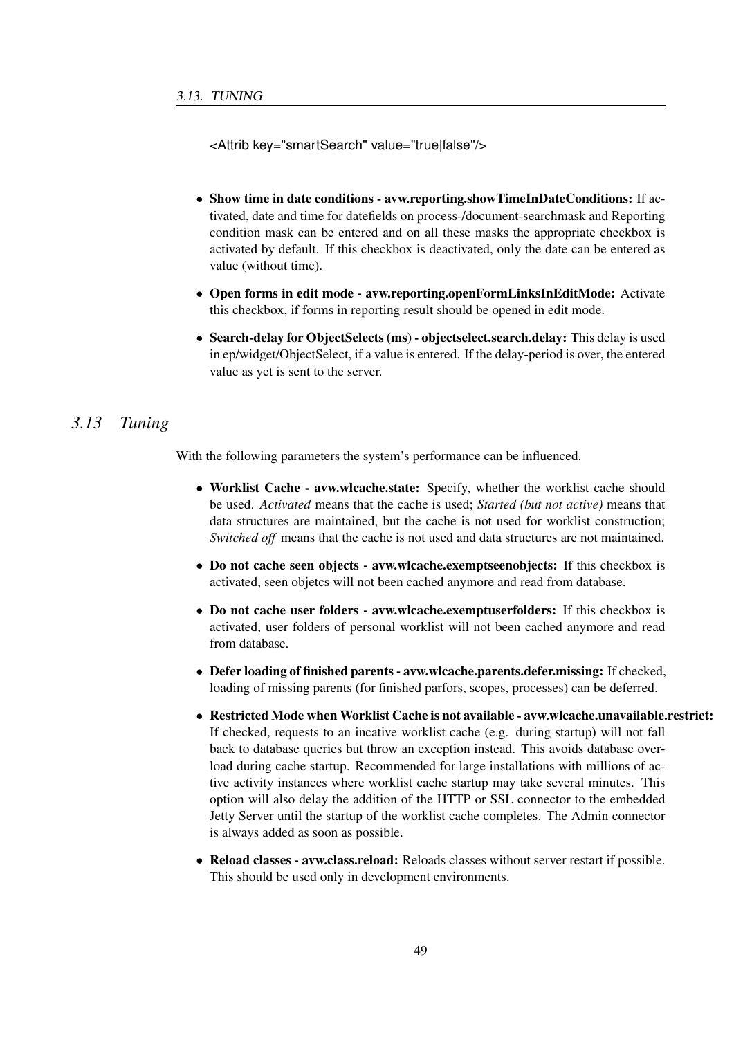```
<Attrib key="smartSearch" value="true|false"/>
```

- **Show time in date conditions - avw.reporting.showTimeInDateConditions:** If activated, date and time for datefields on process-/document-searchmask and Reporting condition mask can be entered and on all these masks the appropriate checkbox is activated by default. If this checkbox is deactivated, only the date can be entered as value (without time).
- **Open forms in edit mode - avw.reporting.openFormLinksInEditMode:** Activate this checkbox, if forms in reporting result should be opened in edit mode.
- **Search-delay for ObjectSelects (ms) - objectselect.search.delay:** This delay is used in ep/widget/ObjectSelect, if a value is entered. If the delay-period is over, the entered value as yet is sent to the server.

## *3.13 Tuning*

With the following parameters the system's performance can be influenced.

- **Worklist Cache - avw.wlcache.state:** Specify, whether the worklist cache should be used. *Activated* means that the cache is used; *Started (but not active)* means that data structures are maintained, but the cache is not used for worklist construction; *Switched off* means that the cache is not used and data structures are not maintained.
- **Do not cache seen objects - avw.wlcache.exemptseenobjects:** If this checkbox is activated, seen objetcs will not been cached anymore and read from database.
- **Do not cache user folders - avw.wlcache.exemptuserfolders:** If this checkbox is activated, user folders of personal worklist will not been cached anymore and read from database.
- **Defer loading of finished parents - avw.wlcache.parents.defer.missing:** If checked, loading of missing parents (for finished parfors, scopes, processes) can be deferred.
- **Restricted Mode when Worklist Cache is not available - avw.wlcache.unavailable.restrict:** If checked, requests to an incative worklist cache (e.g. during startup) will not fall back to database queries but throw an exception instead. This avoids database overload during cache startup. Recommended for large installations with millions of active activity instances where worklist cache startup may take several minutes. This option will also delay the addition of the HTTP or SSL connector to the embedded Jetty Server until the startup of the worklist cache completes. The Admin connector is always added as soon as possible.
- **Reload classes - avw.class.reload:** Reloads classes without server restart if possible. This should be used only in development environments.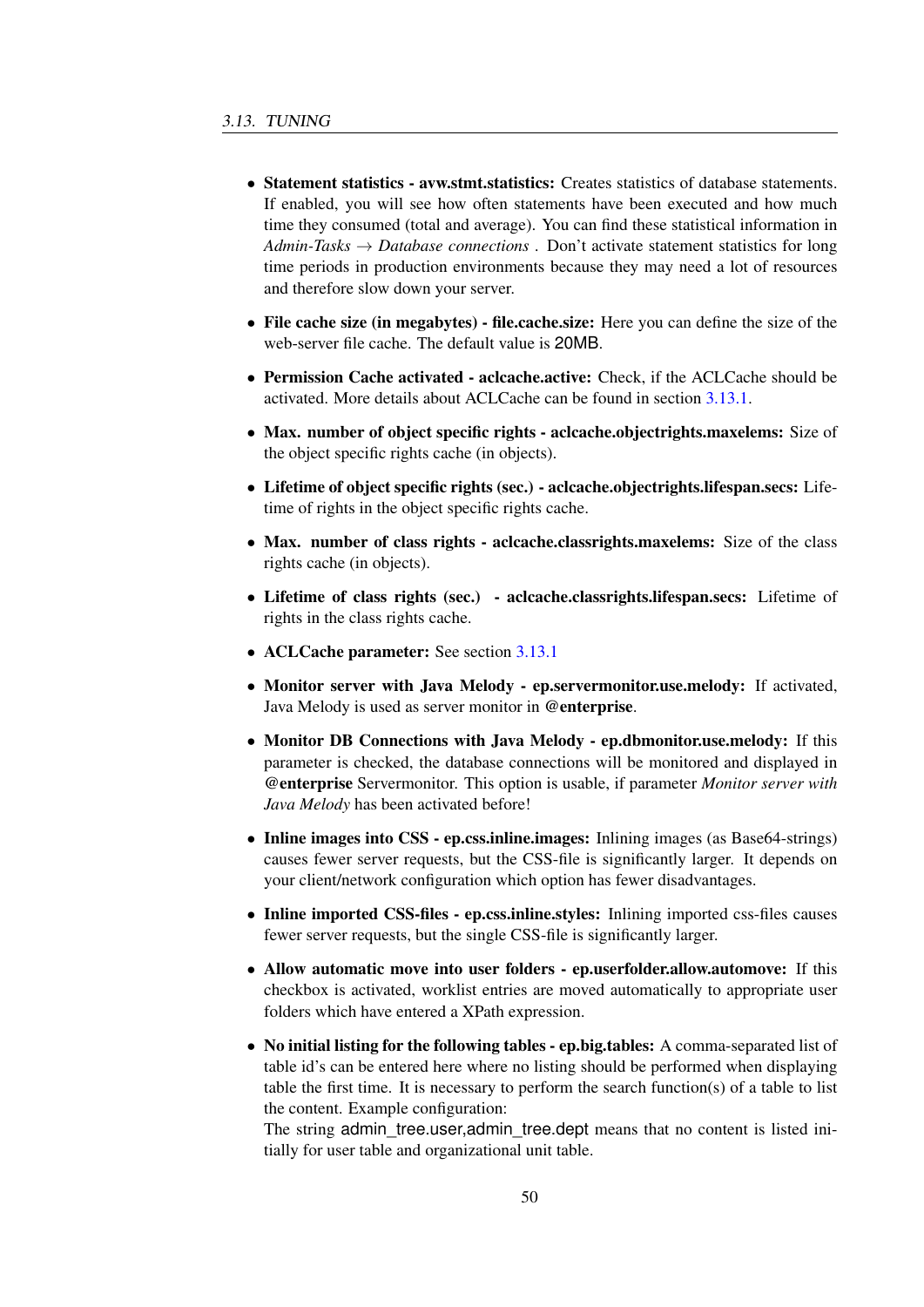- **Statement statistics - avw.stmt.statistics:** Creates statistics of database statements. If enabled, you will see how often statements have been executed and how much time they consumed (total and average). You can find these statistical information in *Admin-Tasks* → *Database connections* . Don't activate statement statistics for long time periods in production environments because they may need a lot of resources and therefore slow down your server.

- **File cache size (in megabytes) - file.cache.size:** Here you can define the size of the web-server file cache. The default value is 20MB.

- **Permission Cache activated - aclcache.active:** Check, if the ACLCache should be activated. More details about ACLCache can be found in section 3.13.1.

- **Max. number of object specific rights - aclcache.objectrights.maxelems:** Size of the object specific rights cache (in objects).

- **Lifetime of object specific rights (sec.) - aclcache.objectrights.lifespan.secs:** Lifetime of rights in the object specific rights cache.

- **Max. number of class rights - aclcache.classrights.maxelems:** Size of the class rights cache (in objects).

- **Lifetime of class rights (sec.) - aclcache.classrights.lifespan.secs:** Lifetime of rights in the class rights cache.

- **ACLCache parameter:** See section 3.13.1

- **Monitor server with Java Melody - ep.servermonitor.use.melody:** If activated, Java Melody is used as server monitor in **@enterprise**.

- **Monitor DB Connections with Java Melody - ep.dbmonitor.use.melody:** If this parameter is checked, the database connections will be monitored and displayed in **@enterprise** Servermonitor. This option is usable, if parameter *Monitor server with Java Melody* has been activated before!

- **Inline images into CSS - ep.css.inline.images:** Inlining images (as Base64-strings) causes fewer server requests, but the CSS-file is significantly larger. It depends on your client/network configuration which option has fewer disadvantages.

- **Inline imported CSS-files - ep.css.inline.styles:** Inlining imported css-files causes fewer server requests, but the single CSS-file is significantly larger.

- **Allow automatic move into user folders - ep.userfolder.allow.automove:** If this checkbox is activated, worklist entries are moved automatically to appropriate user folders which have entered a XPath expression.

- **No initial listing for the following tables - ep.big.tables:** A comma-separated list of table id's can be entered here where no listing should be performed when displaying table the first time. It is necessary to perform the search function(s) of a table to list the content. Example configuration:
  The string admin_tree.user,admin_tree.dept means that no content is listed initially for user table and organizational unit table.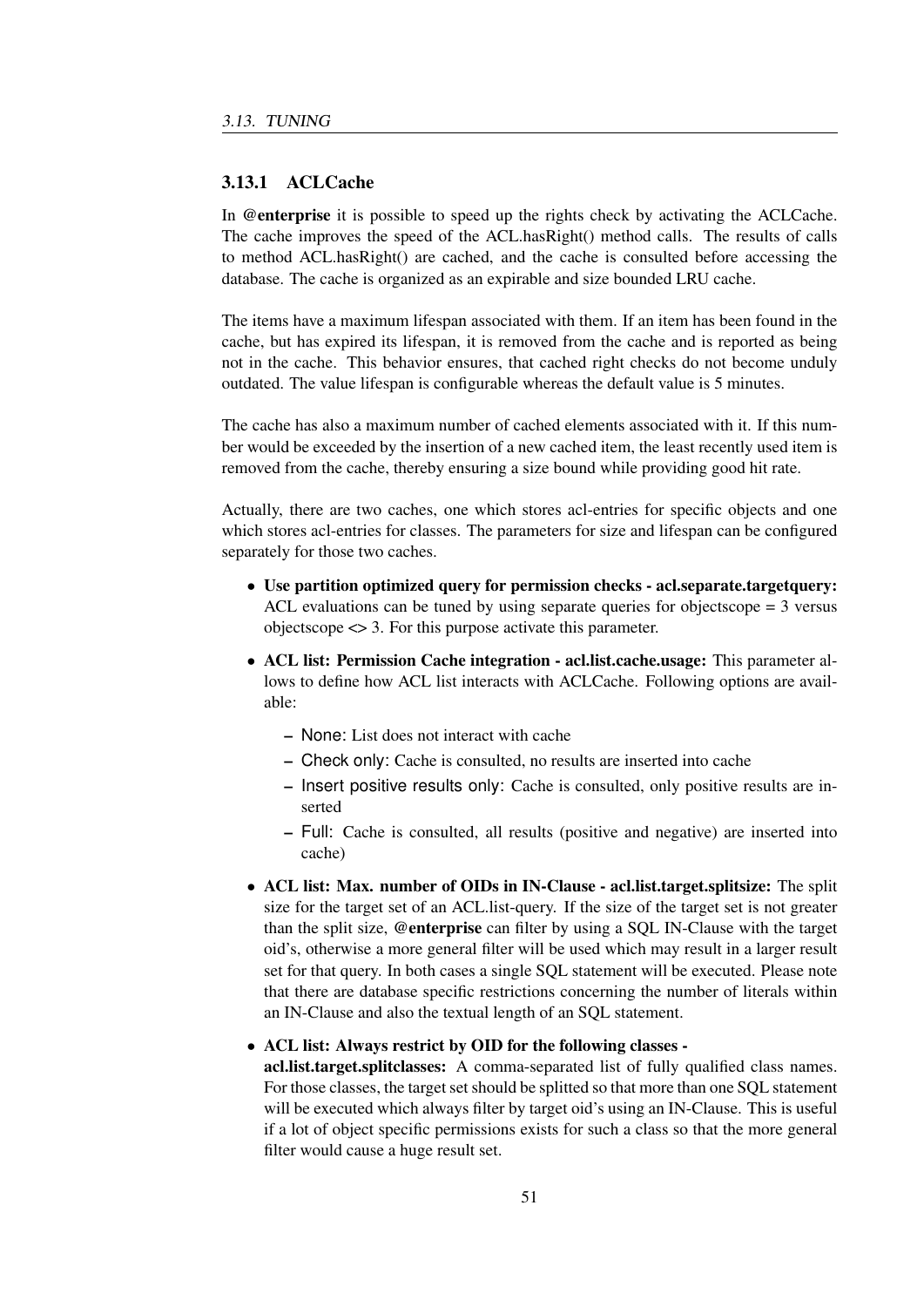### 3.13.1 ACLCache

In **@enterprise** it is possible to speed up the rights check by activating the ACLCache. The cache improves the speed of the ACL.hasRight() method calls. The results of calls to method ACL.hasRight() are cached, and the cache is consulted before accessing the database. The cache is organized as an expirable and size bounded LRU cache.

The items have a maximum lifespan associated with them. If an item has been found in the cache, but has expired its lifespan, it is removed from the cache and is reported as being not in the cache. This behavior ensures, that cached right checks do not become unduly outdated. The value lifespan is configurable whereas the default value is 5 minutes.

The cache has also a maximum number of cached elements associated with it. If this number would be exceeded by the insertion of a new cached item, the least recently used item is removed from the cache, thereby ensuring a size bound while providing good hit rate.

Actually, there are two caches, one which stores acl-entries for specific objects and one which stores acl-entries for classes. The parameters for size and lifespan can be configured separately for those two caches.

- **Use partition optimized query for permission checks - acl.separate.targetquery:** ACL evaluations can be tuned by using separate queries for objectscope = 3 versus objectscope <> 3. For this purpose activate this parameter.
- **ACL list: Permission Cache integration - acl.list.cache.usage:** This parameter allows to define how ACL list interacts with ACLCache. Following options are available:
  - None: List does not interact with cache
  - Check only: Cache is consulted, no results are inserted into cache
  - Insert positive results only: Cache is consulted, only positive results are inserted
  - Full: Cache is consulted, all results (positive and negative) are inserted into cache)
- **ACL list: Max. number of OIDs in IN-Clause - acl.list.target.splitsize:** The split size for the target set of an ACL.list-query. If the size of the target set is not greater than the split size, **@enterprise** can filter by using a SQL IN-Clause with the target oid's, otherwise a more general filter will be used which may result in a larger result set for that query. In both cases a single SQL statement will be executed. Please note that there are database specific restrictions concerning the number of literals within an IN-Clause and also the textual length of an SQL statement.
- **ACL list: Always restrict by OID for the following classes - acl.list.target.splitclasses:** A comma-separated list of fully qualified class names. For those classes, the target set should be splitted so that more than one SQL statement will be executed which always filter by target oid's using an IN-Clause. This is useful if a lot of object specific permissions exists for such a class so that the more general filter would cause a huge result set.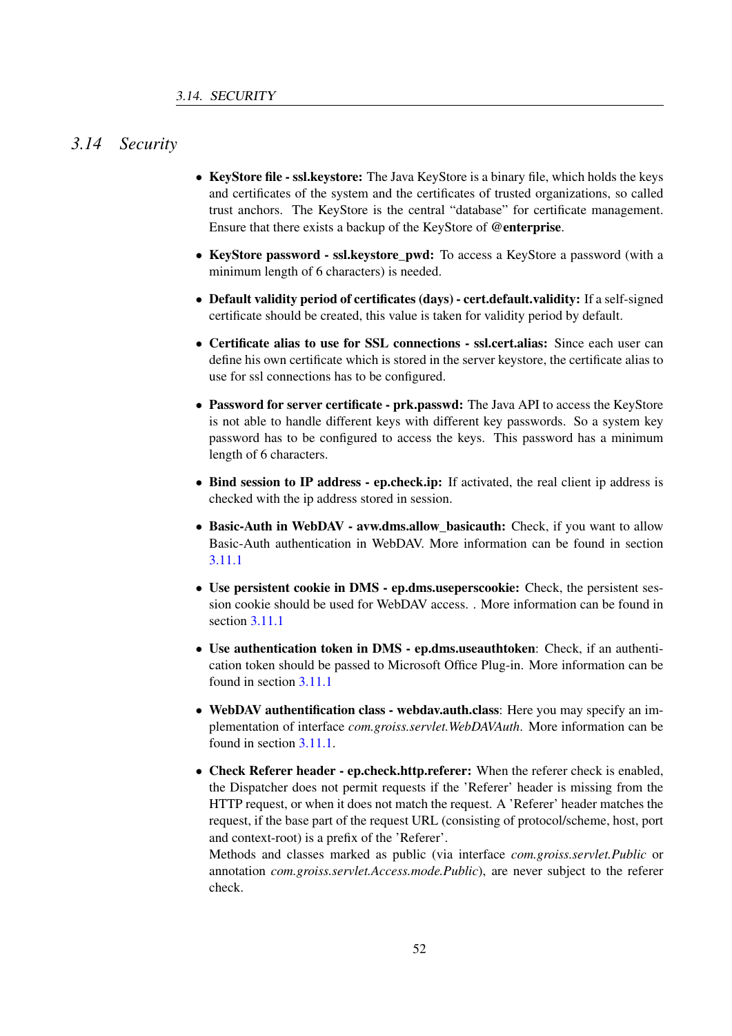## 3.14 Security

- **KeyStore file - ssl.keystore:** The Java KeyStore is a binary file, which holds the keys and certificates of the system and the certificates of trusted organizations, so called trust anchors. The KeyStore is the central "database" for certificate management. Ensure that there exists a backup of the KeyStore of **@enterprise**.

- **KeyStore password - ssl.keystore_pwd:** To access a KeyStore a password (with a minimum length of 6 characters) is needed.

- **Default validity period of certificates (days) - cert.default.validity:** If a self-signed certificate should be created, this value is taken for validity period by default.

- **Certificate alias to use for SSL connections - ssl.cert.alias:** Since each user can define his own certificate which is stored in the server keystore, the certificate alias to use for ssl connections has to be configured.

- **Password for server certificate - prk.passwd:** The Java API to access the KeyStore is not able to handle different keys with different key passwords. So a system key password has to be configured to access the keys. This password has a minimum length of 6 characters.

- **Bind session to IP address - ep.check.ip:** If activated, the real client ip address is checked with the ip address stored in session.

- **Basic-Auth in WebDAV - avw.dms.allow_basicauth:** Check, if you want to allow Basic-Auth authentication in WebDAV. More information can be found in section 3.11.1

- **Use persistent cookie in DMS - ep.dms.useperscookie:** Check, the persistent session cookie should be used for WebDAV access. . More information can be found in section 3.11.1

- **Use authentication token in DMS - ep.dms.useauthtoken**: Check, if an authentication token should be passed to Microsoft Office Plug-in. More information can be found in section 3.11.1

- **WebDAV authentification class - webdav.auth.class**: Here you may specify an implementation of interface *com.groiss.servlet.WebDAVAuth*. More information can be found in section 3.11.1.

- **Check Referer header - ep.check.http.referer:** When the referer check is enabled, the Dispatcher does not permit requests if the 'Referer' header is missing from the HTTP request, or when it does not match the request. A 'Referer' header matches the request, if the base part of the request URL (consisting of protocol/scheme, host, port and context-root) is a prefix of the 'Referer'.
  Methods and classes marked as public (via interface *com.groiss.servlet.Public* or annotation *com.groiss.servlet.Access.mode.Public*), are never subject to the referer check.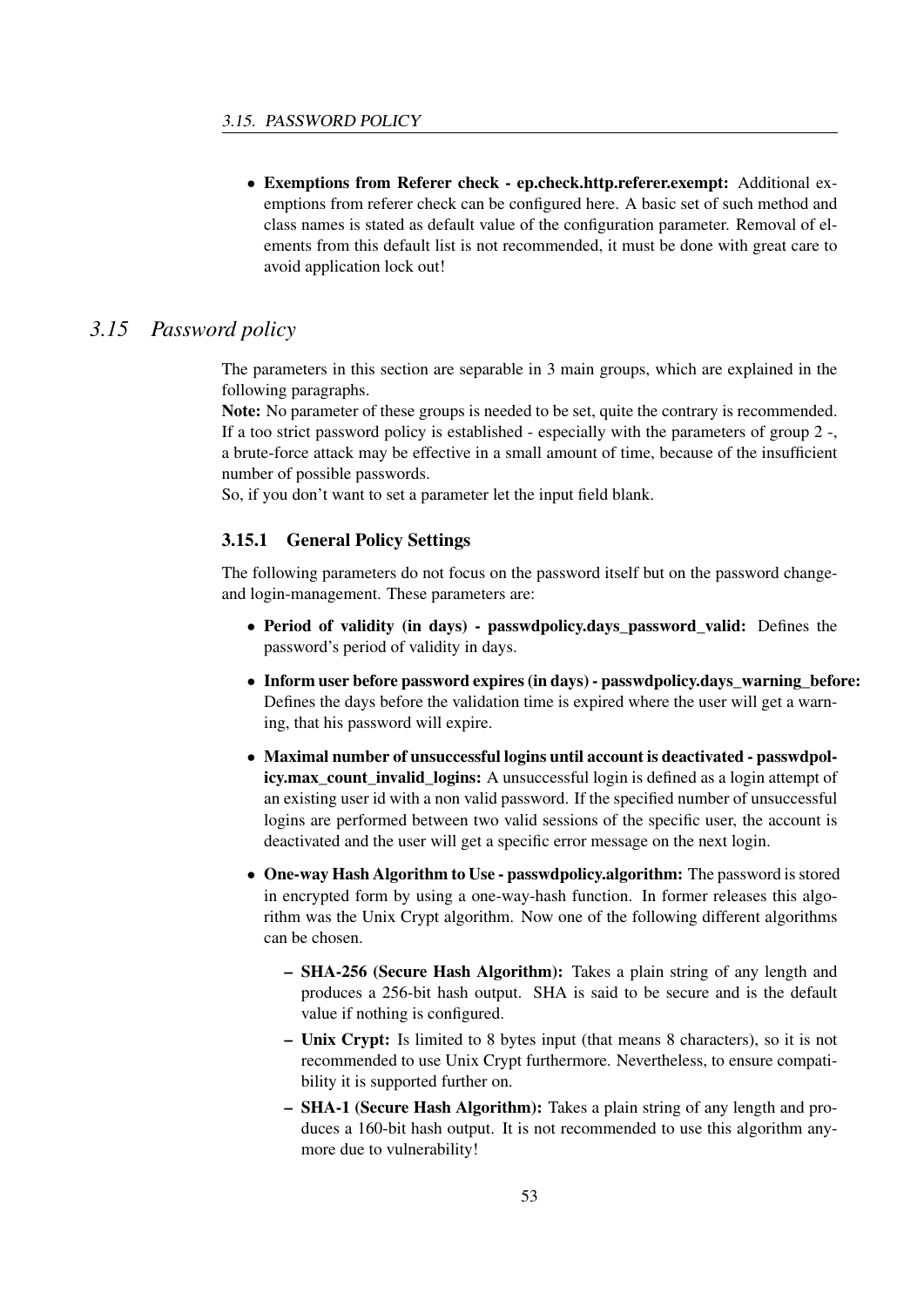- **Exemptions from Referer check - ep.check.http.referer.exempt:** Additional exemptions from referer check can be configured here. A basic set of such method and class names is stated as default value of the configuration parameter. Removal of elements from this default list is not recommended, it must be done with great care to avoid application lock out!

## *3.15 Password policy*

The parameters in this section are separable in 3 main groups, which are explained in the following paragraphs.
**Note:** No parameter of these groups is needed to be set, quite the contrary is recommended. If a too strict password policy is established - especially with the parameters of group 2 -, a brute-force attack may be effective in a small amount of time, because of the insufficient number of possible passwords.
So, if you don't want to set a parameter let the input field blank.

### 3.15.1 General Policy Settings

The following parameters do not focus on the password itself but on the password change- and login-management. These parameters are:

- **Period of validity (in days) - passwdpolicy.days_password_valid:** Defines the password's period of validity in days.
- **Inform user before password expires (in days) - passwdpolicy.days_warning_before:** Defines the days before the validation time is expired where the user will get a warning, that his password will expire.
- **Maximal number of unsuccessful logins until account is deactivated - passwdpolicy.max_count_invalid_logins:** A unsuccessful login is defined as a login attempt of an existing user id with a non valid password. If the specified number of unsuccessful logins are performed between two valid sessions of the specific user, the account is deactivated and the user will get a specific error message on the next login.
- **One-way Hash Algorithm to Use - passwdpolicy.algorithm:** The password is stored in encrypted form by using a one-way-hash function. In former releases this algorithm was the Unix Crypt algorithm. Now one of the following different algorithms can be chosen.
  - **SHA-256 (Secure Hash Algorithm):** Takes a plain string of any length and produces a 256-bit hash output. SHA is said to be secure and is the default value if nothing is configured.
  - **Unix Crypt:** Is limited to 8 bytes input (that means 8 characters), so it is not recommended to use Unix Crypt furthermore. Nevertheless, to ensure compatibility it is supported further on.
  - **SHA-1 (Secure Hash Algorithm):** Takes a plain string of any length and produces a 160-bit hash output. It is not recommended to use this algorithm anymore due to vulnerability!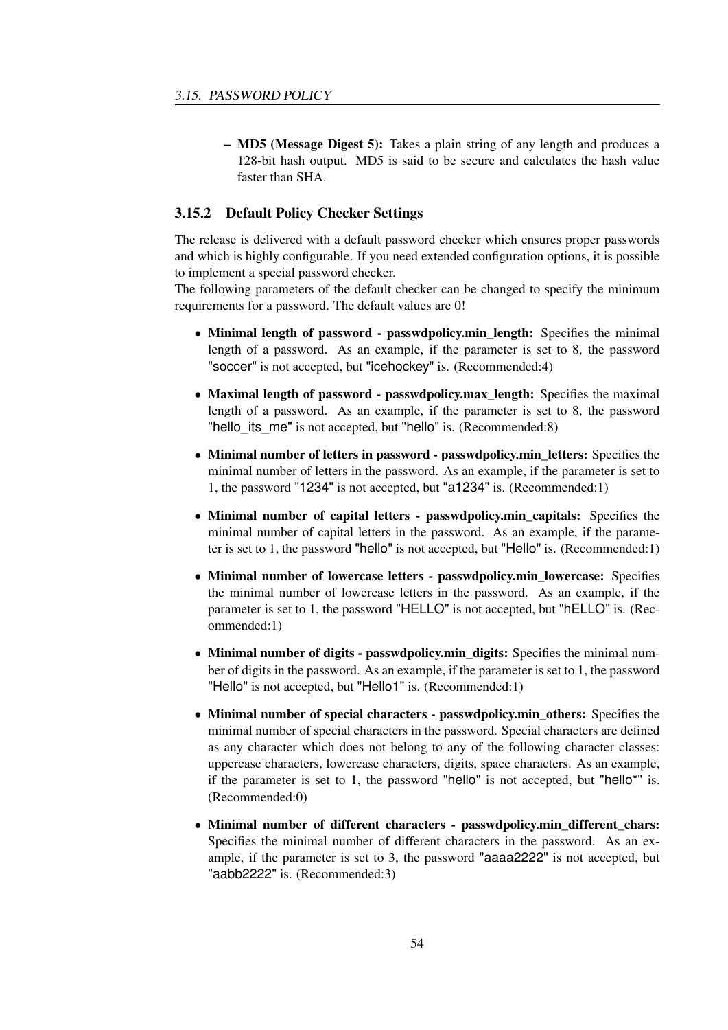- **MD5 (Message Digest 5):** Takes a plain string of any length and produces a 128-bit hash output. MD5 is said to be secure and calculates the hash value faster than SHA.

### 3.15.2 Default Policy Checker Settings

The release is delivered with a default password checker which ensures proper passwords and which is highly configurable. If you need extended configuration options, it is possible to implement a special password checker.
The following parameters of the default checker can be changed to specify the minimum requirements for a password. The default values are 0!

- **Minimal length of password - passwdpolicy.min_length:** Specifies the minimal length of a password. As an example, if the parameter is set to 8, the password "soccer" is not accepted, but "icehockey" is. (Recommended:4)
- **Maximal length of password - passwdpolicy.max_length:** Specifies the maximal length of a password. As an example, if the parameter is set to 8, the password "hello_its_me" is not accepted, but "hello" is. (Recommended:8)
- **Minimal number of letters in password - passwdpolicy.min_letters:** Specifies the minimal number of letters in the password. As an example, if the parameter is set to 1, the password "1234" is not accepted, but "a1234" is. (Recommended:1)
- **Minimal number of capital letters - passwdpolicy.min_capitals:** Specifies the minimal number of capital letters in the password. As an example, if the parameter is set to 1, the password "hello" is not accepted, but "Hello" is. (Recommended:1)
- **Minimal number of lowercase letters - passwdpolicy.min_lowercase:** Specifies the minimal number of lowercase letters in the password. As an example, if the parameter is set to 1, the password "HELLO" is not accepted, but "hELLO" is. (Recommended:1)
- **Minimal number of digits - passwdpolicy.min_digits:** Specifies the minimal number of digits in the password. As an example, if the parameter is set to 1, the password "Hello" is not accepted, but "Hello1" is. (Recommended:1)
- **Minimal number of special characters - passwdpolicy.min_others:** Specifies the minimal number of special characters in the password. Special characters are defined as any character which does not belong to any of the following character classes: uppercase characters, lowercase characters, digits, space characters. As an example, if the parameter is set to 1, the password "hello" is not accepted, but "hello*" is. (Recommended:0)
- **Minimal number of different characters - passwdpolicy.min_different_chars:** Specifies the minimal number of different characters in the password. As an example, if the parameter is set to 3, the password "aaaa2222" is not accepted, but "aabb2222" is. (Recommended:3)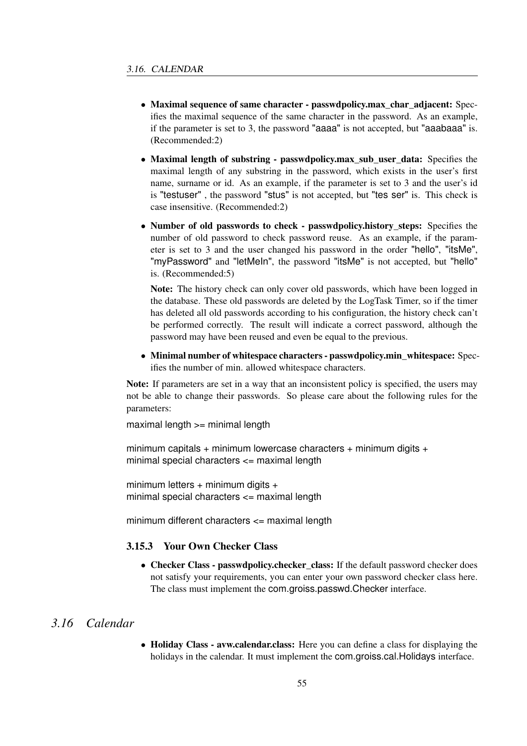- **Maximal sequence of same character - passwdpolicy.max_char_adjacent:** Specifies the maximal sequence of the same character in the password. As an example, if the parameter is set to 3, the password "aaaa" is not accepted, but "aaabaaa" is. (Recommended:2)

- **Maximal length of substring - passwdpolicy.max_sub_user_data:** Specifies the maximal length of any substring in the password, which exists in the user's first name, surname or id. As an example, if the parameter is set to 3 and the user's id is "testuser" , the password "stus" is not accepted, but "tes ser" is. This check is case insensitive. (Recommended:2)

- **Number of old passwords to check - passwdpolicy.history_steps:** Specifies the number of old password to check password reuse. As an example, if the parameter is set to 3 and the user changed his password in the order "hello", "itsMe", "myPassword" and "letMeIn", the password "itsMe" is not accepted, but "hello" is. (Recommended:5)

  **Note:** The history check can only cover old passwords, which have been logged in the database. These old passwords are deleted by the LogTask Timer, so if the timer has deleted all old passwords according to his configuration, the history check can't be performed correctly. The result will indicate a correct password, although the password may have been reused and even be equal to the previous.

- **Minimal number of whitespace characters - passwdpolicy.min_whitespace:** Specifies the number of min. allowed whitespace characters.

**Note:** If parameters are set in a way that an inconsistent policy is specified, the users may not be able to change their passwords. So please care about the following rules for the parameters:

maximal length >= minimal length

minimum capitals + minimum lowercase characters + minimum digits +
minimal special characters <= maximal length

minimum letters + minimum digits +
minimal special characters <= maximal length

minimum different characters <= maximal length

### 3.15.3 Your Own Checker Class

- **Checker Class - passwdpolicy.checker_class:** If the default password checker does not satisfy your requirements, you can enter your own password checker class here. The class must implement the com.groiss.passwd.Checker interface.

## *3.16 Calendar*

- **Holiday Class - avw.calendar.class:** Here you can define a class for displaying the holidays in the calendar. It must implement the com.groiss.cal.Holidays interface.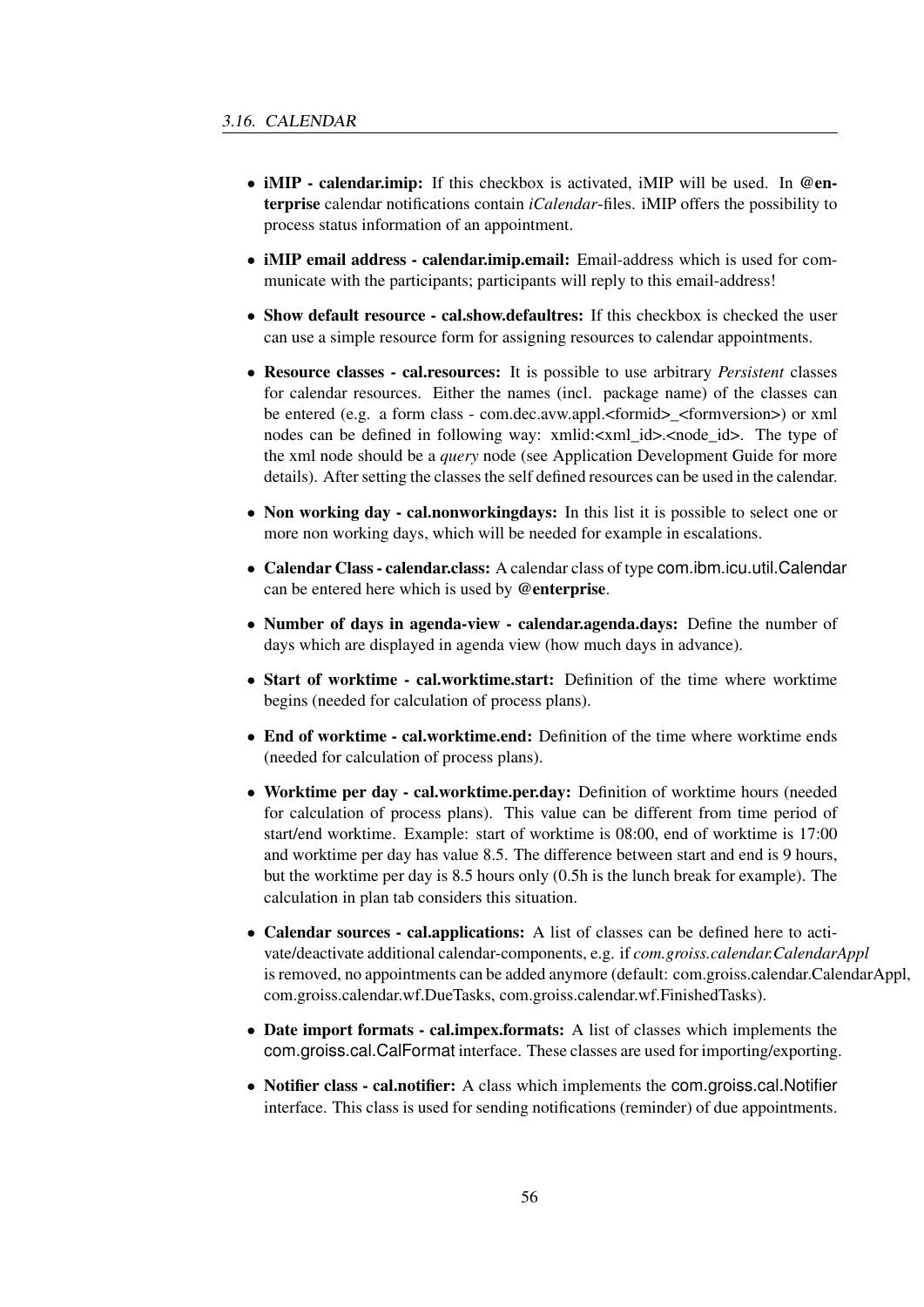- **iMIP - calendar.imip:** If this checkbox is activated, iMIP will be used. In **@enterprise** calendar notifications contain *iCalendar*-files. iMIP offers the possibility to process status information of an appointment.
- **iMIP email address - calendar.imip.email:** Email-address which is used for communicate with the participants; participants will reply to this email-address!
- **Show default resource - cal.show.defaultres:** If this checkbox is checked the user can use a simple resource form for assigning resources to calendar appointments.
- **Resource classes - cal.resources:** It is possible to use arbitrary *Persistent* classes for calendar resources. Either the names (incl. package name) of the classes can be entered (e.g. a form class - com.dec.avw.appl.<formid>_<formversion>) or xml nodes can be defined in following way: xmlid:<xml_id>.<node_id>. The type of the xml node should be a *query* node (see Application Development Guide for more details). After setting the classes the self defined resources can be used in the calendar.
- **Non working day - cal.nonworkingdays:** In this list it is possible to select one or more non working days, which will be needed for example in escalations.
- **Calendar Class - calendar.class:** A calendar class of type com.ibm.icu.util.Calendar can be entered here which is used by **@enterprise**.
- **Number of days in agenda-view - calendar.agenda.days:** Define the number of days which are displayed in agenda view (how much days in advance).
- **Start of worktime - cal.worktime.start:** Definition of the time where worktime begins (needed for calculation of process plans).
- **End of worktime - cal.worktime.end:** Definition of the time where worktime ends (needed for calculation of process plans).
- **Worktime per day - cal.worktime.per.day:** Definition of worktime hours (needed for calculation of process plans). This value can be different from time period of start/end worktime. Example: start of worktime is 08:00, end of worktime is 17:00 and worktime per day has value 8.5. The difference between start and end is 9 hours, but the worktime per day is 8.5 hours only (0.5h is the lunch break for example). The calculation in plan tab considers this situation.
- **Calendar sources - cal.applications:** A list of classes can be defined here to activate/deactivate additional calendar-components, e.g. if *com.groiss.calendar.CalendarAppl* is removed, no appointments can be added anymore (default: com.groiss.calendar.CalendarAppl, com.groiss.calendar.wf.DueTasks, com.groiss.calendar.wf.FinishedTasks).
- **Date import formats - cal.impex.formats:** A list of classes which implements the com.groiss.cal.CalFormat interface. These classes are used for importing/exporting.
- **Notifier class - cal.notifier:** A class which implements the com.groiss.cal.Notifier interface. This class is used for sending notifications (reminder) of due appointments.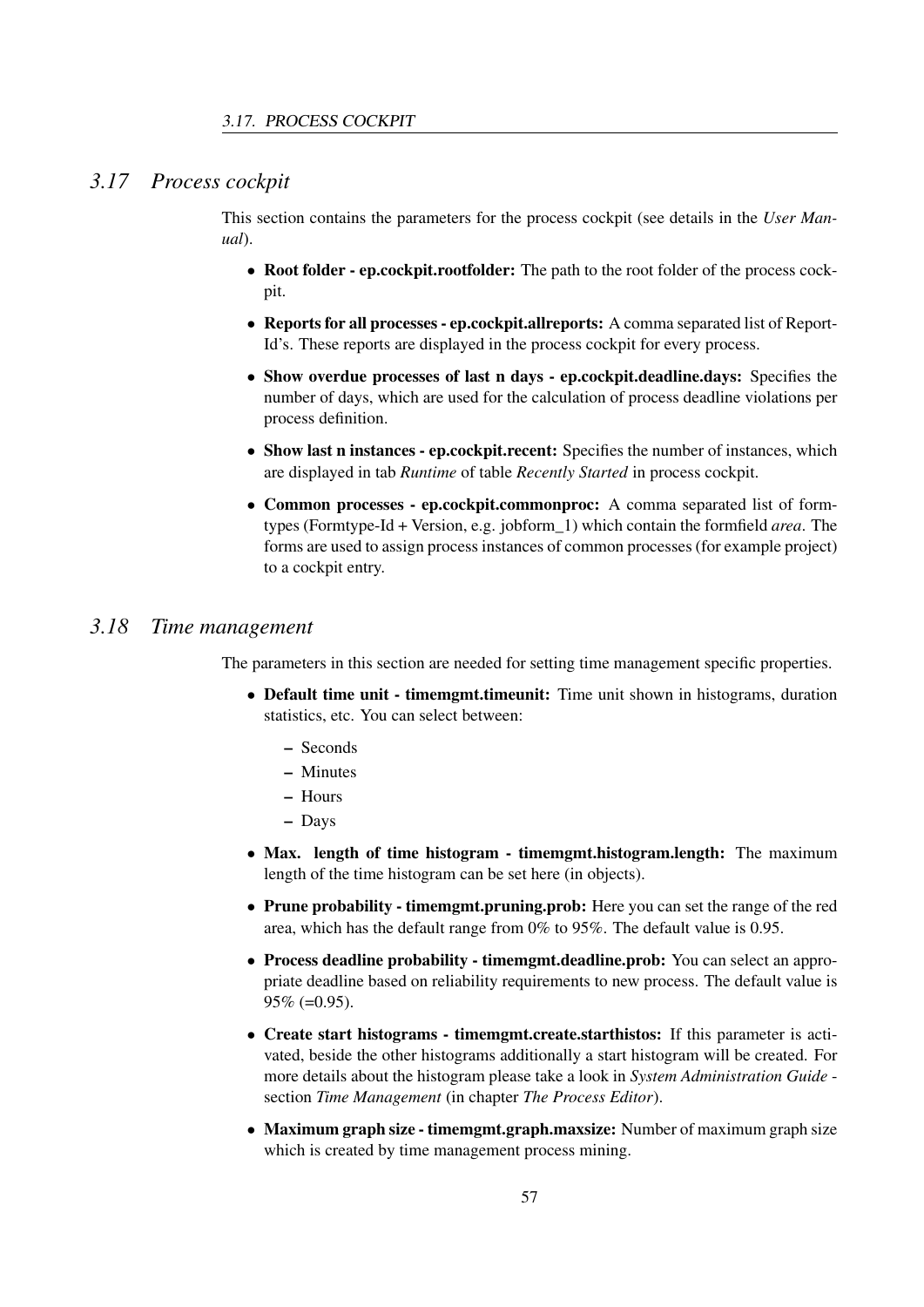## 3.17 Process cockpit

This section contains the parameters for the process cockpit (see details in the *User Manual*).

- **Root folder - ep.cockpit.rootfolder:** The path to the root folder of the process cockpit.
- **Reports for all processes - ep.cockpit.allreports:** A comma separated list of Report-Id's. These reports are displayed in the process cockpit for every process.
- **Show overdue processes of last n days - ep.cockpit.deadline.days:** Specifies the number of days, which are used for the calculation of process deadline violations per process definition.
- **Show last n instances - ep.cockpit.recent:** Specifies the number of instances, which are displayed in tab *Runtime* of table *Recently Started* in process cockpit.
- **Common processes - ep.cockpit.commonproc:** A comma separated list of formtypes (Formtype-Id + Version, e.g. jobform_1) which contain the formfield *area*. The forms are used to assign process instances of common processes (for example project) to a cockpit entry.

## 3.18 Time management

The parameters in this section are needed for setting time management specific properties.

- **Default time unit - timemgmt.timeunit:** Time unit shown in histograms, duration statistics, etc. You can select between:
  - Seconds
  - Minutes
  - Hours
  - Days
- **Max. length of time histogram - timemgmt.histogram.length:** The maximum length of the time histogram can be set here (in objects).
- **Prune probability - timemgmt.pruning.prob:** Here you can set the range of the red area, which has the default range from 0% to 95%. The default value is 0.95.
- **Process deadline probability - timemgmt.deadline.prob:** You can select an appropriate deadline based on reliability requirements to new process. The default value is 95% (=0.95).
- **Create start histograms - timemgmt.create.starthistos:** If this parameter is activated, beside the other histograms additionally a start histogram will be created. For more details about the histogram please take a look in *System Administration Guide* - section *Time Management* (in chapter *The Process Editor*).
- **Maximum graph size - timemgmt.graph.maxsize:** Number of maximum graph size which is created by time management process mining.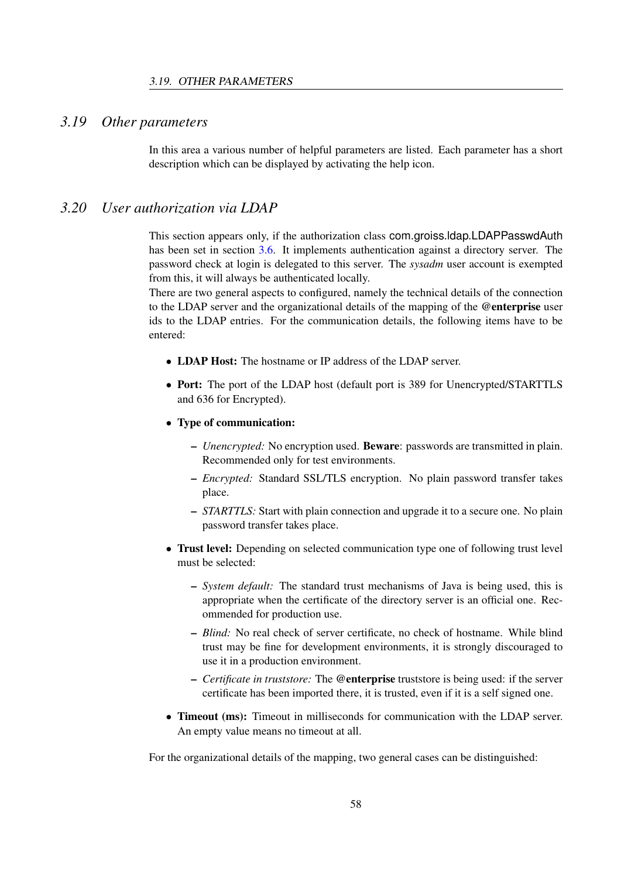## 3.19 Other parameters

In this area a various number of helpful parameters are listed. Each parameter has a short description which can be displayed by activating the help icon.

## 3.20 User authorization via LDAP

This section appears only, if the authorization class com.groiss.ldap.LDAPPasswdAuth has been set in section 3.6. It implements authentication against a directory server. The password check at login is delegated to this server. The *sysadm* user account is exempted from this, it will always be authenticated locally.
There are two general aspects to configured, namely the technical details of the connection to the LDAP server and the organizational details of the mapping of the **@enterprise** user ids to the LDAP entries. For the communication details, the following items have to be entered:

- **LDAP Host:** The hostname or IP address of the LDAP server.
- **Port:** The port of the LDAP host (default port is 389 for Unencrypted/STARTTLS and 636 for Encrypted).
- **Type of communication:**
  - *Unencrypted:* No encryption used. **Beware**: passwords are transmitted in plain. Recommended only for test environments.
  - *Encrypted:* Standard SSL/TLS encryption. No plain password transfer takes place.
  - *STARTTLS:* Start with plain connection and upgrade it to a secure one. No plain password transfer takes place.
- **Trust level:** Depending on selected communication type one of following trust level must be selected:
  - *System default:* The standard trust mechanisms of Java is being used, this is appropriate when the certificate of the directory server is an official one. Recommended for production use.
  - *Blind:* No real check of server certificate, no check of hostname. While blind trust may be fine for development environments, it is strongly discouraged to use it in a production environment.
  - *Certificate in truststore:* The **@enterprise** truststore is being used: if the server certificate has been imported there, it is trusted, even if it is a self signed one.
- **Timeout (ms):** Timeout in milliseconds for communication with the LDAP server. An empty value means no timeout at all.

For the organizational details of the mapping, two general cases can be distinguished: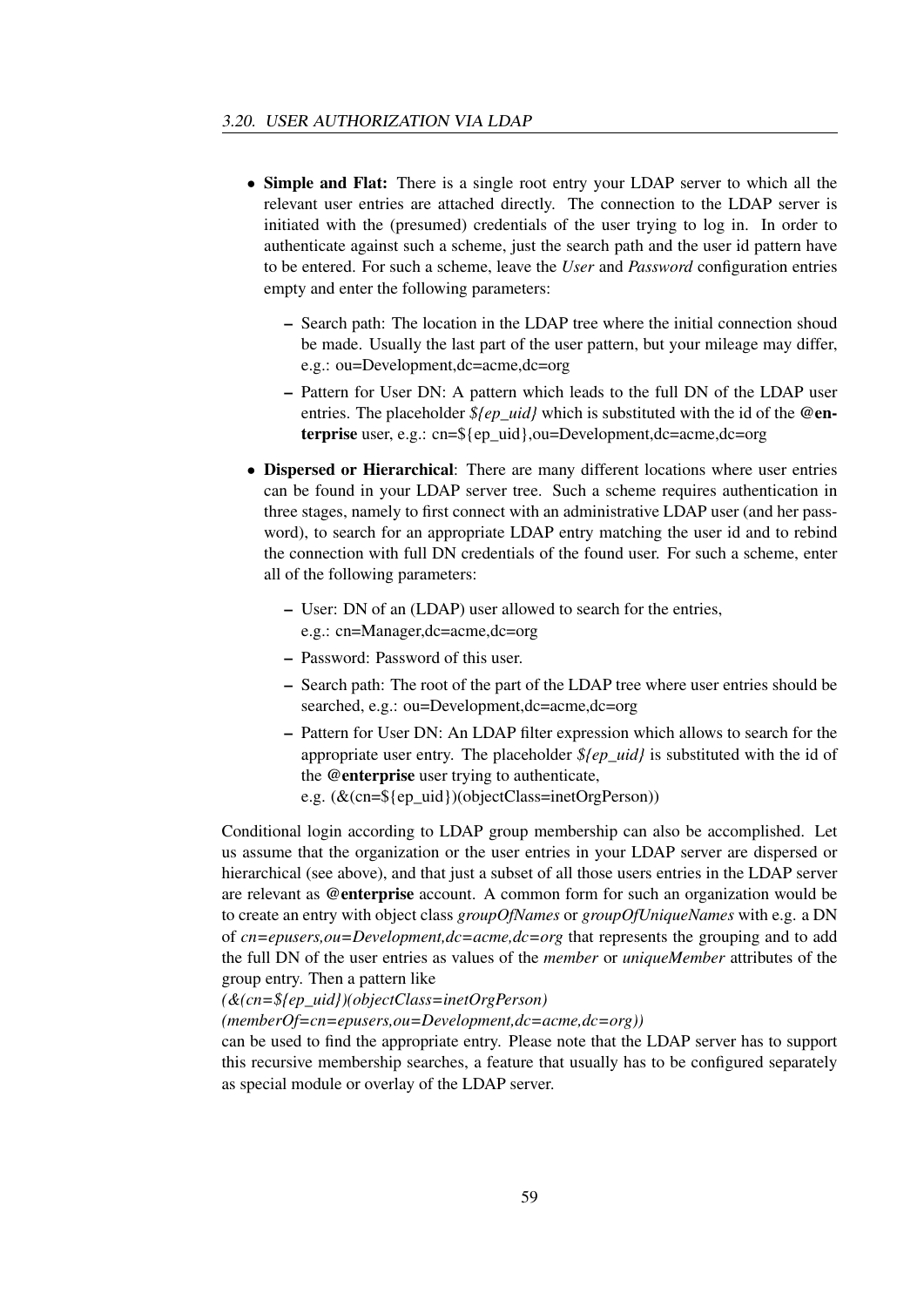- **Simple and Flat:** There is a single root entry your LDAP server to which all the relevant user entries are attached directly. The connection to the LDAP server is initiated with the (presumed) credentials of the user trying to log in. In order to authenticate against such a scheme, just the search path and the user id pattern have to be entered. For such a scheme, leave the *User* and *Password* configuration entries empty and enter the following parameters:
  - Search path: The location in the LDAP tree where the initial connection shoud be made. Usually the last part of the user pattern, but your mileage may differ, e.g.: ou=Development,dc=acme,dc=org
  - Pattern for User DN: A pattern which leads to the full DN of the LDAP user entries. The placeholder *${ep_uid}* which is substituted with the id of the **@enterprise** user, e.g.: cn=${ep_uid},ou=Development,dc=acme,dc=org
- **Dispersed or Hierarchical**: There are many different locations where user entries can be found in your LDAP server tree. Such a scheme requires authentication in three stages, namely to first connect with an administrative LDAP user (and her password), to search for an appropriate LDAP entry matching the user id and to rebind the connection with full DN credentials of the found user. For such a scheme, enter all of the following parameters:
  - User: DN of an (LDAP) user allowed to search for the entries, e.g.: cn=Manager,dc=acme,dc=org
  - Password: Password of this user.
  - Search path: The root of the part of the LDAP tree where user entries should be searched, e.g.: ou=Development,dc=acme,dc=org
  - Pattern for User DN: An LDAP filter expression which allows to search for the appropriate user entry. The placeholder *${ep_uid}* is substituted with the id of the **@enterprise** user trying to authenticate, e.g. (&(cn=${ep_uid})(objectClass=inetOrgPerson))

Conditional login according to LDAP group membership can also be accomplished. Let us assume that the organization or the user entries in your LDAP server are dispersed or hierarchical (see above), and that just a subset of all those users entries in the LDAP server are relevant as **@enterprise** account. A common form for such an organization would be to create an entry with object class *groupOfNames* or *groupOfUniqueNames* with e.g. a DN of *cn=epusers,ou=Development,dc=acme,dc=org* that represents the grouping and to add the full DN of the user entries as values of the *member* or *uniqueMember* attributes of the group entry. Then a pattern like
*(&(cn=${ep_uid})(objectClass=inetOrgPerson)*
*(memberOf=cn=epusers,ou=Development,dc=acme,dc=org))*
can be used to find the appropriate entry. Please note that the LDAP server has to support this recursive membership searches, a feature that usually has to be configured separately as special module or overlay of the LDAP server.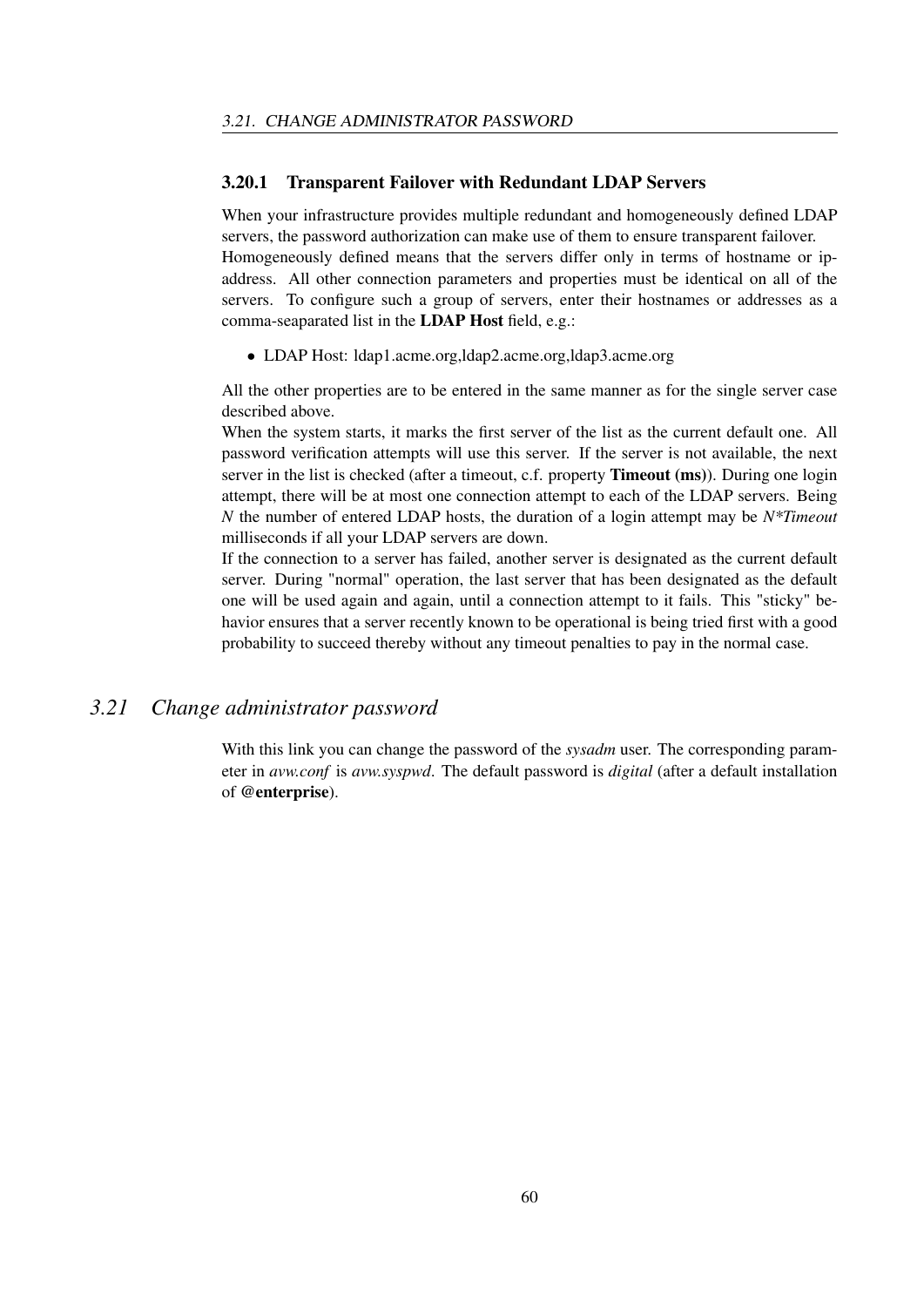### 3.20.1 Transparent Failover with Redundant LDAP Servers

When your infrastructure provides multiple redundant and homogeneously defined LDAP servers, the password authorization can make use of them to ensure transparent failover.
Homogeneously defined means that the servers differ only in terms of hostname or ip-address. All other connection parameters and properties must be identical on all of the servers. To configure such a group of servers, enter their hostnames or addresses as a comma-seaparated list in the **LDAP Host** field, e.g.:

- LDAP Host: ldap1.acme.org,ldap2.acme.org,ldap3.acme.org

All the other properties are to be entered in the same manner as for the single server case described above.
When the system starts, it marks the first server of the list as the current default one. All password verification attempts will use this server. If the server is not available, the next server in the list is checked (after a timeout, c.f. property **Timeout (ms)**). During one login attempt, there will be at most one connection attempt to each of the LDAP servers. Being *N* the number of entered LDAP hosts, the duration of a login attempt may be *N*Timeout* milliseconds if all your LDAP servers are down.
If the connection to a server has failed, another server is designated as the current default server. During "normal" operation, the last server that has been designated as the default one will be used again and again, until a connection attempt to it fails. This "sticky" behavior ensures that a server recently known to be operational is being tried first with a good probability to succeed thereby without any timeout penalties to pay in the normal case.

## 3.21 Change administrator password

With this link you can change the password of the *sysadm* user. The corresponding parameter in *avw.conf* is *avw.syspwd*. The default password is *digital* (after a default installation of **@enterprise**).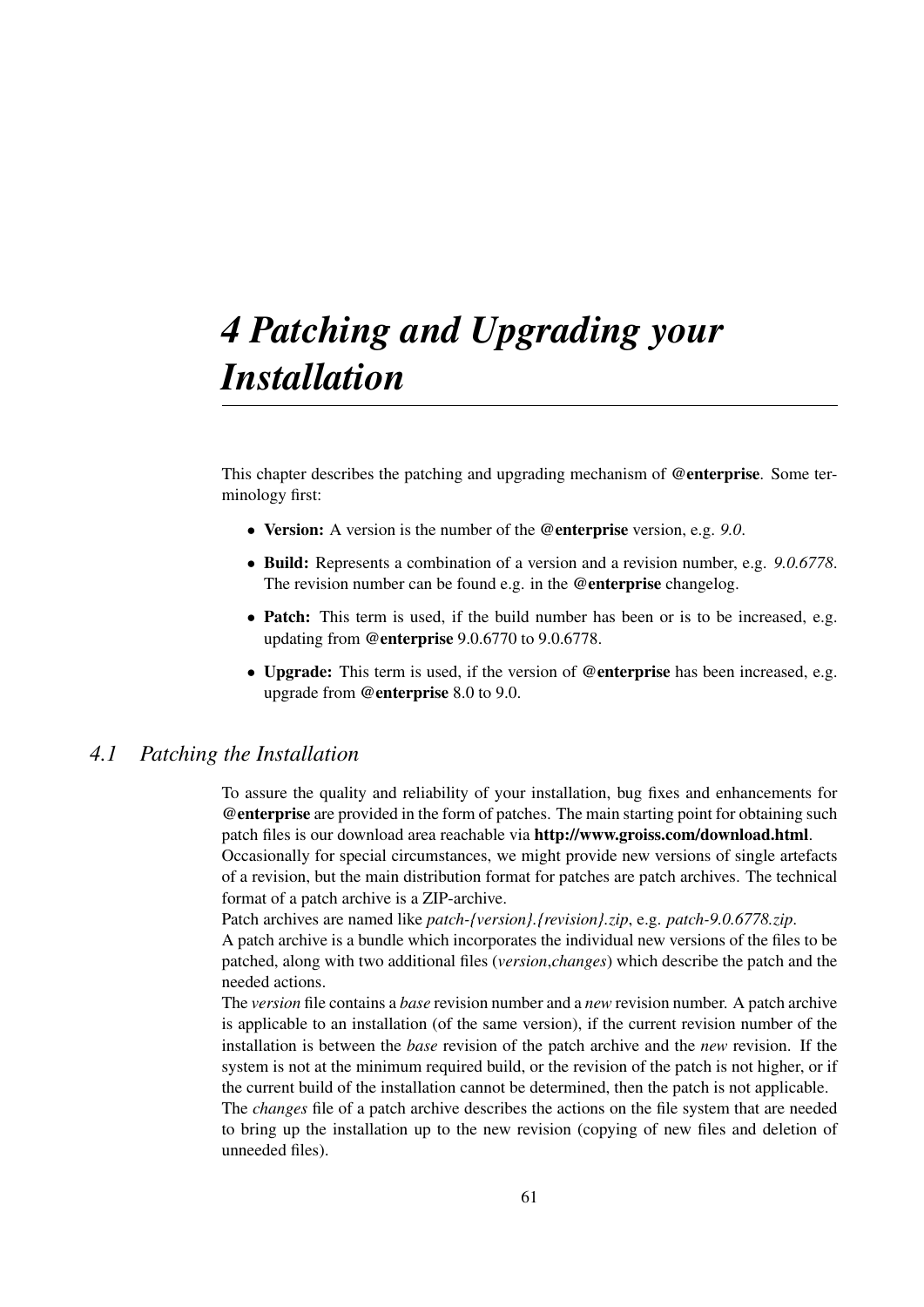# 4 Patching and Upgrading your Installation

This chapter describes the patching and upgrading mechanism of **@enterprise**. Some terminology first:

- **Version:** A version is the number of the **@enterprise** version, e.g. *9.0*.
- **Build:** Represents a combination of a version and a revision number, e.g. *9.0.6778*. The revision number can be found e.g. in the **@enterprise** changelog.
- **Patch:** This term is used, if the build number has been or is to be increased, e.g. updating from **@enterprise** 9.0.6770 to 9.0.6778.
- **Upgrade:** This term is used, if the version of **@enterprise** has been increased, e.g. upgrade from **@enterprise** 8.0 to 9.0.

## 4.1 Patching the Installation

To assure the quality and reliability of your installation, bug fixes and enhancements for **@enterprise** are provided in the form of patches. The main starting point for obtaining such patch files is our download area reachable via **http://www.groiss.com/download.html**.
Occasionally for special circumstances, we might provide new versions of single artefacts of a revision, but the main distribution format for patches are patch archives. The technical format of a patch archive is a ZIP-archive.
Patch archives are named like *patch-{version}.{revision}.zip*, e.g. *patch-9.0.6778.zip*.
A patch archive is a bundle which incorporates the individual new versions of the files to be patched, along with two additional files (*version*,*changes*) which describe the patch and the needed actions.
The *version* file contains a *base* revision number and a *new* revision number. A patch archive is applicable to an installation (of the same version), if the current revision number of the installation is between the *base* revision of the patch archive and the *new* revision. If the system is not at the minimum required build, or the revision of the patch is not higher, or if the current build of the installation cannot be determined, then the patch is not applicable.
The *changes* file of a patch archive describes the actions on the file system that are needed to bring up the installation up to the new revision (copying of new files and deletion of unneeded files).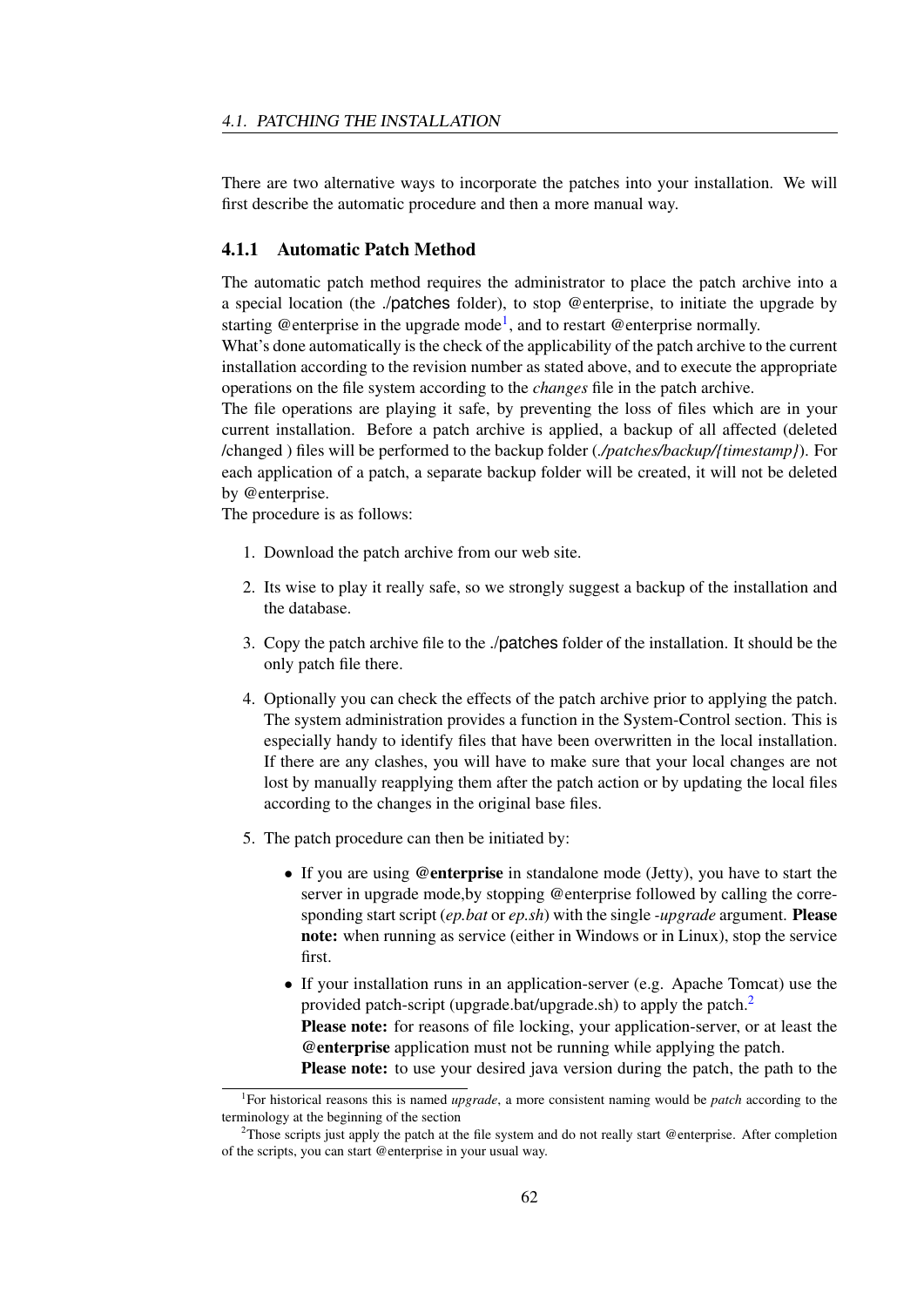There are two alternative ways to incorporate the patches into your installation. We will first describe the automatic procedure and then a more manual way.

### 4.1.1 Automatic Patch Method

The automatic patch method requires the administrator to place the patch archive into a a special location (the ./patches folder), to stop @enterprise, to initiate the upgrade by starting @enterprise in the upgrade mode[1], and to restart @enterprise normally.
What's done automatically is the check of the applicability of the patch archive to the current installation according to the revision number as stated above, and to execute the appropriate operations on the file system according to the *changes* file in the patch archive.
The file operations are playing it safe, by preventing the loss of files which are in your current installation. Before a patch archive is applied, a backup of all affected (deleted /changed ) files will be performed to the backup folder (*./patches/backup/{timestamp}*). For each application of a patch, a separate backup folder will be created, it will not be deleted by @enterprise.
The procedure is as follows:

1. Download the patch archive from our web site.
2. Its wise to play it really safe, so we strongly suggest a backup of the installation and the database.
3. Copy the patch archive file to the ./patches folder of the installation. It should be the only patch file there.
4. Optionally you can check the effects of the patch archive prior to applying the patch. The system administration provides a function in the System-Control section. This is especially handy to identify files that have been overwritten in the local installation. If there are any clashes, you will have to make sure that your local changes are not lost by manually reapplying them after the patch action or by updating the local files according to the changes in the original base files.
5. The patch procedure can then be initiated by:
   - If you are using **@enterprise** in standalone mode (Jetty), you have to start the server in upgrade mode,by stopping @enterprise followed by calling the corresponding start script (*ep.bat* or *ep.sh*) with the single *-upgrade* argument. **Please note:** when running as service (either in Windows or in Linux), stop the service first.
   - If your installation runs in an application-server (e.g. Apache Tomcat) use the provided patch-script (upgrade.bat/upgrade.sh) to apply the patch.[2]
     **Please note:** for reasons of file locking, your application-server, or at least the **@enterprise** application must not be running while applying the patch.
     **Please note:** to use your desired java version during the patch, the path to the

[1] For historical reasons this is named *upgrade*, a more consistent naming would be *patch* according to the terminology at the beginning of the section

[2] Those scripts just apply the patch at the file system and do not really start @enterprise. After completion of the scripts, you can start @enterprise in your usual way.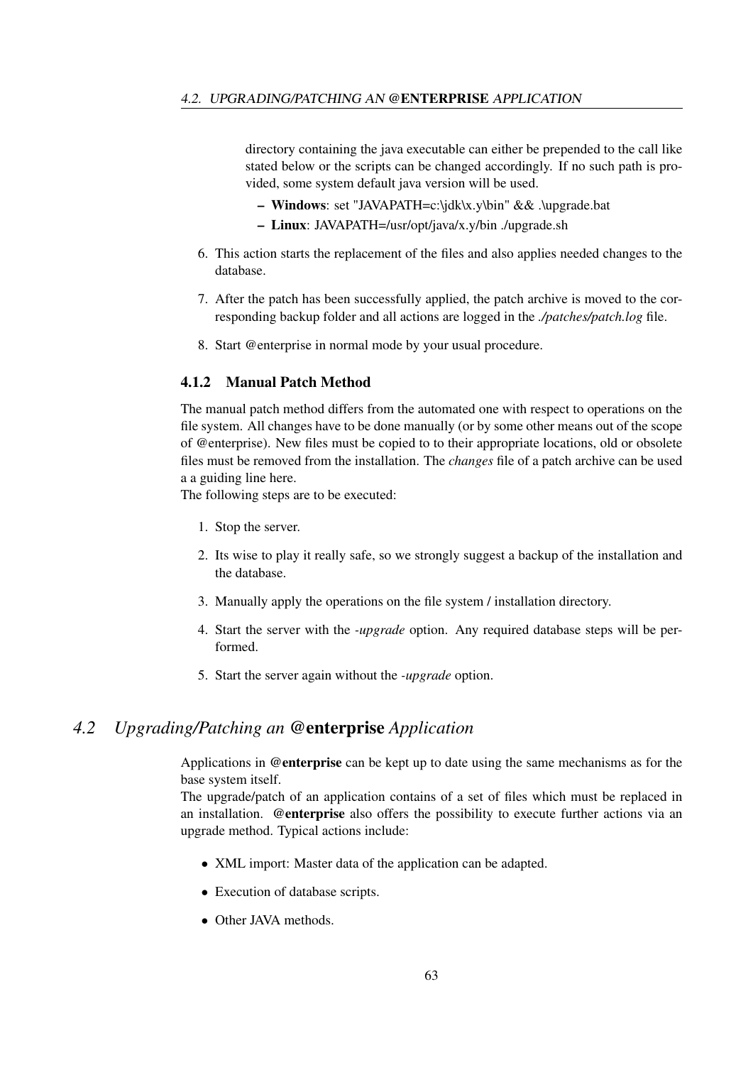directory containing the java executable can either be prepended to the call like stated below or the scripts can be changed accordingly. If no such path is provided, some system default java version will be used.

   - **Windows**: set "JAVAPATH=c:\jdk\x.y\bin" && .\upgrade.bat
   - **Linux**: JAVAPATH=/usr/opt/java/x.y/bin ./upgrade.sh

6. This action starts the replacement of the files and also applies needed changes to the database.

7. After the patch has been successfully applied, the patch archive is moved to the corresponding backup folder and all actions are logged in the *./patches/patch.log* file.

8. Start @enterprise in normal mode by your usual procedure.

### 4.1.2 Manual Patch Method

The manual patch method differs from the automated one with respect to operations on the file system. All changes have to be done manually (or by some other means out of the scope of @enterprise). New files must be copied to to their appropriate locations, old or obsolete files must be removed from the installation. The *changes* file of a patch archive can be used a a guiding line here.
The following steps are to be executed:

1. Stop the server.

2. Its wise to play it really safe, so we strongly suggest a backup of the installation and the database.

3. Manually apply the operations on the file system / installation directory.

4. Start the server with the *-upgrade* option. Any required database steps will be performed.

5. Start the server again without the *-upgrade* option.

## 4.2 *Upgrading/Patching an* **@enterprise** *Application*

Applications in **@enterprise** can be kept up to date using the same mechanisms as for the base system itself.
The upgrade/patch of an application contains of a set of files which must be replaced in an installation. **@enterprise** also offers the possibility to execute further actions via an upgrade method. Typical actions include:

- XML import: Master data of the application can be adapted.
- Execution of database scripts.
- Other JAVA methods.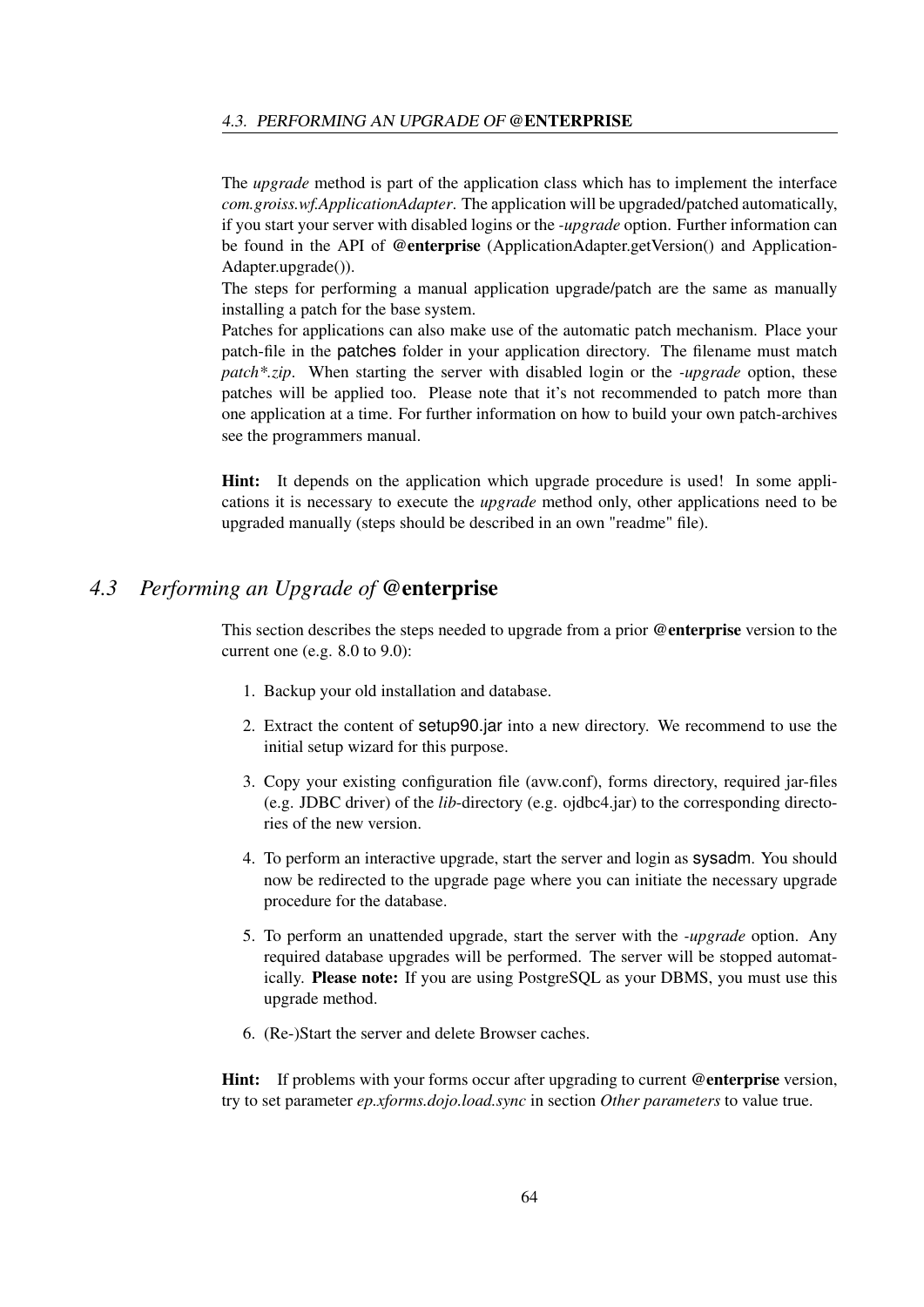The *upgrade* method is part of the application class which has to implement the interface *com.groiss.wf.ApplicationAdapter*. The application will be upgraded/patched automatically, if you start your server with disabled logins or the *-upgrade* option. Further information can be found in the API of **@enterprise** (ApplicationAdapter.getVersion() and ApplicationAdapter.upgrade()).
The steps for performing a manual application upgrade/patch are the same as manually installing a patch for the base system.
Patches for applications can also make use of the automatic patch mechanism. Place your patch-file in the patches folder in your application directory. The filename must match *patch*.zip*. When starting the server with disabled login or the *-upgrade* option, these patches will be applied too. Please note that it's not recommended to patch more than one application at a time. For further information on how to build your own patch-archives see the programmers manual.

**Hint:** It depends on the application which upgrade procedure is used! In some applications it is necessary to execute the *upgrade* method only, other applications need to be upgraded manually (steps should be described in an own "readme" file).

## *4.3 Performing an Upgrade of* @enterprise

This section describes the steps needed to upgrade from a prior **@enterprise** version to the current one (e.g. 8.0 to 9.0):

1. Backup your old installation and database.
2. Extract the content of setup90.jar into a new directory. We recommend to use the initial setup wizard for this purpose.
3. Copy your existing configuration file (avw.conf), forms directory, required jar-files (e.g. JDBC driver) of the *lib*-directory (e.g. ojdbc4.jar) to the corresponding directories of the new version.
4. To perform an interactive upgrade, start the server and login as sysadm. You should now be redirected to the upgrade page where you can initiate the necessary upgrade procedure for the database.
5. To perform an unattended upgrade, start the server with the *-upgrade* option. Any required database upgrades will be performed. The server will be stopped automatically. **Please note:** If you are using PostgreSQL as your DBMS, you must use this upgrade method.
6. (Re-)Start the server and delete Browser caches.

**Hint:** If problems with your forms occur after upgrading to current **@enterprise** version, try to set parameter *ep.xforms.dojo.load.sync* in section *Other parameters* to value true.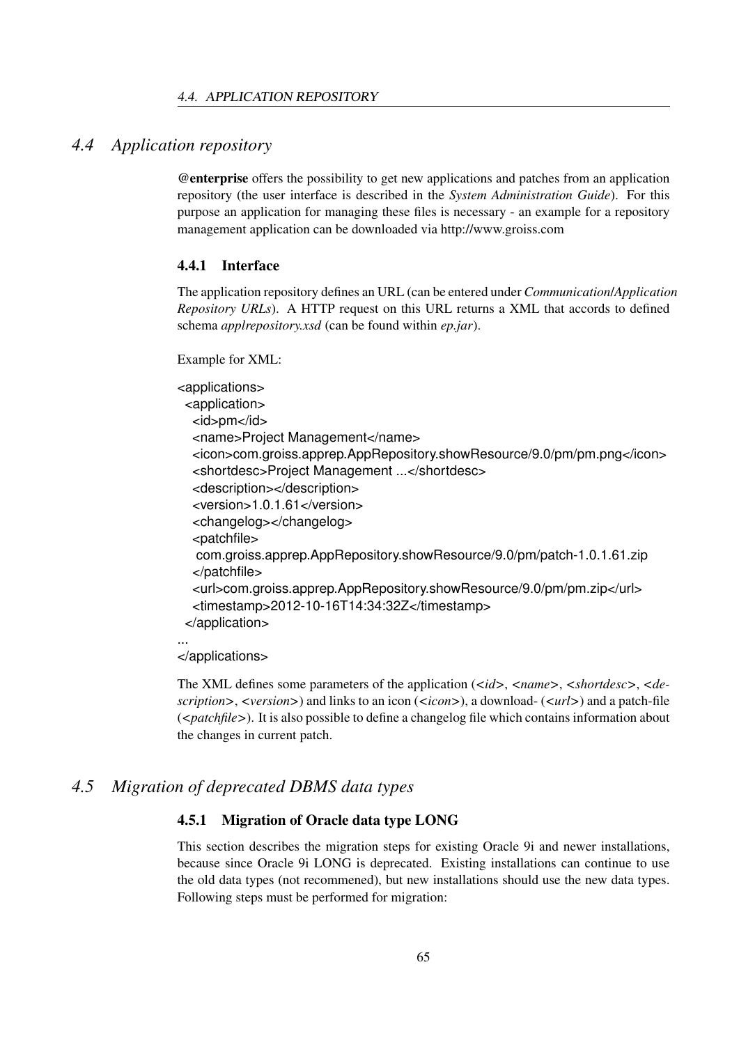## 4.4 Application repository

**@enterprise** offers the possibility to get new applications and patches from an application repository (the user interface is described in the *System Administration Guide*). For this purpose an application for managing these files is necessary - an example for a repository management application can be downloaded via http://www.groiss.com

### 4.4.1 Interface

The application repository defines an URL (can be entered under *Communication/Application Repository URLs*). A HTTP request on this URL returns a XML that accords to defined schema *applrepository.xsd* (can be found within *ep.jar*).

Example for XML:

```
<applications>
 <application>
  <id>pm</id>
  <name>Project Management</name>
  <icon>com.groiss.apprep.AppRepository.showResource/9.0/pm/pm.png</icon>
  <shortdesc>Project Management ...</shortdesc>
  <description></description>
  <version>1.0.1.61</version>
  <changelog></changelog>
  <patchfile>
   com.groiss.apprep.AppRepository.showResource/9.0/pm/patch-1.0.1.61.zip
  </patchfile>
  <url>com.groiss.apprep.AppRepository.showResource/9.0/pm/pm.zip</url>
  <timestamp>2012-10-16T14:34:32Z</timestamp>
 </application>
...
</applications>
```

The XML defines some parameters of the application (*<id>*, *<name>*, *<shortdesc>*, *<description>*, *<version>*) and links to an icon (*<icon>*), a download- (*<url>*) and a patch-file (*<patchfile>*). It is also possible to define a changelog file which contains information about the changes in current patch.

## 4.5 Migration of deprecated DBMS data types

### 4.5.1 Migration of Oracle data type LONG

This section describes the migration steps for existing Oracle 9i and newer installations, because since Oracle 9i LONG is deprecated. Existing installations can continue to use the old data types (not recommened), but new installations should use the new data types. Following steps must be performed for migration: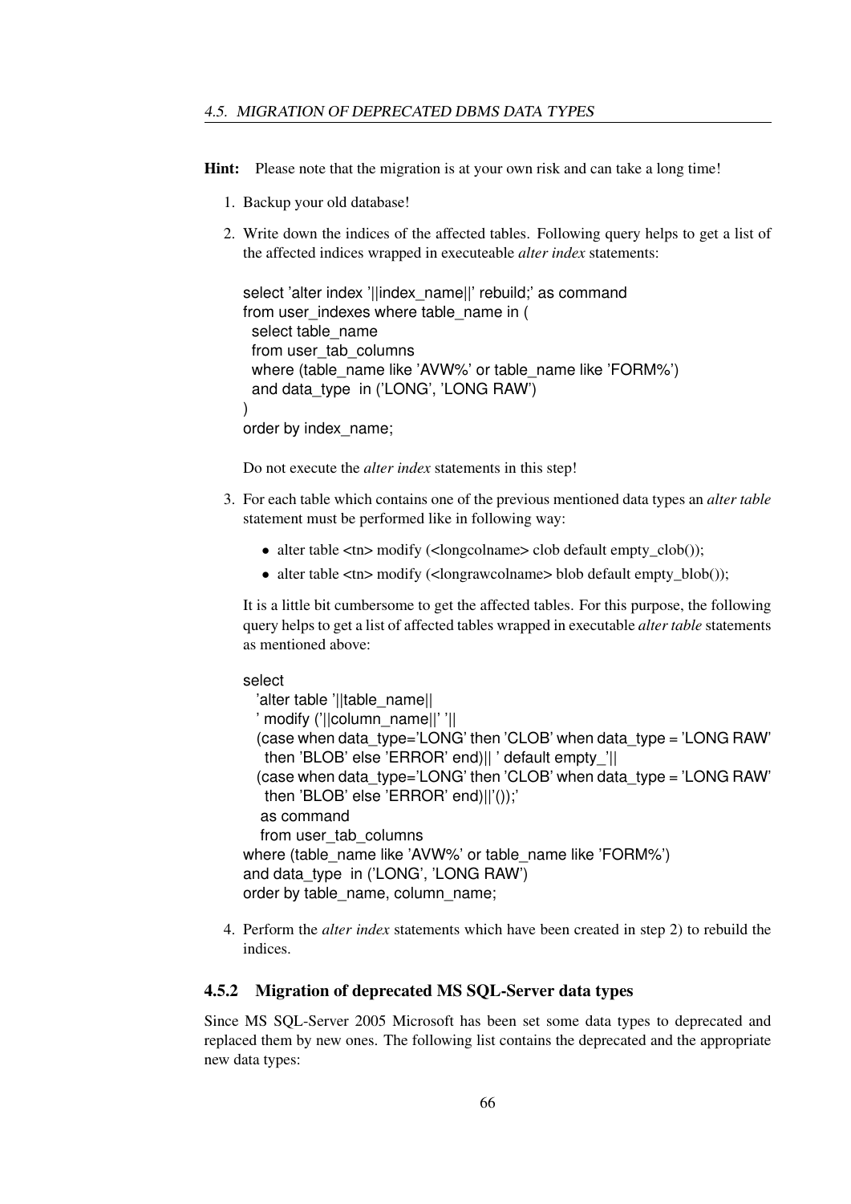**Hint:** Please note that the migration is at your own risk and can take a long time!

1. Backup your old database!
2. Write down the indices of the affected tables. Following query helps to get a list of the affected indices wrapped in executeable *alter index* statements:

   ```
   select 'alter index '||index_name||' rebuild;' as command
   from user_indexes where table_name in (
     select table_name
     from user_tab_columns
     where (table_name like 'AVW%' or table_name like 'FORM%')
     and data_type  in ('LONG', 'LONG RAW')
   )
   order by index_name;
   ```

   Do not execute the *alter index* statements in this step!

3. For each table which contains one of the previous mentioned data types an *alter table* statement must be performed like in following way:

   - alter table <tn> modify (<longcolname> clob default empty_clob());
   - alter table <tn> modify (<longrawcolname> blob default empty_blob());

   It is a little bit cumbersome to get the affected tables. For this purpose, the following query helps to get a list of affected tables wrapped in executable *alter table* statements as mentioned above:

   ```
   select
     'alter table '||table_name||
     ' modify ('||column_name||' '||
     (case when data_type='LONG' then 'CLOB' when data_type = 'LONG RAW'
      then 'BLOB' else 'ERROR' end)|| ' default empty_'||
     (case when data_type='LONG' then 'CLOB' when data_type = 'LONG RAW'
      then 'BLOB' else 'ERROR' end)||'());'
      as command
      from user_tab_columns
   where (table_name like 'AVW%' or table_name like 'FORM%')
   and data_type  in ('LONG', 'LONG RAW')
   order by table_name, column_name;
   ```

4. Perform the *alter index* statements which have been created in step 2) to rebuild the indices.

### 4.5.2 Migration of deprecated MS SQL-Server data types

Since MS SQL-Server 2005 Microsoft has been set some data types to deprecated and replaced them by new ones. The following list contains the deprecated and the appropriate new data types: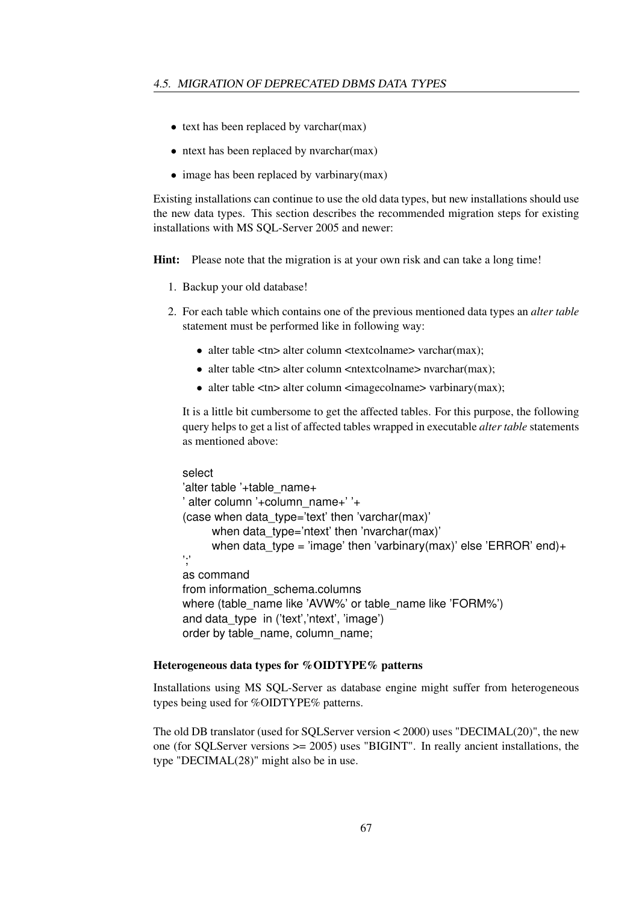- text has been replaced by varchar(max)
- ntext has been replaced by nvarchar(max)
- image has been replaced by varbinary(max)

Existing installations can continue to use the old data types, but new installations should use the new data types. This section describes the recommended migration steps for existing installations with MS SQL-Server 2005 and newer:

**Hint:** Please note that the migration is at your own risk and can take a long time!

1. Backup your old database!
2. For each table which contains one of the previous mentioned data types an *alter table* statement must be performed like in following way:
   - alter table <tn> alter column <textcolname> varchar(max);
   - alter table <tn> alter column <ntextcolname> nvarchar(max);
   - alter table <tn> alter column <imagecolname> varbinary(max);

   It is a little bit cumbersome to get the affected tables. For this purpose, the following query helps to get a list of affected tables wrapped in executable *alter table* statements as mentioned above:

   ```
   select
   'alter table '+table_name+
   ' alter column '+column_name+' '+
   (case when data_type='text' then 'varchar(max)'
         when data_type='ntext' then 'nvarchar(max)'
         when data_type = 'image' then 'varbinary(max)' else 'ERROR' end)+
   ';'
   as command
   from information_schema.columns
   where (table_name like 'AVW%' or table_name like 'FORM%')
   and data_type  in ('text','ntext', 'image')
   order by table_name, column_name;
   ```

**Heterogeneous data types for %OIDTYPE% patterns**

Installations using MS SQL-Server as database engine might suffer from heterogeneous types being used for %OIDTYPE% patterns.

The old DB translator (used for SQLServer version < 2000) uses "DECIMAL(20)", the new one (for SQLServer versions >= 2005) uses "BIGINT". In really ancient installations, the type "DECIMAL(28)" might also be in use.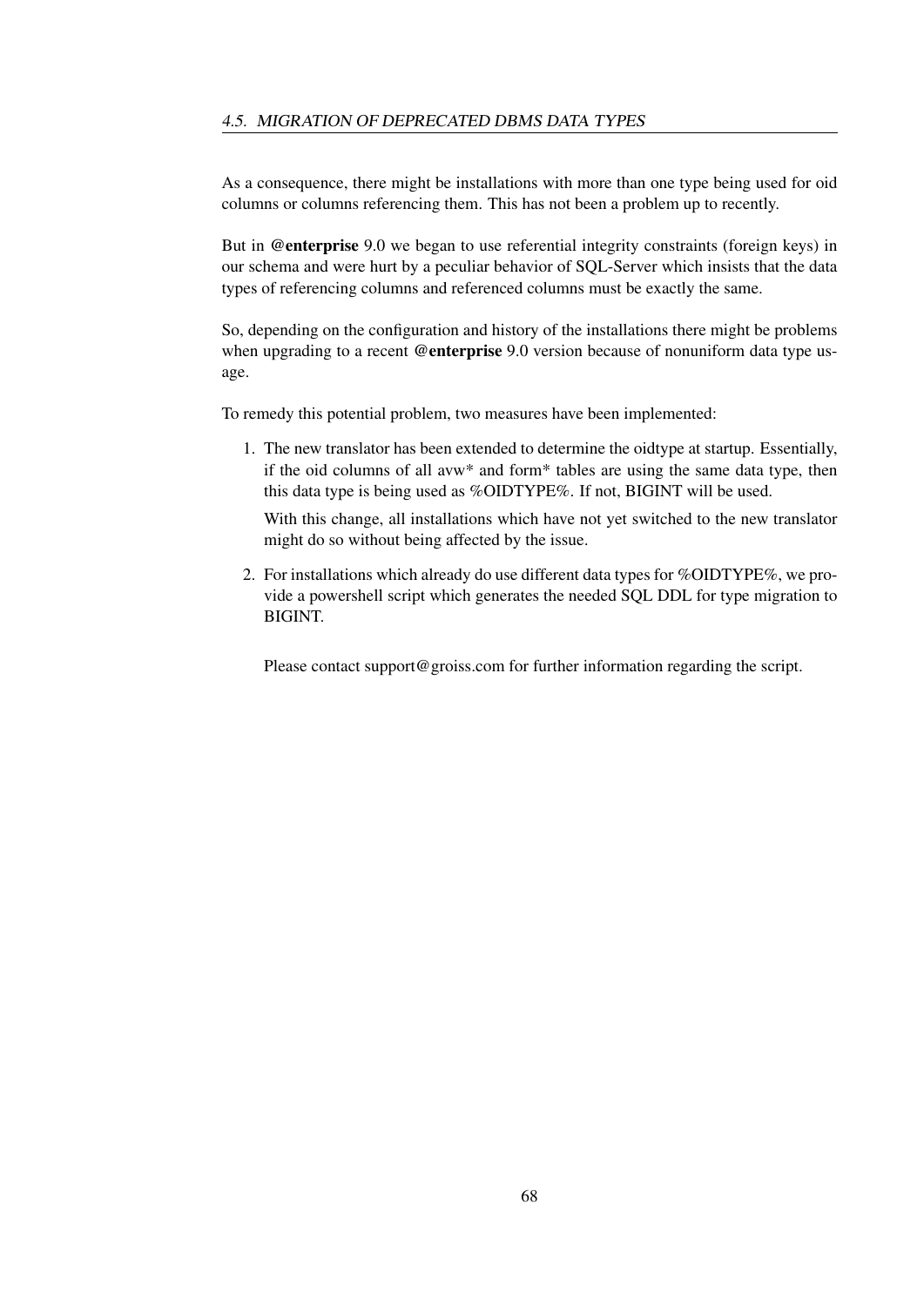As a consequence, there might be installations with more than one type being used for oid columns or columns referencing them. This has not been a problem up to recently.

But in **@enterprise** 9.0 we began to use referential integrity constraints (foreign keys) in our schema and were hurt by a peculiar behavior of SQL-Server which insists that the data types of referencing columns and referenced columns must be exactly the same.

So, depending on the configuration and history of the installations there might be problems when upgrading to a recent **@enterprise** 9.0 version because of nonuniform data type usage.

To remedy this potential problem, two measures have been implemented:

1. The new translator has been extended to determine the oidtype at startup. Essentially, if the oid columns of all avw* and form* tables are using the same data type, then this data type is being used as %OIDTYPE%. If not, BIGINT will be used.

   With this change, all installations which have not yet switched to the new translator might do so without being affected by the issue.

2. For installations which already do use different data types for %OIDTYPE%, we provide a powershell script which generates the needed SQL DDL for type migration to BIGINT.

   Please contact support@groiss.com for further information regarding the script.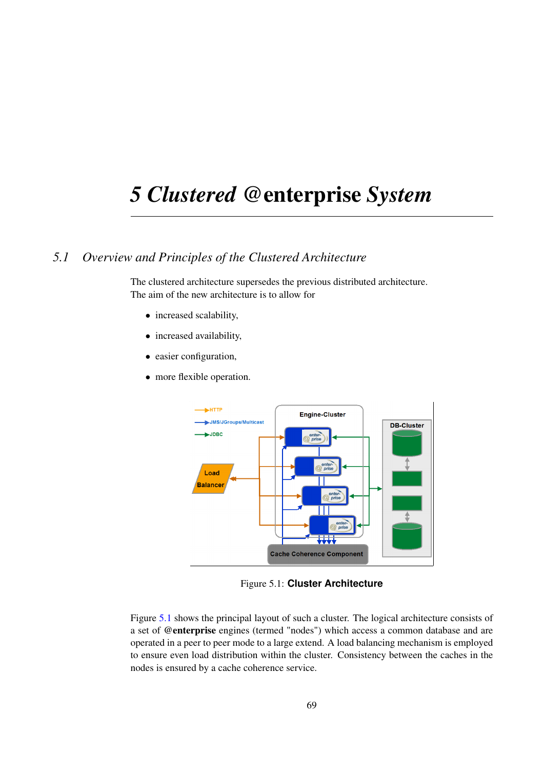# 5 Clustered @enterprise System

## 5.1 Overview and Principles of the Clustered Architecture

The clustered architecture supersedes the previous distributed architecture.
The aim of the new architecture is to allow for

- increased scalability,
- increased availability,
- easier configuration,
- more flexible operation.

Figure 5.1: **Cluster Architecture**

Figure 5.1 shows the principal layout of such a cluster. The logical architecture consists of a set of **@enterprise** engines (termed "nodes") which access a common database and are operated in a peer to peer mode to a large extend. A load balancing mechanism is employed to ensure even load distribution within the cluster. Consistency between the caches in the nodes is ensured by a cache coherence service.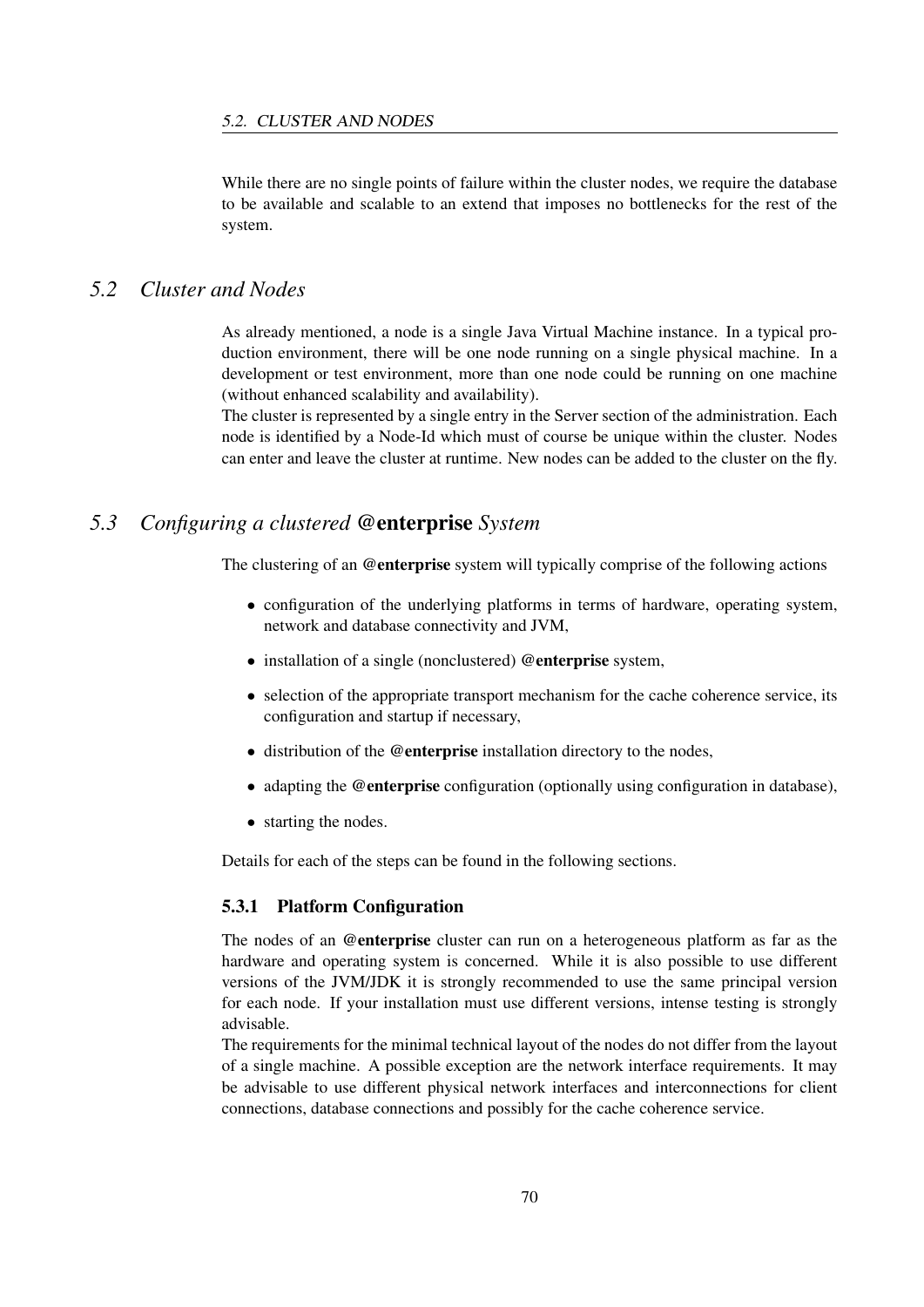While there are no single points of failure within the cluster nodes, we require the database to be available and scalable to an extend that imposes no bottlenecks for the rest of the system.

## *5.2 Cluster and Nodes*

As already mentioned, a node is a single Java Virtual Machine instance. In a typical production environment, there will be one node running on a single physical machine. In a development or test environment, more than one node could be running on one machine (without enhanced scalability and availability).
The cluster is represented by a single entry in the Server section of the administration. Each node is identified by a Node-Id which must of course be unique within the cluster. Nodes can enter and leave the cluster at runtime. New nodes can be added to the cluster on the fly.

## *5.3 Configuring a clustered* @**enterprise** *System*

The clustering of an @**enterprise** system will typically comprise of the following actions

- configuration of the underlying platforms in terms of hardware, operating system, network and database connectivity and JVM,
- installation of a single (nonclustered) @**enterprise** system,
- selection of the appropriate transport mechanism for the cache coherence service, its configuration and startup if necessary,
- distribution of the @**enterprise** installation directory to the nodes,
- adapting the @**enterprise** configuration (optionally using configuration in database),
- starting the nodes.

Details for each of the steps can be found in the following sections.

### 5.3.1 Platform Configuration

The nodes of an @**enterprise** cluster can run on a heterogeneous platform as far as the hardware and operating system is concerned. While it is also possible to use different versions of the JVM/JDK it is strongly recommended to use the same principal version for each node. If your installation must use different versions, intense testing is strongly advisable.
The requirements for the minimal technical layout of the nodes do not differ from the layout of a single machine. A possible exception are the network interface requirements. It may be advisable to use different physical network interfaces and interconnections for client connections, database connections and possibly for the cache coherence service.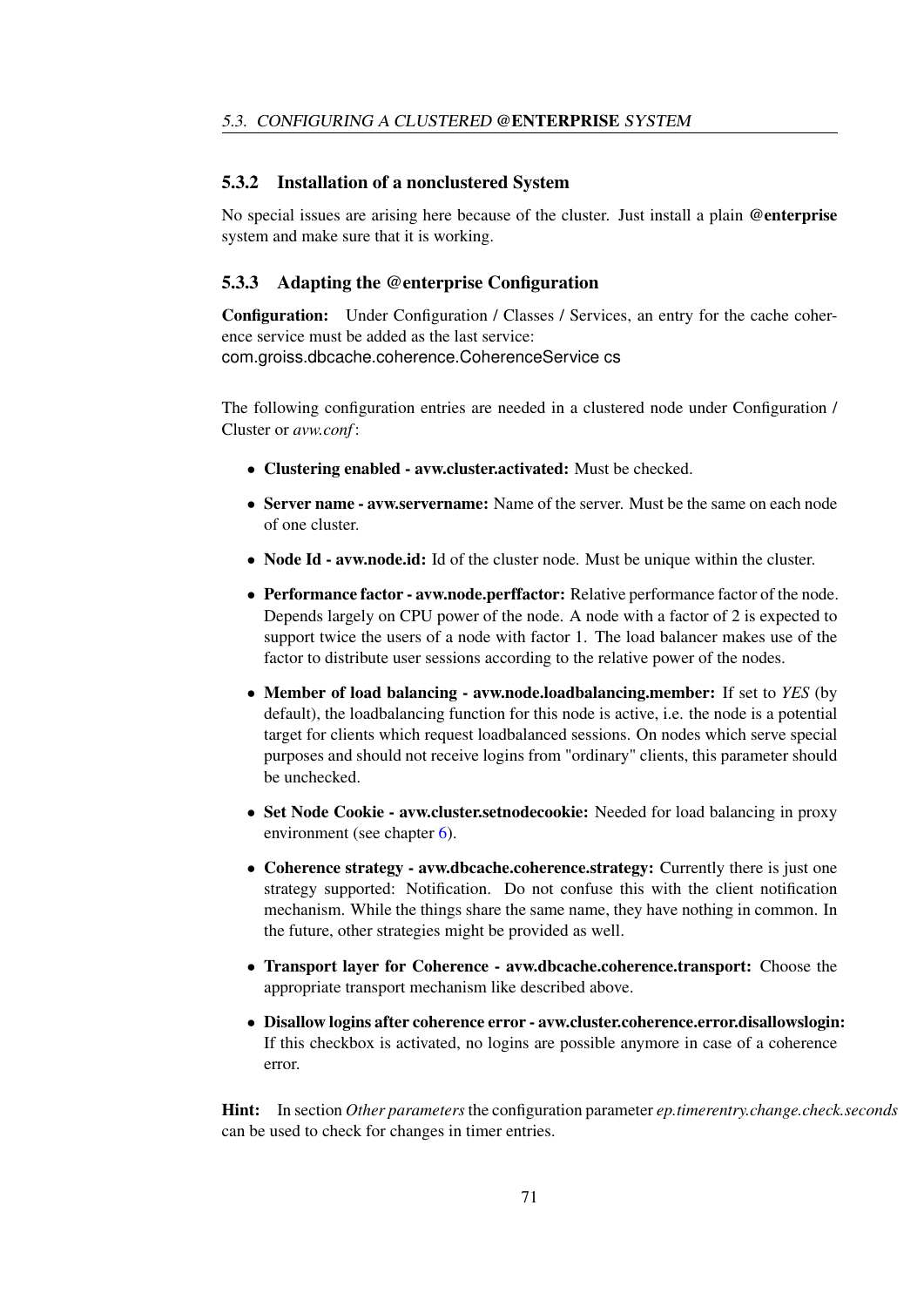### 5.3.2 Installation of a nonclustered System

No special issues are arising here because of the cluster. Just install a plain **@enterprise** system and make sure that it is working.

### 5.3.3 Adapting the @enterprise Configuration

**Configuration:** Under Configuration / Classes / Services, an entry for the cache coherence service must be added as the last service:
com.groiss.dbcache.coherence.CoherenceService cs

The following configuration entries are needed in a clustered node under Configuration / Cluster or *avw.conf*:

- **Clustering enabled - avw.cluster.activated:** Must be checked.
- **Server name - avw.servername:** Name of the server. Must be the same on each node of one cluster.
- **Node Id - avw.node.id:** Id of the cluster node. Must be unique within the cluster.
- **Performance factor - avw.node.perffactor:** Relative performance factor of the node. Depends largely on CPU power of the node. A node with a factor of 2 is expected to support twice the users of a node with factor 1. The load balancer makes use of the factor to distribute user sessions according to the relative power of the nodes.
- **Member of load balancing - avw.node.loadbalancing.member:** If set to *YES* (by default), the loadbalancing function for this node is active, i.e. the node is a potential target for clients which request loadbalanced sessions. On nodes which serve special purposes and should not receive logins from "ordinary" clients, this parameter should be unchecked.
- **Set Node Cookie - avw.cluster.setnodecookie:** Needed for load balancing in proxy environment (see chapter 6).
- **Coherence strategy - avw.dbcache.coherence.strategy:** Currently there is just one strategy supported: Notification. Do not confuse this with the client notification mechanism. While the things share the same name, they have nothing in common. In the future, other strategies might be provided as well.
- **Transport layer for Coherence - avw.dbcache.coherence.transport:** Choose the appropriate transport mechanism like described above.
- **Disallow logins after coherence error - avw.cluster.coherence.error.disallowslogin:** If this checkbox is activated, no logins are possible anymore in case of a coherence error.

**Hint:** In section *Other parameters* the configuration parameter *ep.timerentry.change.check.seconds* can be used to check for changes in timer entries.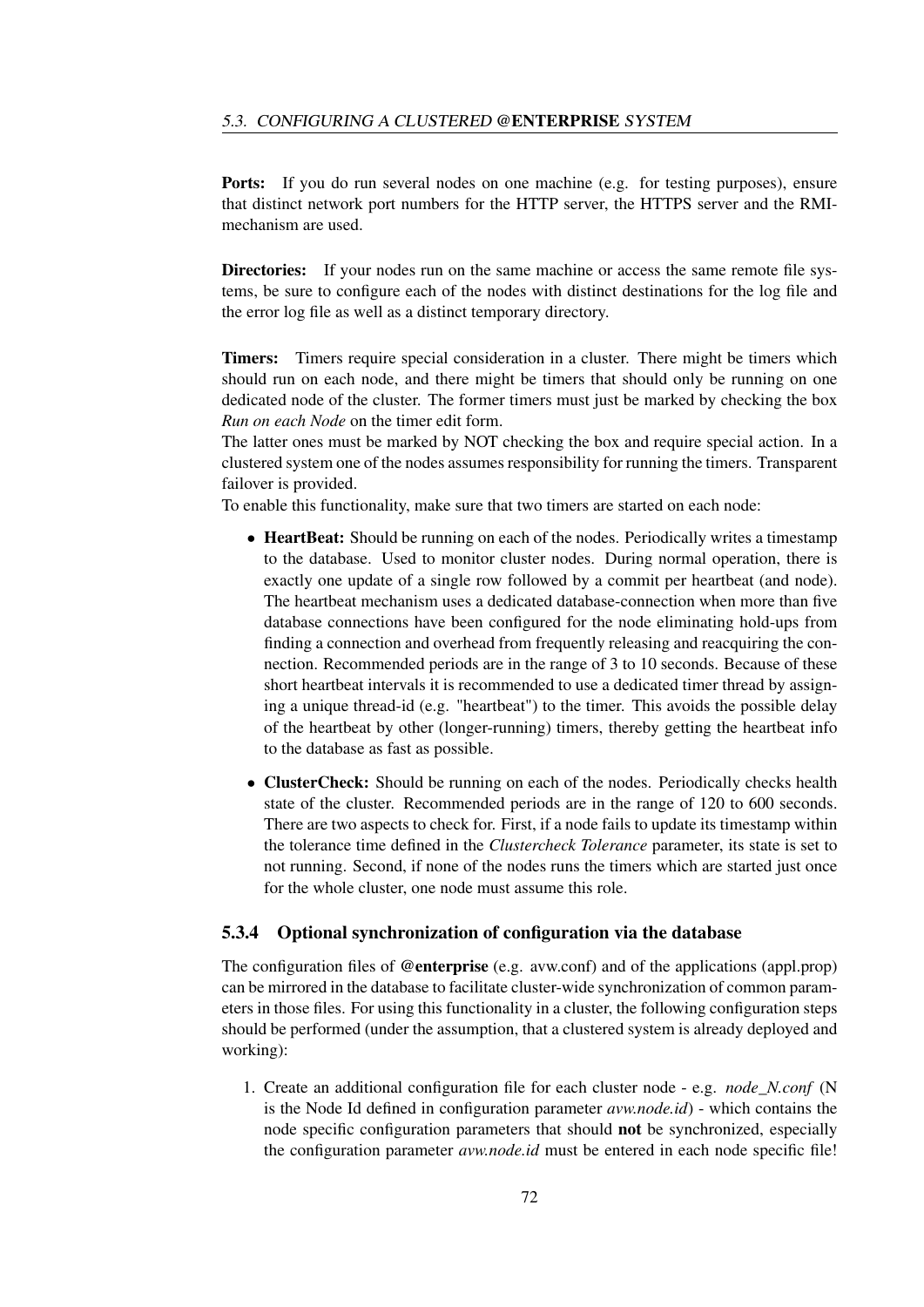**Ports:** If you do run several nodes on one machine (e.g. for testing purposes), ensure that distinct network port numbers for the HTTP server, the HTTPS server and the RMI-mechanism are used.

**Directories:** If your nodes run on the same machine or access the same remote file systems, be sure to configure each of the nodes with distinct destinations for the log file and the error log file as well as a distinct temporary directory.

**Timers:** Timers require special consideration in a cluster. There might be timers which should run on each node, and there might be timers that should only be running on one dedicated node of the cluster. The former timers must just be marked by checking the box *Run on each Node* on the timer edit form.
The latter ones must be marked by NOT checking the box and require special action. In a clustered system one of the nodes assumes responsibility for running the timers. Transparent failover is provided.
To enable this functionality, make sure that two timers are started on each node:

- **HeartBeat:** Should be running on each of the nodes. Periodically writes a timestamp to the database. Used to monitor cluster nodes. During normal operation, there is exactly one update of a single row followed by a commit per heartbeat (and node). The heartbeat mechanism uses a dedicated database-connection when more than five database connections have been configured for the node eliminating hold-ups from finding a connection and overhead from frequently releasing and reacquiring the connection. Recommended periods are in the range of 3 to 10 seconds. Because of these short heartbeat intervals it is recommended to use a dedicated timer thread by assigning a unique thread-id (e.g. "heartbeat") to the timer. This avoids the possible delay of the heartbeat by other (longer-running) timers, thereby getting the heartbeat info to the database as fast as possible.
- **ClusterCheck:** Should be running on each of the nodes. Periodically checks health state of the cluster. Recommended periods are in the range of 120 to 600 seconds. There are two aspects to check for. First, if a node fails to update its timestamp within the tolerance time defined in the *Clustercheck Tolerance* parameter, its state is set to not running. Second, if none of the nodes runs the timers which are started just once for the whole cluster, one node must assume this role.

### 5.3.4 Optional synchronization of configuration via the database

The configuration files of **@enterprise** (e.g. avw.conf) and of the applications (appl.prop) can be mirrored in the database to facilitate cluster-wide synchronization of common parameters in those files. For using this functionality in a cluster, the following configuration steps should be performed (under the assumption, that a clustered system is already deployed and working):

1. Create an additional configuration file for each cluster node - e.g. *node_N.conf* (N is the Node Id defined in configuration parameter *avw.node.id*) - which contains the node specific configuration parameters that should **not** be synchronized, especially the configuration parameter *avw.node.id* must be entered in each node specific file!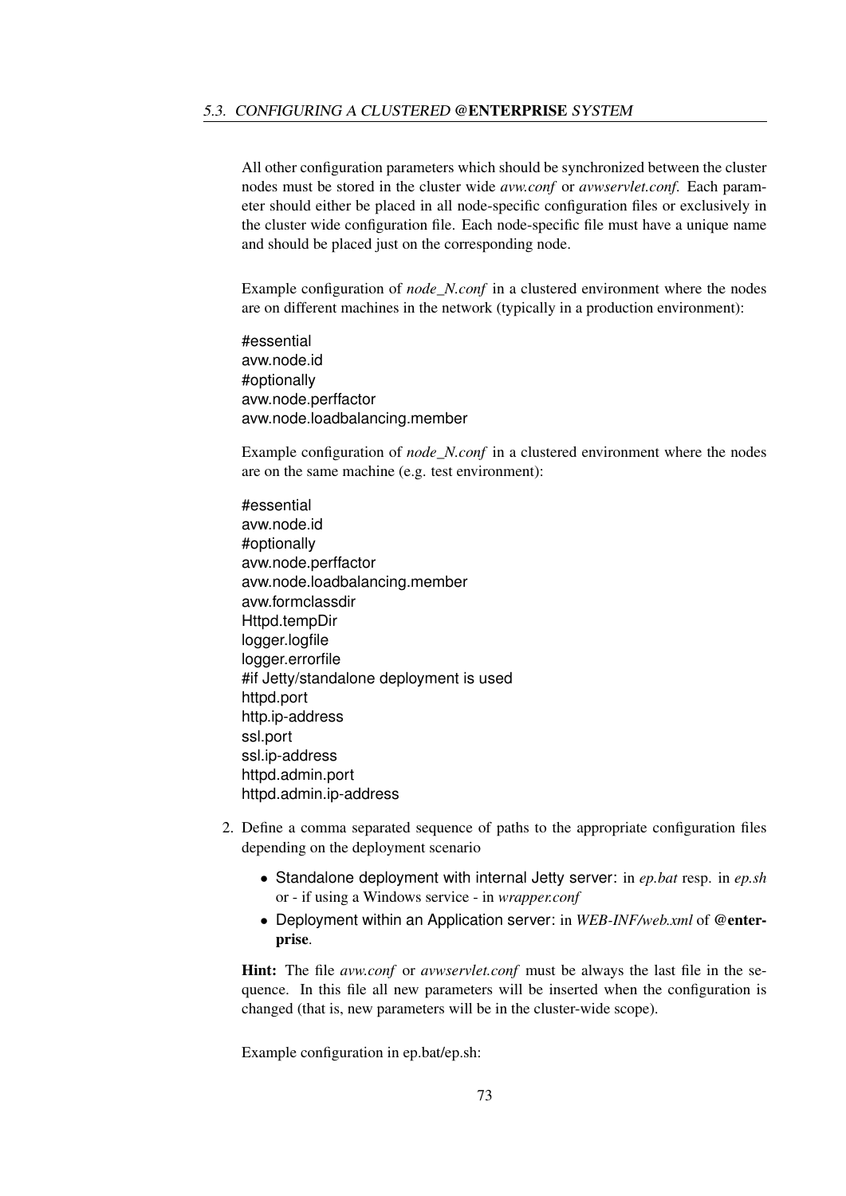All other configuration parameters which should be synchronized between the cluster nodes must be stored in the cluster wide *avw.conf* or *avwservlet.conf*. Each parameter should either be placed in all node-specific configuration files or exclusively in the cluster wide configuration file. Each node-specific file must have a unique name and should be placed just on the corresponding node.

Example configuration of *node_N.conf* in a clustered environment where the nodes are on different machines in the network (typically in a production environment):

```
#essential
avw.node.id
#optionally
avw.node.perffactor
avw.node.loadbalancing.member
```

Example configuration of *node_N.conf* in a clustered environment where the nodes are on the same machine (e.g. test environment):

```
#essential
avw.node.id
#optionally
avw.node.perffactor
avw.node.loadbalancing.member
avw.formclassdir
Httpd.tempDir
logger.logfile
logger.errorfile
#if Jetty/standalone deployment is used
httpd.port
http.ip-address
ssl.port
ssl.ip-address
httpd.admin.port
httpd.admin.ip-address
```

2. Define a comma separated sequence of paths to the appropriate configuration files depending on the deployment scenario

   - Standalone deployment with internal Jetty server: in *ep.bat* resp. in *ep.sh* or - if using a Windows service - in *wrapper.conf*
   - Deployment within an Application server: in *WEB-INF/web.xml* of **@enterprise**.

   **Hint:** The file *avw.conf* or *avwservlet.conf* must be always the last file in the sequence. In this file all new parameters will be inserted when the configuration is changed (that is, new parameters will be in the cluster-wide scope).

   Example configuration in ep.bat/ep.sh: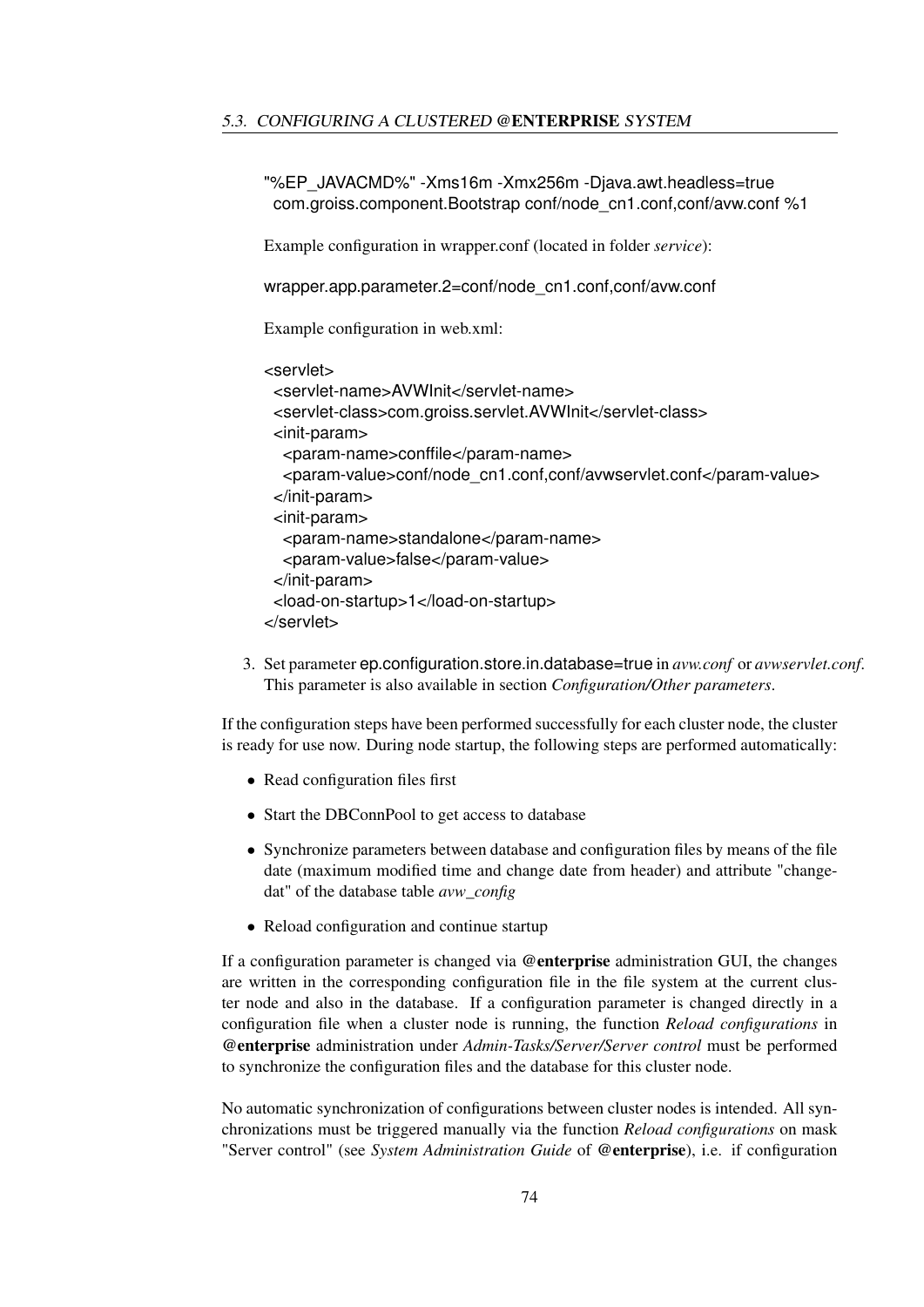```
"%EP_JAVACMD%" -Xms16m -Xmx256m -Djava.awt.headless=true
  com.groiss.component.Bootstrap conf/node_cn1.conf,conf/avw.conf %1
```

Example configuration in wrapper.conf (located in folder *service*):

```
wrapper.app.parameter.2=conf/node_cn1.conf,conf/avw.conf
```

Example configuration in web.xml:

```
<servlet>
  <servlet-name>AVWInit</servlet-name>
  <servlet-class>com.groiss.servlet.AVWInit</servlet-class>
  <init-param>
    <param-name>conffile</param-name>
    <param-value>conf/node_cn1.conf,conf/avwservlet.conf</param-value>
  </init-param>
  <init-param>
    <param-name>standalone</param-name>
    <param-value>false</param-value>
  </init-param>
  <load-on-startup>1</load-on-startup>
</servlet>
```

3. Set parameter ep.configuration.store.in.database=true in *avw.conf* or *avwservlet.conf*. This parameter is also available in section *Configuration/Other parameters*.

If the configuration steps have been performed successfully for each cluster node, the cluster is ready for use now. During node startup, the following steps are performed automatically:

- Read configuration files first
- Start the DBConnPool to get access to database
- Synchronize parameters between database and configuration files by means of the file date (maximum modified time and change date from header) and attribute "changedat" of the database table *avw_config*
- Reload configuration and continue startup

If a configuration parameter is changed via **@enterprise** administration GUI, the changes are written in the corresponding configuration file in the file system at the current cluster node and also in the database. If a configuration parameter is changed directly in a configuration file when a cluster node is running, the function *Reload configurations* in **@enterprise** administration under *Admin-Tasks/Server/Server control* must be performed to synchronize the configuration files and the database for this cluster node.

No automatic synchronization of configurations between cluster nodes is intended. All synchronizations must be triggered manually via the function *Reload configurations* on mask "Server control" (see *System Administration Guide* of **@enterprise**), i.e. if configuration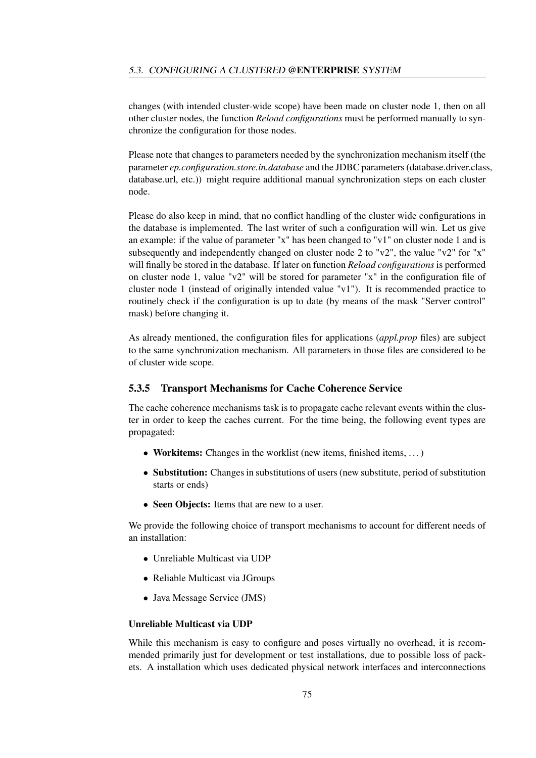changes (with intended cluster-wide scope) have been made on cluster node 1, then on all other cluster nodes, the function *Reload configurations* must be performed manually to synchronize the configuration for those nodes.

Please note that changes to parameters needed by the synchronization mechanism itself (the parameter *ep.configuration.store.in.database* and the JDBC parameters (database.driver.class, database.url, etc.)) might require additional manual synchronization steps on each cluster node.

Please do also keep in mind, that no conflict handling of the cluster wide configurations in the database is implemented. The last writer of such a configuration will win. Let us give an example: if the value of parameter "x" has been changed to "v1" on cluster node 1 and is subsequently and independently changed on cluster node 2 to "v2", the value "v2" for "x" will finally be stored in the database. If later on function *Reload configurations* is performed on cluster node 1, value "v2" will be stored for parameter "x" in the configuration file of cluster node 1 (instead of originally intended value "v1"). It is recommended practice to routinely check if the configuration is up to date (by means of the mask "Server control" mask) before changing it.

As already mentioned, the configuration files for applications (*appl.prop* files) are subject to the same synchronization mechanism. All parameters in those files are considered to be of cluster wide scope.

### 5.3.5 Transport Mechanisms for Cache Coherence Service

The cache coherence mechanisms task is to propagate cache relevant events within the cluster in order to keep the caches current. For the time being, the following event types are propagated:

- **Workitems:** Changes in the worklist (new items, finished items, ...)
- **Substitution:** Changes in substitutions of users (new substitute, period of substitution starts or ends)
- **Seen Objects:** Items that are new to a user.

We provide the following choice of transport mechanisms to account for different needs of an installation:

- Unreliable Multicast via UDP
- Reliable Multicast via JGroups
- Java Message Service (JMS)

#### Unreliable Multicast via UDP

While this mechanism is easy to configure and poses virtually no overhead, it is recommended primarily just for development or test installations, due to possible loss of packets. A installation which uses dedicated physical network interfaces and interconnections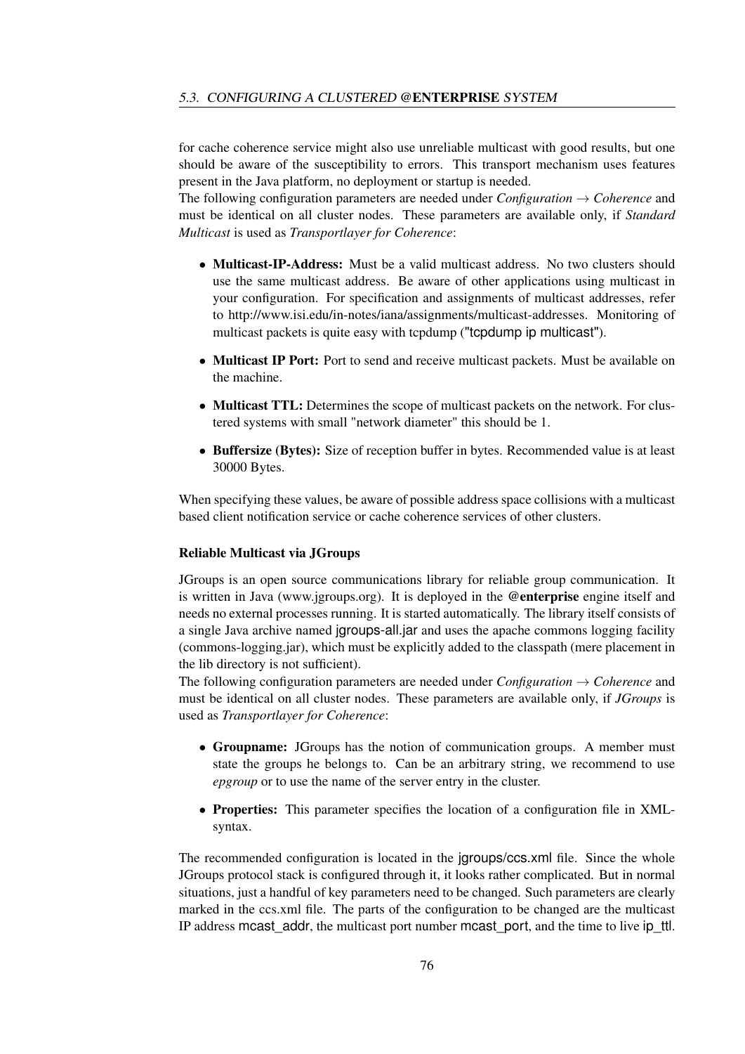for cache coherence service might also use unreliable multicast with good results, but one should be aware of the susceptibility to errors. This transport mechanism uses features present in the Java platform, no deployment or startup is needed.
The following configuration parameters are needed under *Configuration* → *Coherence* and must be identical on all cluster nodes. These parameters are available only, if *Standard Multicast* is used as *Transportlayer for Coherence*:

- **Multicast-IP-Address:** Must be a valid multicast address. No two clusters should use the same multicast address. Be aware of other applications using multicast in your configuration. For specification and assignments of multicast addresses, refer to http://www.isi.edu/in-notes/iana/assignments/multicast-addresses. Monitoring of multicast packets is quite easy with tcpdump ("tcpdump ip multicast").
- **Multicast IP Port:** Port to send and receive multicast packets. Must be available on the machine.
- **Multicast TTL:** Determines the scope of multicast packets on the network. For clustered systems with small "network diameter" this should be 1.
- **Buffersize (Bytes):** Size of reception buffer in bytes. Recommended value is at least 30000 Bytes.

When specifying these values, be aware of possible address space collisions with a multicast based client notification service or cache coherence services of other clusters.

#### Reliable Multicast via JGroups

JGroups is an open source communications library for reliable group communication. It is written in Java (www.jgroups.org). It is deployed in the **@enterprise** engine itself and needs no external processes running. It is started automatically. The library itself consists of a single Java archive named jgroups-all.jar and uses the apache commons logging facility (commons-logging.jar), which must be explicitly added to the classpath (mere placement in the lib directory is not sufficient).
The following configuration parameters are needed under *Configuration* → *Coherence* and must be identical on all cluster nodes. These parameters are available only, if *JGroups* is used as *Transportlayer for Coherence*:

- **Groupname:** JGroups has the notion of communication groups. A member must state the groups he belongs to. Can be an arbitrary string, we recommend to use *epgroup* or to use the name of the server entry in the cluster.
- **Properties:** This parameter specifies the location of a configuration file in XML-syntax.

The recommended configuration is located in the jgroups/ccs.xml file. Since the whole JGroups protocol stack is configured through it, it looks rather complicated. But in normal situations, just a handful of key parameters need to be changed. Such parameters are clearly marked in the ccs.xml file. The parts of the configuration to be changed are the multicast IP address mcast_addr, the multicast port number mcast_port, and the time to live ip_ttl.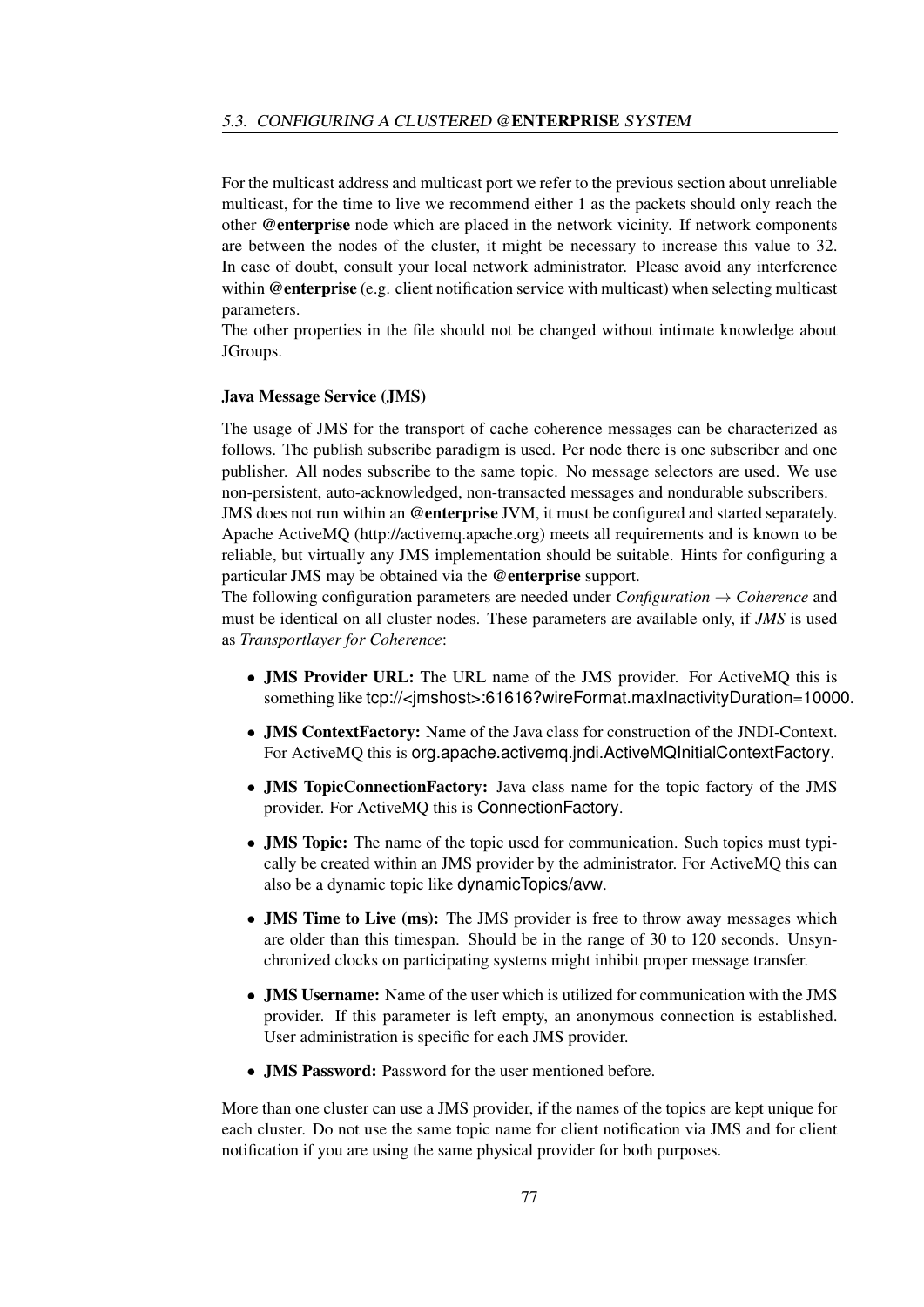For the multicast address and multicast port we refer to the previous section about unreliable multicast, for the time to live we recommend either 1 as the packets should only reach the other **@enterprise** node which are placed in the network vicinity. If network components are between the nodes of the cluster, it might be necessary to increase this value to 32. In case of doubt, consult your local network administrator. Please avoid any interference within **@enterprise** (e.g. client notification service with multicast) when selecting multicast parameters.
The other properties in the file should not be changed without intimate knowledge about JGroups.

#### Java Message Service (JMS)

The usage of JMS for the transport of cache coherence messages can be characterized as follows. The publish subscribe paradigm is used. Per node there is one subscriber and one publisher. All nodes subscribe to the same topic. No message selectors are used. We use non-persistent, auto-acknowledged, non-transacted messages and nondurable subscribers.
JMS does not run within an **@enterprise** JVM, it must be configured and started separately. Apache ActiveMQ (http://activemq.apache.org) meets all requirements and is known to be reliable, but virtually any JMS implementation should be suitable. Hints for configuring a particular JMS may be obtained via the **@enterprise** support.
The following configuration parameters are needed under *Configuration* → *Coherence* and must be identical on all cluster nodes. These parameters are available only, if *JMS* is used as *Transportlayer for Coherence*:

- **JMS Provider URL:** The URL name of the JMS provider. For ActiveMQ this is something like `tcp://<jmshost>:61616?wireFormat.maxInactivityDuration=10000`.
- **JMS ContextFactory:** Name of the Java class for construction of the JNDI-Context. For ActiveMQ this is `org.apache.activemq.jndi.ActiveMQInitialContextFactory`.
- **JMS TopicConnectionFactory:** Java class name for the topic factory of the JMS provider. For ActiveMQ this is `ConnectionFactory`.
- **JMS Topic:** The name of the topic used for communication. Such topics must typically be created within an JMS provider by the administrator. For ActiveMQ this can also be a dynamic topic like `dynamicTopics/avw`.
- **JMS Time to Live (ms):** The JMS provider is free to throw away messages which are older than this timespan. Should be in the range of 30 to 120 seconds. Unsynchronized clocks on participating systems might inhibit proper message transfer.
- **JMS Username:** Name of the user which is utilized for communication with the JMS provider. If this parameter is left empty, an anonymous connection is established. User administration is specific for each JMS provider.
- **JMS Password:** Password for the user mentioned before.

More than one cluster can use a JMS provider, if the names of the topics are kept unique for each cluster. Do not use the same topic name for client notification via JMS and for client notification if you are using the same physical provider for both purposes.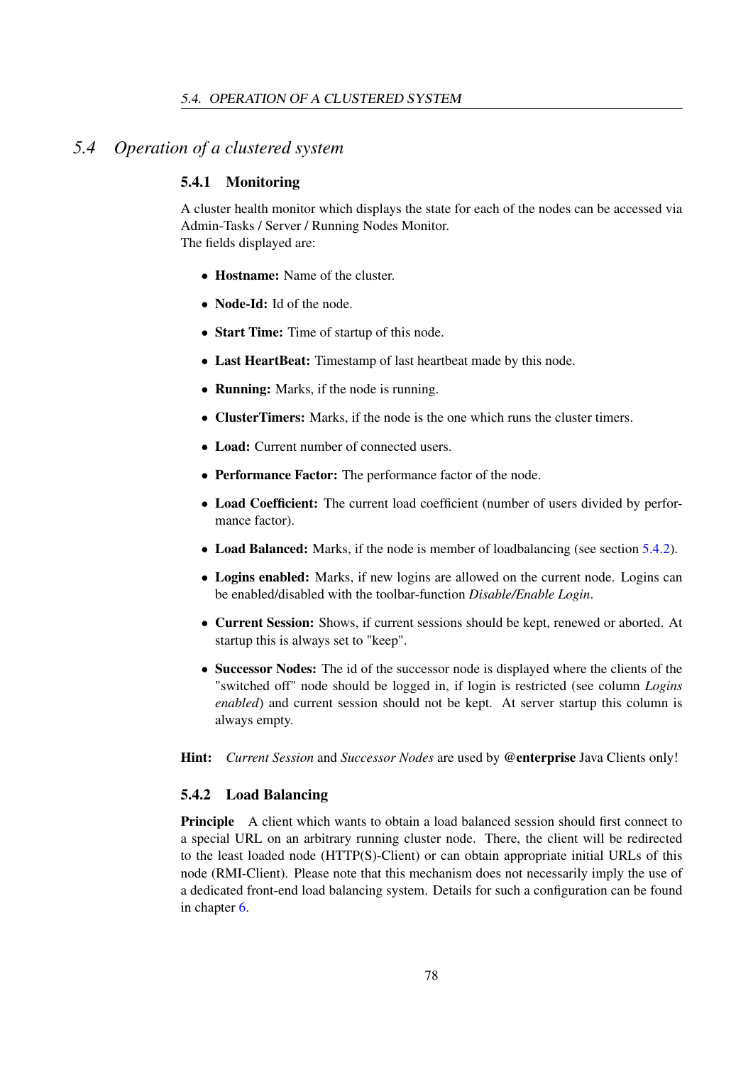## 5.4 *Operation of a clustered system*

### 5.4.1 Monitoring

A cluster health monitor which displays the state for each of the nodes can be accessed via Admin-Tasks / Server / Running Nodes Monitor.
The fields displayed are:

- **Hostname:** Name of the cluster.
- **Node-Id:** Id of the node.
- **Start Time:** Time of startup of this node.
- **Last HeartBeat:** Timestamp of last heartbeat made by this node.
- **Running:** Marks, if the node is running.
- **ClusterTimers:** Marks, if the node is the one which runs the cluster timers.
- **Load:** Current number of connected users.
- **Performance Factor:** The performance factor of the node.
- **Load Coefficient:** The current load coefficient (number of users divided by performance factor).
- **Load Balanced:** Marks, if the node is member of loadbalancing (see section 5.4.2).
- **Logins enabled:** Marks, if new logins are allowed on the current node. Logins can be enabled/disabled with the toolbar-function *Disable/Enable Login*.
- **Current Session:** Shows, if current sessions should be kept, renewed or aborted. At startup this is always set to "keep".
- **Successor Nodes:** The id of the successor node is displayed where the clients of the "switched off" node should be logged in, if login is restricted (see column *Logins enabled*) and current session should not be kept. At server startup this column is always empty.

**Hint:** *Current Session* and *Successor Nodes* are used by **@enterprise** Java Clients only!

### 5.4.2 Load Balancing

**Principle** A client which wants to obtain a load balanced session should first connect to a special URL on an arbitrary running cluster node. There, the client will be redirected to the least loaded node (HTTP(S)-Client) or can obtain appropriate initial URLs of this node (RMI-Client). Please note that this mechanism does not necessarily imply the use of a dedicated front-end load balancing system. Details for such a configuration can be found in chapter 6.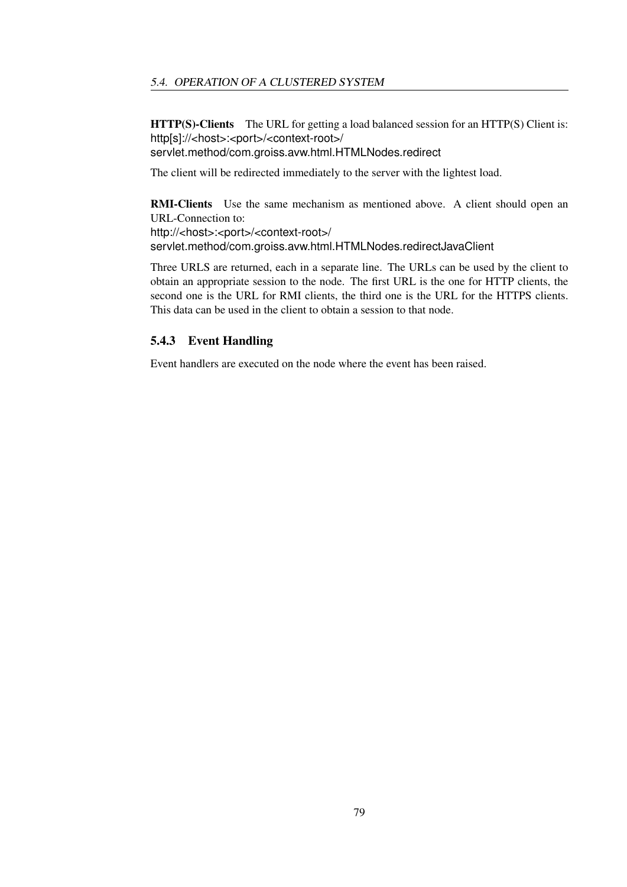**HTTP(S)-Clients** The URL for getting a load balanced session for an HTTP(S) Client is:
http[s]://<host>:<port>/<context-root>/
servlet.method/com.groiss.avw.html.HTMLNodes.redirect

The client will be redirected immediately to the server with the lightest load.

**RMI-Clients** Use the same mechanism as mentioned above. A client should open an URL-Connection to:
http://<host>:<port>/<context-root>/
servlet.method/com.groiss.avw.html.HTMLNodes.redirectJavaClient

Three URLS are returned, each in a separate line. The URLs can be used by the client to obtain an appropriate session to the node. The first URL is the one for HTTP clients, the second one is the URL for RMI clients, the third one is the URL for the HTTPS clients. This data can be used in the client to obtain a session to that node.

### 5.4.3 Event Handling

Event handlers are executed on the node where the event has been raised.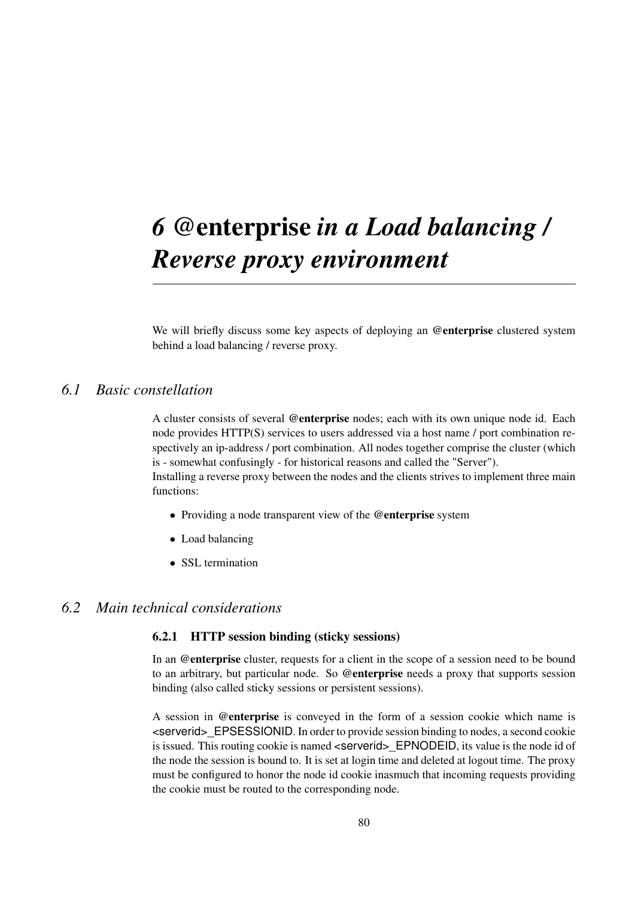# 6 **@enterprise** *in a Load balancing / Reverse proxy environment*

We will briefly discuss some key aspects of deploying an **@enterprise** clustered system behind a load balancing / reverse proxy.

## *6.1 Basic constellation*

A cluster consists of several **@enterprise** nodes; each with its own unique node id. Each node provides HTTP(S) services to users addressed via a host name / port combination respectively an ip-address / port combination. All nodes together comprise the cluster (which is - somewhat confusingly - for historical reasons and called the "Server").
Installing a reverse proxy between the nodes and the clients strives to implement three main functions:

- Providing a node transparent view of the **@enterprise** system
- Load balancing
- SSL termination

## *6.2 Main technical considerations*

### 6.2.1 HTTP session binding (sticky sessions)

In an **@enterprise** cluster, requests for a client in the scope of a session need to be bound to an arbitrary, but particular node. So **@enterprise** needs a proxy that supports session binding (also called sticky sessions or persistent sessions).

A session in **@enterprise** is conveyed in the form of a session cookie which name is <serverid>_EPSESSIONID. In order to provide session binding to nodes, a second cookie is issued. This routing cookie is named <serverid>_EPNODEID, its value is the node id of the node the session is bound to. It is set at login time and deleted at logout time. The proxy must be configured to honor the node id cookie inasmuch that incoming requests providing the cookie must be routed to the corresponding node.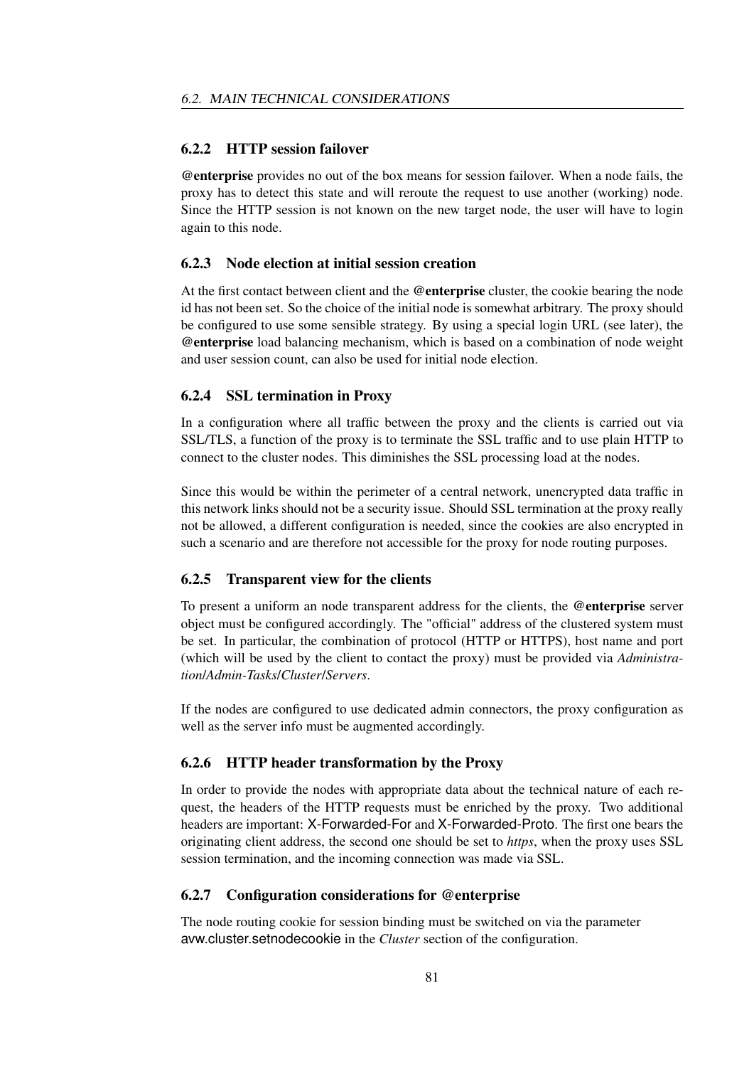### 6.2.2 HTTP session failover

**@enterprise** provides no out of the box means for session failover. When a node fails, the proxy has to detect this state and will reroute the request to use another (working) node. Since the HTTP session is not known on the new target node, the user will have to login again to this node.

### 6.2.3 Node election at initial session creation

At the first contact between client and the **@enterprise** cluster, the cookie bearing the node id has not been set. So the choice of the initial node is somewhat arbitrary. The proxy should be configured to use some sensible strategy. By using a special login URL (see later), the **@enterprise** load balancing mechanism, which is based on a combination of node weight and user session count, can also be used for initial node election.

### 6.2.4 SSL termination in Proxy

In a configuration where all traffic between the proxy and the clients is carried out via SSL/TLS, a function of the proxy is to terminate the SSL traffic and to use plain HTTP to connect to the cluster nodes. This diminishes the SSL processing load at the nodes.

Since this would be within the perimeter of a central network, unencrypted data traffic in this network links should not be a security issue. Should SSL termination at the proxy really not be allowed, a different configuration is needed, since the cookies are also encrypted in such a scenario and are therefore not accessible for the proxy for node routing purposes.

### 6.2.5 Transparent view for the clients

To present a uniform an node transparent address for the clients, the **@enterprise** server object must be configured accordingly. The "official" address of the clustered system must be set. In particular, the combination of protocol (HTTP or HTTPS), host name and port (which will be used by the client to contact the proxy) must be provided via *Administration/Admin-Tasks/Cluster/Servers*.

If the nodes are configured to use dedicated admin connectors, the proxy configuration as well as the server info must be augmented accordingly.

### 6.2.6 HTTP header transformation by the Proxy

In order to provide the nodes with appropriate data about the technical nature of each request, the headers of the HTTP requests must be enriched by the proxy. Two additional headers are important: X-Forwarded-For and X-Forwarded-Proto. The first one bears the originating client address, the second one should be set to *https*, when the proxy uses SSL session termination, and the incoming connection was made via SSL.

### 6.2.7 Configuration considerations for @enterprise

The node routing cookie for session binding must be switched on via the parameter avw.cluster.setnodecookie in the *Cluster* section of the configuration.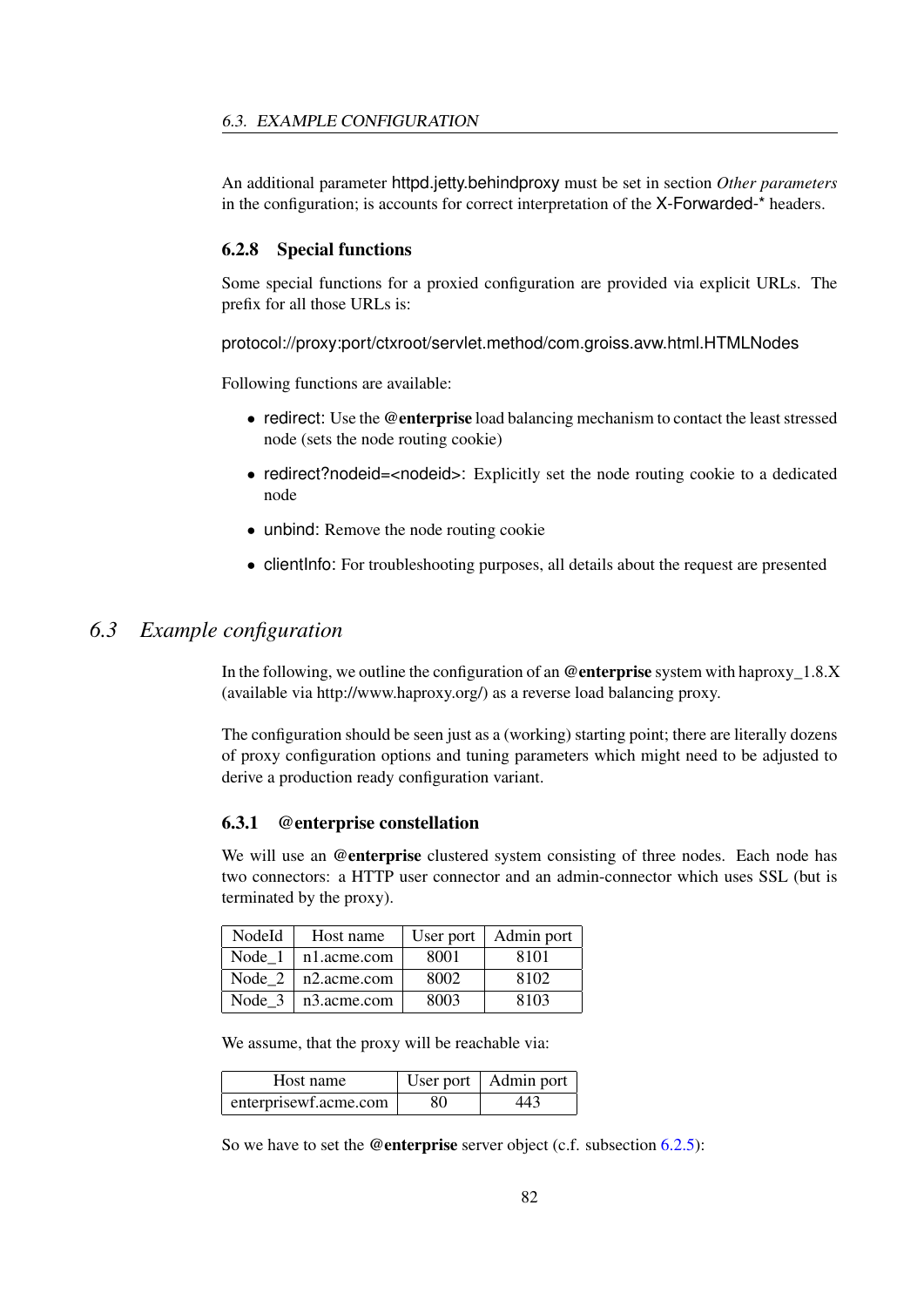An additional parameter httpd.jetty.behindproxy must be set in section *Other parameters* in the configuration; is accounts for correct interpretation of the X-Forwarded-* headers.

### 6.2.8 Special functions

Some special functions for a proxied configuration are provided via explicit URLs. The prefix for all those URLs is:

protocol://proxy:port/ctxroot/servlet.method/com.groiss.avw.html.HTMLNodes

Following functions are available:

- redirect: Use the **@enterprise** load balancing mechanism to contact the least stressed node (sets the node routing cookie)
- redirect?nodeid=<nodeid>: Explicitly set the node routing cookie to a dedicated node
- unbind: Remove the node routing cookie
- clientInfo: For troubleshooting purposes, all details about the request are presented

## *6.3 Example configuration*

In the following, we outline the configuration of an **@enterprise** system with haproxy_1.8.X (available via http://www.haproxy.org/) as a reverse load balancing proxy.

The configuration should be seen just as a (working) starting point; there are literally dozens of proxy configuration options and tuning parameters which might need to be adjusted to derive a production ready configuration variant.

### 6.3.1 @enterprise constellation

We will use an **@enterprise** clustered system consisting of three nodes. Each node has two connectors: a HTTP user connector and an admin-connector which uses SSL (but is terminated by the proxy).

| NodeId | Host name | User port | Admin port |
|---|---|---|---|
| Node_1 | n1.acme.com | 8001 | 8101 |
| Node_2 | n2.acme.com | 8002 | 8102 |
| Node_3 | n3.acme.com | 8003 | 8103 |

We assume, that the proxy will be reachable via:

| Host name | User port | Admin port |
|---|---|---|
| enterprisewf.acme.com | 80 | 443 |

So we have to set the **@enterprise** server object (c.f. subsection 6.2.5):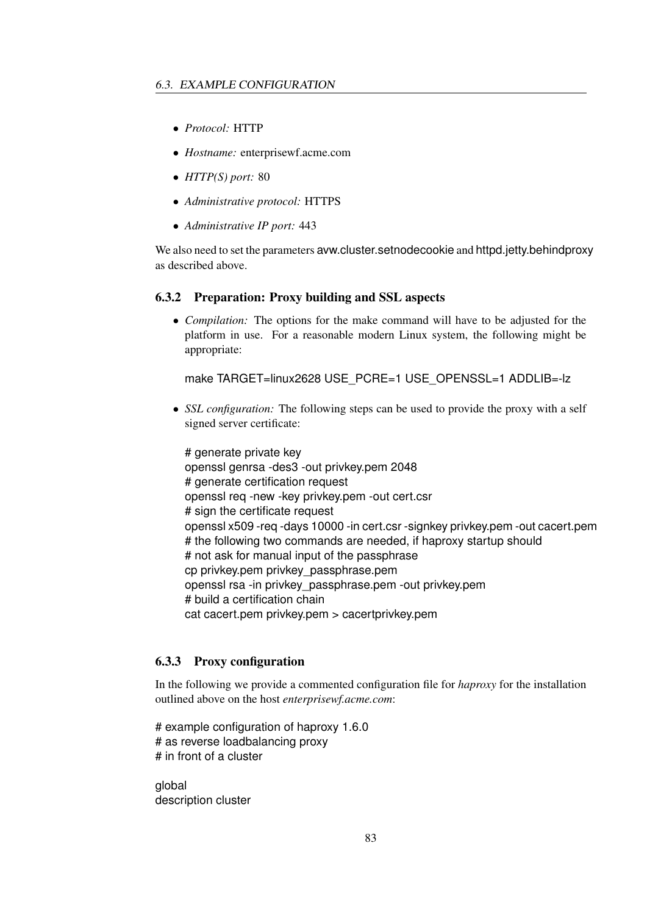- *Protocol:* HTTP
- *Hostname:* enterprisewf.acme.com
- *HTTP(S) port:* 80
- *Administrative protocol:* HTTPS
- *Administrative IP port:* 443

We also need to set the parameters avw.cluster.setnodecookie and httpd.jetty.behindproxy as described above.

### 6.3.2 Preparation: Proxy building and SSL aspects

- *Compilation:* The options for the make command will have to be adjusted for the platform in use. For a reasonable modern Linux system, the following might be appropriate:

  ```
  make TARGET=linux2628 USE_PCRE=1 USE_OPENSSL=1 ADDLIB=-lz
  ```

- *SSL configuration:* The following steps can be used to provide the proxy with a self signed server certificate:

  ```
  # generate private key
  openssl genrsa -des3 -out privkey.pem 2048
  # generate certification request
  openssl req -new -key privkey.pem -out cert.csr
  # sign the certificate request
  openssl x509 -req -days 10000 -in cert.csr -signkey privkey.pem -out cacert.pem
  # the following two commands are needed, if haproxy startup should
  # not ask for manual input of the passphrase
  cp privkey.pem privkey_passphrase.pem
  openssl rsa -in privkey_passphrase.pem -out privkey.pem
  # build a certification chain
  cat cacert.pem privkey.pem > cacertprivkey.pem
  ```

### 6.3.3 Proxy configuration

In the following we provide a commented configuration file for *haproxy* for the installation outlined above on the host *enterprisewf.acme.com*:

```
# example configuration of haproxy 1.6.0
# as reverse loadbalancing proxy
# in front of a cluster

global
description cluster
```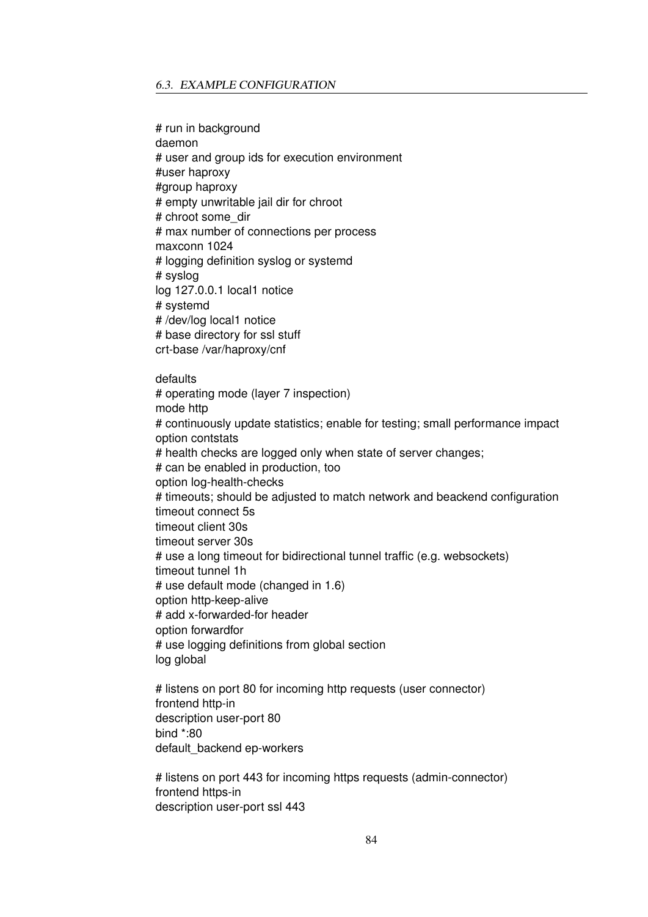```
# run in background
daemon
# user and group ids for execution environment
#user haproxy
#group haproxy
# empty unwritable jail dir for chroot
# chroot some_dir
# max number of connections per process
maxconn 1024
# logging definition syslog or systemd
# syslog
log 127.0.0.1 local1 notice
# systemd
# /dev/log local1 notice
# base directory for ssl stuff
crt-base /var/haproxy/cnf

defaults
# operating mode (layer 7 inspection)
mode http
# continuously update statistics; enable for testing; small performance impact
option contstats
# health checks are logged only when state of server changes;
# can be enabled in production, too
option log-health-checks
# timeouts; should be adjusted to match network and beackend configuration
timeout connect 5s
timeout client 30s
timeout server 30s
# use a long timeout for bidirectional tunnel traffic (e.g. websockets)
timeout tunnel 1h
# use default mode (changed in 1.6)
option http-keep-alive
# add x-forwarded-for header
option forwardfor
# use logging definitions from global section
log global

# listens on port 80 for incoming http requests (user connector)
frontend http-in
description user-port 80
bind *:80
default_backend ep-workers

# listens on port 443 for incoming https requests (admin-connector)
frontend https-in
description user-port ssl 443
```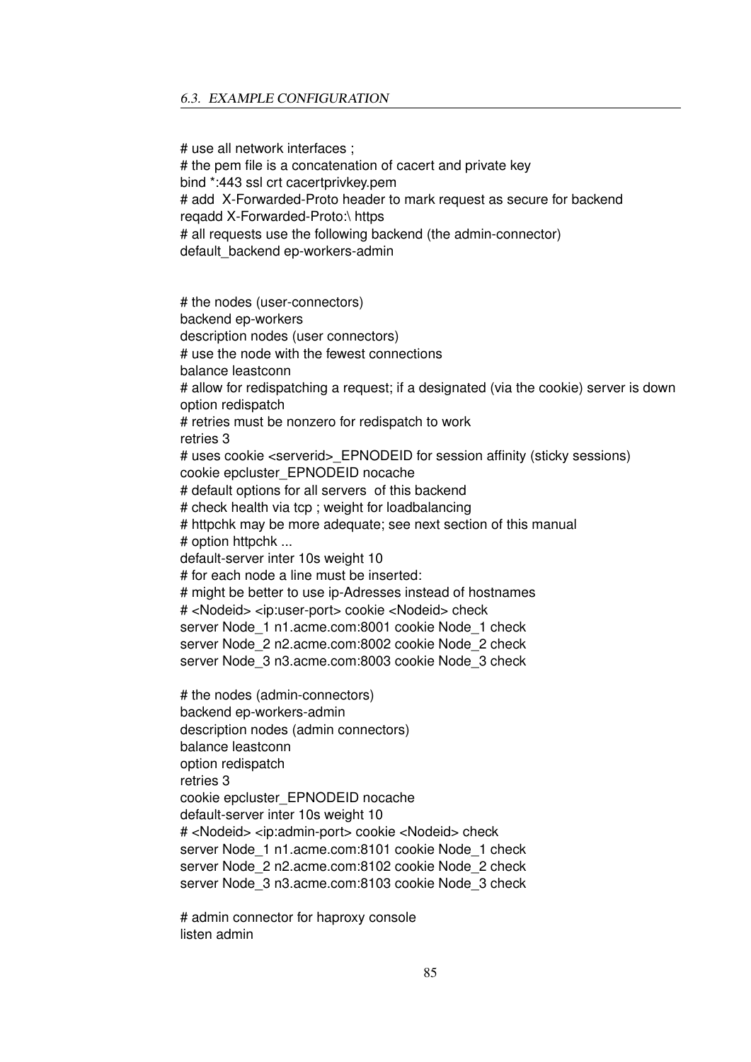```
# use all network interfaces ;
# the pem file is a concatenation of cacert and private key
bind *:443 ssl crt cacertprivkey.pem
# add  X-Forwarded-Proto header to mark request as secure for backend
reqadd X-Forwarded-Proto:\ https
# all requests use the following backend (the admin-connector)
default_backend ep-workers-admin


# the nodes (user-connectors)
backend ep-workers
description nodes (user connectors)
# use the node with the fewest connections
balance leastconn
# allow for redispatching a request; if a designated (via the cookie) server is down
option redispatch
# retries must be nonzero for redispatch to work
retries 3
# uses cookie <serverid>_EPNODEID for session affinity (sticky sessions)
cookie epcluster_EPNODEID nocache
# default options for all servers  of this backend
# check health via tcp ; weight for loadbalancing
# httpchk may be more adequate; see next section of this manual
# option httpchk ...
default-server inter 10s weight 10
# for each node a line must be inserted:
# might be better to use ip-Adresses instead of hostnames
# <Nodeid> <ip:user-port> cookie <Nodeid> check
server Node_1 n1.acme.com:8001 cookie Node_1 check
server Node_2 n2.acme.com:8002 cookie Node_2 check
server Node_3 n3.acme.com:8003 cookie Node_3 check

# the nodes (admin-connectors)
backend ep-workers-admin
description nodes (admin connectors)
balance leastconn
option redispatch
retries 3
cookie epcluster_EPNODEID nocache
default-server inter 10s weight 10
# <Nodeid> <ip:admin-port> cookie <Nodeid> check
server Node_1 n1.acme.com:8101 cookie Node_1 check
server Node_2 n2.acme.com:8102 cookie Node_2 check
server Node_3 n3.acme.com:8103 cookie Node_3 check

# admin connector for haproxy console
listen admin
```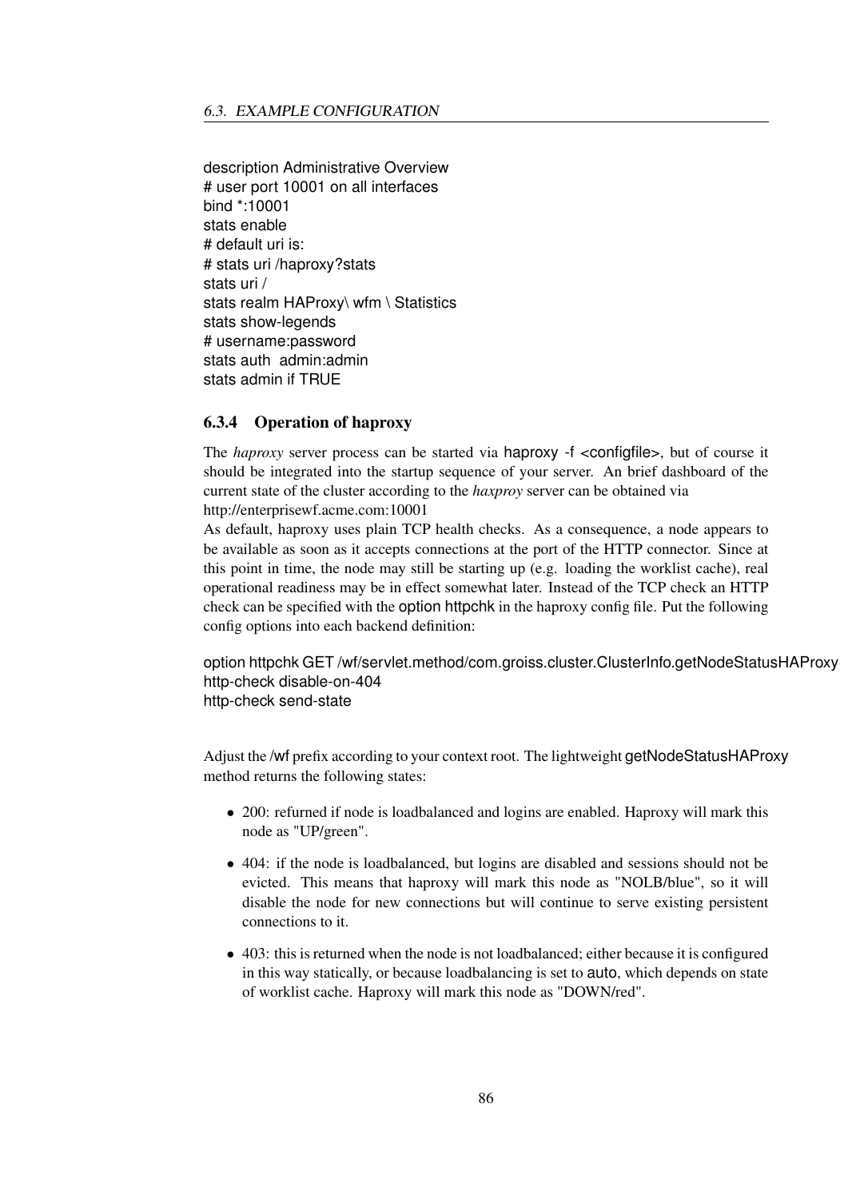```
description Administrative Overview
# user port 10001 on all interfaces
bind *:10001
stats enable
# default uri is:
# stats uri /haproxy?stats
stats uri /
stats realm HAProxy\ wfm \ Statistics
stats show-legends
# username:password
stats auth  admin:admin
stats admin if TRUE
```

### 6.3.4 Operation of haproxy

The *haproxy* server process can be started via `haproxy -f <configfile>`, but of course it should be integrated into the startup sequence of your server. An brief dashboard of the current state of the cluster according to the *haxproy* server can be obtained via http://enterprisewf.acme.com:10001

As default, haproxy uses plain TCP health checks. As a consequence, a node appears to be available as soon as it accepts connections at the port of the HTTP connector. Since at this point in time, the node may still be starting up (e.g. loading the worklist cache), real operational readiness may be in effect somewhat later. Instead of the TCP check an HTTP check can be specified with the `option httpchk` in the haproxy config file. Put the following config options into each backend definition:

```
option httpchk GET /wf/servlet.method/com.groiss.cluster.ClusterInfo.getNodeStatusHAProxy
http-check disable-on-404
http-check send-state
```

Adjust the `/wf` prefix according to your context root. The lightweight `getNodeStatusHAProxy` method returns the following states:

- 200: refurned if node is loadbalanced and logins are enabled. Haproxy will mark this node as "UP/green".
- 404: if the node is loadbalanced, but logins are disabled and sessions should not be evicted. This means that haproxy will mark this node as "NOLB/blue", so it will disable the node for new connections but will continue to serve existing persistent connections to it.
- 403: this is returned when the node is not loadbalanced; either because it is configured in this way statically, or because loadbalancing is set to `auto`, which depends on state of worklist cache. Haproxy will mark this node as "DOWN/red".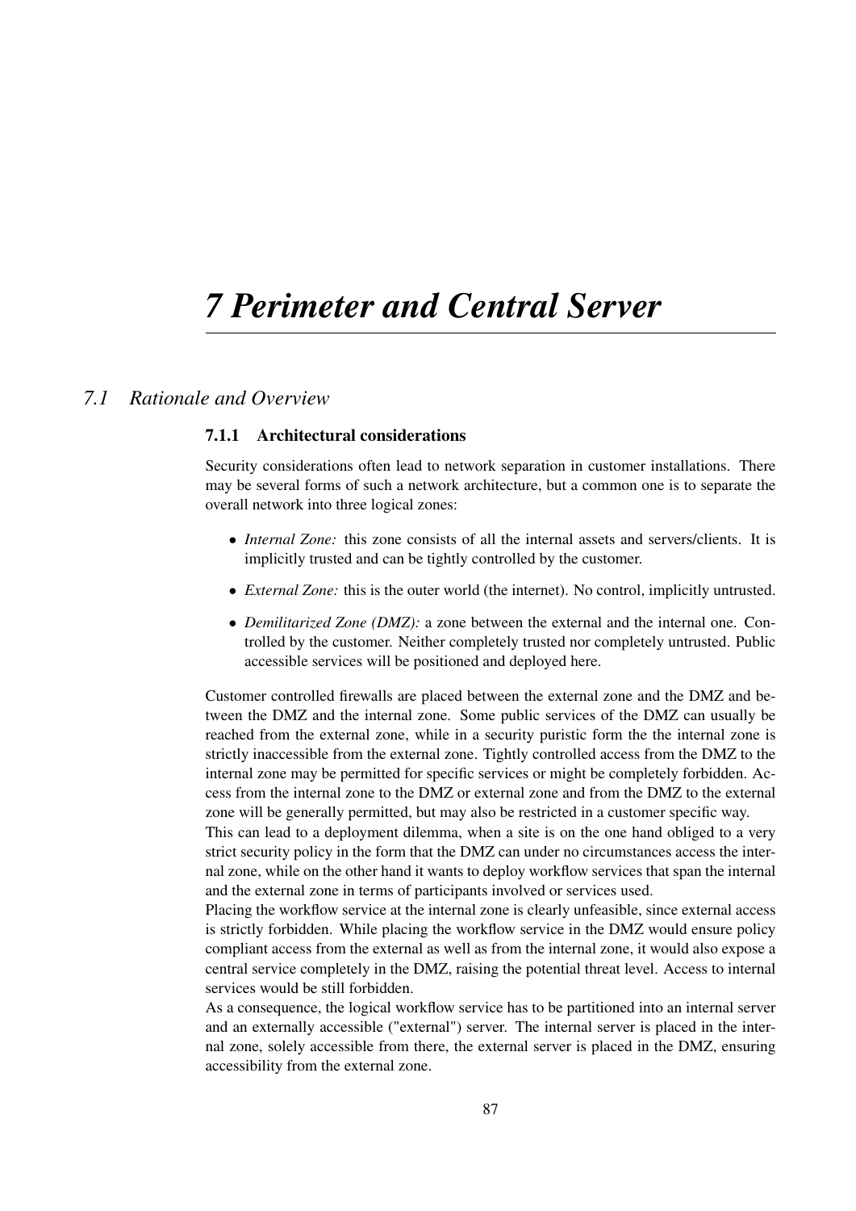# 7 Perimeter and Central Server

## 7.1 Rationale and Overview

### 7.1.1 Architectural considerations

Security considerations often lead to network separation in customer installations. There may be several forms of such a network architecture, but a common one is to separate the overall network into three logical zones:

- *Internal Zone:* this zone consists of all the internal assets and servers/clients. It is implicitly trusted and can be tightly controlled by the customer.
- *External Zone:* this is the outer world (the internet). No control, implicitly untrusted.
- *Demilitarized Zone (DMZ):* a zone between the external and the internal one. Controlled by the customer. Neither completely trusted nor completely untrusted. Public accessible services will be positioned and deployed here.

Customer controlled firewalls are placed between the external zone and the DMZ and between the DMZ and the internal zone. Some public services of the DMZ can usually be reached from the external zone, while in a security puristic form the the internal zone is strictly inaccessible from the external zone. Tightly controlled access from the DMZ to the internal zone may be permitted for specific services or might be completely forbidden. Access from the internal zone to the DMZ or external zone and from the DMZ to the external zone will be generally permitted, but may also be restricted in a customer specific way.
This can lead to a deployment dilemma, when a site is on the one hand obliged to a very strict security policy in the form that the DMZ can under no circumstances access the internal zone, while on the other hand it wants to deploy workflow services that span the internal and the external zone in terms of participants involved or services used.
Placing the workflow service at the internal zone is clearly unfeasible, since external access is strictly forbidden. While placing the workflow service in the DMZ would ensure policy compliant access from the external as well as from the internal zone, it would also expose a central service completely in the DMZ, raising the potential threat level. Access to internal services would be still forbidden.
As a consequence, the logical workflow service has to be partitioned into an internal server and an externally accessible ("external") server. The internal server is placed in the internal zone, solely accessible from there, the external server is placed in the DMZ, ensuring accessibility from the external zone.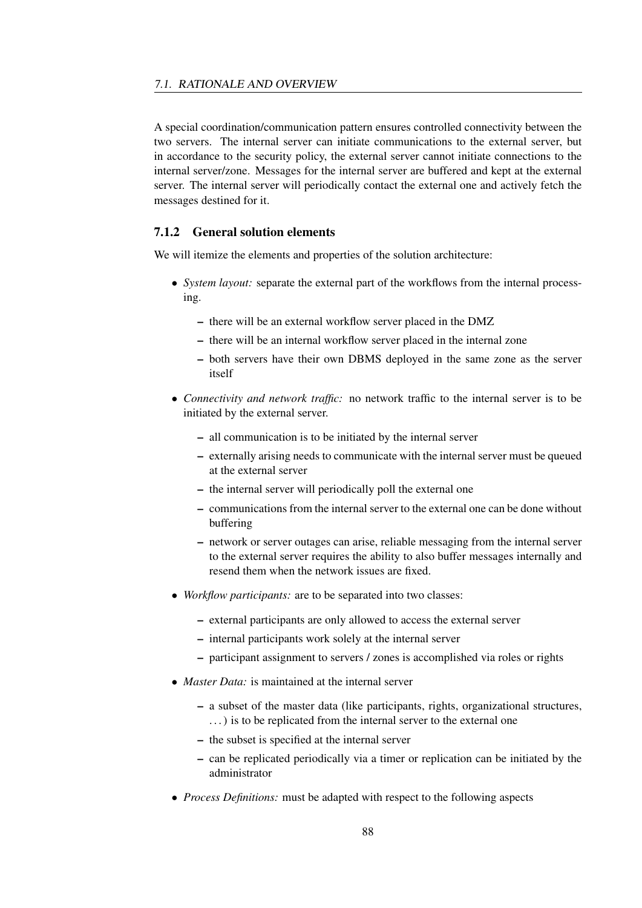A special coordination/communication pattern ensures controlled connectivity between the two servers. The internal server can initiate communications to the external server, but in accordance to the security policy, the external server cannot initiate connections to the internal server/zone. Messages for the internal server are buffered and kept at the external server. The internal server will periodically contact the external one and actively fetch the messages destined for it.

### 7.1.2 General solution elements

We will itemize the elements and properties of the solution architecture:

- *System layout:* separate the external part of the workflows from the internal processing.
  - there will be an external workflow server placed in the DMZ
  - there will be an internal workflow server placed in the internal zone
  - both servers have their own DBMS deployed in the same zone as the server itself
- *Connectivity and network traffic:* no network traffic to the internal server is to be initiated by the external server.
  - all communication is to be initiated by the internal server
  - externally arising needs to communicate with the internal server must be queued at the external server
  - the internal server will periodically poll the external one
  - communications from the internal server to the external one can be done without buffering
  - network or server outages can arise, reliable messaging from the internal server to the external server requires the ability to also buffer messages internally and resend them when the network issues are fixed.
- *Workflow participants:* are to be separated into two classes:
  - external participants are only allowed to access the external server
  - internal participants work solely at the internal server
  - participant assignment to servers / zones is accomplished via roles or rights
- *Master Data:* is maintained at the internal server
  - a subset of the master data (like participants, rights, organizational structures, ...) is to be replicated from the internal server to the external one
  - the subset is specified at the internal server
  - can be replicated periodically via a timer or replication can be initiated by the administrator
- *Process Definitions:* must be adapted with respect to the following aspects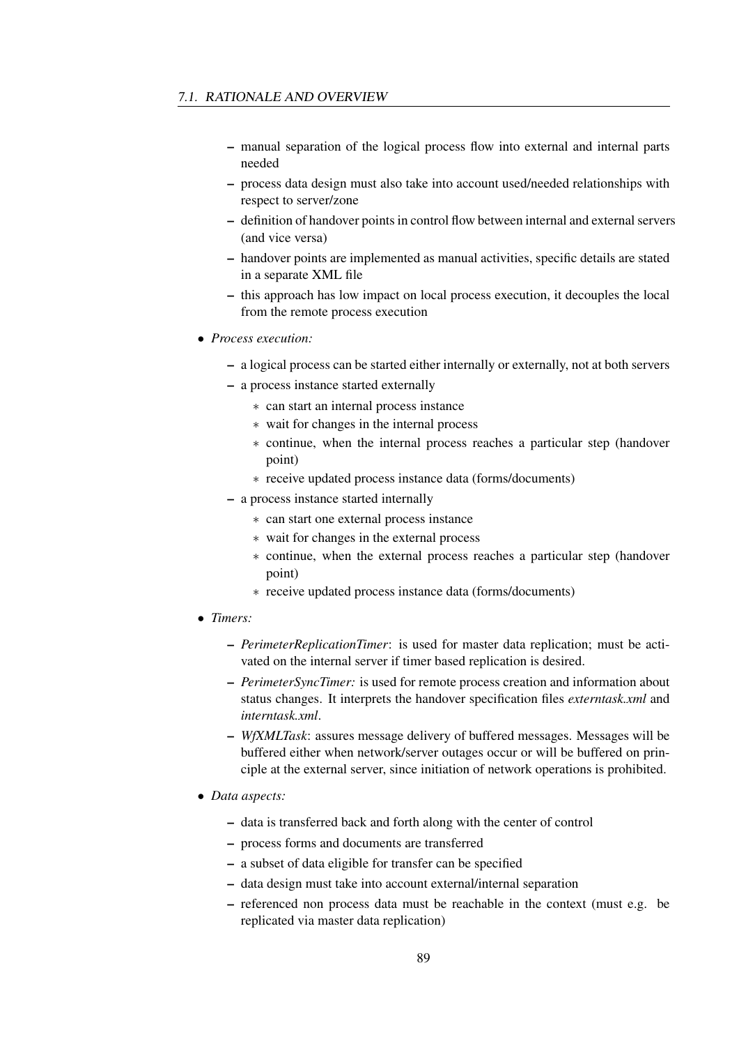- manual separation of the logical process flow into external and internal parts needed
  - process data design must also take into account used/needed relationships with respect to server/zone
  - definition of handover points in control flow between internal and external servers (and vice versa)
  - handover points are implemented as manual activities, specific details are stated in a separate XML file
  - this approach has low impact on local process execution, it decouples the local from the remote process execution

- *Process execution:*
  - a logical process can be started either internally or externally, not at both servers
  - a process instance started externally
    - can start an internal process instance
    - wait for changes in the internal process
    - continue, when the internal process reaches a particular step (handover point)
    - receive updated process instance data (forms/documents)
  - a process instance started internally
    - can start one external process instance
    - wait for changes in the external process
    - continue, when the external process reaches a particular step (handover point)
    - receive updated process instance data (forms/documents)

- *Timers:*
  - *PerimeterReplicationTimer*: is used for master data replication; must be activated on the internal server if timer based replication is desired.
  - *PerimeterSyncTimer:* is used for remote process creation and information about status changes. It interprets the handover specification files *externtask.xml* and *interntask.xml*.
  - *WfXMLTask*: assures message delivery of buffered messages. Messages will be buffered either when network/server outages occur or will be buffered on principle at the external server, since initiation of network operations is prohibited.

- *Data aspects:*
  - data is transferred back and forth along with the center of control
  - process forms and documents are transferred
  - a subset of data eligible for transfer can be specified
  - data design must take into account external/internal separation
  - referenced non process data must be reachable in the context (must e.g. be replicated via master data replication)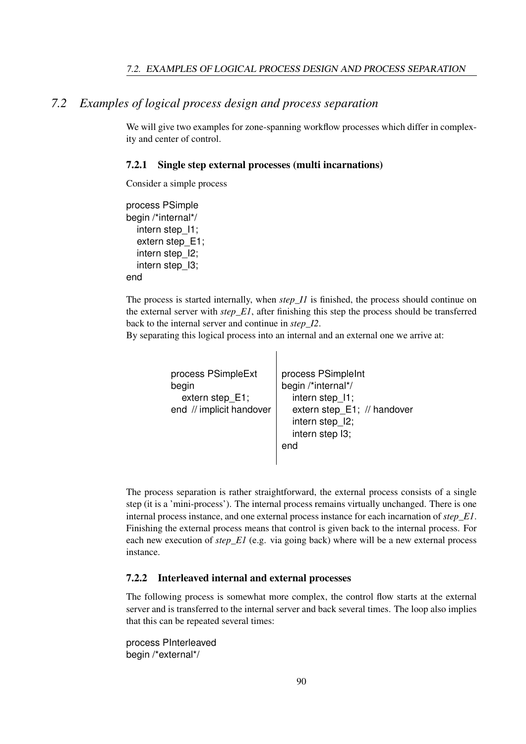## 7.2 Examples of logical process design and process separation

We will give two examples for zone-spanning workflow processes which differ in complexity and center of control.

### 7.2.1 Single step external processes (multi incarnations)

Consider a simple process

```
process PSimple
begin /*internal*/
   intern step_I1;
   extern step_E1;
   intern step_I2;
   intern step_I3;
end
```

The process is started internally, when *step_I1* is finished, the process should continue on the external server with *step_E1*, after finishing this step the process should be transferred back to the internal server and continue in *step_I2*.
By separating this logical process into an internal and an external one we arrive at:

```
process PSimpleExt
begin
   extern step_E1;
end // implicit handover
```

```
process PSimpleInt
begin /*internal*/
   intern step_I1;
   extern step_E1; // handover
   intern step_I2;
   intern step I3;
end
```

The process separation is rather straightforward, the external process consists of a single step (it is a 'mini-process'). The internal process remains virtually unchanged. There is one internal process instance, and one external process instance for each incarnation of *step_E1*. Finishing the external process means that control is given back to the internal process. For each new execution of *step_E1* (e.g. via going back) where will be a new external process instance.

### 7.2.2 Interleaved internal and external processes

The following process is somewhat more complex, the control flow starts at the external server and is transferred to the internal server and back several times. The loop also implies that this can be repeated several times:

```
process PInterleaved
begin /*external*/
```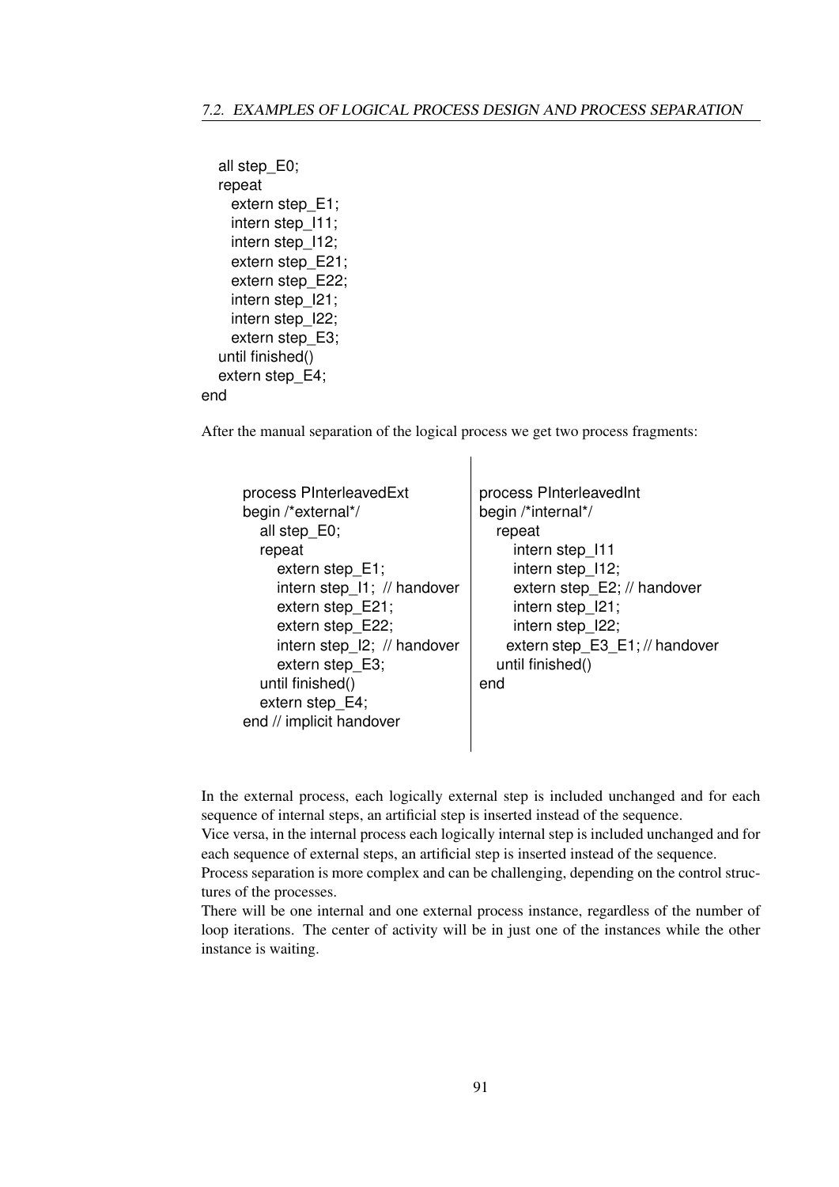```
  all step_E0;
  repeat
    extern step_E1;
    intern step_I11;
    intern step_I12;
    extern step_E21;
    extern step_E22;
    intern step_I21;
    intern step_I22;
    extern step_E3;
  until finished()
  extern step_E4;
end
```

After the manual separation of the logical process we get two process fragments:

```
process PInterleavedExt
begin /*external*/
  all step_E0;
  repeat
    extern step_E1;
    intern step_I1;  // handover
    extern step_E21;
    extern step_E22;
    intern step_I2;  // handover
    extern step_E3;
  until finished()
  extern step_E4;
end // implicit handover
```

```
process PInterleavedInt
begin /*internal*/
  repeat
    intern step_I11
    intern step_I12;
    extern step_E2; // handover
    intern step_I21;
    intern step_I22;
   extern step_E3_E1; // handover
  until finished()
end
```

In the external process, each logically external step is included unchanged and for each sequence of internal steps, an artificial step is inserted instead of the sequence.
Vice versa, in the internal process each logically internal step is included unchanged and for each sequence of external steps, an artificial step is inserted instead of the sequence.
Process separation is more complex and can be challenging, depending on the control structures of the processes.
There will be one internal and one external process instance, regardless of the number of loop iterations. The center of activity will be in just one of the instances while the other instance is waiting.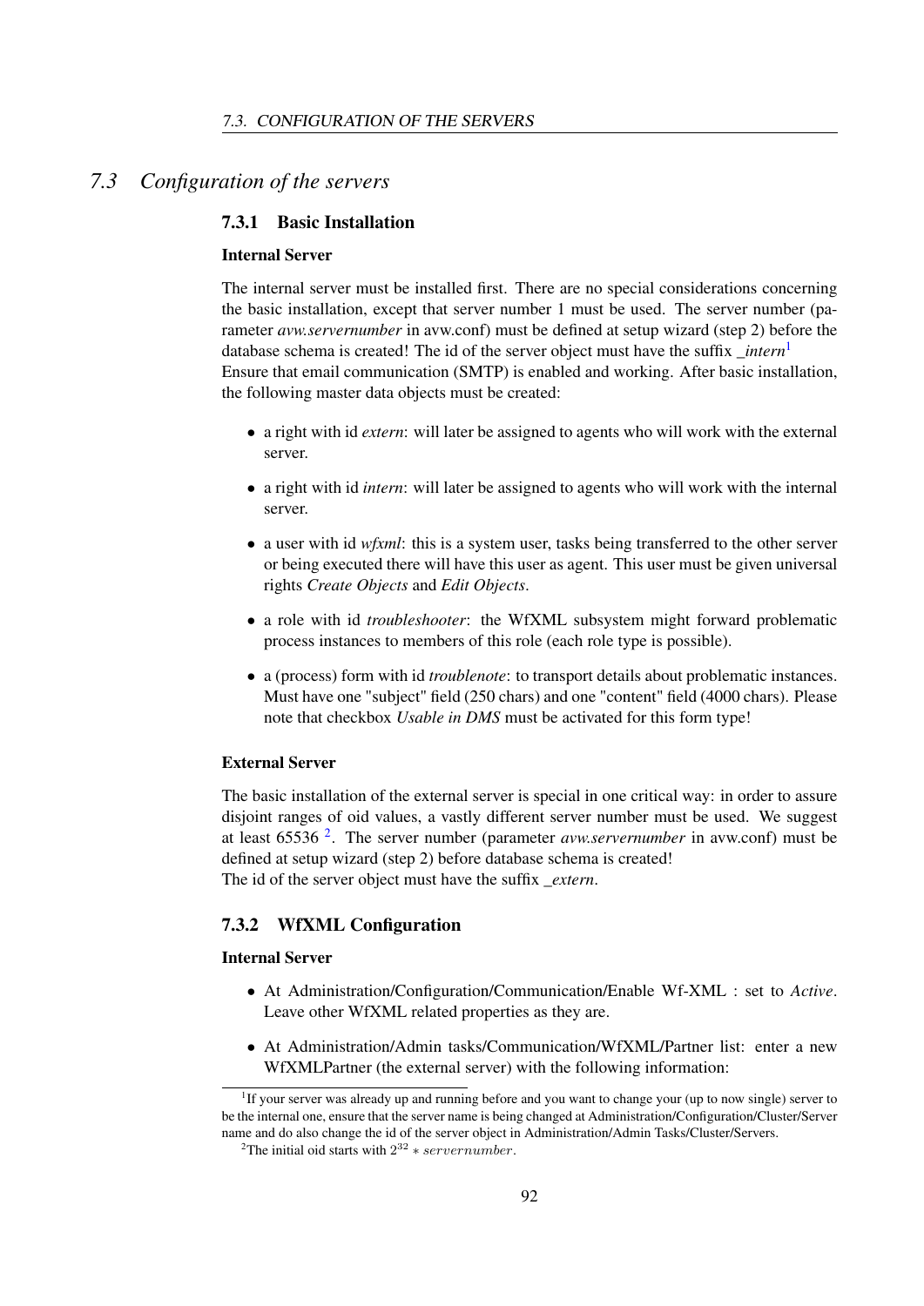## 7.3 Configuration of the servers

### 7.3.1 Basic Installation

#### Internal Server

The internal server must be installed first. There are no special considerations concerning the basic installation, except that server number 1 must be used. The server number (parameter *avw.servernumber* in avw.conf) must be defined at setup wizard (step 2) before the database schema is created! The id of the server object must have the suffix *_intern*[1]
Ensure that email communication (SMTP) is enabled and working. After basic installation, the following master data objects must be created:

- a right with id *extern*: will later be assigned to agents who will work with the external server.
- a right with id *intern*: will later be assigned to agents who will work with the internal server.
- a user with id *wfxml*: this is a system user, tasks being transferred to the other server or being executed there will have this user as agent. This user must be given universal rights *Create Objects* and *Edit Objects*.
- a role with id *troubleshooter*: the WfXML subsystem might forward problematic process instances to members of this role (each role type is possible).
- a (process) form with id *troublenote*: to transport details about problematic instances. Must have one "subject" field (250 chars) and one "content" field (4000 chars). Please note that checkbox *Usable in DMS* must be activated for this form type!

#### External Server

The basic installation of the external server is special in one critical way: in order to assure disjoint ranges of oid values, a vastly different server number must be used. We suggest at least 65536 [2]. The server number (parameter *avw.servernumber* in avw.conf) must be defined at setup wizard (step 2) before database schema is created!
The id of the server object must have the suffix *_extern*.

### 7.3.2 WfXML Configuration

#### Internal Server

- At Administration/Configuration/Communication/Enable Wf-XML : set to *Active*. Leave other WfXML related properties as they are.
- At Administration/Admin tasks/Communication/WfXML/Partner list: enter a new WfXMLPartner (the external server) with the following information:

[1] If your server was already up and running before and you want to change your (up to now single) server to be the internal one, ensure that the server name is being changed at Administration/Configuration/Cluster/Server name and do also change the id of the server object in Administration/Admin Tasks/Cluster/Servers.

[2] The initial oid starts with $2^{32} * servernumber$.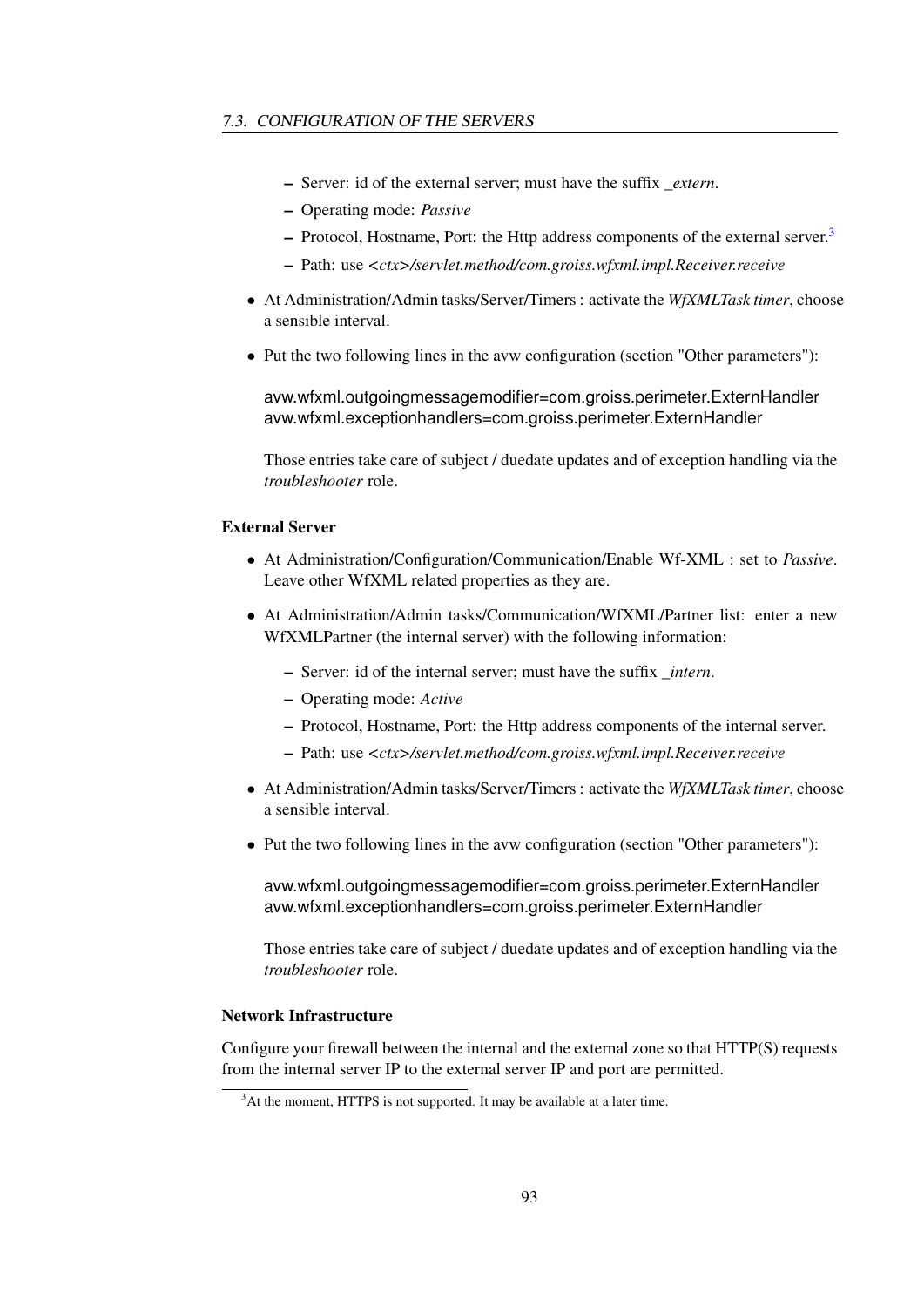- Server: id of the external server; must have the suffix *_extern*.
  - Operating mode: *Passive*
  - Protocol, Hostname, Port: the Http address components of the external server.[3]
  - Path: use *<ctx>/servlet.method/com.groiss.wfxml.impl.Receiver.receive*

- At Administration/Admin tasks/Server/Timers : activate the *WfXMLTask timer*, choose a sensible interval.

- Put the two following lines in the avw configuration (section "Other parameters"):

  ```
  avw.wfxml.outgoingmessagemodifier=com.groiss.perimeter.ExternHandler
  avw.wfxml.exceptionhandlers=com.groiss.perimeter.ExternHandler
  ```

  Those entries take care of subject / duedate updates and of exception handling via the *troubleshooter* role.

### External Server

- At Administration/Configuration/Communication/Enable Wf-XML : set to *Passive*. Leave other WfXML related properties as they are.

- At Administration/Admin tasks/Communication/WfXML/Partner list: enter a new WfXMLPartner (the internal server) with the following information:
  - Server: id of the internal server; must have the suffix *_intern*.
  - Operating mode: *Active*
  - Protocol, Hostname, Port: the Http address components of the internal server.
  - Path: use *<ctx>/servlet.method/com.groiss.wfxml.impl.Receiver.receive*

- At Administration/Admin tasks/Server/Timers : activate the *WfXMLTask timer*, choose a sensible interval.

- Put the two following lines in the avw configuration (section "Other parameters"):

  ```
  avw.wfxml.outgoingmessagemodifier=com.groiss.perimeter.ExternHandler
  avw.wfxml.exceptionhandlers=com.groiss.perimeter.ExternHandler
  ```

  Those entries take care of subject / duedate updates and of exception handling via the *troubleshooter* role.

### Network Infrastructure

Configure your firewall between the internal and the external zone so that HTTP(S) requests from the internal server IP to the external server IP and port are permitted.

[3] At the moment, HTTPS is not supported. It may be available at a later time.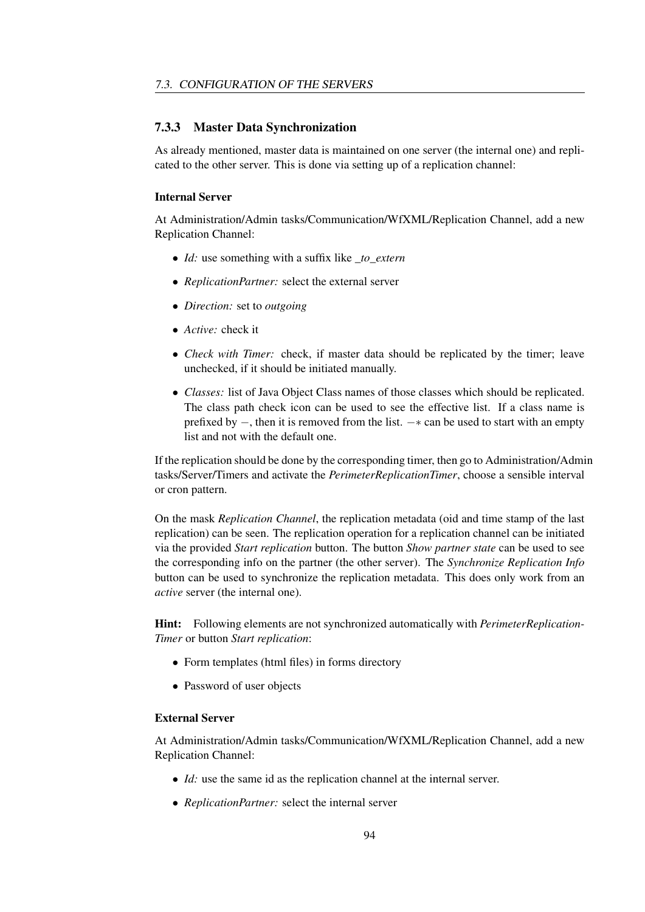### 7.3.3 Master Data Synchronization

As already mentioned, master data is maintained on one server (the internal one) and replicated to the other server. This is done via setting up of a replication channel:

#### Internal Server

At Administration/Admin tasks/Communication/WfXML/Replication Channel, add a new Replication Channel:

- *Id:* use something with a suffix like *_to_extern*
- *ReplicationPartner:* select the external server
- *Direction:* set to *outgoing*
- *Active:* check it
- *Check with Timer:* check, if master data should be replicated by the timer; leave unchecked, if it should be initiated manually.
- *Classes:* list of Java Object Class names of those classes which should be replicated. The class path check icon can be used to see the effective list. If a class name is prefixed by $-$, then it is removed from the list. $-*$ can be used to start with an empty list and not with the default one.

If the replication should be done by the corresponding timer, then go to Administration/Admin tasks/Server/Timers and activate the *PerimeterReplicationTimer*, choose a sensible interval or cron pattern.

On the mask *Replication Channel*, the replication metadata (oid and time stamp of the last replication) can be seen. The replication operation for a replication channel can be initiated via the provided *Start replication* button. The button *Show partner state* can be used to see the corresponding info on the partner (the other server). The *Synchronize Replication Info* button can be used to synchronize the replication metadata. This does only work from an *active* server (the internal one).

**Hint:** Following elements are not synchronized automatically with *PerimeterReplicationTimer* or button *Start replication*:

- Form templates (html files) in forms directory
- Password of user objects

#### External Server

At Administration/Admin tasks/Communication/WfXML/Replication Channel, add a new Replication Channel:

- *Id:* use the same id as the replication channel at the internal server.
- *ReplicationPartner:* select the internal server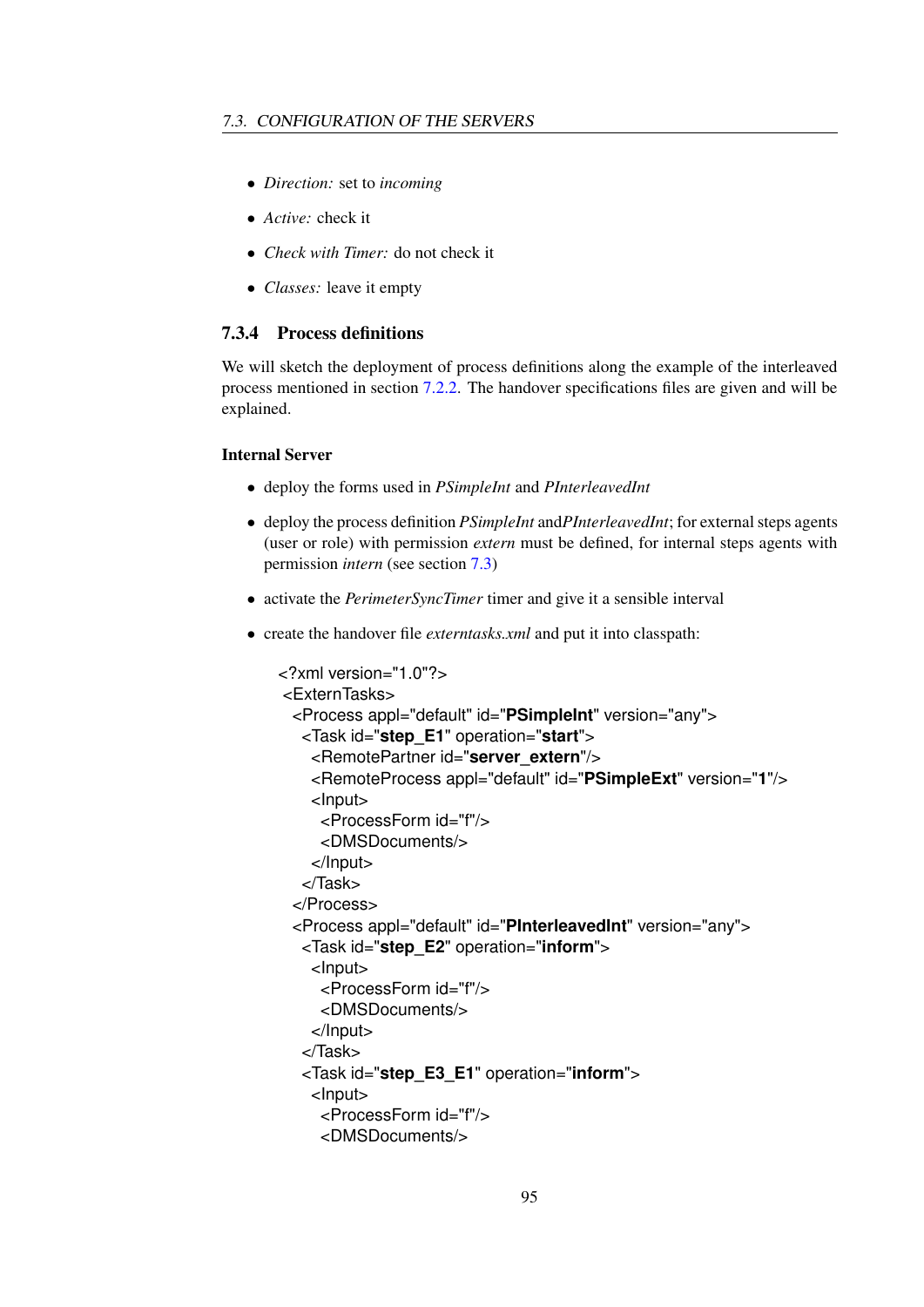- *Direction:* set to *incoming*
- *Active:* check it
- *Check with Timer:* do not check it
- *Classes:* leave it empty

### 7.3.4 Process definitions

We will sketch the deployment of process definitions along the example of the interleaved process mentioned in section 7.2.2. The handover specifications files are given and will be explained.

#### Internal Server

- deploy the forms used in *PSimpleInt* and *PInterleavedInt*
- deploy the process definition *PSimpleInt* and*PInterleavedInt*; for external steps agents (user or role) with permission *extern* must be defined, for internal steps agents with permission *intern* (see section 7.3)
- activate the *PerimeterSyncTimer* timer and give it a sensible interval
- create the handover file *externtasks.xml* and put it into classpath:

```
<?xml version="1.0"?>
 <ExternTasks>
  <Process appl="default" id="PSimpleInt" version="any">
   <Task id="step_E1" operation="start">
    <RemotePartner id="server_extern"/>
    <RemoteProcess appl="default" id="PSimpleExt" version="1"/>
    <Input>
     <ProcessForm id="f"/>
     <DMSDocuments/>
    </Input>
   </Task>
  </Process>
  <Process appl="default" id="PInterleavedInt" version="any">
   <Task id="step_E2" operation="inform">
    <Input>
     <ProcessForm id="f"/>
     <DMSDocuments/>
    </Input>
   </Task>
   <Task id="step_E3_E1" operation="inform">
    <Input>
     <ProcessForm id="f"/>
     <DMSDocuments/>
```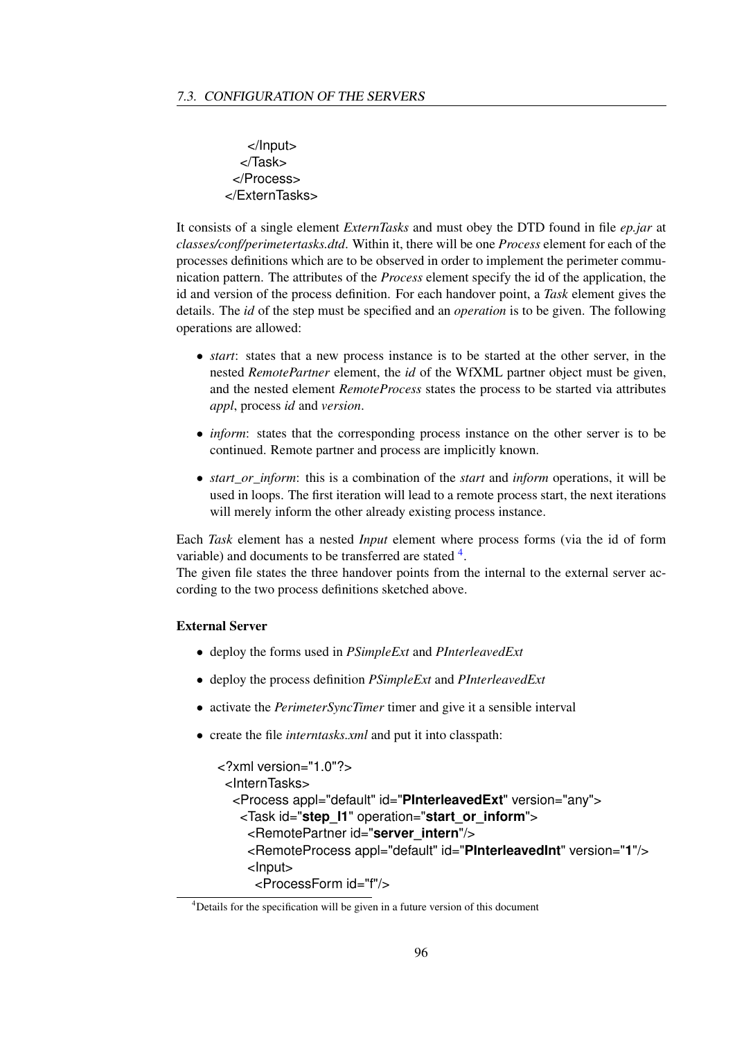```
      </Input>
    </Task>
  </Process>
</ExternTasks>
```

It consists of a single element *ExternTasks* and must obey the DTD found in file *ep.jar* at *classes/conf/perimetertasks.dtd*. Within it, there will be one *Process* element for each of the processes definitions which are to be observed in order to implement the perimeter communication pattern. The attributes of the *Process* element specify the id of the application, the id and version of the process definition. For each handover point, a *Task* element gives the details. The *id* of the step must be specified and an *operation* is to be given. The following operations are allowed:

- *start*: states that a new process instance is to be started at the other server, in the nested *RemotePartner* element, the *id* of the WfXML partner object must be given, and the nested element *RemoteProcess* states the process to be started via attributes *appl*, process *id* and *version*.
- *inform*: states that the corresponding process instance on the other server is to be continued. Remote partner and process are implicitly known.
- *start_or_inform*: this is a combination of the *start* and *inform* operations, it will be used in loops. The first iteration will lead to a remote process start, the next iterations will merely inform the other already existing process instance.

Each *Task* element has a nested *Input* element where process forms (via the id of form variable) and documents to be transferred are stated [4].
The given file states the three handover points from the internal to the external server according to the two process definitions sketched above.

**External Server**

- deploy the forms used in *PSimpleExt* and *PInterleavedExt*
- deploy the process definition *PSimpleExt* and *PInterleavedExt*
- activate the *PerimeterSyncTimer* timer and give it a sensible interval
- create the file *interntasks.xml* and put it into classpath:

```
<?xml version="1.0"?>
 <InternTasks>
   <Process appl="default" id="PInterleavedExt" version="any">
     <Task id="step_I1" operation="start_or_inform">
       <RemotePartner id="server_intern"/>
       <RemoteProcess appl="default" id="PInterleavedInt" version="1"/>
       <Input>
         <ProcessForm id="f"/>
```

[4] Details for the specification will be given in a future version of this document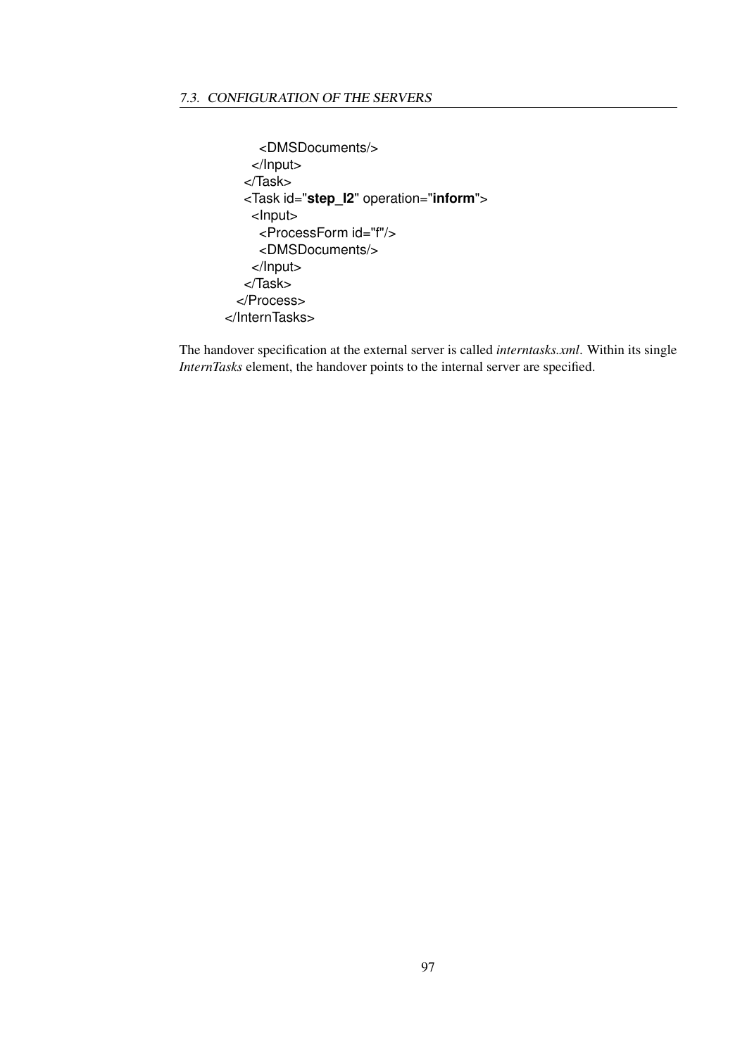```
      <DMSDocuments/>
    </Input>
  </Task>
  <Task id="step_I2" operation="inform">
    <Input>
      <ProcessForm id="f"/>
      <DMSDocuments/>
    </Input>
  </Task>
 </Process>
</InternTasks>
```

The handover specification at the external server is called *interntasks.xml*. Within its single *InternTasks* element, the handover points to the internal server are specified.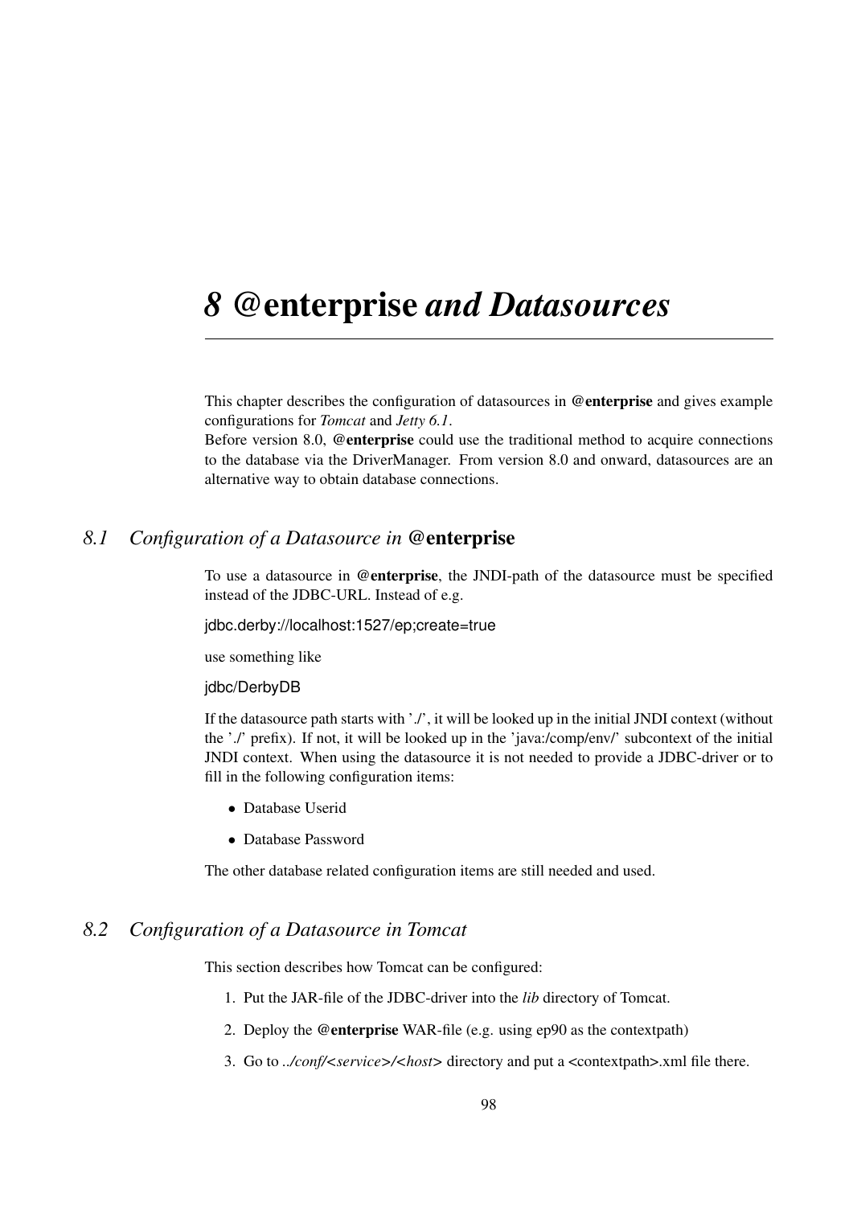# 8 **@enterprise** *and Datasources*

This chapter describes the configuration of datasources in **@enterprise** and gives example configurations for *Tomcat* and *Jetty 6.1*.
Before version 8.0, **@enterprise** could use the traditional method to acquire connections to the database via the DriverManager. From version 8.0 and onward, datasources are an alternative way to obtain database connections.

## *8.1 Configuration of a Datasource in* **@enterprise**

To use a datasource in **@enterprise**, the JNDI-path of the datasource must be specified instead of the JDBC-URL. Instead of e.g.

```
jdbc.derby://localhost:1527/ep;create=true
```

use something like

```
jdbc/DerbyDB
```

If the datasource path starts with './', it will be looked up in the initial JNDI context (without the './' prefix). If not, it will be looked up in the 'java:/comp/env/' subcontext of the initial JNDI context. When using the datasource it is not needed to provide a JDBC-driver or to fill in the following configuration items:

- Database Userid
- Database Password

The other database related configuration items are still needed and used.

## *8.2 Configuration of a Datasource in Tomcat*

This section describes how Tomcat can be configured:

1. Put the JAR-file of the JDBC-driver into the *lib* directory of Tomcat.
2. Deploy the **@enterprise** WAR-file (e.g. using ep90 as the contextpath)
3. Go to *../conf/<service>/<host>* directory and put a <contextpath>.xml file there.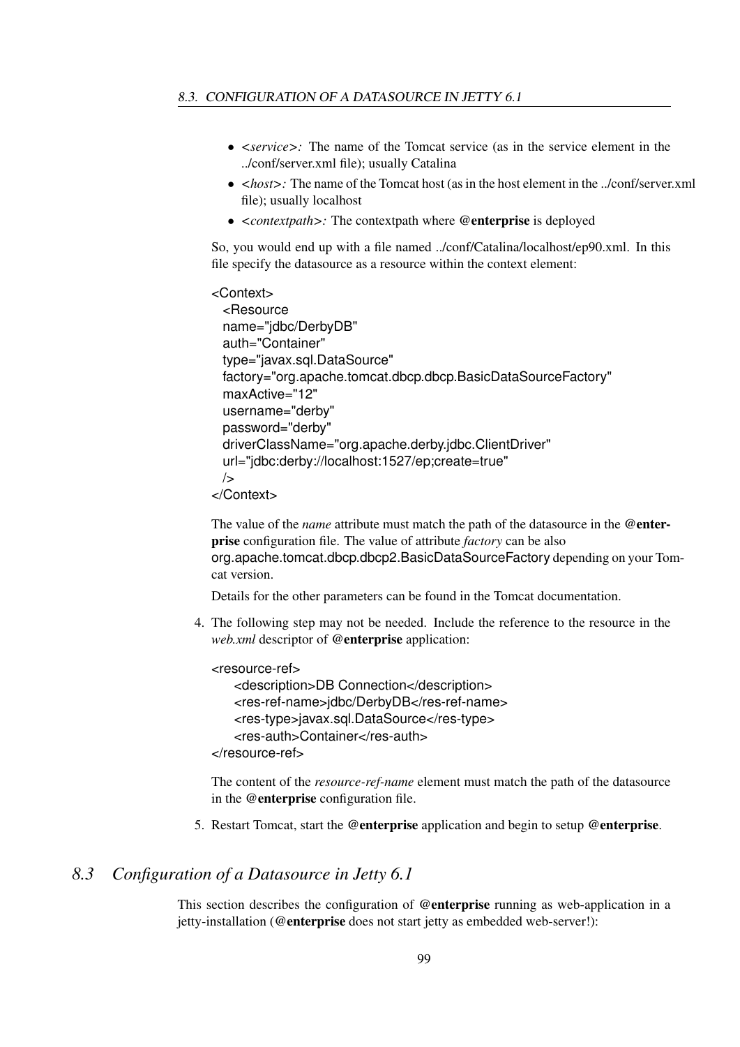- *<service>:* The name of the Tomcat service (as in the service element in the ../conf/server.xml file); usually Catalina
- *<host>:* The name of the Tomcat host (as in the host element in the ../conf/server.xml file); usually localhost
- *<contextpath>:* The contextpath where **@enterprise** is deployed

So, you would end up with a file named ../conf/Catalina/localhost/ep90.xml. In this file specify the datasource as a resource within the context element:

```
<Context>
  <Resource
  name="jdbc/DerbyDB"
  auth="Container"
  type="javax.sql.DataSource"
  factory="org.apache.tomcat.dbcp.dbcp.BasicDataSourceFactory"
  maxActive="12"
  username="derby"
  password="derby"
  driverClassName="org.apache.derby.jdbc.ClientDriver"
  url="jdbc:derby://localhost:1527/ep;create=true"
  />
</Context>
```

The value of the *name* attribute must match the path of the datasource in the **@enterprise** configuration file. The value of attribute *factory* can be also org.apache.tomcat.dbcp.dbcp2.BasicDataSourceFactory depending on your Tomcat version.

Details for the other parameters can be found in the Tomcat documentation.

4. The following step may not be needed. Include the reference to the resource in the *web.xml* descriptor of **@enterprise** application:

```
<resource-ref>
    <description>DB Connection</description>
    <res-ref-name>jdbc/DerbyDB</res-ref-name>
    <res-type>javax.sql.DataSource</res-type>
    <res-auth>Container</res-auth>
</resource-ref>
```

The content of the *resource-ref-name* element must match the path of the datasource in the **@enterprise** configuration file.

5. Restart Tomcat, start the **@enterprise** application and begin to setup **@enterprise**.

## *8.3 Configuration of a Datasource in Jetty 6.1*

This section describes the configuration of **@enterprise** running as web-application in a jetty-installation (**@enterprise** does not start jetty as embedded web-server!):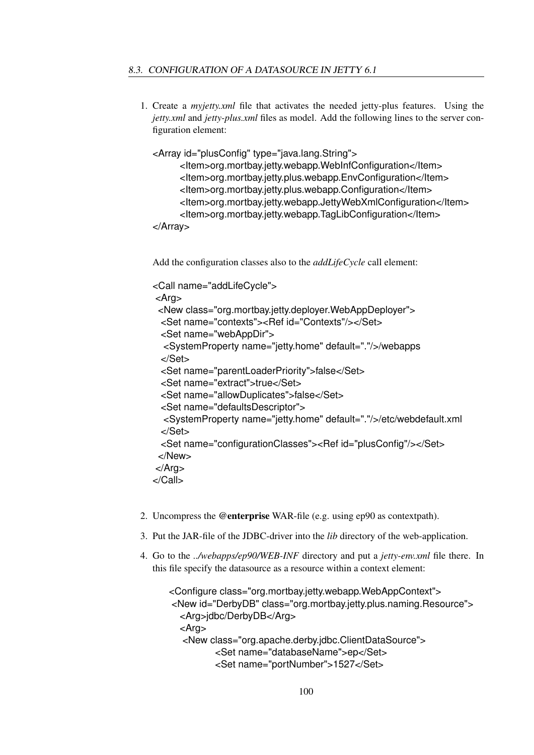1. Create a *myjetty.xml* file that activates the needed jetty-plus features. Using the *jetty.xml* and *jetty-plus.xml* files as model. Add the following lines to the server configuration element:

   ```
   <Array id="plusConfig" type="java.lang.String">
           <Item>org.mortbay.jetty.webapp.WebInfConfiguration</Item>
           <Item>org.mortbay.jetty.plus.webapp.EnvConfiguration</Item>
           <Item>org.mortbay.jetty.plus.webapp.Configuration</Item>
           <Item>org.mortbay.jetty.webapp.JettyWebXmlConfiguration</Item>
           <Item>org.mortbay.jetty.webapp.TagLibConfiguration</Item>
   </Array>
   ```

   Add the configuration classes also to the *addLifeCycle* call element:

   ```
   <Call name="addLifeCycle">
    <Arg>
     <New class="org.mortbay.jetty.deployer.WebAppDeployer">
      <Set name="contexts"><Ref id="Contexts"/></Set>
      <Set name="webAppDir">
       <SystemProperty name="jetty.home" default="."/>/webapps
      </Set>
      <Set name="parentLoaderPriority">false</Set>
      <Set name="extract">true</Set>
      <Set name="allowDuplicates">false</Set>
      <Set name="defaultsDescriptor">
       <SystemProperty name="jetty.home" default="."/>/etc/webdefault.xml
      </Set>
      <Set name="configurationClasses"><Ref id="plusConfig"/></Set>
     </New>
    </Arg>
   </Call>
   ```

2. Uncompress the **@enterprise** WAR-file (e.g. using ep90 as contextpath).

3. Put the JAR-file of the JDBC-driver into the *lib* directory of the web-application.

4. Go to the *../webapps/ep90/WEB-INF* directory and put a *jetty-env.xml* file there. In this file specify the datasource as a resource within a context element:

   ```
   <Configure class="org.mortbay.jetty.webapp.WebAppContext">
    <New id="DerbyDB" class="org.mortbay.jetty.plus.naming.Resource">
      <Arg>jdbc/DerbyDB</Arg>
      <Arg>
       <New class="org.apache.derby.jdbc.ClientDataSource">
               <Set name="databaseName">ep</Set>
               <Set name="portNumber">1527</Set>
   ```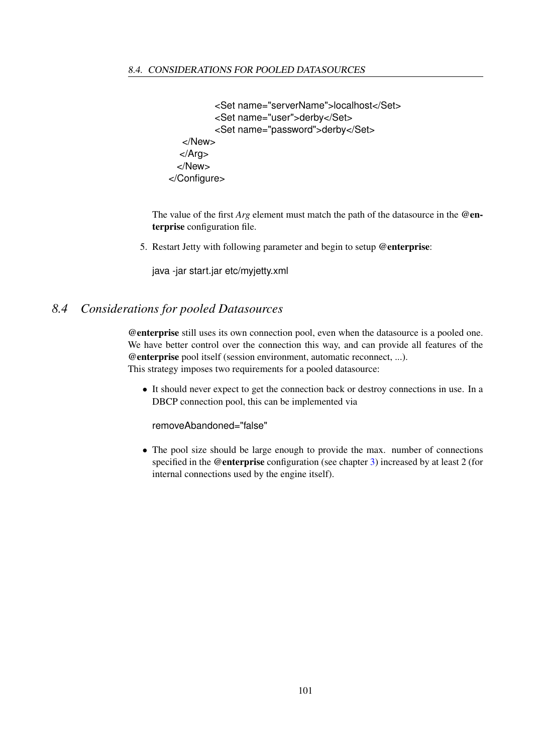```
            <Set name="serverName">localhost</Set>
            <Set name="user">derby</Set>
            <Set name="password">derby</Set>
    </New>
   </Arg>
  </New>
</Configure>
```

The value of the first *Arg* element must match the path of the datasource in the **@enterprise** configuration file.

5. Restart Jetty with following parameter and begin to setup **@enterprise**:

```
java -jar start.jar etc/myjetty.xml
```

## *8.4 Considerations for pooled Datasources*

**@enterprise** still uses its own connection pool, even when the datasource is a pooled one. We have better control over the connection this way, and can provide all features of the **@enterprise** pool itself (session environment, automatic reconnect, ...).
This strategy imposes two requirements for a pooled datasource:

- It should never expect to get the connection back or destroy connections in use. In a DBCP connection pool, this can be implemented via

  ```
  removeAbandoned="false"
  ```

- The pool size should be large enough to provide the max. number of connections specified in the **@enterprise** configuration (see chapter 3) increased by at least 2 (for internal connections used by the engine itself).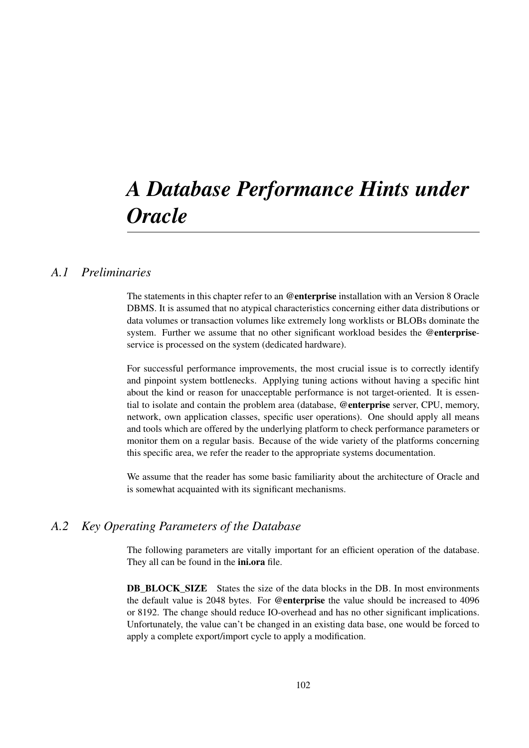# A Database Performance Hints under Oracle

## A.1 Preliminaries

The statements in this chapter refer to an **@enterprise** installation with an Version 8 Oracle DBMS. It is assumed that no atypical characteristics concerning either data distributions or data volumes or transaction volumes like extremely long worklists or BLOBs dominate the system. Further we assume that no other significant workload besides the **@enterprise**-service is processed on the system (dedicated hardware).

For successful performance improvements, the most crucial issue is to correctly identify and pinpoint system bottlenecks. Applying tuning actions without having a specific hint about the kind or reason for unacceptable performance is not target-oriented. It is essential to isolate and contain the problem area (database, **@enterprise** server, CPU, memory, network, own application classes, specific user operations). One should apply all means and tools which are offered by the underlying platform to check performance parameters or monitor them on a regular basis. Because of the wide variety of the platforms concerning this specific area, we refer the reader to the appropriate systems documentation.

We assume that the reader has some basic familiarity about the architecture of Oracle and is somewhat acquainted with its significant mechanisms.

## A.2 Key Operating Parameters of the Database

The following parameters are vitally important for an efficient operation of the database. They all can be found in the **ini.ora** file.

**DB_BLOCK_SIZE** States the size of the data blocks in the DB. In most environments the default value is 2048 bytes. For **@enterprise** the value should be increased to 4096 or 8192. The change should reduce IO-overhead and has no other significant implications. Unfortunately, the value can't be changed in an existing data base, one would be forced to apply a complete export/import cycle to apply a modification.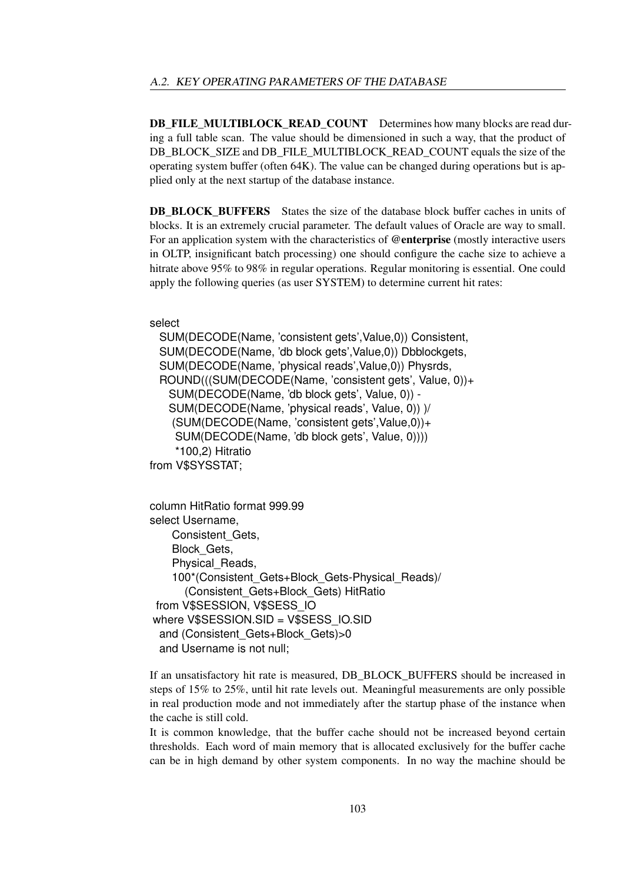**DB_FILE_MULTIBLOCK_READ_COUNT** Determines how many blocks are read during a full table scan. The value should be dimensioned in such a way, that the product of DB_BLOCK_SIZE and DB_FILE_MULTIBLOCK_READ_COUNT equals the size of the operating system buffer (often 64K). The value can be changed during operations but is applied only at the next startup of the database instance.

**DB_BLOCK_BUFFERS** States the size of the database block buffer caches in units of blocks. It is an extremely crucial parameter. The default values of Oracle are way to small. For an application system with the characteristics of **@enterprise** (mostly interactive users in OLTP, insignificant batch processing) one should configure the cache size to achieve a hitrate above 95% to 98% in regular operations. Regular monitoring is essential. One could apply the following queries (as user SYSTEM) to determine current hit rates:

```
select
  SUM(DECODE(Name, 'consistent gets',Value,0)) Consistent,
  SUM(DECODE(Name, 'db block gets',Value,0)) Dbblockgets,
  SUM(DECODE(Name, 'physical reads',Value,0)) Physrds,
  ROUND(((SUM(DECODE(Name, 'consistent gets', Value, 0))+
     SUM(DECODE(Name, 'db block gets', Value, 0)) -
     SUM(DECODE(Name, 'physical reads', Value, 0)) )/
      (SUM(DECODE(Name, 'consistent gets',Value,0))+
       SUM(DECODE(Name, 'db block gets', Value, 0))))
       *100,2) Hitratio
from V$SYSSTAT;
```

```
column HitRatio format 999.99
select Username,
     Consistent_Gets,
     Block_Gets,
     Physical_Reads,
     100*(Consistent_Gets+Block_Gets-Physical_Reads)/
        (Consistent_Gets+Block_Gets) HitRatio
  from V$SESSION, V$SESS_IO
 where V$SESSION.SID = V$SESS_IO.SID
   and (Consistent_Gets+Block_Gets)>0
   and Username is not null;
```

If an unsatisfactory hit rate is measured, DB_BLOCK_BUFFERS should be increased in steps of 15% to 25%, until hit rate levels out. Meaningful measurements are only possible in real production mode and not immediately after the startup phase of the instance when the cache is still cold.

It is common knowledge, that the buffer cache should not be increased beyond certain thresholds. Each word of main memory that is allocated exclusively for the buffer cache can be in high demand by other system components. In no way the machine should be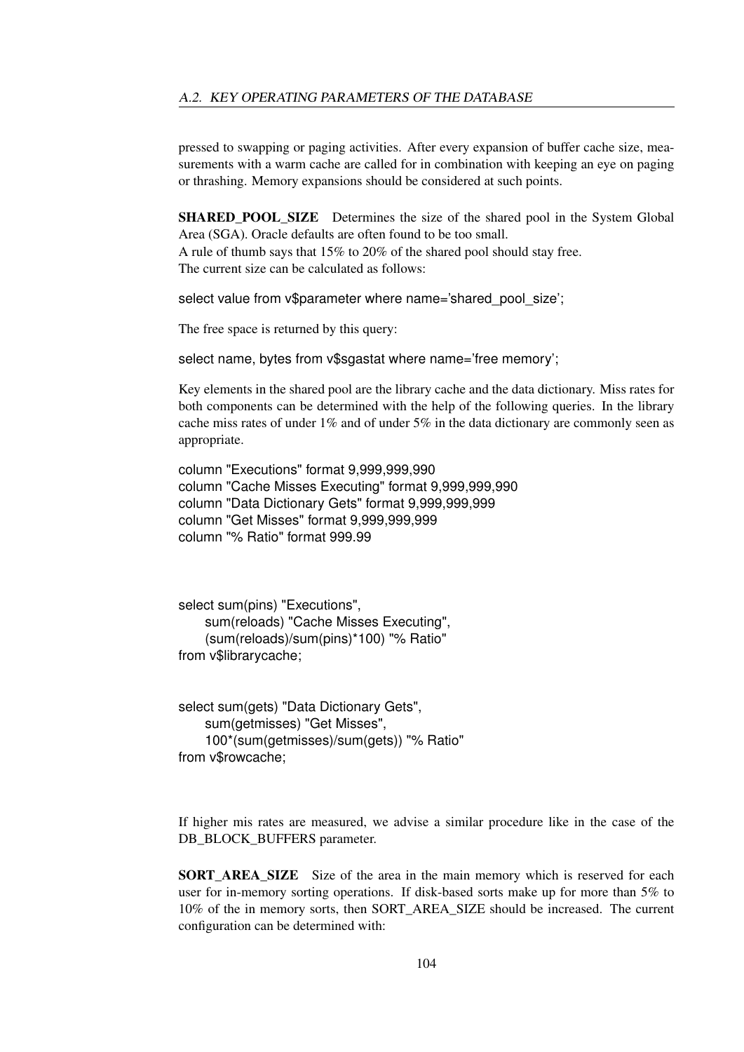pressed to swapping or paging activities. After every expansion of buffer cache size, measurements with a warm cache are called for in combination with keeping an eye on paging or thrashing. Memory expansions should be considered at such points.

**SHARED_POOL_SIZE** Determines the size of the shared pool in the System Global Area (SGA). Oracle defaults are often found to be too small.
A rule of thumb says that 15% to 20% of the shared pool should stay free.
The current size can be calculated as follows:

```
select value from v$parameter where name='shared_pool_size';
```

The free space is returned by this query:

```
select name, bytes from v$sgastat where name='free memory';
```

Key elements in the shared pool are the library cache and the data dictionary. Miss rates for both components can be determined with the help of the following queries. In the library cache miss rates of under 1% and of under 5% in the data dictionary are commonly seen as appropriate.

```
column "Executions" format 9,999,999,990
column "Cache Misses Executing" format 9,999,999,990
column "Data Dictionary Gets" format 9,999,999,999
column "Get Misses" format 9,999,999,999
column "% Ratio" format 999.99



select sum(pins) "Executions",
    sum(reloads) "Cache Misses Executing",
    (sum(reloads)/sum(pins)*100) "% Ratio"
from v$librarycache;


select sum(gets) "Data Dictionary Gets",
    sum(getmisses) "Get Misses",
    100*(sum(getmisses)/sum(gets)) "% Ratio"
from v$rowcache;
```

If higher mis rates are measured, we advise a similar procedure like in the case of the DB_BLOCK_BUFFERS parameter.

**SORT_AREA_SIZE** Size of the area in the main memory which is reserved for each user for in-memory sorting operations. If disk-based sorts make up for more than 5% to 10% of the in memory sorts, then SORT_AREA_SIZE should be increased. The current configuration can be determined with: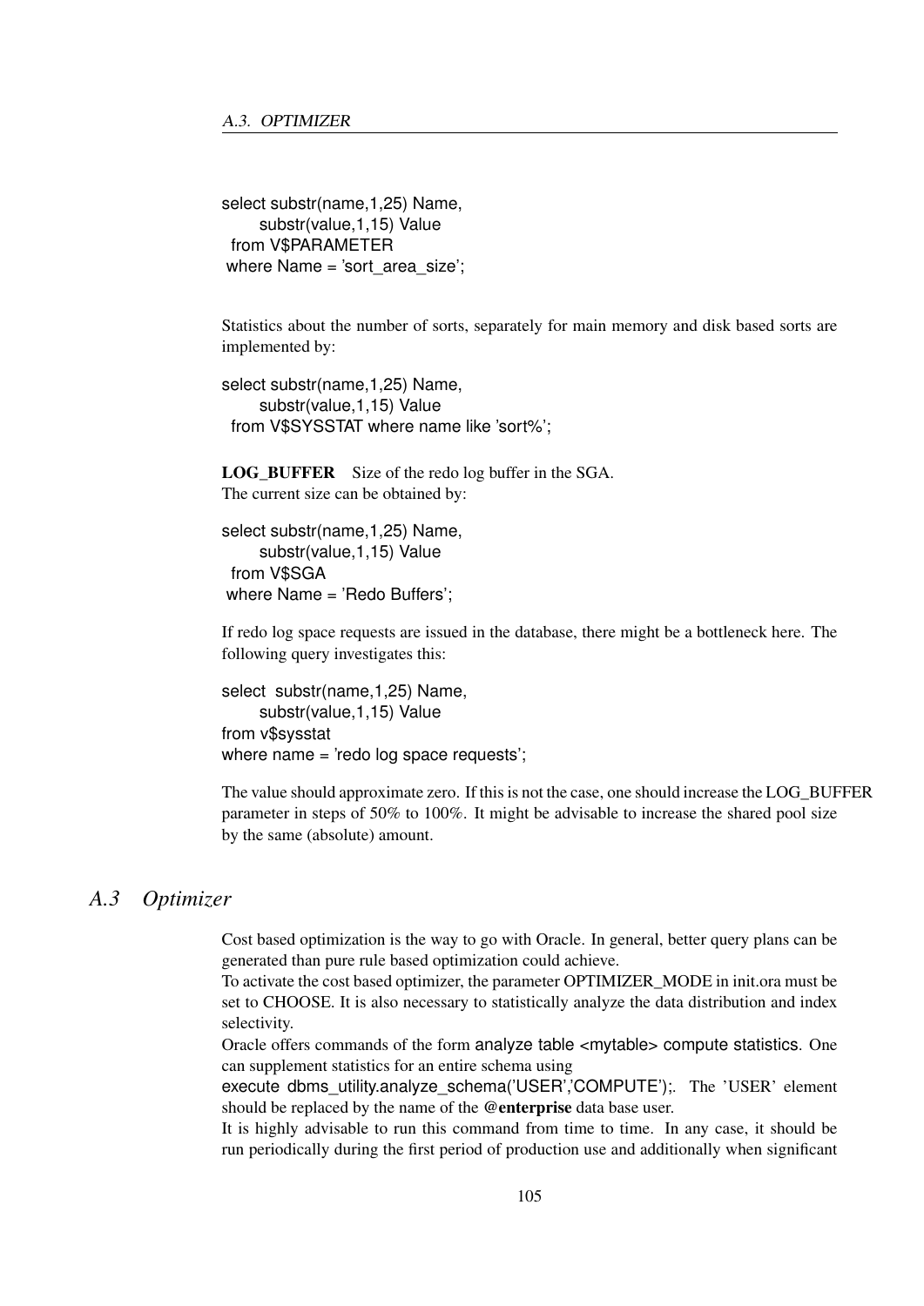```
select substr(name,1,25) Name,
      substr(value,1,15) Value
  from V$PARAMETER
 where Name = 'sort_area_size';
```

Statistics about the number of sorts, separately for main memory and disk based sorts are implemented by:

```
select substr(name,1,25) Name,
      substr(value,1,15) Value
  from V$SYSSTAT where name like 'sort%';
```

**LOG_BUFFER** Size of the redo log buffer in the SGA.
The current size can be obtained by:

```
select substr(name,1,25) Name,
      substr(value,1,15) Value
  from V$SGA
 where Name = 'Redo Buffers';
```

If redo log space requests are issued in the database, there might be a bottleneck here. The following query investigates this:

```
select  substr(name,1,25) Name,
      substr(value,1,15) Value
from v$sysstat
where name = 'redo log space requests';
```

The value should approximate zero. If this is not the case, one should increase the LOG_BUFFER parameter in steps of 50% to 100%. It might be advisable to increase the shared pool size by the same (absolute) amount.

## A.3 *Optimizer*

Cost based optimization is the way to go with Oracle. In general, better query plans can be generated than pure rule based optimization could achieve.
To activate the cost based optimizer, the parameter OPTIMIZER_MODE in init.ora must be set to CHOOSE. It is also necessary to statistically analyze the data distribution and index selectivity.
Oracle offers commands of the form `analyze table <mytable> compute statistics`. One can supplement statistics for an entire schema using
`execute dbms_utility.analyze_schema('USER','COMPUTE');`. The 'USER' element should be replaced by the name of the **@enterprise** data base user.
It is highly advisable to run this command from time to time. In any case, it should be run periodically during the first period of production use and additionally when significant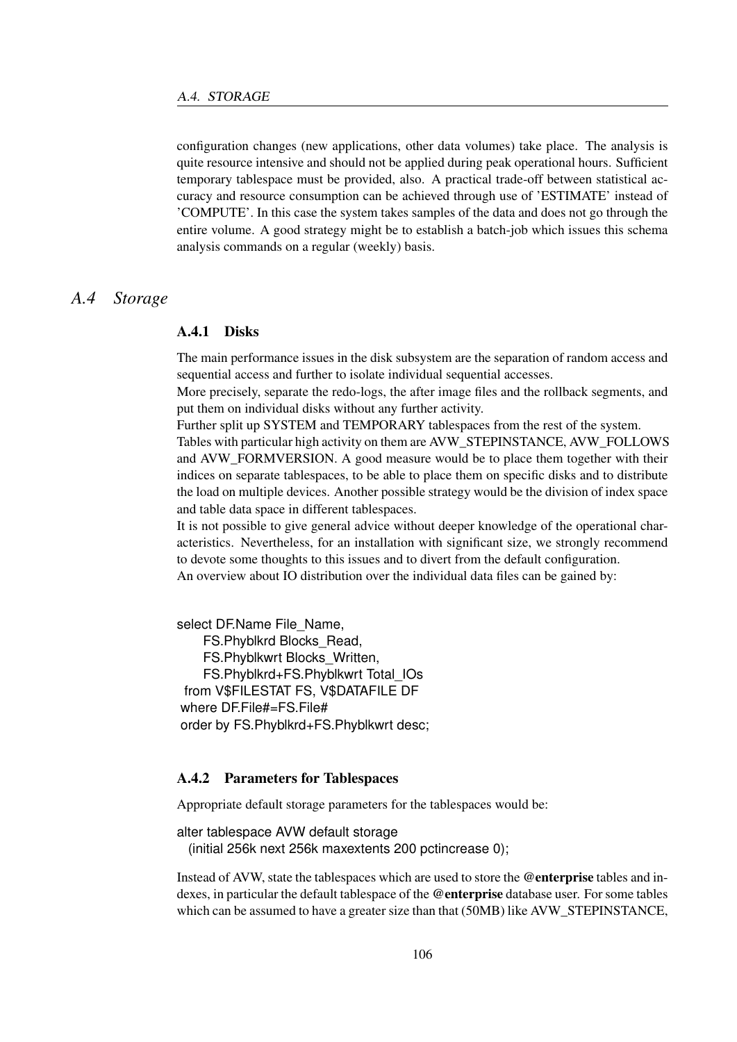configuration changes (new applications, other data volumes) take place. The analysis is quite resource intensive and should not be applied during peak operational hours. Sufficient temporary tablespace must be provided, also. A practical trade-off between statistical accuracy and resource consumption can be achieved through use of 'ESTIMATE' instead of 'COMPUTE'. In this case the system takes samples of the data and does not go through the entire volume. A good strategy might be to establish a batch-job which issues this schema analysis commands on a regular (weekly) basis.

## *A.4 Storage*

### A.4.1 Disks

The main performance issues in the disk subsystem are the separation of random access and sequential access and further to isolate individual sequential accesses.
More precisely, separate the redo-logs, the after image files and the rollback segments, and put them on individual disks without any further activity.
Further split up SYSTEM and TEMPORARY tablespaces from the rest of the system.
Tables with particular high activity on them are AVW_STEPINSTANCE, AVW_FOLLOWS and AVW_FORMVERSION. A good measure would be to place them together with their indices on separate tablespaces, to be able to place them on specific disks and to distribute the load on multiple devices. Another possible strategy would be the division of index space and table data space in different tablespaces.
It is not possible to give general advice without deeper knowledge of the operational characteristics. Nevertheless, for an installation with significant size, we strongly recommend to devote some thoughts to this issues and to divert from the default configuration.
An overview about IO distribution over the individual data files can be gained by:

```
select DF.Name File_Name,
     FS.Phyblkrd Blocks_Read,
     FS.Phyblkwrt Blocks_Written,
     FS.Phyblkrd+FS.Phyblkwrt Total_IOs
  from V$FILESTAT FS, V$DATAFILE DF
 where DF.File#=FS.File#
 order by FS.Phyblkrd+FS.Phyblkwrt desc;
```

### A.4.2 Parameters for Tablespaces

Appropriate default storage parameters for the tablespaces would be:

```
alter tablespace AVW default storage
  (initial 256k next 256k maxextents 200 pctincrease 0);
```

Instead of AVW, state the tablespaces which are used to store the **@enterprise** tables and indexes, in particular the default tablespace of the **@enterprise** database user. For some tables which can be assumed to have a greater size than that (50MB) like AVW_STEPINSTANCE,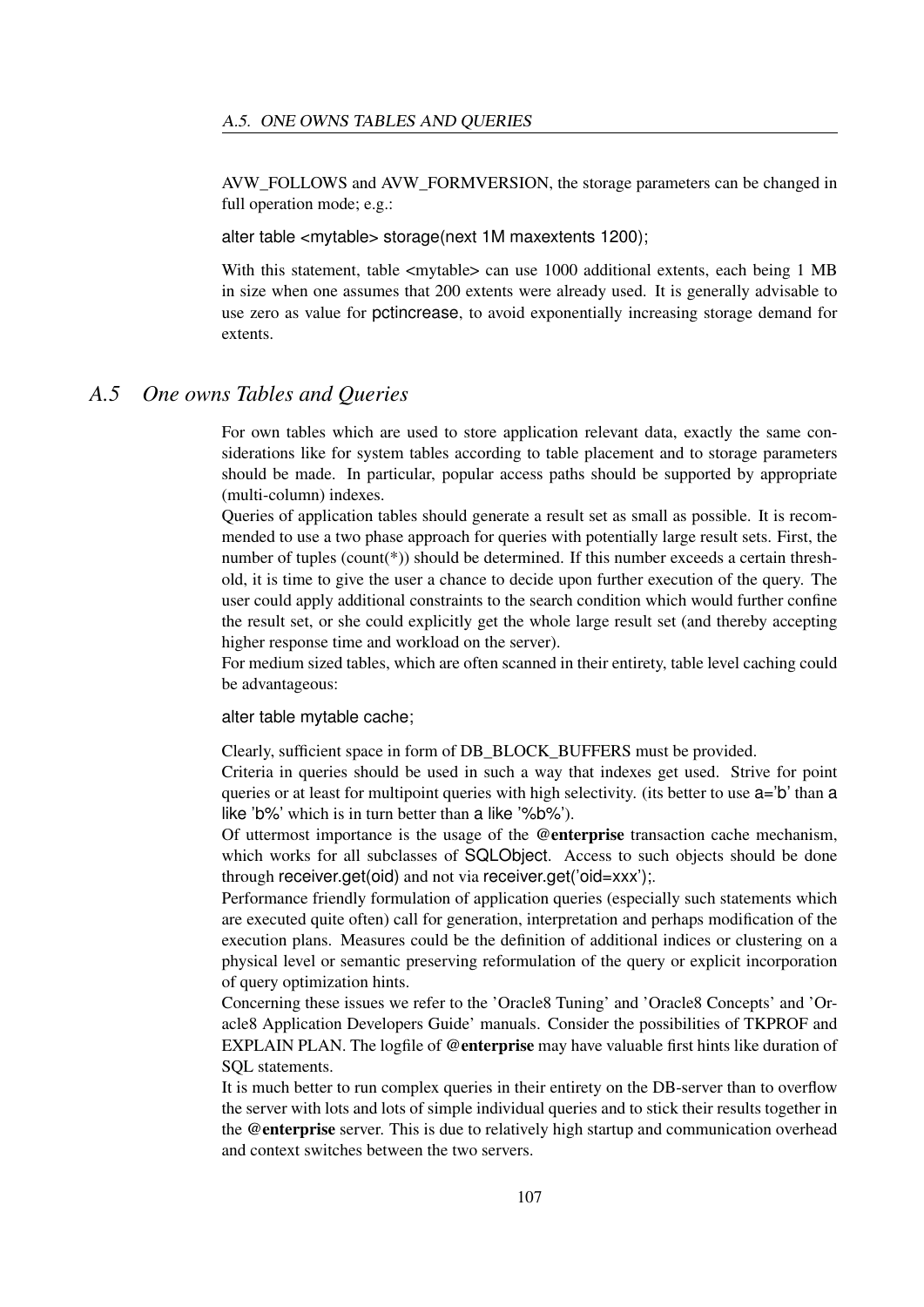AVW_FOLLOWS and AVW_FORMVERSION, the storage parameters can be changed in full operation mode; e.g.:

```
alter table <mytable> storage(next 1M maxextents 1200);
```

With this statement, table <mytable> can use 1000 additional extents, each being 1 MB in size when one assumes that 200 extents were already used. It is generally advisable to use zero as value for pctincrease, to avoid exponentially increasing storage demand for extents.

## *A.5 One owns Tables and Queries*

For own tables which are used to store application relevant data, exactly the same considerations like for system tables according to table placement and to storage parameters should be made. In particular, popular access paths should be supported by appropriate (multi-column) indexes.

Queries of application tables should generate a result set as small as possible. It is recommended to use a two phase approach for queries with potentially large result sets. First, the number of tuples (count(*)) should be determined. If this number exceeds a certain threshold, it is time to give the user a chance to decide upon further execution of the query. The user could apply additional constraints to the search condition which would further confine the result set, or she could explicitly get the whole large result set (and thereby accepting higher response time and workload on the server).

For medium sized tables, which are often scanned in their entirety, table level caching could be advantageous:

```
alter table mytable cache;
```

Clearly, sufficient space in form of DB_BLOCK_BUFFERS must be provided.

Criteria in queries should be used in such a way that indexes get used. Strive for point queries or at least for multipoint queries with high selectivity. (its better to use a='b' than a like 'b%' which is in turn better than a like '%b%').

Of uttermost importance is the usage of the **@enterprise** transaction cache mechanism, which works for all subclasses of SQLObject. Access to such objects should be done through receiver.get(oid) and not via receiver.get('oid=xxx');.

Performance friendly formulation of application queries (especially such statements which are executed quite often) call for generation, interpretation and perhaps modification of the execution plans. Measures could be the definition of additional indices or clustering on a physical level or semantic preserving reformulation of the query or explicit incorporation of query optimization hints.

Concerning these issues we refer to the 'Oracle8 Tuning' and 'Oracle8 Concepts' and 'Oracle8 Application Developers Guide' manuals. Consider the possibilities of TKPROF and EXPLAIN PLAN. The logfile of **@enterprise** may have valuable first hints like duration of SQL statements.

It is much better to run complex queries in their entirety on the DB-server than to overflow the server with lots and lots of simple individual queries and to stick their results together in the **@enterprise** server. This is due to relatively high startup and communication overhead and context switches between the two servers.